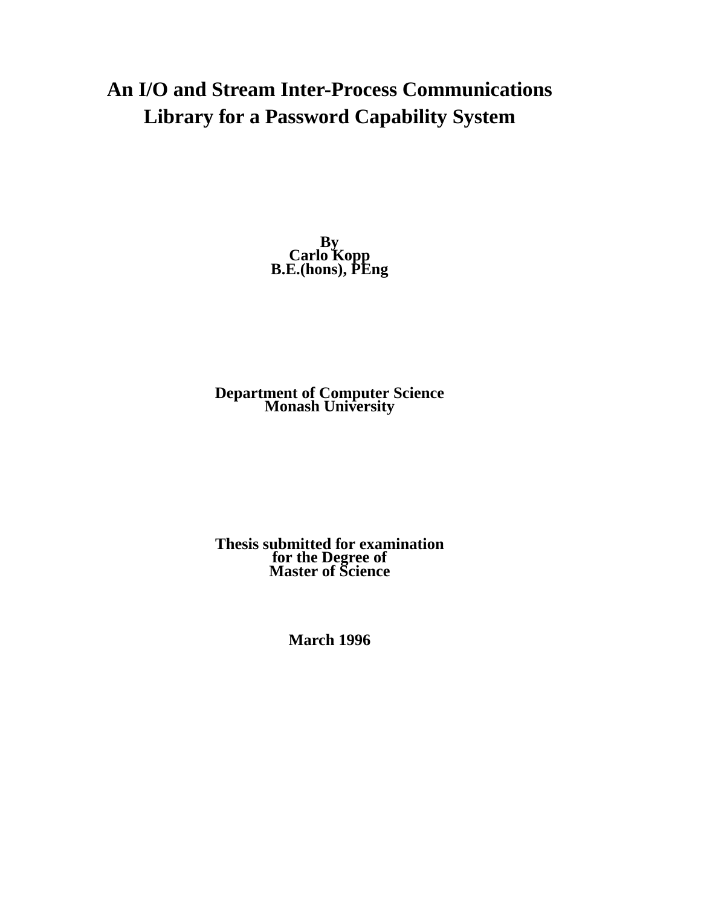# An I/O and Stream Inter-Process Communications Library for a Password Capability System

**By**
**Carlo Kopp**
**B.E.(hons), PEng**

**Department of Computer Science**
**Monash University**

**Thesis submitted for examination**
**for the Degree of**
**Master of Science**

**March 1996**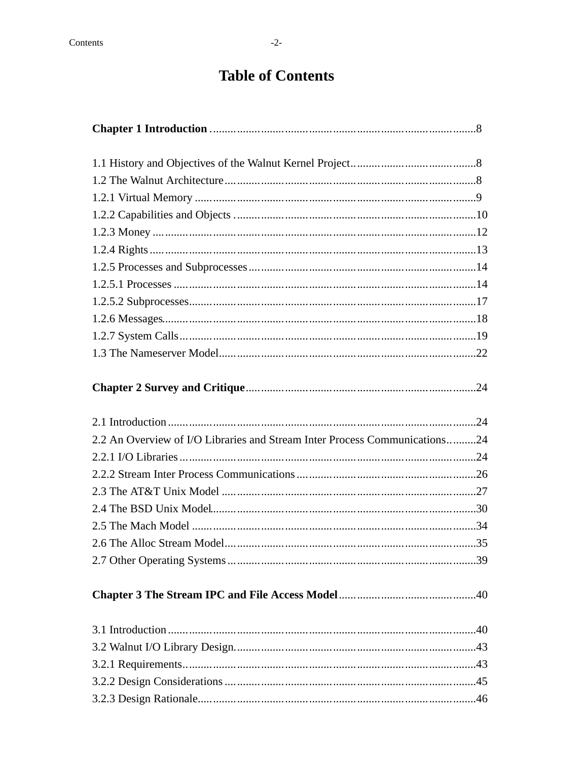# Table of Contents

**Chapter 1 Introduction** ........................................................................................8

1.1 History and Objectives of the Walnut Kernel Project.........................................8
1.2 The Walnut Architecture........................................................................................8
1.2.1 Virtual Memory ......................................................................................................9
1.2.2 Capabilities and Objects ......................................................................................10
1.2.3 Money ....................................................................................................................12
1.2.4 Rights......................................................................................................................13
1.2.5 Processes and Subprocesses..................................................................................14
1.2.5.1 Processes ..............................................................................................................14
1.2.5.2 Subprocesses.........................................................................................................17
1.2.6 Messages..................................................................................................................18
1.2.7 System Calls.............................................................................................................19
1.3 The Nameserver Model..............................................................................................22

**Chapter 2 Survey and Critique**.........................................................................24

2.1 Introduction ................................................................................................................24
2.2 An Overview of I/O Libraries and Stream Inter Process Communications..........24
2.2.1 I/O Libraries ............................................................................................................24
2.2.2 Stream Inter Process Communications ..................................................................26
2.3 The AT&T Unix Model .............................................................................................27
2.4 The BSD Unix Model................................................................................................30
2.5 The Mach Model ........................................................................................................34
2.6 The Alloc Stream Model.............................................................................................35
2.7 Other Operating Systems ...........................................................................................39

**Chapter 3 The Stream IPC and File Access Model**.........................................40

3.1 Introduction ................................................................................................................40
3.2 Walnut I/O Library Design..........................................................................................43
3.2.1 Requirements..............................................................................................................43
3.2.2 Design Considerations ...............................................................................................45
3.2.3 Design Rationale........................................................................................................46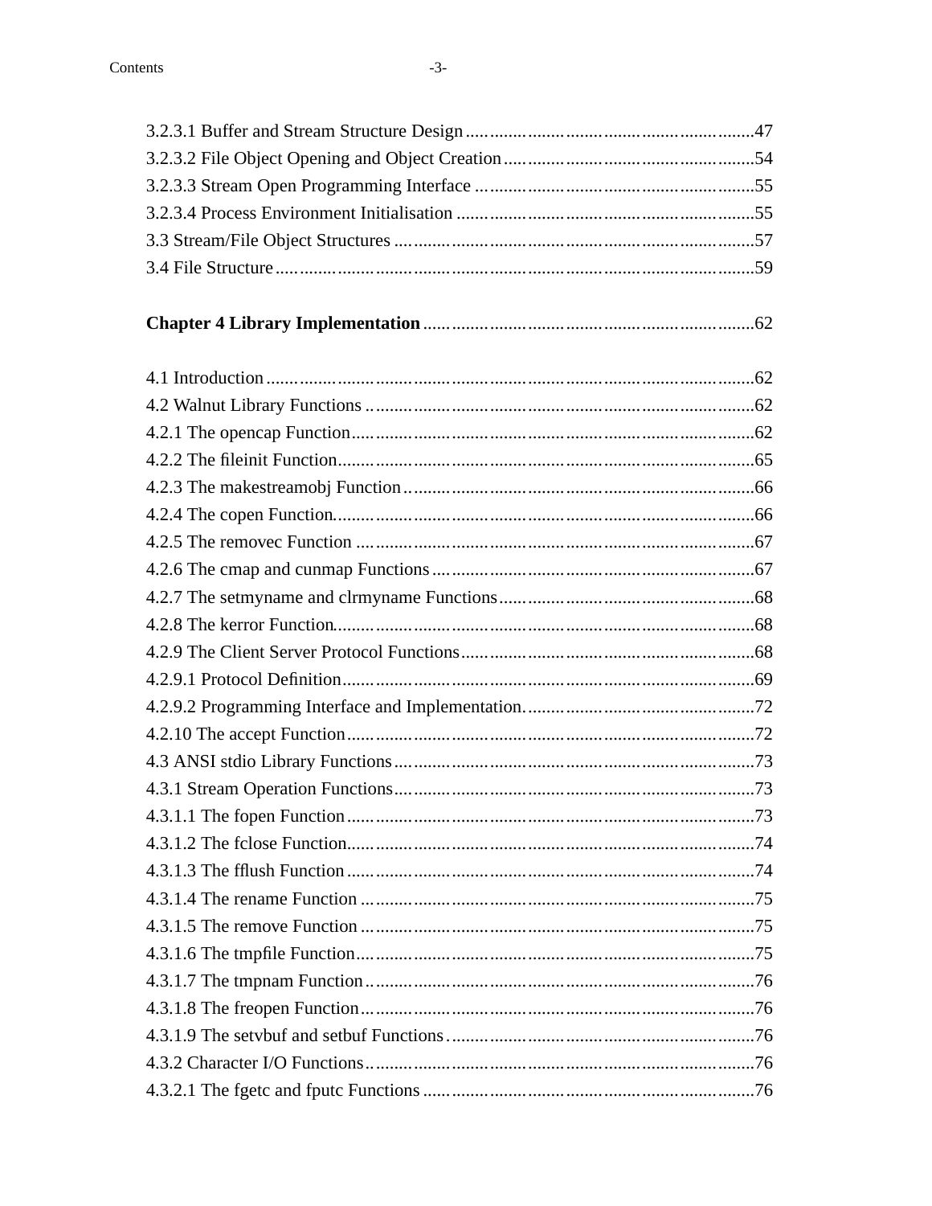3.2.3.1 Buffer and Stream Structure Design ........................................................47
3.2.3.2 File Object Opening and Object Creation ....................................................54
3.2.3.3 Stream Open Programming Interface ..........................................................55
3.2.3.4 Process Environment Initialisation ..............................................................55
3.3 Stream/File Object Structures ........................................................................57
3.4 File Structure ....................................................................................................59

**Chapter 4 Library Implementation** ....................................................................62

4.1 Introduction ......................................................................................................62
4.2 Walnut Library Functions .................................................................................62
4.2.1 The opencap Function ....................................................................................62
4.2.2 The fileinit Function .......................................................................................65
4.2.3 The makestreamobj Function ........................................................................66
4.2.4 The copen Function ........................................................................................66
4.2.5 The removec Function ...................................................................................67
4.2.6 The cmap and cunmap Functions ..................................................................67
4.2.7 The setmyname and clrmyname Functions ...................................................68
4.2.8 The kerror Function ........................................................................................68
4.2.9 The Client Server Protocol Functions ............................................................68
4.2.9.1 Protocol Definition .......................................................................................69
4.2.9.2 Programming Interface and Implementation. ..............................................72
4.2.10 The accept Function .....................................................................................72
4.3 ANSI stdio Library Functions ...........................................................................73
4.3.1 Stream Operation Functions ..........................................................................73
4.3.1.1 The fopen Function .......................................................................................73
4.3.1.2 The fclose Function .......................................................................................74
4.3.1.3 The fflush Function .......................................................................................74
4.3.1.4 The rename Function .....................................................................................75
4.3.1.5 The remove Function .....................................................................................75
4.3.1.6 The tmpfile Function ......................................................................................75
4.3.1.7 The tmpnam Function ....................................................................................76
4.3.1.8 The freopen Function .....................................................................................76
4.3.1.9 The setvbuf and setbuf Functions ..................................................................76
4.3.2 Character I/O Functions ..................................................................................76
4.3.2.1 The fgetc and fputc Functions .......................................................................76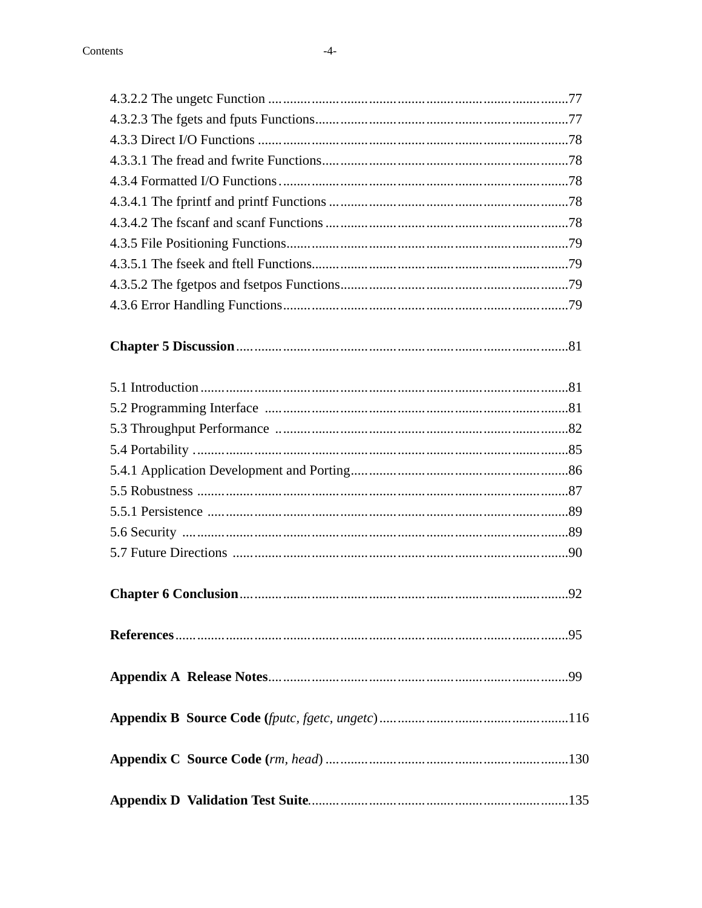4.3.2.2 The ungetc Function ........................................................................77
4.3.2.3 The fgets and fputs Functions..............................................................77
4.3.3 Direct I/O Functions ..............................................................................78
4.3.3.1 The fread and fwrite Functions.............................................................78
4.3.4 Formatted I/O Functions.........................................................................78
4.3.4.1 The fprintf and printf Functions ............................................................78
4.3.4.2 The fscanf and scanf Functions ............................................................78
4.3.5 File Positioning Functions.......................................................................79
4.3.5.1 The fseek and ftell Functions................................................................79
4.3.5.2 The fgetpos and fsetpos Functions........................................................79
4.3.6 Error Handling Functions........................................................................79

**Chapter 5 Discussion**......................................................................................81

5.1 Introduction................................................................................................81
5.2 Programming Interface ..............................................................................81
5.3 Throughput Performance ............................................................................82
5.4 Portability ..................................................................................................85
5.4.1 Application Development and Porting......................................................86
5.5 Robustness ................................................................................................87
5.5.1 Persistence ............................................................................................89
5.6 Security ......................................................................................................89
5.7 Future Directions .......................................................................................90

**Chapter 6 Conclusion**.....................................................................................92

**References**........................................................................................................95

**Appendix A Release Notes**.............................................................................99

**Appendix B Source Code (*fputc, fgetc, ungetc*)**...........................................116

**Appendix C Source Code (*rm, head*)** .............................................................130

**Appendix D Validation Test Suite**...................................................................135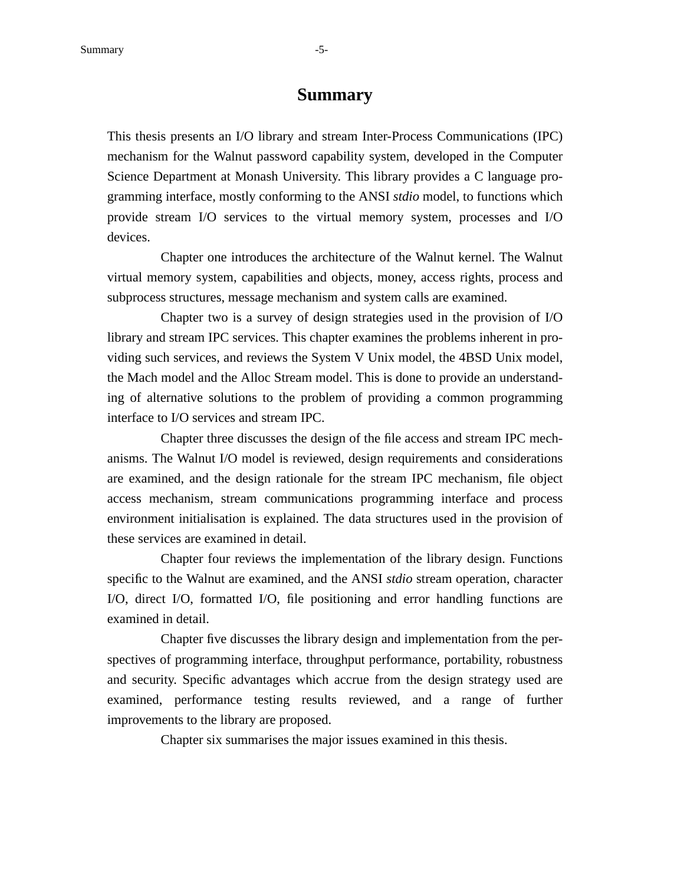# Summary

This thesis presents an I/O library and stream Inter-Process Communications (IPC) mechanism for the Walnut password capability system, developed in the Computer Science Department at Monash University. This library provides a C language programming interface, mostly conforming to the ANSI *stdio* model, to functions which provide stream I/O services to the virtual memory system, processes and I/O devices.

Chapter one introduces the architecture of the Walnut kernel. The Walnut virtual memory system, capabilities and objects, money, access rights, process and subprocess structures, message mechanism and system calls are examined.

Chapter two is a survey of design strategies used in the provision of I/O library and stream IPC services. This chapter examines the problems inherent in providing such services, and reviews the System V Unix model, the 4BSD Unix model, the Mach model and the Alloc Stream model. This is done to provide an understanding of alternative solutions to the problem of providing a common programming interface to I/O services and stream IPC.

Chapter three discusses the design of the file access and stream IPC mechanisms. The Walnut I/O model is reviewed, design requirements and considerations are examined, and the design rationale for the stream IPC mechanism, file object access mechanism, stream communications programming interface and process environment initialisation is explained. The data structures used in the provision of these services are examined in detail.

Chapter four reviews the implementation of the library design. Functions specific to the Walnut are examined, and the ANSI *stdio* stream operation, character I/O, direct I/O, formatted I/O, file positioning and error handling functions are examined in detail.

Chapter five discusses the library design and implementation from the perspectives of programming interface, throughput performance, portability, robustness and security. Specific advantages which accrue from the design strategy used are examined, performance testing results reviewed, and a range of further improvements to the library are proposed.

Chapter six summarises the major issues examined in this thesis.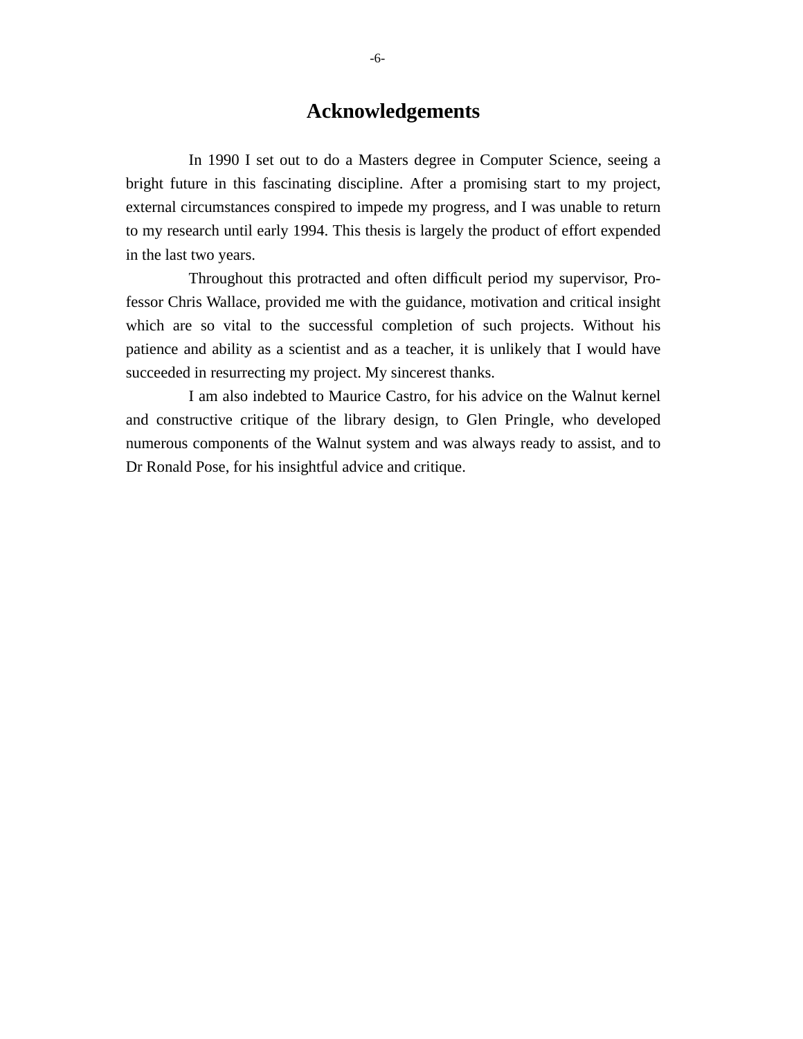# Acknowledgements

In 1990 I set out to do a Masters degree in Computer Science, seeing a bright future in this fascinating discipline. After a promising start to my project, external circumstances conspired to impede my progress, and I was unable to return to my research until early 1994. This thesis is largely the product of effort expended in the last two years.

Throughout this protracted and often difficult period my supervisor, Professor Chris Wallace, provided me with the guidance, motivation and critical insight which are so vital to the successful completion of such projects. Without his patience and ability as a scientist and as a teacher, it is unlikely that I would have succeeded in resurrecting my project. My sincerest thanks.

I am also indebted to Maurice Castro, for his advice on the Walnut kernel and constructive critique of the library design, to Glen Pringle, who developed numerous components of the Walnut system and was always ready to assist, and to Dr Ronald Pose, for his insightful advice and critique.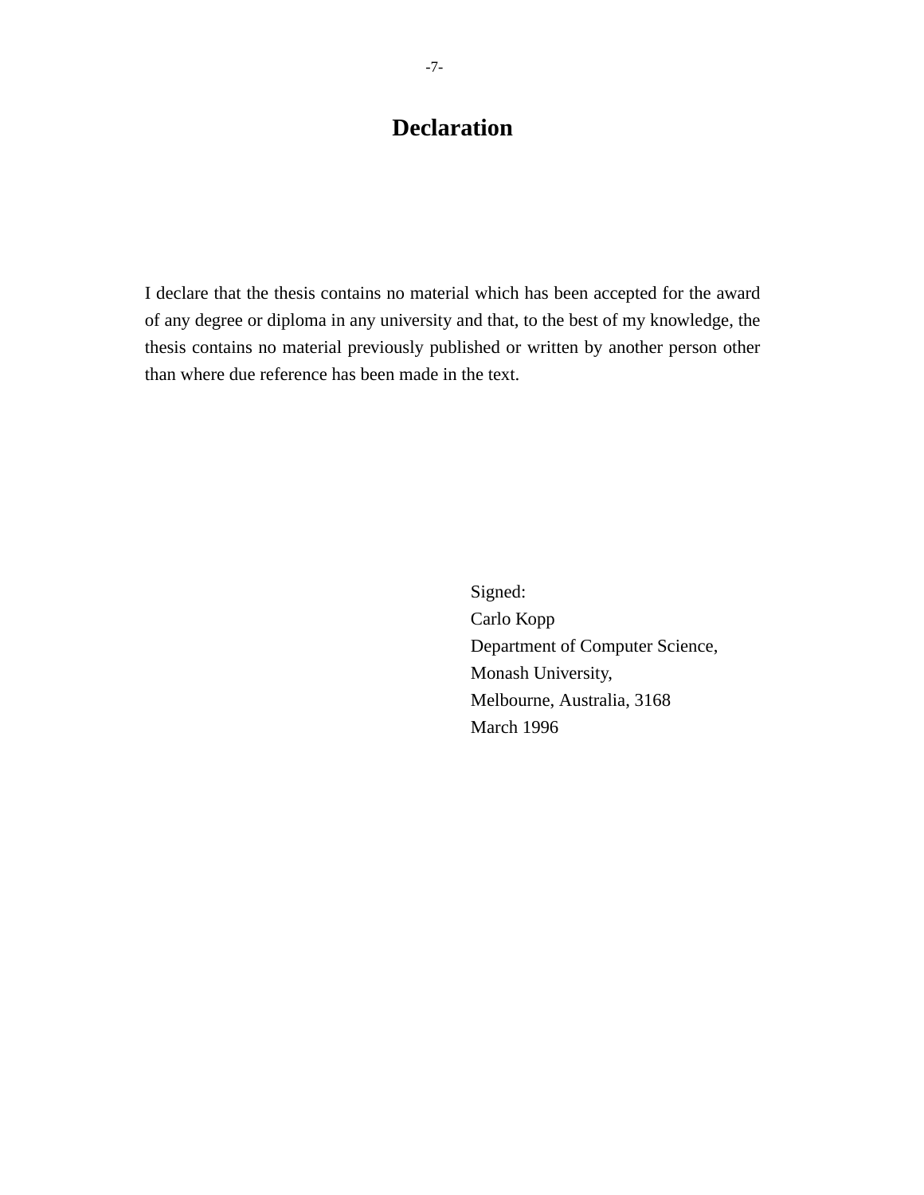# Declaration

I declare that the thesis contains no material which has been accepted for the award of any degree or diploma in any university and that, to the best of my knowledge, the thesis contains no material previously published or written by another person other than where due reference has been made in the text.

Signed:  
Carlo Kopp  
Department of Computer Science,  
Monash University,  
Melbourne, Australia, 3168  
March 1996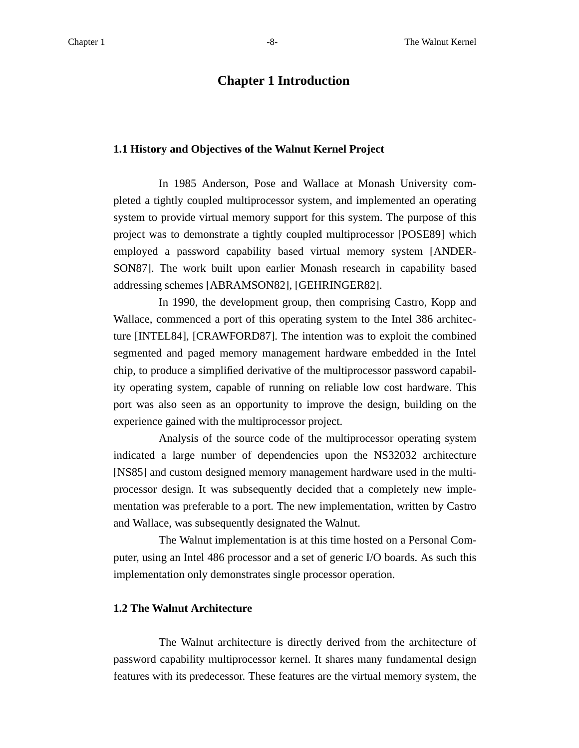# Chapter 1 Introduction

## 1.1 History and Objectives of the Walnut Kernel Project

In 1985 Anderson, Pose and Wallace at Monash University completed a tightly coupled multiprocessor system, and implemented an operating system to provide virtual memory support for this system. The purpose of this project was to demonstrate a tightly coupled multiprocessor [POSE89] which employed a password capability based virtual memory system [ANDERSON87]. The work built upon earlier Monash research in capability based addressing schemes [ABRAMSON82], [GEHRINGER82].

In 1990, the development group, then comprising Castro, Kopp and Wallace, commenced a port of this operating system to the Intel 386 architecture [INTEL84], [CRAWFORD87]. The intention was to exploit the combined segmented and paged memory management hardware embedded in the Intel chip, to produce a simplified derivative of the multiprocessor password capability operating system, capable of running on reliable low cost hardware. This port was also seen as an opportunity to improve the design, building on the experience gained with the multiprocessor project.

Analysis of the source code of the multiprocessor operating system indicated a large number of dependencies upon the NS32032 architecture [NS85] and custom designed memory management hardware used in the multiprocessor design. It was subsequently decided that a completely new implementation was preferable to a port. The new implementation, written by Castro and Wallace, was subsequently designated the Walnut.

The Walnut implementation is at this time hosted on a Personal Computer, using an Intel 486 processor and a set of generic I/O boards. As such this implementation only demonstrates single processor operation.

## 1.2 The Walnut Architecture

The Walnut architecture is directly derived from the architecture of password capability multiprocessor kernel. It shares many fundamental design features with its predecessor. These features are the virtual memory system, the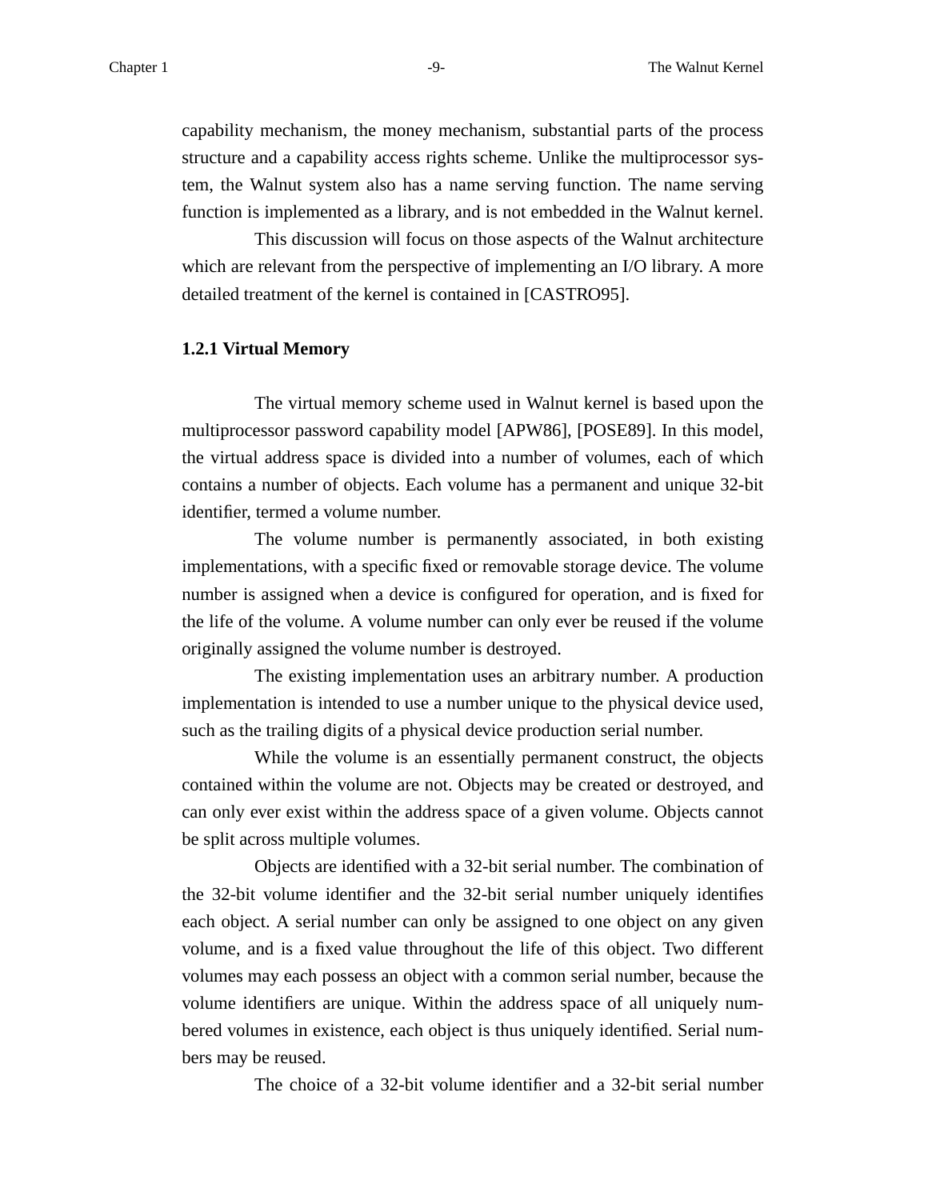capability mechanism, the money mechanism, substantial parts of the process structure and a capability access rights scheme. Unlike the multiprocessor system, the Walnut system also has a name serving function. The name serving function is implemented as a library, and is not embedded in the Walnut kernel.

This discussion will focus on those aspects of the Walnut architecture which are relevant from the perspective of implementing an I/O library. A more detailed treatment of the kernel is contained in [CASTRO95].

### 1.2.1 Virtual Memory

The virtual memory scheme used in Walnut kernel is based upon the multiprocessor password capability model [APW86], [POSE89]. In this model, the virtual address space is divided into a number of volumes, each of which contains a number of objects. Each volume has a permanent and unique 32-bit identifier, termed a volume number.

The volume number is permanently associated, in both existing implementations, with a specific fixed or removable storage device. The volume number is assigned when a device is configured for operation, and is fixed for the life of the volume. A volume number can only ever be reused if the volume originally assigned the volume number is destroyed.

The existing implementation uses an arbitrary number. A production implementation is intended to use a number unique to the physical device used, such as the trailing digits of a physical device production serial number.

While the volume is an essentially permanent construct, the objects contained within the volume are not. Objects may be created or destroyed, and can only ever exist within the address space of a given volume. Objects cannot be split across multiple volumes.

Objects are identified with a 32-bit serial number. The combination of the 32-bit volume identifier and the 32-bit serial number uniquely identifies each object. A serial number can only be assigned to one object on any given volume, and is a fixed value throughout the life of this object. Two different volumes may each possess an object with a common serial number, because the volume identifiers are unique. Within the address space of all uniquely numbered volumes in existence, each object is thus uniquely identified. Serial numbers may be reused.

The choice of a 32-bit volume identifier and a 32-bit serial number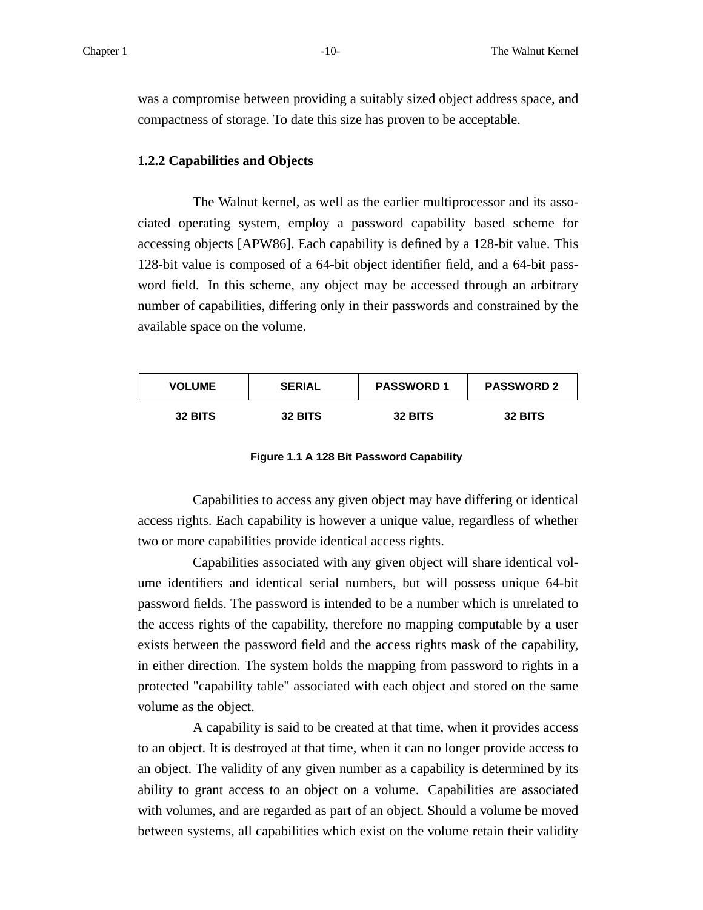was a compromise between providing a suitably sized object address space, and compactness of storage. To date this size has proven to be acceptable.

### 1.2.2 Capabilities and Objects

The Walnut kernel, as well as the earlier multiprocessor and its associated operating system, employ a password capability based scheme for accessing objects [APW86]. Each capability is defined by a 128-bit value. This 128-bit value is composed of a 64-bit object identifier field, and a 64-bit password field. In this scheme, any object may be accessed through an arbitrary number of capabilities, differing only in their passwords and constrained by the available space on the volume.

| VOLUME | SERIAL | PASSWORD 1 | PASSWORD 2 |
|---|---|---|---|
| 32 BITS | 32 BITS | 32 BITS | 32 BITS |

**Figure 1.1 A 128 Bit Password Capability**

Capabilities to access any given object may have differing or identical access rights. Each capability is however a unique value, regardless of whether two or more capabilities provide identical access rights.

Capabilities associated with any given object will share identical volume identifiers and identical serial numbers, but will possess unique 64-bit password fields. The password is intended to be a number which is unrelated to the access rights of the capability, therefore no mapping computable by a user exists between the password field and the access rights mask of the capability, in either direction. The system holds the mapping from password to rights in a protected "capability table" associated with each object and stored on the same volume as the object.

A capability is said to be created at that time, when it provides access to an object. It is destroyed at that time, when it can no longer provide access to an object. The validity of any given number as a capability is determined by its ability to grant access to an object on a volume. Capabilities are associated with volumes, and are regarded as part of an object. Should a volume be moved between systems, all capabilities which exist on the volume retain their validity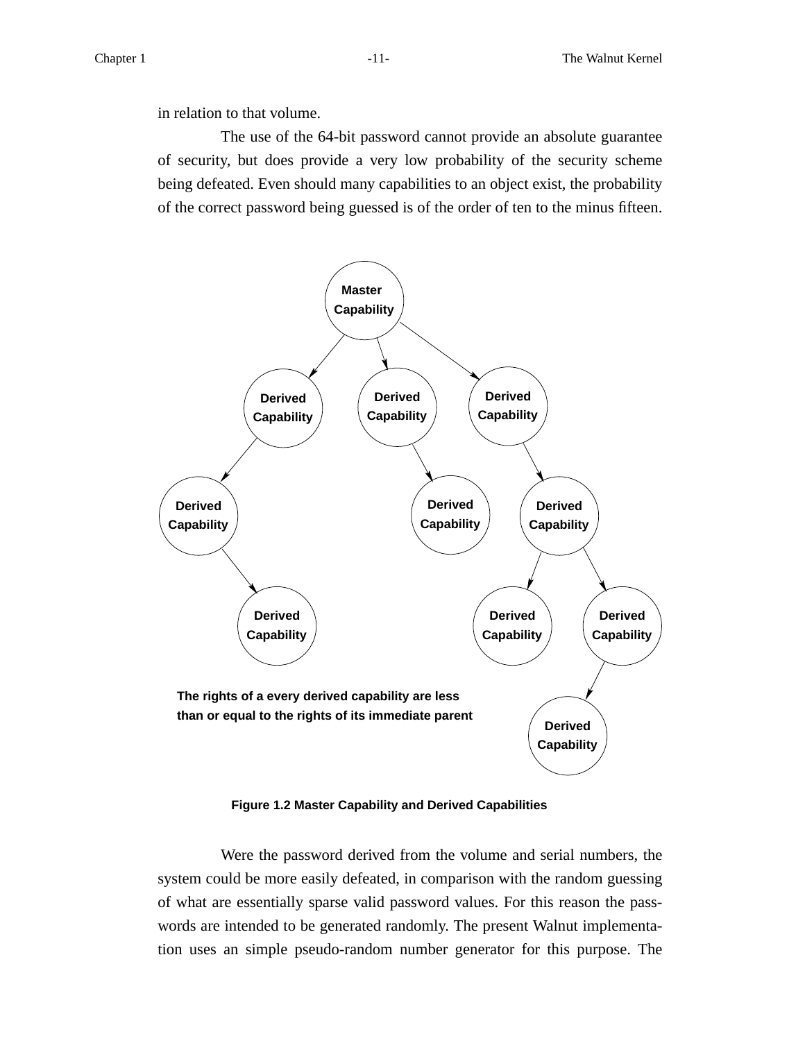in relation to that volume.

The use of the 64-bit password cannot provide an absolute guarantee of security, but does provide a very low probability of the security scheme being defeated. Even should many capabilities to an object exist, the probability of the correct password being guessed is of the order of ten to the minus fifteen.

The rights of a every derived capability are less than or equal to the rights of its immediate parent

**Figure 1.2 Master Capability and Derived Capabilities**

Were the password derived from the volume and serial numbers, the system could be more easily defeated, in comparison with the random guessing of what are essentially sparse valid password values. For this reason the passwords are intended to be generated randomly. The present Walnut implementation uses an simple pseudo-random number generator for this purpose. The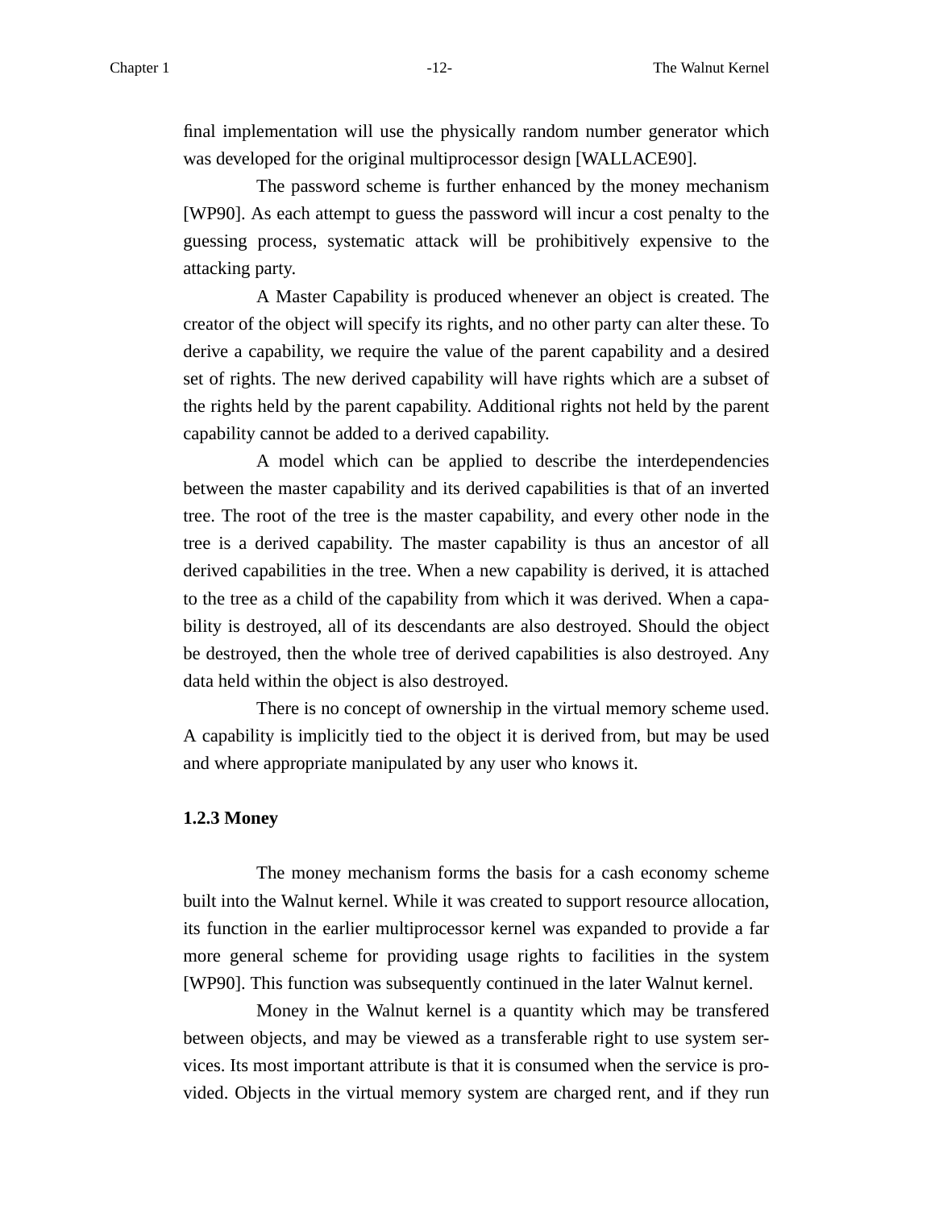final implementation will use the physically random number generator which was developed for the original multiprocessor design [WALLACE90].

The password scheme is further enhanced by the money mechanism [WP90]. As each attempt to guess the password will incur a cost penalty to the guessing process, systematic attack will be prohibitively expensive to the attacking party.

A Master Capability is produced whenever an object is created. The creator of the object will specify its rights, and no other party can alter these. To derive a capability, we require the value of the parent capability and a desired set of rights. The new derived capability will have rights which are a subset of the rights held by the parent capability. Additional rights not held by the parent capability cannot be added to a derived capability.

A model which can be applied to describe the interdependencies between the master capability and its derived capabilities is that of an inverted tree. The root of the tree is the master capability, and every other node in the tree is a derived capability. The master capability is thus an ancestor of all derived capabilities in the tree. When a new capability is derived, it is attached to the tree as a child of the capability from which it was derived. When a capability is destroyed, all of its descendants are also destroyed. Should the object be destroyed, then the whole tree of derived capabilities is also destroyed. Any data held within the object is also destroyed.

There is no concept of ownership in the virtual memory scheme used. A capability is implicitly tied to the object it is derived from, but may be used and where appropriate manipulated by any user who knows it.

### 1.2.3 Money

The money mechanism forms the basis for a cash economy scheme built into the Walnut kernel. While it was created to support resource allocation, its function in the earlier multiprocessor kernel was expanded to provide a far more general scheme for providing usage rights to facilities in the system [WP90]. This function was subsequently continued in the later Walnut kernel.

Money in the Walnut kernel is a quantity which may be transfered between objects, and may be viewed as a transferable right to use system services. Its most important attribute is that it is consumed when the service is provided. Objects in the virtual memory system are charged rent, and if they run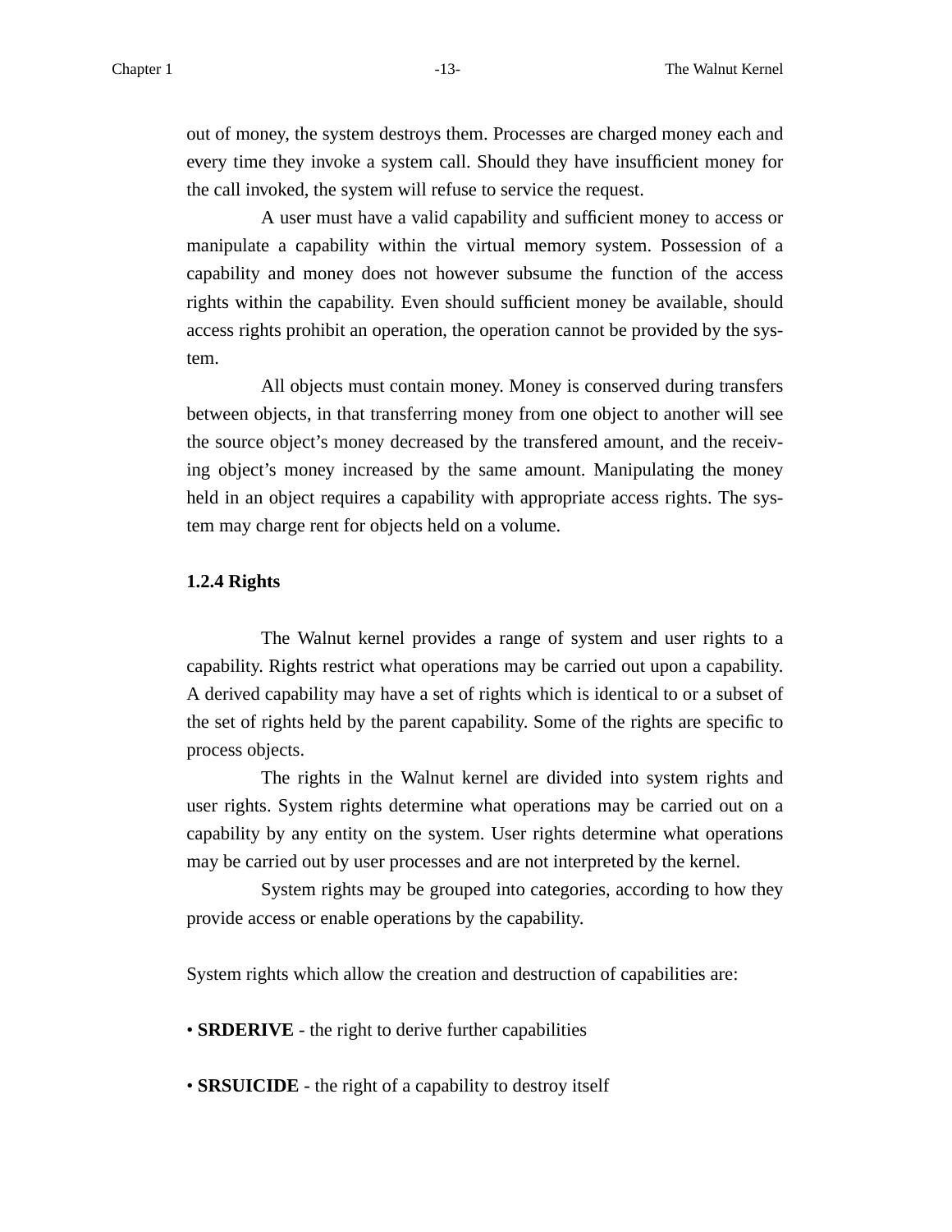out of money, the system destroys them. Processes are charged money each and every time they invoke a system call. Should they have insufficient money for the call invoked, the system will refuse to service the request.

A user must have a valid capability and sufficient money to access or manipulate a capability within the virtual memory system. Possession of a capability and money does not however subsume the function of the access rights within the capability. Even should sufficient money be available, should access rights prohibit an operation, the operation cannot be provided by the system.

All objects must contain money. Money is conserved during transfers between objects, in that transferring money from one object to another will see the source object's money decreased by the transfered amount, and the receiving object's money increased by the same amount. Manipulating the money held in an object requires a capability with appropriate access rights. The system may charge rent for objects held on a volume.

### 1.2.4 Rights

The Walnut kernel provides a range of system and user rights to a capability. Rights restrict what operations may be carried out upon a capability. A derived capability may have a set of rights which is identical to or a subset of the set of rights held by the parent capability. Some of the rights are specific to process objects.

The rights in the Walnut kernel are divided into system rights and user rights. System rights determine what operations may be carried out on a capability by any entity on the system. User rights determine what operations may be carried out by user processes and are not interpreted by the kernel.

System rights may be grouped into categories, according to how they provide access or enable operations by the capability.

System rights which allow the creation and destruction of capabilities are:

- **SRDERIVE** - the right to derive further capabilities

- **SRSUICIDE** - the right of a capability to destroy itself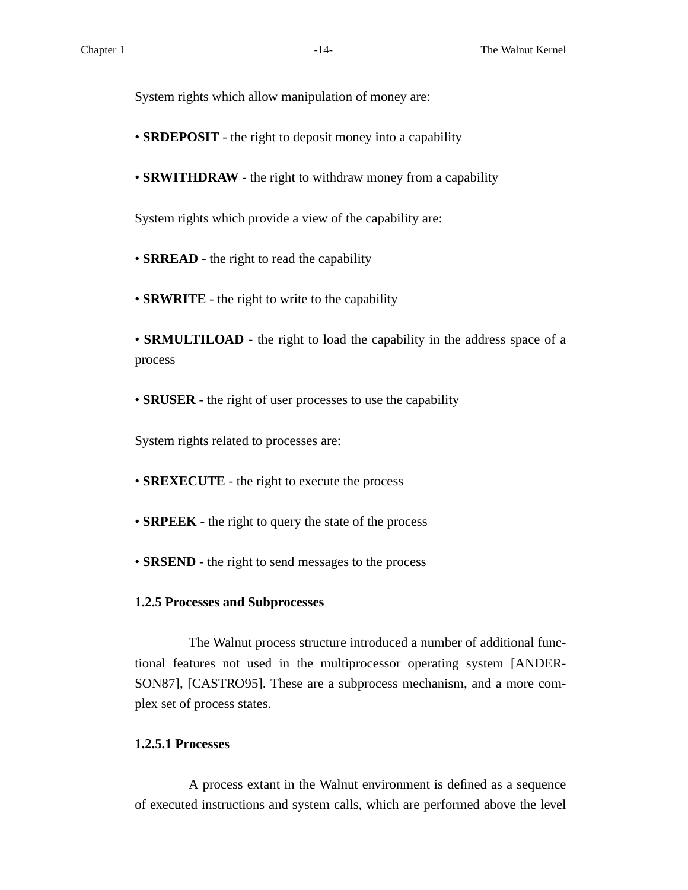System rights which allow manipulation of money are:

• **SRDEPOSIT** - the right to deposit money into a capability

• **SRWITHDRAW** - the right to withdraw money from a capability

System rights which provide a view of the capability are:

• **SRREAD** - the right to read the capability

• **SRWRITE** - the right to write to the capability

• **SRMULTILOAD** - the right to load the capability in the address space of a process

• **SRUSER** - the right of user processes to use the capability

System rights related to processes are:

• **SREXECUTE** - the right to execute the process

• **SRPEEK** - the right to query the state of the process

• **SRSEND** - the right to send messages to the process

### 1.2.5 Processes and Subprocesses

The Walnut process structure introduced a number of additional functional features not used in the multiprocessor operating system [ANDERSON87], [CASTRO95]. These are a subprocess mechanism, and a more complex set of process states.

#### 1.2.5.1 Processes

A process extant in the Walnut environment is defined as a sequence of executed instructions and system calls, which are performed above the level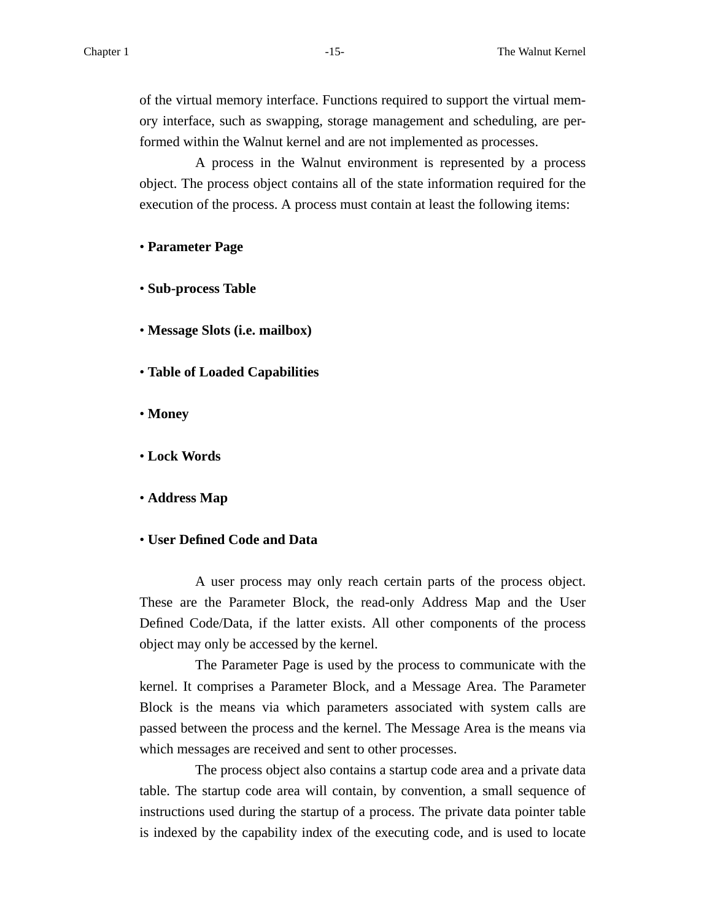of the virtual memory interface. Functions required to support the virtual memory interface, such as swapping, storage management and scheduling, are performed within the Walnut kernel and are not implemented as processes.

A process in the Walnut environment is represented by a process object. The process object contains all of the state information required for the execution of the process. A process must contain at least the following items:

- **Parameter Page**
- **Sub-process Table**
- **Message Slots (i.e. mailbox)**
- **Table of Loaded Capabilities**
- **Money**
- **Lock Words**
- **Address Map**
- **User Defined Code and Data**

A user process may only reach certain parts of the process object. These are the Parameter Block, the read-only Address Map and the User Defined Code/Data, if the latter exists. All other components of the process object may only be accessed by the kernel.

The Parameter Page is used by the process to communicate with the kernel. It comprises a Parameter Block, and a Message Area. The Parameter Block is the means via which parameters associated with system calls are passed between the process and the kernel. The Message Area is the means via which messages are received and sent to other processes.

The process object also contains a startup code area and a private data table. The startup code area will contain, by convention, a small sequence of instructions used during the startup of a process. The private data pointer table is indexed by the capability index of the executing code, and is used to locate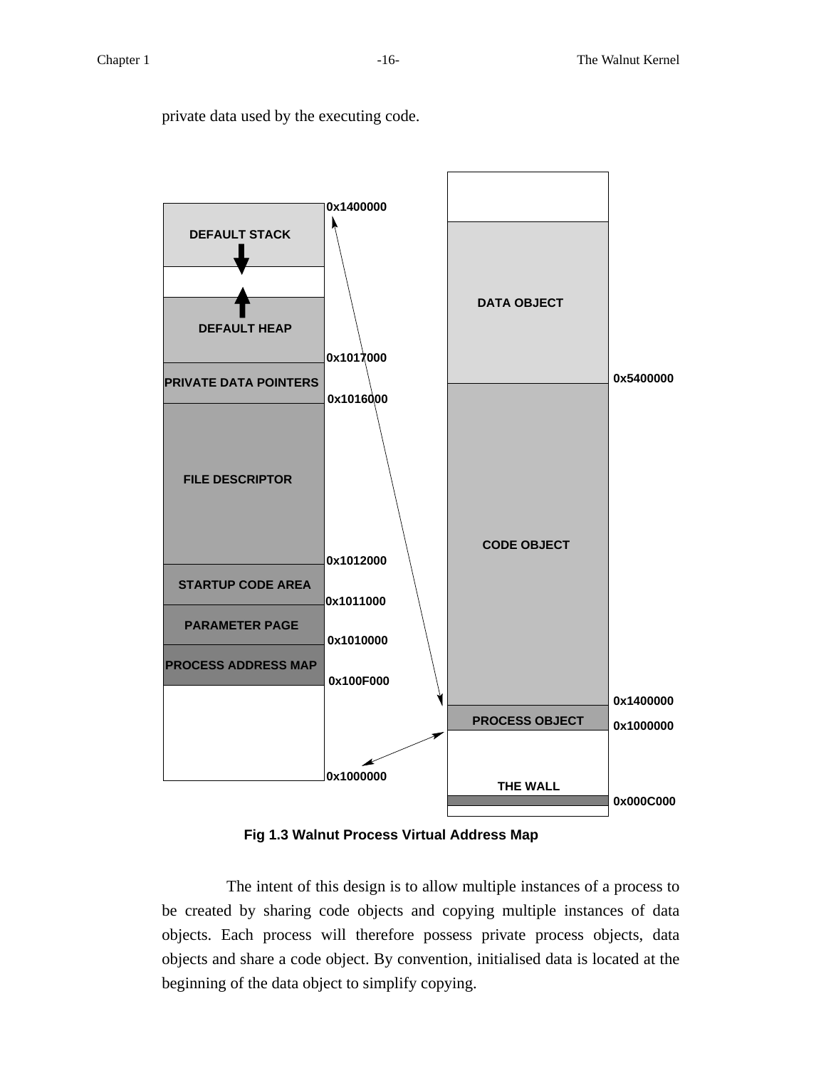private data used by the executing code.

Fig 1.3 Walnut Process Virtual Address Map

The intent of this design is to allow multiple instances of a process to be created by sharing code objects and copying multiple instances of data objects. Each process will therefore possess private process objects, data objects and share a code object. By convention, initialised data is located at the beginning of the data object to simplify copying.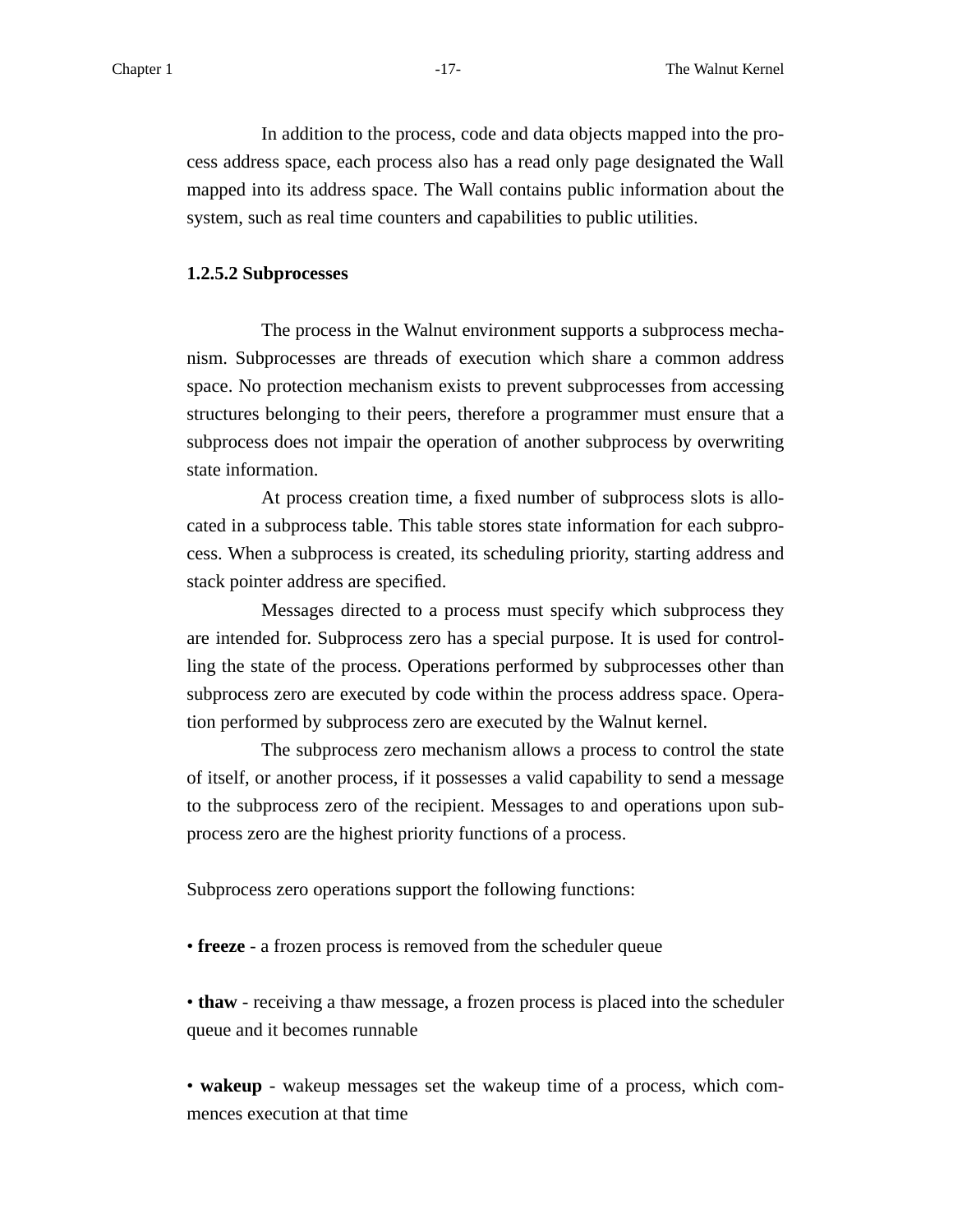In addition to the process, code and data objects mapped into the process address space, each process also has a read only page designated the Wall mapped into its address space. The Wall contains public information about the system, such as real time counters and capabilities to public utilities.

#### 1.2.5.2 Subprocesses

The process in the Walnut environment supports a subprocess mechanism. Subprocesses are threads of execution which share a common address space. No protection mechanism exists to prevent subprocesses from accessing structures belonging to their peers, therefore a programmer must ensure that a subprocess does not impair the operation of another subprocess by overwriting state information.

At process creation time, a fixed number of subprocess slots is allocated in a subprocess table. This table stores state information for each subprocess. When a subprocess is created, its scheduling priority, starting address and stack pointer address are specified.

Messages directed to a process must specify which subprocess they are intended for. Subprocess zero has a special purpose. It is used for controlling the state of the process. Operations performed by subprocesses other than subprocess zero are executed by code within the process address space. Operation performed by subprocess zero are executed by the Walnut kernel.

The subprocess zero mechanism allows a process to control the state of itself, or another process, if it possesses a valid capability to send a message to the subprocess zero of the recipient. Messages to and operations upon subprocess zero are the highest priority functions of a process.

Subprocess zero operations support the following functions:

- **freeze** - a frozen process is removed from the scheduler queue

- **thaw** - receiving a thaw message, a frozen process is placed into the scheduler queue and it becomes runnable

- **wakeup** - wakeup messages set the wakeup time of a process, which commences execution at that time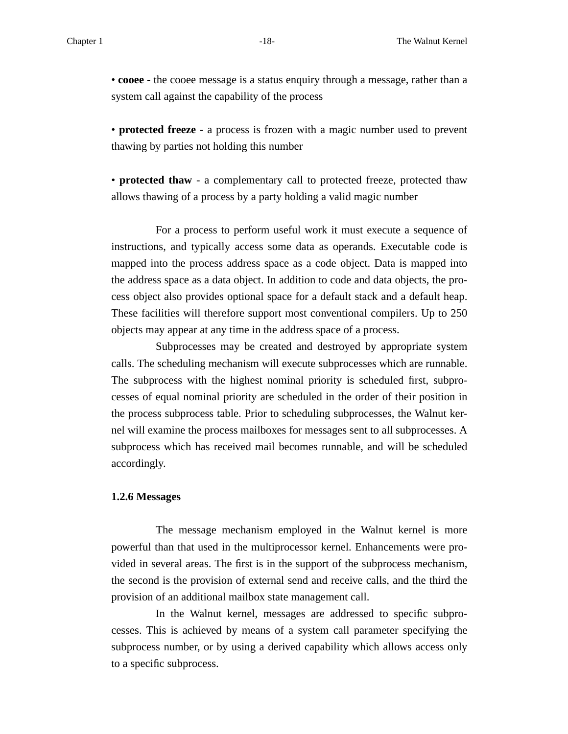• **cooee** - the cooee message is a status enquiry through a message, rather than a system call against the capability of the process

• **protected freeze** - a process is frozen with a magic number used to prevent thawing by parties not holding this number

• **protected thaw** - a complementary call to protected freeze, protected thaw allows thawing of a process by a party holding a valid magic number

For a process to perform useful work it must execute a sequence of instructions, and typically access some data as operands. Executable code is mapped into the process address space as a code object. Data is mapped into the address space as a data object. In addition to code and data objects, the process object also provides optional space for a default stack and a default heap. These facilities will therefore support most conventional compilers. Up to 250 objects may appear at any time in the address space of a process.

Subprocesses may be created and destroyed by appropriate system calls. The scheduling mechanism will execute subprocesses which are runnable. The subprocess with the highest nominal priority is scheduled first, subprocesses of equal nominal priority are scheduled in the order of their position in the process subprocess table. Prior to scheduling subprocesses, the Walnut kernel will examine the process mailboxes for messages sent to all subprocesses. A subprocess which has received mail becomes runnable, and will be scheduled accordingly.

### 1.2.6 Messages

The message mechanism employed in the Walnut kernel is more powerful than that used in the multiprocessor kernel. Enhancements were provided in several areas. The first is in the support of the subprocess mechanism, the second is the provision of external send and receive calls, and the third the provision of an additional mailbox state management call.

In the Walnut kernel, messages are addressed to specific subprocesses. This is achieved by means of a system call parameter specifying the subprocess number, or by using a derived capability which allows access only to a specific subprocess.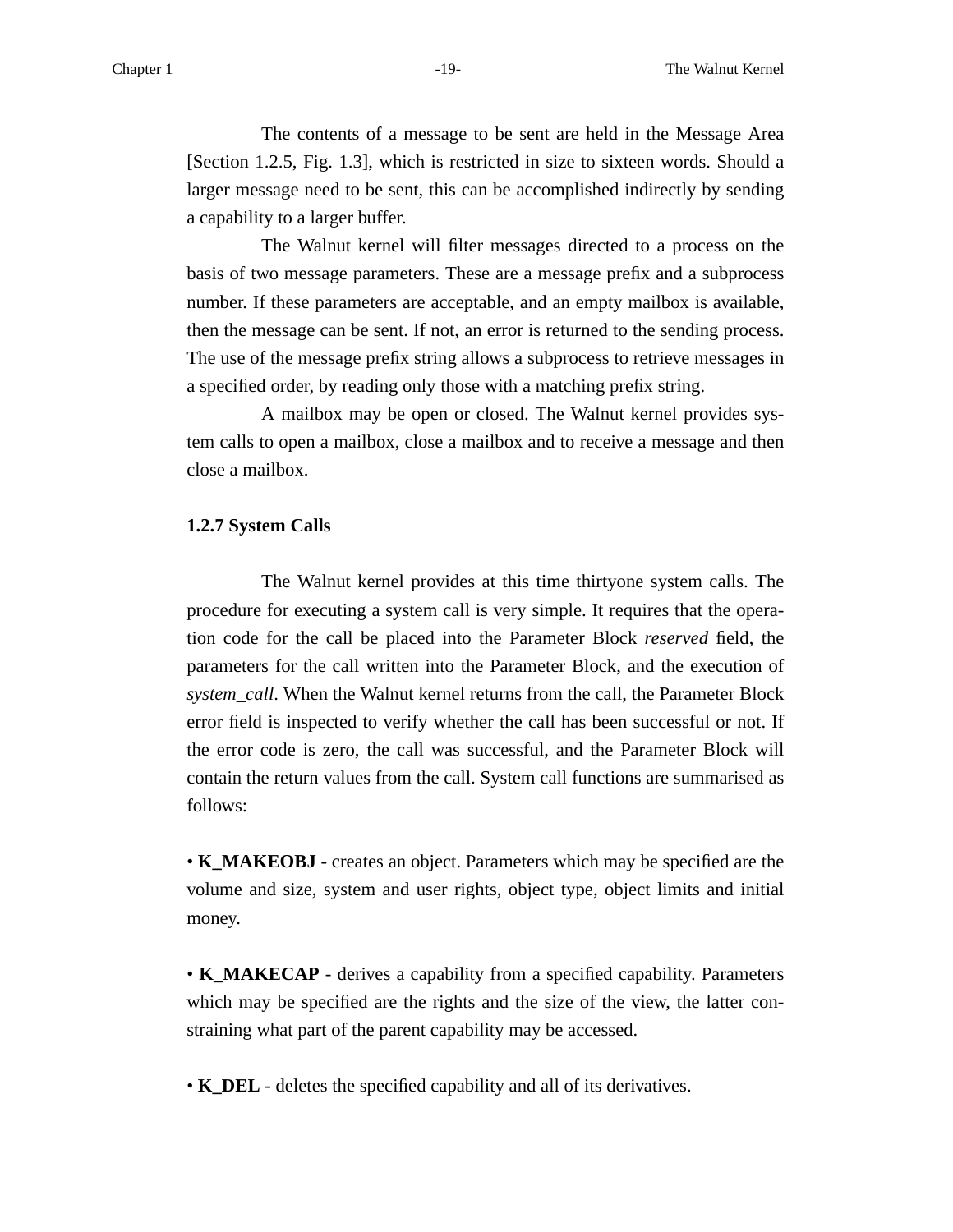The contents of a message to be sent are held in the Message Area [Section 1.2.5, Fig. 1.3], which is restricted in size to sixteen words. Should a larger message need to be sent, this can be accomplished indirectly by sending a capability to a larger buffer.

The Walnut kernel will filter messages directed to a process on the basis of two message parameters. These are a message prefix and a subprocess number. If these parameters are acceptable, and an empty mailbox is available, then the message can be sent. If not, an error is returned to the sending process. The use of the message prefix string allows a subprocess to retrieve messages in a specified order, by reading only those with a matching prefix string.

A mailbox may be open or closed. The Walnut kernel provides system calls to open a mailbox, close a mailbox and to receive a message and then close a mailbox.

### 1.2.7 System Calls

The Walnut kernel provides at this time thirtyone system calls. The procedure for executing a system call is very simple. It requires that the operation code for the call be placed into the Parameter Block *reserved* field, the parameters for the call written into the Parameter Block, and the execution of *system_call*. When the Walnut kernel returns from the call, the Parameter Block error field is inspected to verify whether the call has been successful or not. If the error code is zero, the call was successful, and the Parameter Block will contain the return values from the call. System call functions are summarised as follows:

• **K_MAKEOBJ** - creates an object. Parameters which may be specified are the volume and size, system and user rights, object type, object limits and initial money.

• **K_MAKECAP** - derives a capability from a specified capability. Parameters which may be specified are the rights and the size of the view, the latter constraining what part of the parent capability may be accessed.

• **K_DEL** - deletes the specified capability and all of its derivatives.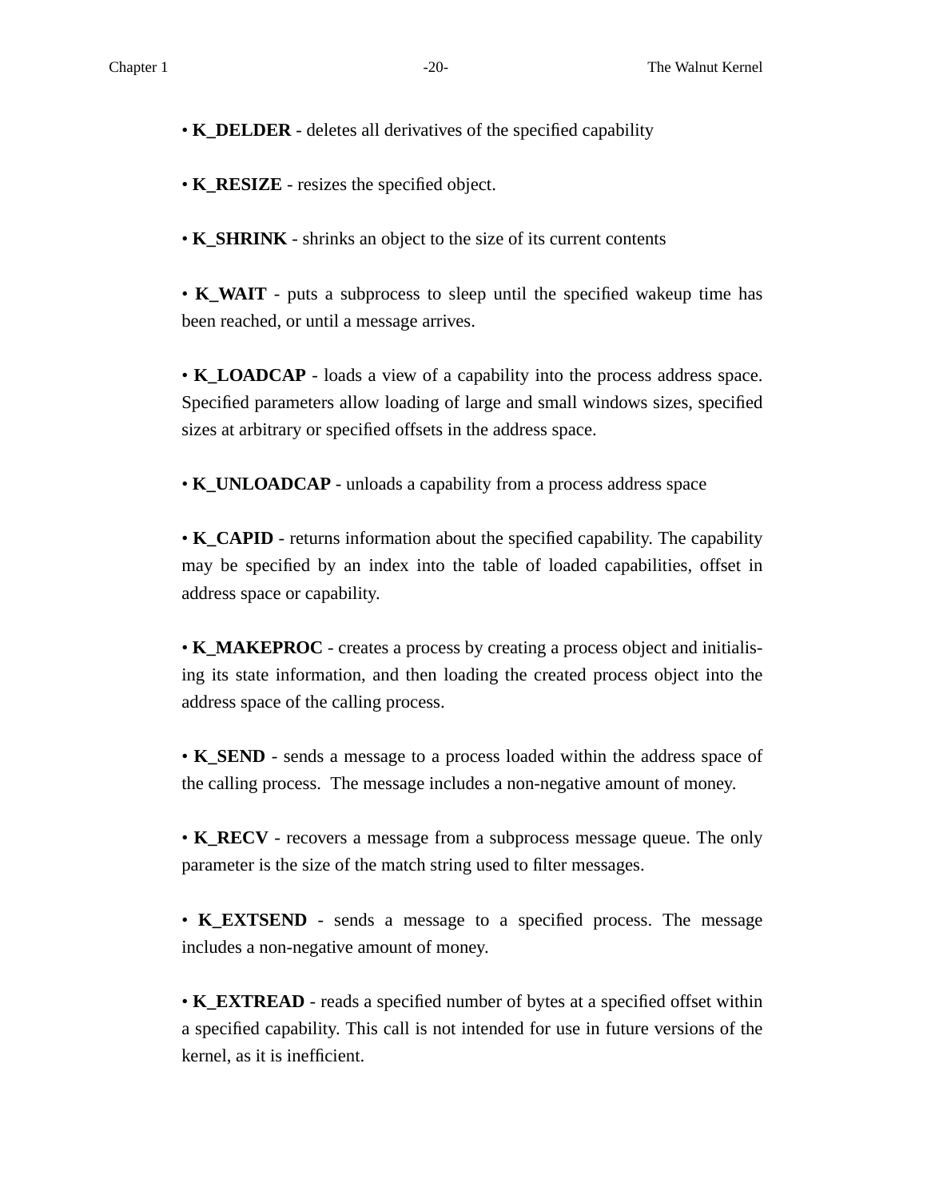- **K_DELDER** - deletes all derivatives of the specified capability

- **K_RESIZE** - resizes the specified object.

- **K_SHRINK** - shrinks an object to the size of its current contents

- **K_WAIT** - puts a subprocess to sleep until the specified wakeup time has been reached, or until a message arrives.

- **K_LOADCAP** - loads a view of a capability into the process address space. Specified parameters allow loading of large and small windows sizes, specified sizes at arbitrary or specified offsets in the address space.

- **K_UNLOADCAP** - unloads a capability from a process address space

- **K_CAPID** - returns information about the specified capability. The capability may be specified by an index into the table of loaded capabilities, offset in address space or capability.

- **K_MAKEPROC** - creates a process by creating a process object and initialising its state information, and then loading the created process object into the address space of the calling process.

- **K_SEND** - sends a message to a process loaded within the address space of the calling process. The message includes a non-negative amount of money.

- **K_RECV** - recovers a message from a subprocess message queue. The only parameter is the size of the match string used to filter messages.

- **K_EXTSEND** - sends a message to a specified process. The message includes a non-negative amount of money.

- **K_EXTREAD** - reads a specified number of bytes at a specified offset within a specified capability. This call is not intended for use in future versions of the kernel, as it is inefficient.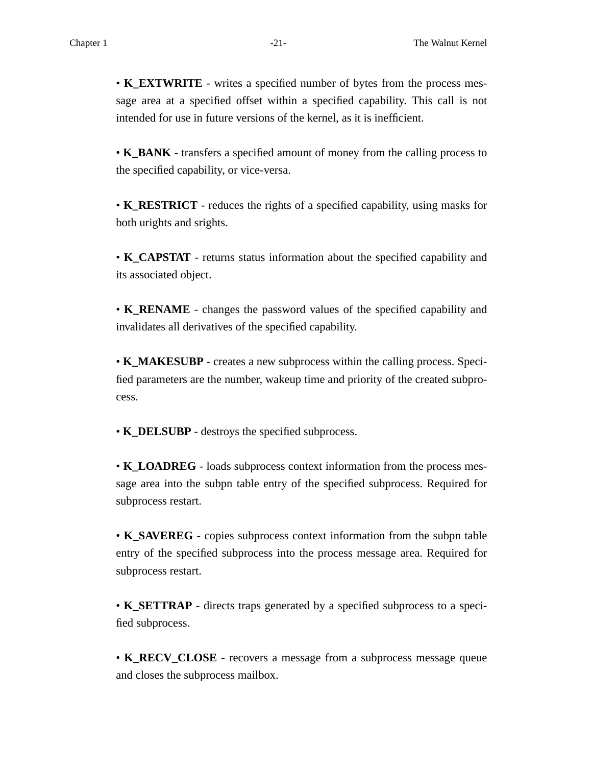- **K_EXTWRITE** - writes a specified number of bytes from the process message area at a specified offset within a specified capability. This call is not intended for use in future versions of the kernel, as it is inefficient.

- **K_BANK** - transfers a specified amount of money from the calling process to the specified capability, or vice-versa.

- **K_RESTRICT** - reduces the rights of a specified capability, using masks for both urights and srights.

- **K_CAPSTAT** - returns status information about the specified capability and its associated object.

- **K_RENAME** - changes the password values of the specified capability and invalidates all derivatives of the specified capability.

- **K_MAKESUBP** - creates a new subprocess within the calling process. Specified parameters are the number, wakeup time and priority of the created subprocess.

- **K_DELSUBP** - destroys the specified subprocess.

- **K_LOADREG** - loads subprocess context information from the process message area into the subpn table entry of the specified subprocess. Required for subprocess restart.

- **K_SAVEREG** - copies subprocess context information from the subpn table entry of the specified subprocess into the process message area. Required for subprocess restart.

- **K_SETTRAP** - directs traps generated by a specified subprocess to a specified subprocess.

- **K_RECV_CLOSE** - recovers a message from a subprocess message queue and closes the subprocess mailbox.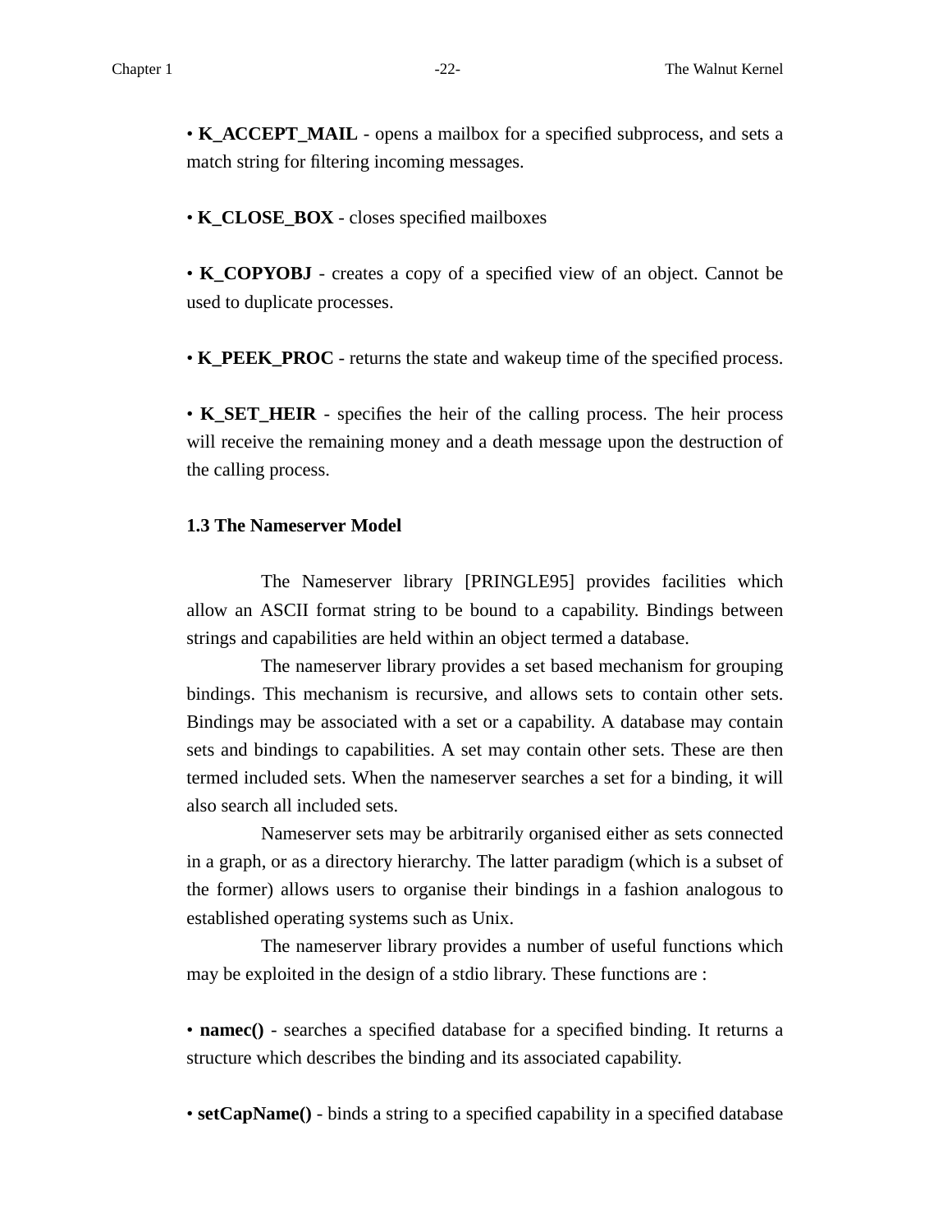• **K_ACCEPT_MAIL** - opens a mailbox for a specified subprocess, and sets a match string for filtering incoming messages.

• **K_CLOSE_BOX** - closes specified mailboxes

• **K_COPYOBJ** - creates a copy of a specified view of an object. Cannot be used to duplicate processes.

• **K_PEEK_PROC** - returns the state and wakeup time of the specified process.

• **K_SET_HEIR** - specifies the heir of the calling process. The heir process will receive the remaining money and a death message upon the destruction of the calling process.

### 1.3 The Nameserver Model

The Nameserver library [PRINGLE95] provides facilities which allow an ASCII format string to be bound to a capability. Bindings between strings and capabilities are held within an object termed a database.

The nameserver library provides a set based mechanism for grouping bindings. This mechanism is recursive, and allows sets to contain other sets. Bindings may be associated with a set or a capability. A database may contain sets and bindings to capabilities. A set may contain other sets. These are then termed included sets. When the nameserver searches a set for a binding, it will also search all included sets.

Nameserver sets may be arbitrarily organised either as sets connected in a graph, or as a directory hierarchy. The latter paradigm (which is a subset of the former) allows users to organise their bindings in a fashion analogous to established operating systems such as Unix.

The nameserver library provides a number of useful functions which may be exploited in the design of a stdio library. These functions are :

• **namec()** - searches a specified database for a specified binding. It returns a structure which describes the binding and its associated capability.

• **setCapName()** - binds a string to a specified capability in a specified database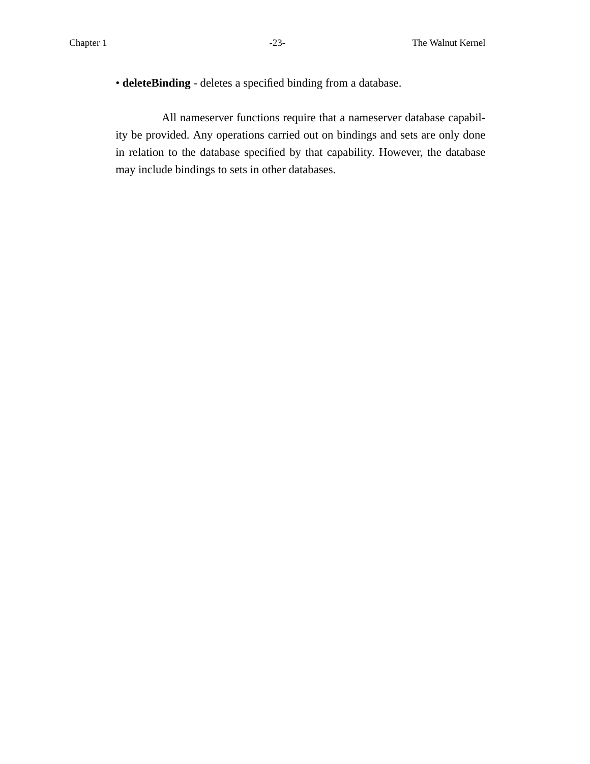- **deleteBinding** - deletes a specified binding from a database.

All nameserver functions require that a nameserver database capability be provided. Any operations carried out on bindings and sets are only done in relation to the database specified by that capability. However, the database may include bindings to sets in other databases.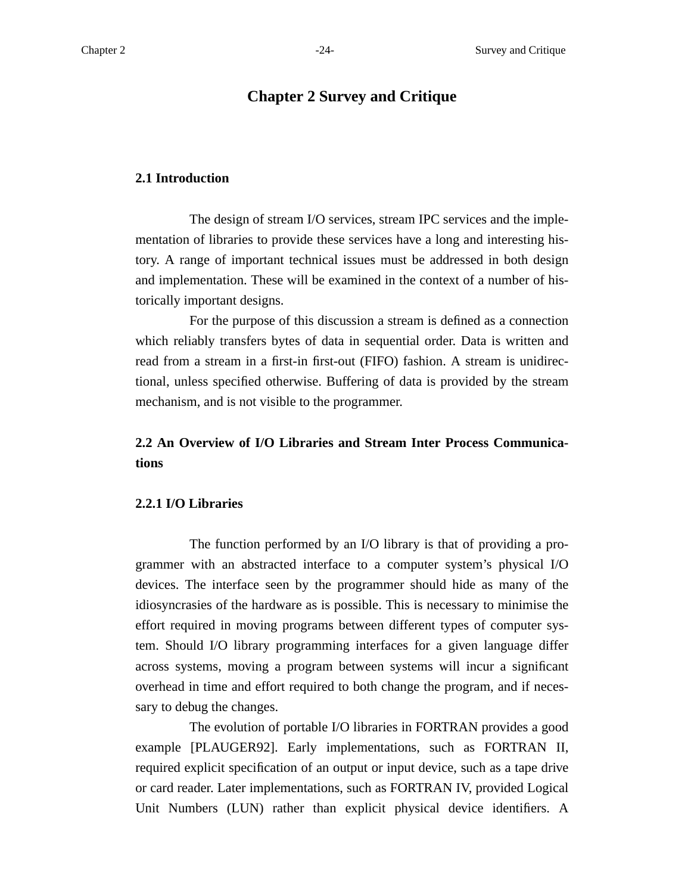# Chapter 2 Survey and Critique

## 2.1 Introduction

The design of stream I/O services, stream IPC services and the implementation of libraries to provide these services have a long and interesting history. A range of important technical issues must be addressed in both design and implementation. These will be examined in the context of a number of historically important designs.

For the purpose of this discussion a stream is defined as a connection which reliably transfers bytes of data in sequential order. Data is written and read from a stream in a first-in first-out (FIFO) fashion. A stream is unidirectional, unless specified otherwise. Buffering of data is provided by the stream mechanism, and is not visible to the programmer.

## 2.2 An Overview of I/O Libraries and Stream Inter Process Communications

### 2.2.1 I/O Libraries

The function performed by an I/O library is that of providing a programmer with an abstracted interface to a computer system's physical I/O devices. The interface seen by the programmer should hide as many of the idiosyncrasies of the hardware as is possible. This is necessary to minimise the effort required in moving programs between different types of computer system. Should I/O library programming interfaces for a given language differ across systems, moving a program between systems will incur a significant overhead in time and effort required to both change the program, and if necessary to debug the changes.

The evolution of portable I/O libraries in FORTRAN provides a good example [PLAUGER92]. Early implementations, such as FORTRAN II, required explicit specification of an output or input device, such as a tape drive or card reader. Later implementations, such as FORTRAN IV, provided Logical Unit Numbers (LUN) rather than explicit physical device identifiers. A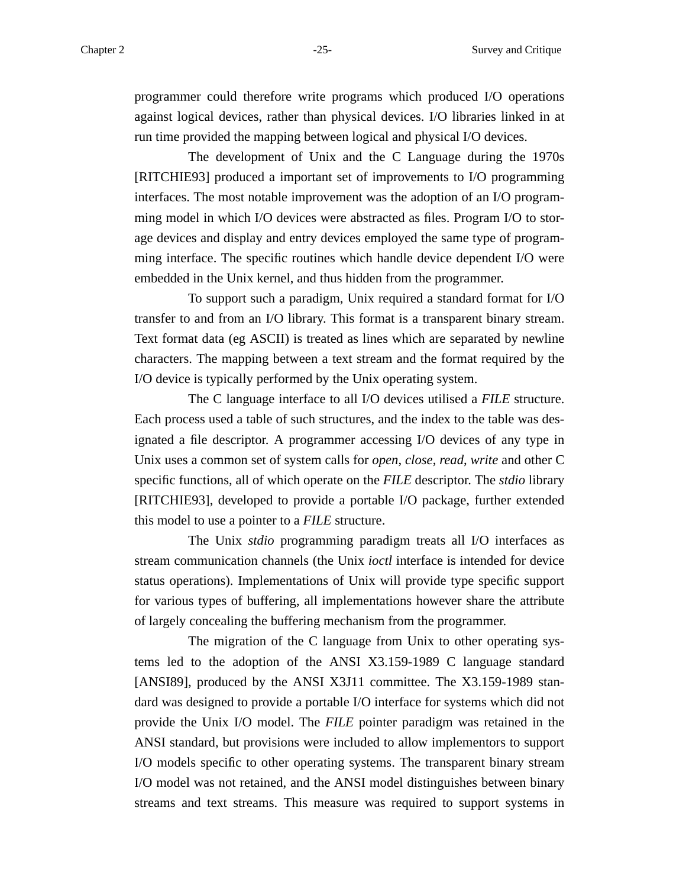programmer could therefore write programs which produced I/O operations against logical devices, rather than physical devices. I/O libraries linked in at run time provided the mapping between logical and physical I/O devices.

The development of Unix and the C Language during the 1970s [RITCHIE93] produced a important set of improvements to I/O programming interfaces. The most notable improvement was the adoption of an I/O programming model in which I/O devices were abstracted as files. Program I/O to storage devices and display and entry devices employed the same type of programming interface. The specific routines which handle device dependent I/O were embedded in the Unix kernel, and thus hidden from the programmer.

To support such a paradigm, Unix required a standard format for I/O transfer to and from an I/O library. This format is a transparent binary stream. Text format data (eg ASCII) is treated as lines which are separated by newline characters. The mapping between a text stream and the format required by the I/O device is typically performed by the Unix operating system.

The C language interface to all I/O devices utilised a *FILE* structure. Each process used a table of such structures, and the index to the table was designated a file descriptor. A programmer accessing I/O devices of any type in Unix uses a common set of system calls for *open*, *close*, *read*, *write* and other C specific functions, all of which operate on the *FILE* descriptor. The *stdio* library [RITCHIE93], developed to provide a portable I/O package, further extended this model to use a pointer to a *FILE* structure.

The Unix *stdio* programming paradigm treats all I/O interfaces as stream communication channels (the Unix *ioctl* interface is intended for device status operations). Implementations of Unix will provide type specific support for various types of buffering, all implementations however share the attribute of largely concealing the buffering mechanism from the programmer.

The migration of the C language from Unix to other operating systems led to the adoption of the ANSI X3.159-1989 C language standard [ANSI89], produced by the ANSI X3J11 committee. The X3.159-1989 standard was designed to provide a portable I/O interface for systems which did not provide the Unix I/O model. The *FILE* pointer paradigm was retained in the ANSI standard, but provisions were included to allow implementors to support I/O models specific to other operating systems. The transparent binary stream I/O model was not retained, and the ANSI model distinguishes between binary streams and text streams. This measure was required to support systems in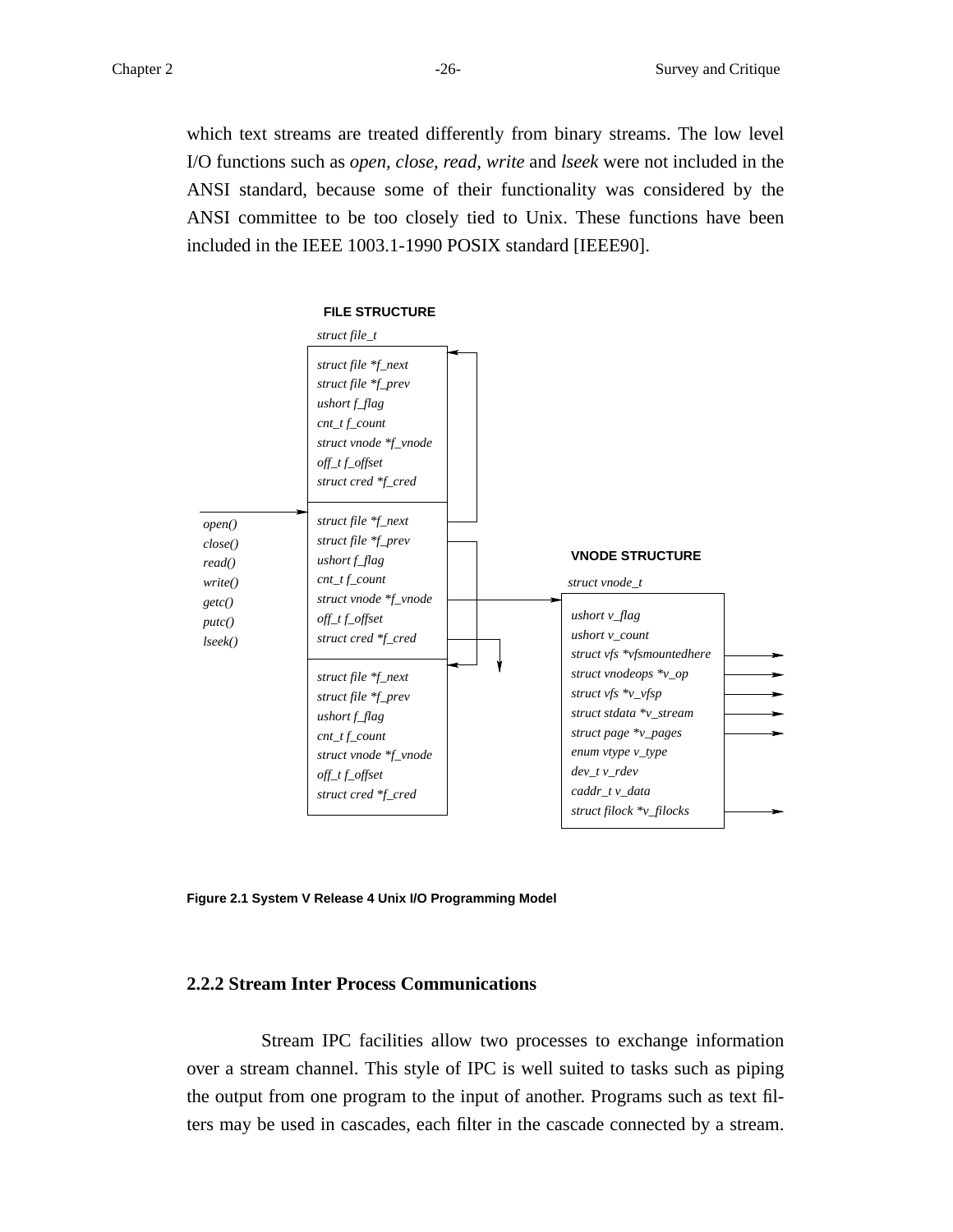which text streams are treated differently from binary streams. The low level I/O functions such as *open*, *close*, *read*, *write* and *lseek* were not included in the ANSI standard, because some of their functionality was considered by the ANSI committee to be too closely tied to Unix. These functions have been included in the IEEE 1003.1-1990 POSIX standard [IEEE90].

**FILE STRUCTURE**

*struct file_t*

*struct file *f_next*
*struct file *f_prev*
*ushort f_flag*
*cnt_t f_count*
*struct vnode *f_vnode*
*off_t f_offset*
*struct cred *f_cred*

*open()*
*close()*
*read()*
*write()*
*getc()*
*putc()*
*lseek()*

**VNODE STRUCTURE**

*struct vnode_t*

*ushort v_flag*
*ushort v_count*
*struct vfs *vfsmountedhere*
*struct vnodeops *v_op*
*struct vfs *v_vfsp*
*struct stdata *v_stream*
*struct page *v_pages*
*enum vtype v_type*
*dev_t v_rdev*
*caddr_t v_data*
*struct filock *v_filocks*

**Figure 2.1 System V Release 4 Unix I/O Programming Model**

### 2.2.2 Stream Inter Process Communications

Stream IPC facilities allow two processes to exchange information over a stream channel. This style of IPC is well suited to tasks such as piping the output from one program to the input of another. Programs such as text filters may be used in cascades, each filter in the cascade connected by a stream.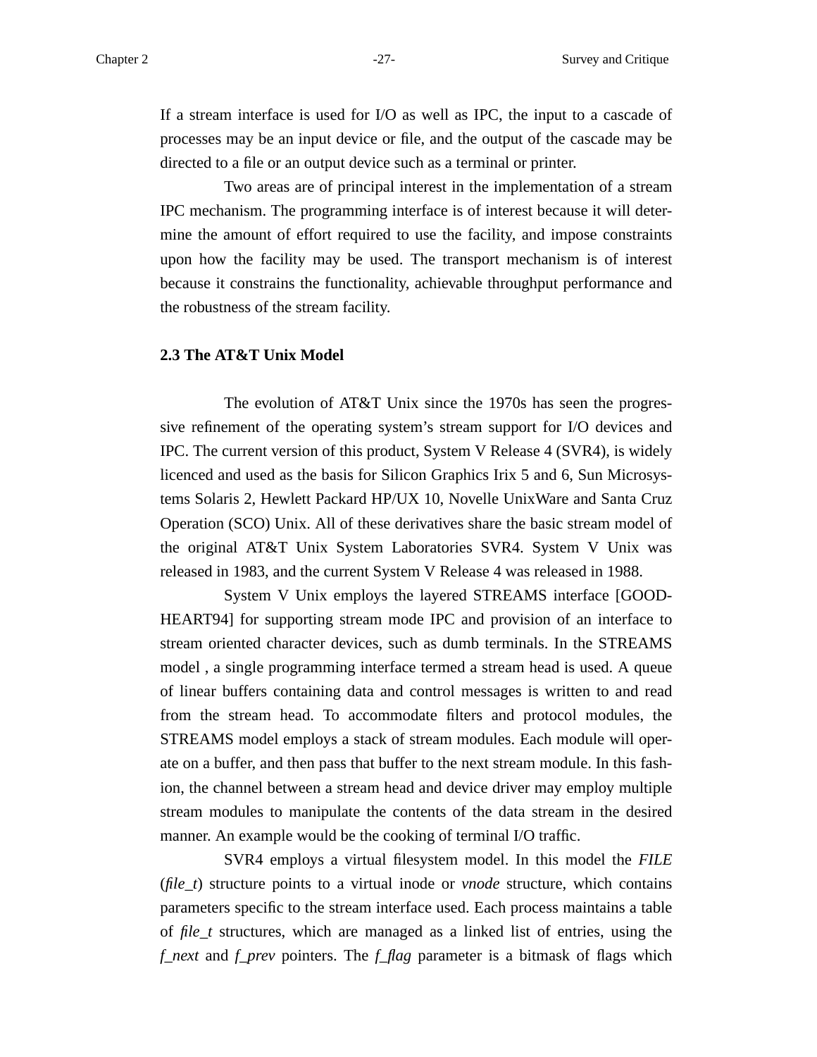If a stream interface is used for I/O as well as IPC, the input to a cascade of processes may be an input device or file, and the output of the cascade may be directed to a file or an output device such as a terminal or printer.

Two areas are of principal interest in the implementation of a stream IPC mechanism. The programming interface is of interest because it will determine the amount of effort required to use the facility, and impose constraints upon how the facility may be used. The transport mechanism is of interest because it constrains the functionality, achievable throughput performance and the robustness of the stream facility.

### 2.3 The AT&T Unix Model

The evolution of AT&T Unix since the 1970s has seen the progressive refinement of the operating system's stream support for I/O devices and IPC. The current version of this product, System V Release 4 (SVR4), is widely licenced and used as the basis for Silicon Graphics Irix 5 and 6, Sun Microsystems Solaris 2, Hewlett Packard HP/UX 10, Novelle UnixWare and Santa Cruz Operation (SCO) Unix. All of these derivatives share the basic stream model of the original AT&T Unix System Laboratories SVR4. System V Unix was released in 1983, and the current System V Release 4 was released in 1988.

System V Unix employs the layered STREAMS interface [GOODHEART94] for supporting stream mode IPC and provision of an interface to stream oriented character devices, such as dumb terminals. In the STREAMS model , a single programming interface termed a stream head is used. A queue of linear buffers containing data and control messages is written to and read from the stream head. To accommodate filters and protocol modules, the STREAMS model employs a stack of stream modules. Each module will operate on a buffer, and then pass that buffer to the next stream module. In this fashion, the channel between a stream head and device driver may employ multiple stream modules to manipulate the contents of the data stream in the desired manner. An example would be the cooking of terminal I/O traffic.

SVR4 employs a virtual filesystem model. In this model the *FILE* (*file_t*) structure points to a virtual inode or *vnode* structure, which contains parameters specific to the stream interface used. Each process maintains a table of *file_t* structures, which are managed as a linked list of entries, using the *f_next* and *f_prev* pointers. The *f_flag* parameter is a bitmask of flags which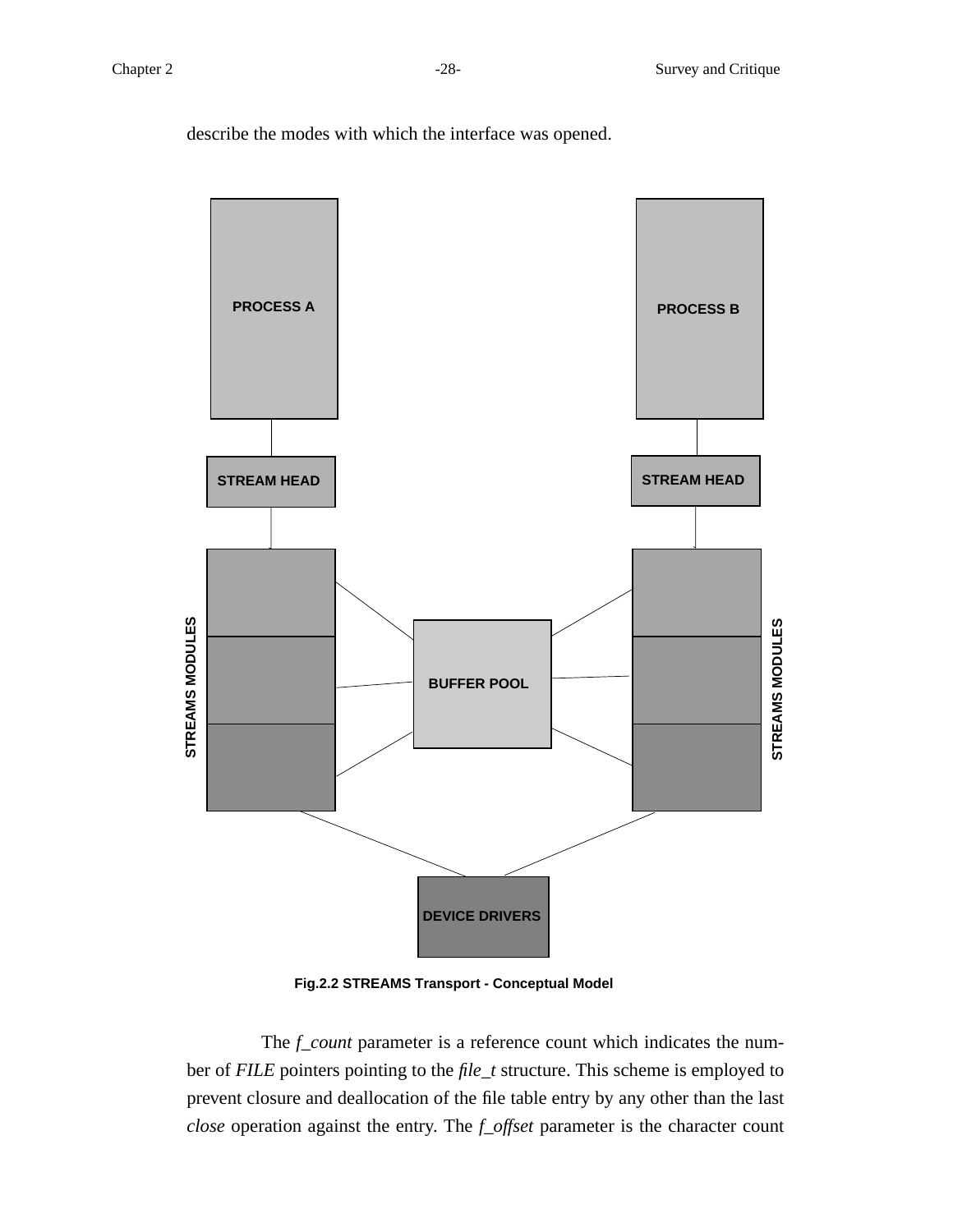describe the modes with which the interface was opened.

Fig.2.2 STREAMS Transport - Conceptual Model

The *f_count* parameter is a reference count which indicates the number of *FILE* pointers pointing to the *file_t* structure. This scheme is employed to prevent closure and deallocation of the file table entry by any other than the last *close* operation against the entry. The *f_offset* parameter is the character count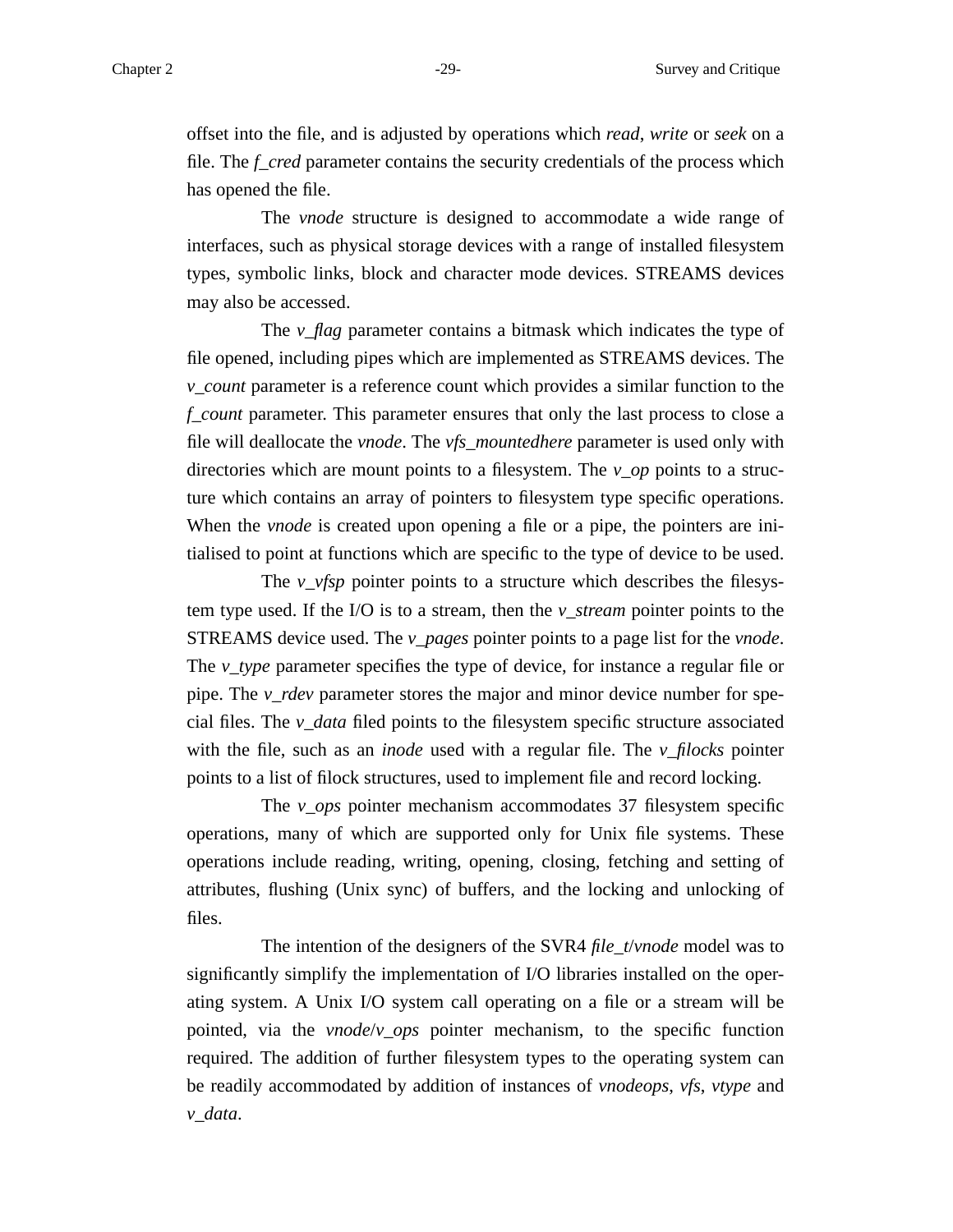offset into the file, and is adjusted by operations which *read*, *write* or *seek* on a file. The *f_cred* parameter contains the security credentials of the process which has opened the file.

The *vnode* structure is designed to accommodate a wide range of interfaces, such as physical storage devices with a range of installed filesystem types, symbolic links, block and character mode devices. STREAMS devices may also be accessed.

The *v_flag* parameter contains a bitmask which indicates the type of file opened, including pipes which are implemented as STREAMS devices. The *v_count* parameter is a reference count which provides a similar function to the *f_count* parameter. This parameter ensures that only the last process to close a file will deallocate the *vnode*. The *vfs_mountedhere* parameter is used only with directories which are mount points to a filesystem. The *v_op* points to a structure which contains an array of pointers to filesystem type specific operations. When the *vnode* is created upon opening a file or a pipe, the pointers are initialised to point at functions which are specific to the type of device to be used.

The *v_vfsp* pointer points to a structure which describes the filesystem type used. If the I/O is to a stream, then the *v_stream* pointer points to the STREAMS device used. The *v_pages* pointer points to a page list for the *vnode*. The *v_type* parameter specifies the type of device, for instance a regular file or pipe. The *v_rdev* parameter stores the major and minor device number for special files. The *v_data* filed points to the filesystem specific structure associated with the file, such as an *inode* used with a regular file. The *v_filocks* pointer points to a list of filock structures, used to implement file and record locking.

The *v_ops* pointer mechanism accommodates 37 filesystem specific operations, many of which are supported only for Unix file systems. These operations include reading, writing, opening, closing, fetching and setting of attributes, flushing (Unix sync) of buffers, and the locking and unlocking of files.

The intention of the designers of the SVR4 *file_t*/*vnode* model was to significantly simplify the implementation of I/O libraries installed on the operating system. A Unix I/O system call operating on a file or a stream will be pointed, via the *vnode*/*v_ops* pointer mechanism, to the specific function required. The addition of further filesystem types to the operating system can be readily accommodated by addition of instances of *vnodeops*, *vfs*, *vtype* and *v_data*.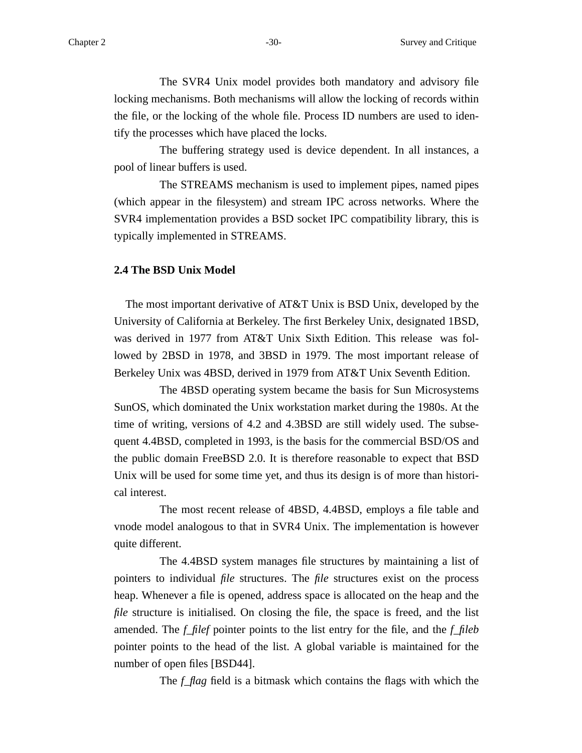The SVR4 Unix model provides both mandatory and advisory file locking mechanisms. Both mechanisms will allow the locking of records within the file, or the locking of the whole file. Process ID numbers are used to identify the processes which have placed the locks.

The buffering strategy used is device dependent. In all instances, a pool of linear buffers is used.

The STREAMS mechanism is used to implement pipes, named pipes (which appear in the filesystem) and stream IPC across networks. Where the SVR4 implementation provides a BSD socket IPC compatibility library, this is typically implemented in STREAMS.

## 2.4 The BSD Unix Model

The most important derivative of AT&T Unix is BSD Unix, developed by the University of California at Berkeley. The first Berkeley Unix, designated 1BSD, was derived in 1977 from AT&T Unix Sixth Edition. This release was followed by 2BSD in 1978, and 3BSD in 1979. The most important release of Berkeley Unix was 4BSD, derived in 1979 from AT&T Unix Seventh Edition.

The 4BSD operating system became the basis for Sun Microsystems SunOS, which dominated the Unix workstation market during the 1980s. At the time of writing, versions of 4.2 and 4.3BSD are still widely used. The subsequent 4.4BSD, completed in 1993, is the basis for the commercial BSD/OS and the public domain FreeBSD 2.0. It is therefore reasonable to expect that BSD Unix will be used for some time yet, and thus its design is of more than historical interest.

The most recent release of 4BSD, 4.4BSD, employs a file table and vnode model analogous to that in SVR4 Unix. The implementation is however quite different.

The 4.4BSD system manages file structures by maintaining a list of pointers to individual *file* structures. The *file* structures exist on the process heap. Whenever a file is opened, address space is allocated on the heap and the *file* structure is initialised. On closing the file, the space is freed, and the list amended. The *f_filef* pointer points to the list entry for the file, and the *f_fileb* pointer points to the head of the list. A global variable is maintained for the number of open files [BSD44].

The *f_flag* field is a bitmask which contains the flags with which the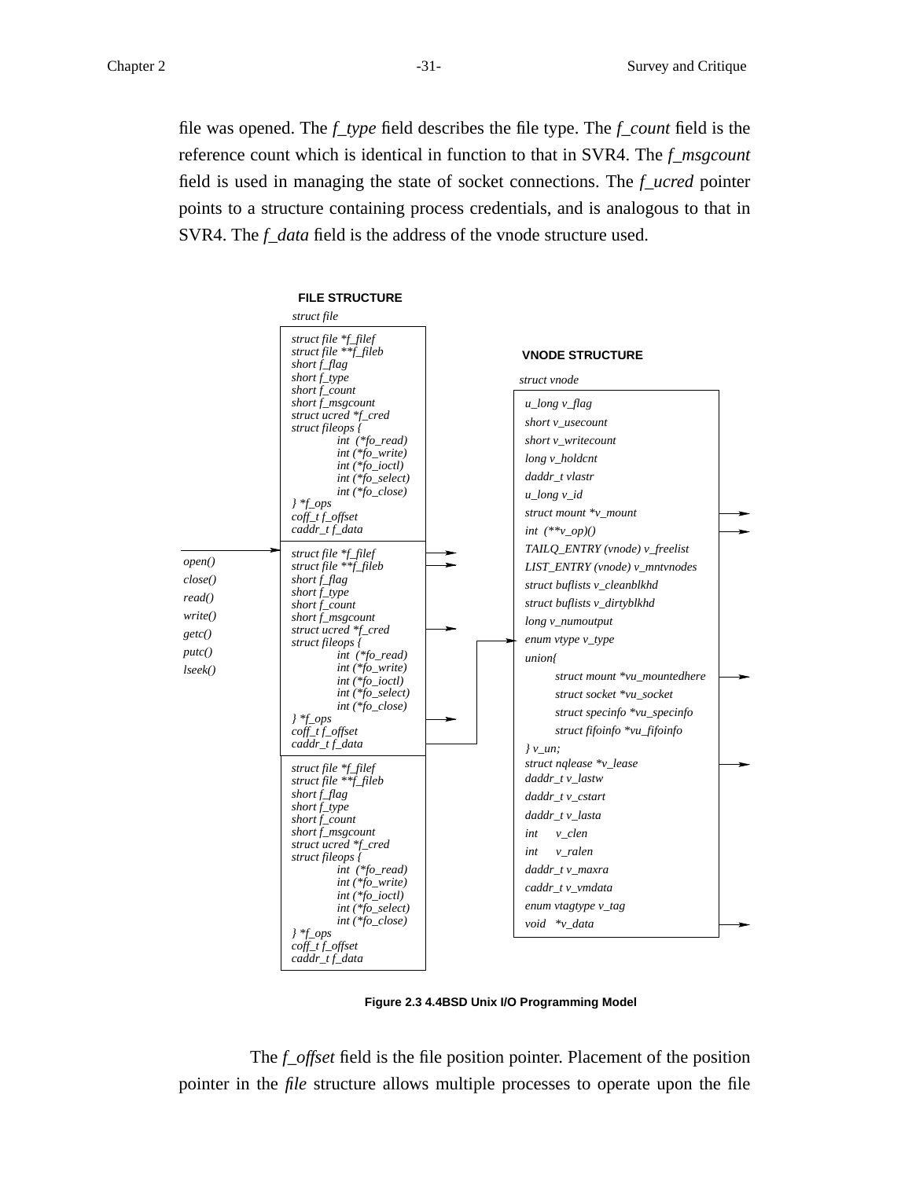file was opened. The *f_type* field describes the file type. The *f_count* field is the reference count which is identical in function to that in SVR4. The *f_msgcount* field is used in managing the state of socket connections. The *f_ucred* pointer points to a structure containing process credentials, and is analogous to that in SVR4. The *f_data* field is the address of the vnode structure used.

**FILE STRUCTURE**

*struct file*

```
struct file *f_filef
struct file **f_fileb
short f_flag
short f_type
short f_count
short f_msgcount
struct ucred *f_cred
struct fileops {
        int  (*fo_read)
        int (*fo_write)
        int (*fo_ioctl)
        int (*fo_select)
        int (*fo_close)
} *f_ops
coff_t f_offset
caddr_t f_data
```

```
open()
close()
read()
write()
getc()
putc()
lseek()
```

**VNODE STRUCTURE**

*struct vnode*

```
u_long v_flag
short v_usecount
short v_writecount
long v_holdcnt
daddr_t vlastr
u_long v_id
struct mount *v_mount
int  (**v_op)()
TAILQ_ENTRY (vnode) v_freelist
LIST_ENTRY (vnode) v_mntvnodes
struct buflists v_cleanblkhd
struct buflists v_dirtyblkhd
long v_numoutput
enum vtype v_type
union{
        struct mount *vu_mountedhere
        struct socket *vu_socket
        struct specinfo *vu_specinfo
        struct fifoinfo *vu_fifoinfo
} v_un;
struct nqlease *v_lease
daddr_t v_lastw
daddr_t v_cstart
daddr_t v_lasta
int     v_clen
int     v_ralen
daddr_t v_maxra
caddr_t v_vmdata
enum vtagtype v_tag
void   *v_data
```

**Figure 2.3 4.4BSD Unix I/O Programming Model**

The *f_offset* field is the file position pointer. Placement of the position pointer in the *file* structure allows multiple processes to operate upon the file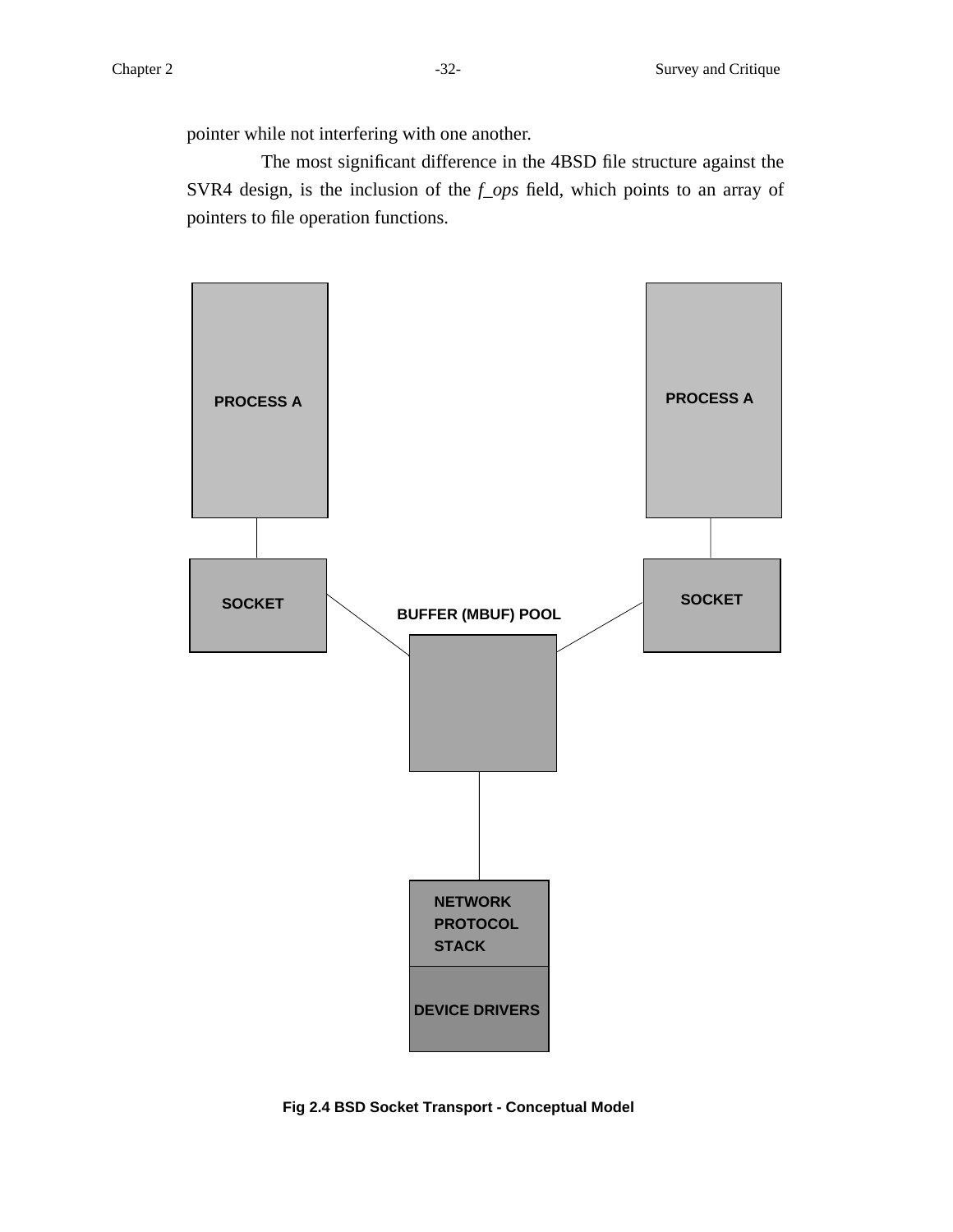pointer while not interfering with one another.

The most significant difference in the 4BSD file structure against the SVR4 design, is the inclusion of the *f_ops* field, which points to an array of pointers to file operation functions.

PROCESS A

PROCESS A

SOCKET

SOCKET

BUFFER (MBUF) POOL

NETWORK PROTOCOL STACK

DEVICE DRIVERS

**Fig 2.4 BSD Socket Transport - Conceptual Model**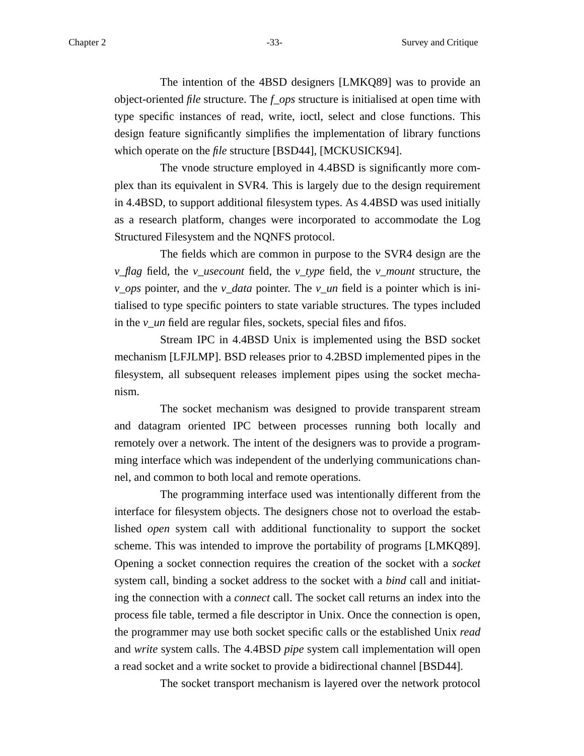The intention of the 4BSD designers [LMKQ89] was to provide an object-oriented *file* structure. The *f_ops* structure is initialised at open time with type specific instances of read, write, ioctl, select and close functions. This design feature significantly simplifies the implementation of library functions which operate on the *file* structure [BSD44], [MCKUSICK94].

The vnode structure employed in 4.4BSD is significantly more complex than its equivalent in SVR4. This is largely due to the design requirement in 4.4BSD, to support additional filesystem types. As 4.4BSD was used initially as a research platform, changes were incorporated to accommodate the Log Structured Filesystem and the NQNFS protocol.

The fields which are common in purpose to the SVR4 design are the *v_flag* field, the *v_usecount* field, the *v_type* field, the *v_mount* structure, the *v_ops* pointer, and the *v_data* pointer. The *v_un* field is a pointer which is initialised to type specific pointers to state variable structures. The types included in the *v_un* field are regular files, sockets, special files and fifos.

Stream IPC in 4.4BSD Unix is implemented using the BSD socket mechanism [LFJLMP]. BSD releases prior to 4.2BSD implemented pipes in the filesystem, all subsequent releases implement pipes using the socket mechanism.

The socket mechanism was designed to provide transparent stream and datagram oriented IPC between processes running both locally and remotely over a network. The intent of the designers was to provide a programming interface which was independent of the underlying communications channel, and common to both local and remote operations.

The programming interface used was intentionally different from the interface for filesystem objects. The designers chose not to overload the established *open* system call with additional functionality to support the socket scheme. This was intended to improve the portability of programs [LMKQ89]. Opening a socket connection requires the creation of the socket with a *socket* system call, binding a socket address to the socket with a *bind* call and initiating the connection with a *connect* call. The socket call returns an index into the process file table, termed a file descriptor in Unix. Once the connection is open, the programmer may use both socket specific calls or the established Unix *read* and *write* system calls. The 4.4BSD *pipe* system call implementation will open a read socket and a write socket to provide a bidirectional channel [BSD44].

The socket transport mechanism is layered over the network protocol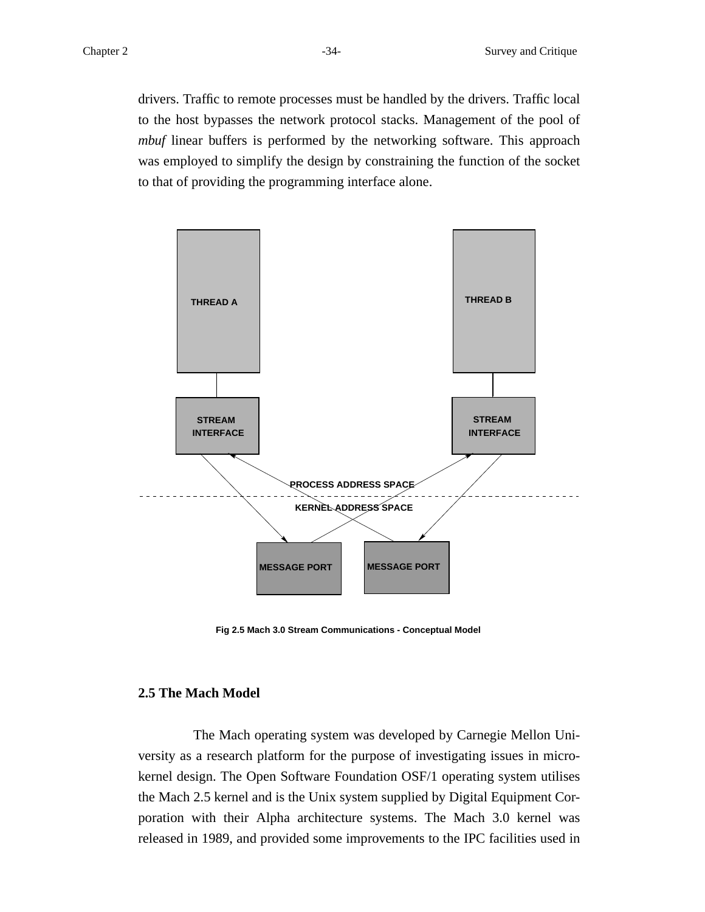drivers. Traffic to remote processes must be handled by the drivers. Traffic local to the host bypasses the network protocol stacks. Management of the pool of *mbuf* linear buffers is performed by the networking software. This approach was employed to simplify the design by constraining the function of the socket to that of providing the programming interface alone.

THREAD A

THREAD B

STREAM INTERFACE

STREAM INTERFACE

PROCESS ADDRESS SPACE

KERNEL ADDRESS SPACE

MESSAGE PORT

MESSAGE PORT

**Fig 2.5 Mach 3.0 Stream Communications - Conceptual Model**

## 2.5 The Mach Model

The Mach operating system was developed by Carnegie Mellon University as a research platform for the purpose of investigating issues in microkernel design. The Open Software Foundation OSF/1 operating system utilises the Mach 2.5 kernel and is the Unix system supplied by Digital Equipment Corporation with their Alpha architecture systems. The Mach 3.0 kernel was released in 1989, and provided some improvements to the IPC facilities used in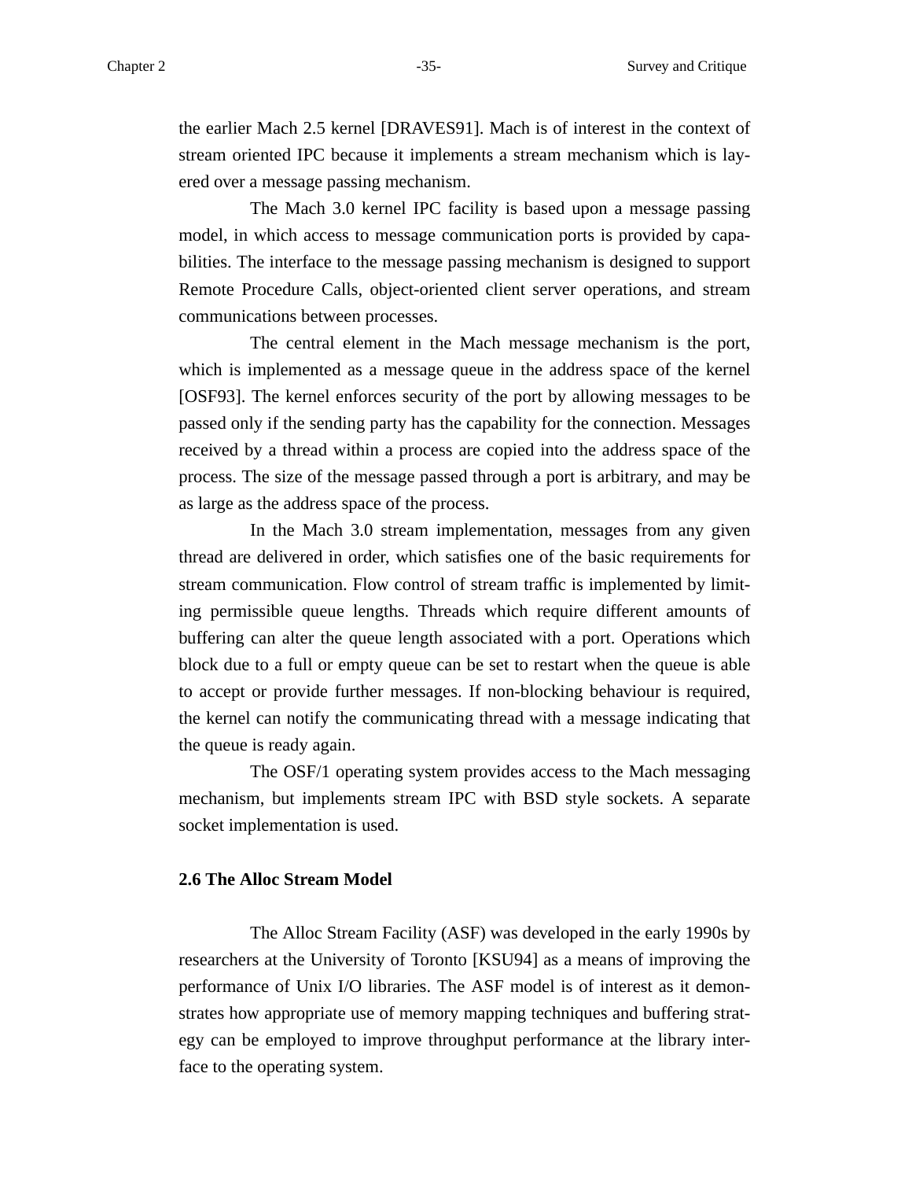the earlier Mach 2.5 kernel [DRAVES91]. Mach is of interest in the context of stream oriented IPC because it implements a stream mechanism which is layered over a message passing mechanism.

The Mach 3.0 kernel IPC facility is based upon a message passing model, in which access to message communication ports is provided by capabilities. The interface to the message passing mechanism is designed to support Remote Procedure Calls, object-oriented client server operations, and stream communications between processes.

The central element in the Mach message mechanism is the port, which is implemented as a message queue in the address space of the kernel [OSF93]. The kernel enforces security of the port by allowing messages to be passed only if the sending party has the capability for the connection. Messages received by a thread within a process are copied into the address space of the process. The size of the message passed through a port is arbitrary, and may be as large as the address space of the process.

In the Mach 3.0 stream implementation, messages from any given thread are delivered in order, which satisfies one of the basic requirements for stream communication. Flow control of stream traffic is implemented by limiting permissible queue lengths. Threads which require different amounts of buffering can alter the queue length associated with a port. Operations which block due to a full or empty queue can be set to restart when the queue is able to accept or provide further messages. If non-blocking behaviour is required, the kernel can notify the communicating thread with a message indicating that the queue is ready again.

The OSF/1 operating system provides access to the Mach messaging mechanism, but implements stream IPC with BSD style sockets. A separate socket implementation is used.

## 2.6 The Alloc Stream Model

The Alloc Stream Facility (ASF) was developed in the early 1990s by researchers at the University of Toronto [KSU94] as a means of improving the performance of Unix I/O libraries. The ASF model is of interest as it demonstrates how appropriate use of memory mapping techniques and buffering strategy can be employed to improve throughput performance at the library interface to the operating system.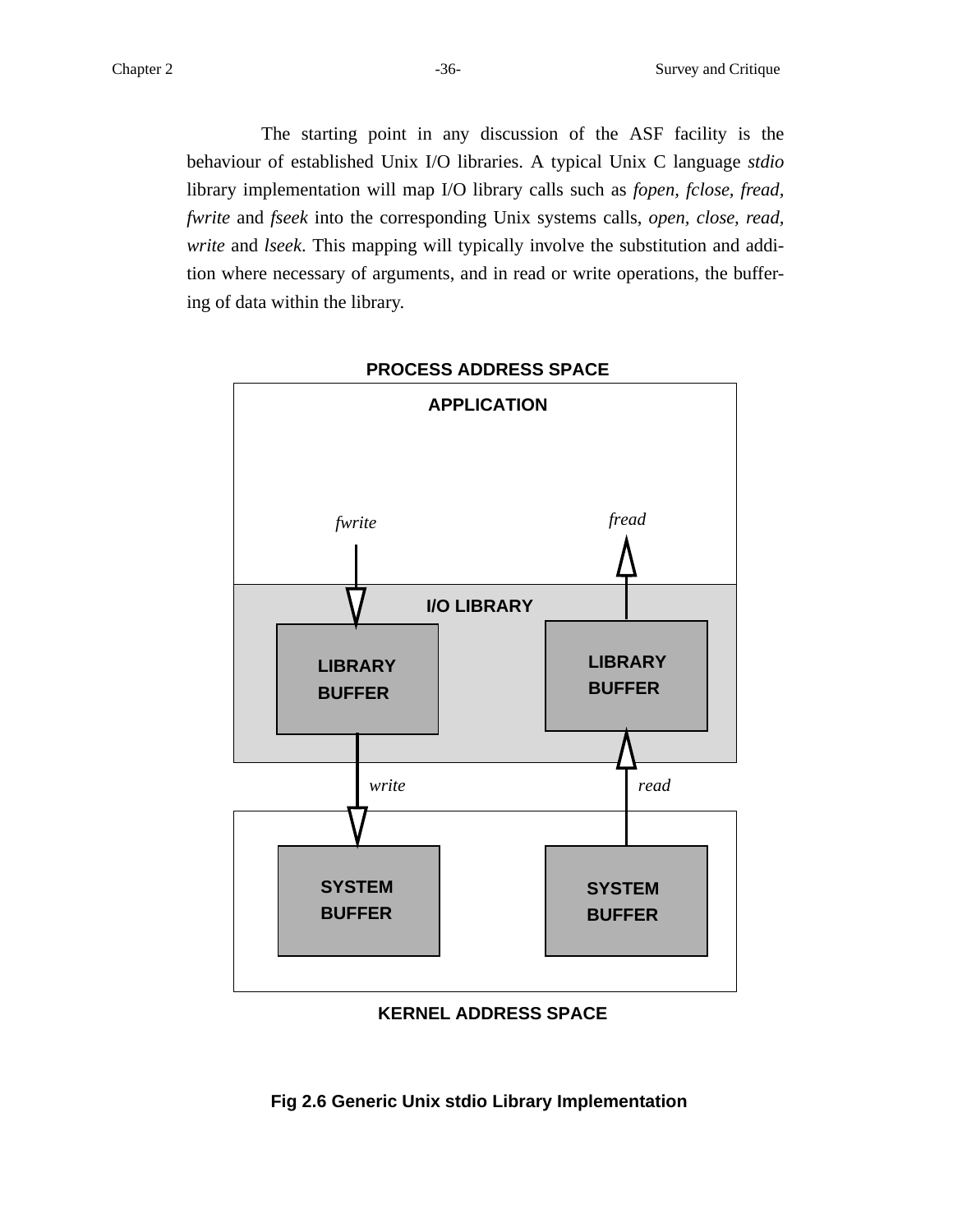The starting point in any discussion of the ASF facility is the behaviour of established Unix I/O libraries. A typical Unix C language *stdio* library implementation will map I/O library calls such as *fopen*, *fclose*, *fread*, *fwrite* and *fseek* into the corresponding Unix systems calls, *open*, *close*, *read*, *write* and *lseek*. This mapping will typically involve the substitution and addition where necessary of arguments, and in read or write operations, the buffering of data within the library.

**PROCESS ADDRESS SPACE**

**APPLICATION**

*fwrite* *fread*

**I/O LIBRARY**

**LIBRARY BUFFER** **LIBRARY BUFFER**

*write* *read*

**SYSTEM BUFFER** **SYSTEM BUFFER**

**KERNEL ADDRESS SPACE**

**Fig 2.6 Generic Unix stdio Library Implementation**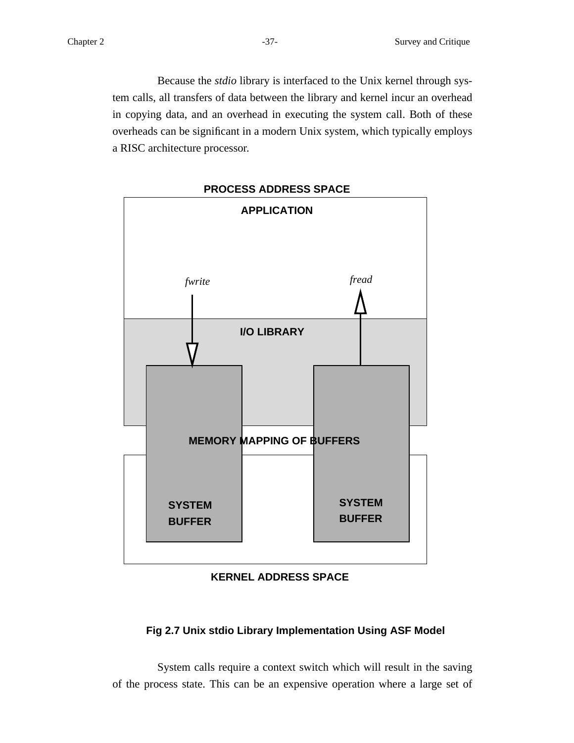Because the *stdio* library is interfaced to the Unix kernel through system calls, all transfers of data between the library and kernel incur an overhead in copying data, and an overhead in executing the system call. Both of these overheads can be significant in a modern Unix system, which typically employs a RISC architecture processor.

PROCESS ADDRESS SPACE

APPLICATION

*fwrite* *fread*

I/O LIBRARY

MEMORY MAPPING OF BUFFERS

SYSTEM BUFFER SYSTEM BUFFER

KERNEL ADDRESS SPACE

**Fig 2.7 Unix stdio Library Implementation Using ASF Model**

System calls require a context switch which will result in the saving of the process state. This can be an expensive operation where a large set of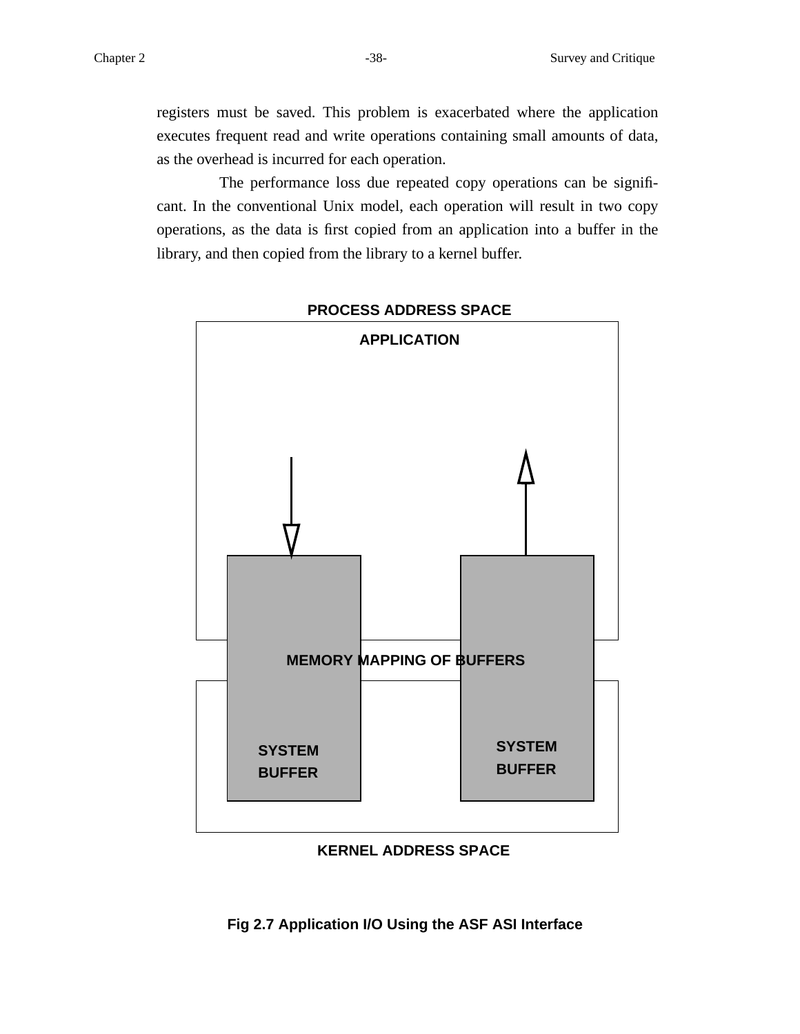registers must be saved. This problem is exacerbated where the application executes frequent read and write operations containing small amounts of data, as the overhead is incurred for each operation.

The performance loss due repeated copy operations can be significant. In the conventional Unix model, each operation will result in two copy operations, as the data is first copied from an application into a buffer in the library, and then copied from the library to a kernel buffer.

PROCESS ADDRESS SPACE

APPLICATION

MEMORY MAPPING OF BUFFERS

SYSTEM BUFFER

SYSTEM BUFFER

KERNEL ADDRESS SPACE

**Fig 2.7 Application I/O Using the ASF ASI Interface**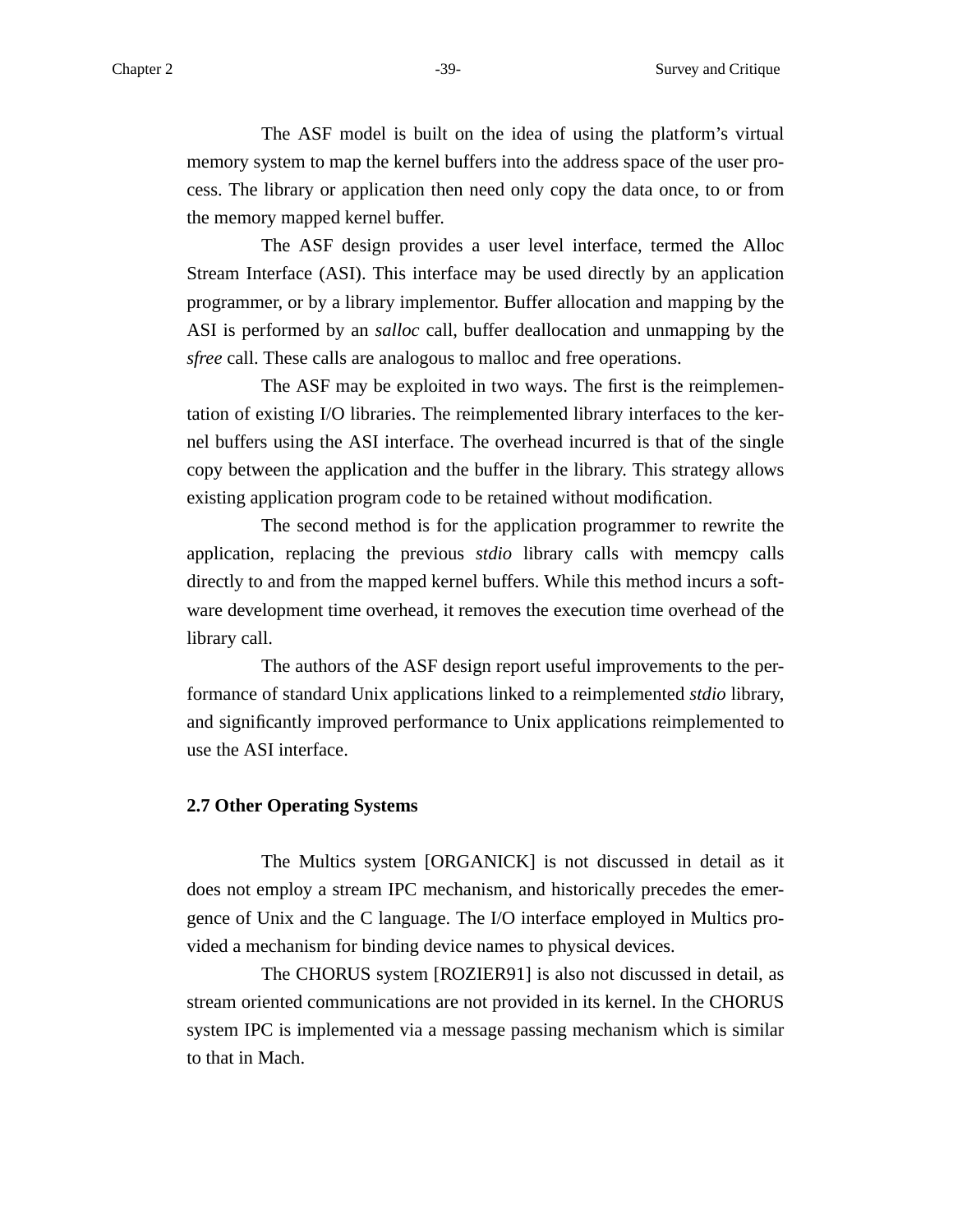The ASF model is built on the idea of using the platform's virtual memory system to map the kernel buffers into the address space of the user process. The library or application then need only copy the data once, to or from the memory mapped kernel buffer.

The ASF design provides a user level interface, termed the Alloc Stream Interface (ASI). This interface may be used directly by an application programmer, or by a library implementor. Buffer allocation and mapping by the ASI is performed by an *salloc* call, buffer deallocation and unmapping by the *sfree* call. These calls are analogous to malloc and free operations.

The ASF may be exploited in two ways. The first is the reimplementation of existing I/O libraries. The reimplemented library interfaces to the kernel buffers using the ASI interface. The overhead incurred is that of the single copy between the application and the buffer in the library. This strategy allows existing application program code to be retained without modification.

The second method is for the application programmer to rewrite the application, replacing the previous *stdio* library calls with memcpy calls directly to and from the mapped kernel buffers. While this method incurs a software development time overhead, it removes the execution time overhead of the library call.

The authors of the ASF design report useful improvements to the performance of standard Unix applications linked to a reimplemented *stdio* library, and significantly improved performance to Unix applications reimplemented to use the ASI interface.

## 2.7 Other Operating Systems

The Multics system [ORGANICK] is not discussed in detail as it does not employ a stream IPC mechanism, and historically precedes the emergence of Unix and the C language. The I/O interface employed in Multics provided a mechanism for binding device names to physical devices.

The CHORUS system [ROZIER91] is also not discussed in detail, as stream oriented communications are not provided in its kernel. In the CHORUS system IPC is implemented via a message passing mechanism which is similar to that in Mach.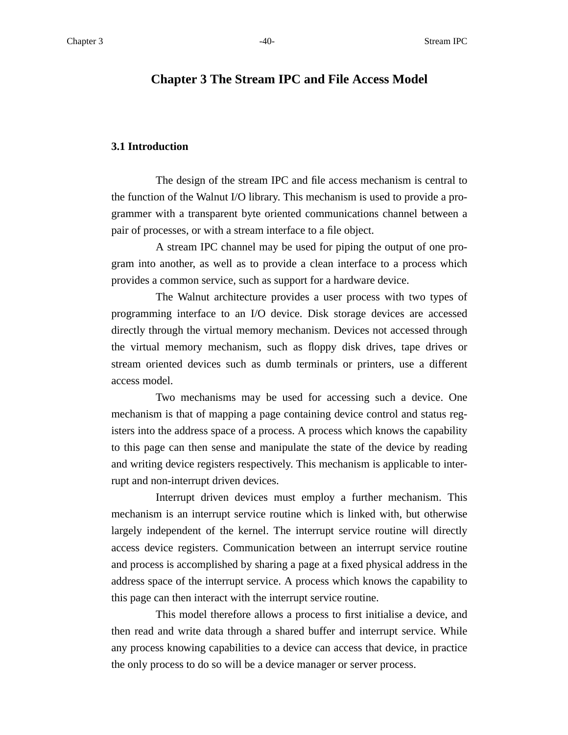# Chapter 3 The Stream IPC and File Access Model

## 3.1 Introduction

The design of the stream IPC and file access mechanism is central to the function of the Walnut I/O library. This mechanism is used to provide a programmer with a transparent byte oriented communications channel between a pair of processes, or with a stream interface to a file object.

A stream IPC channel may be used for piping the output of one program into another, as well as to provide a clean interface to a process which provides a common service, such as support for a hardware device.

The Walnut architecture provides a user process with two types of programming interface to an I/O device. Disk storage devices are accessed directly through the virtual memory mechanism. Devices not accessed through the virtual memory mechanism, such as floppy disk drives, tape drives or stream oriented devices such as dumb terminals or printers, use a different access model.

Two mechanisms may be used for accessing such a device. One mechanism is that of mapping a page containing device control and status registers into the address space of a process. A process which knows the capability to this page can then sense and manipulate the state of the device by reading and writing device registers respectively. This mechanism is applicable to interrupt and non-interrupt driven devices.

Interrupt driven devices must employ a further mechanism. This mechanism is an interrupt service routine which is linked with, but otherwise largely independent of the kernel. The interrupt service routine will directly access device registers. Communication between an interrupt service routine and process is accomplished by sharing a page at a fixed physical address in the address space of the interrupt service. A process which knows the capability to this page can then interact with the interrupt service routine.

This model therefore allows a process to first initialise a device, and then read and write data through a shared buffer and interrupt service. While any process knowing capabilities to a device can access that device, in practice the only process to do so will be a device manager or server process.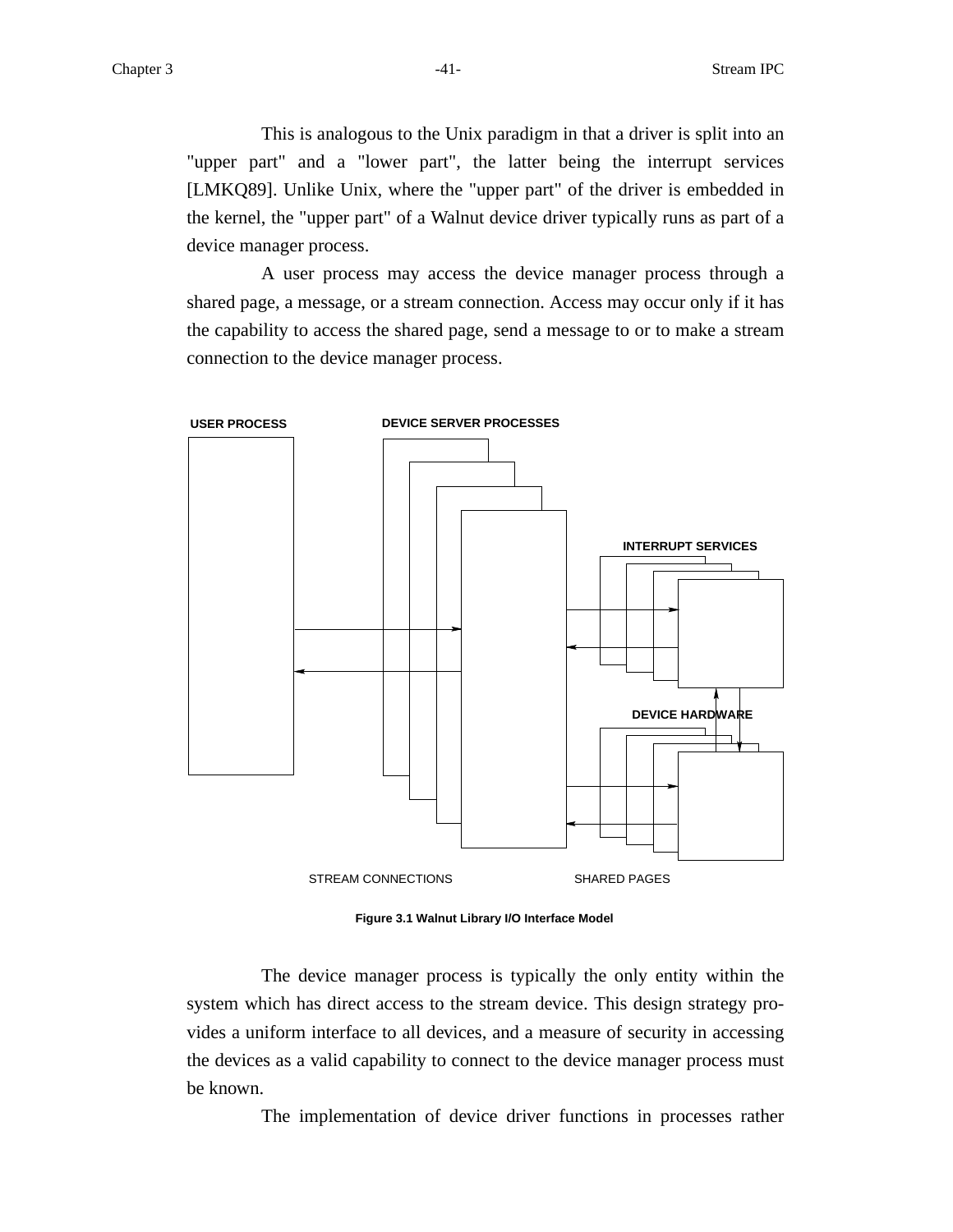This is analogous to the Unix paradigm in that a driver is split into an "upper part" and a "lower part", the latter being the interrupt services [LMKQ89]. Unlike Unix, where the "upper part" of the driver is embedded in the kernel, the "upper part" of a Walnut device driver typically runs as part of a device manager process.

A user process may access the device manager process through a shared page, a message, or a stream connection. Access may occur only if it has the capability to access the shared page, send a message to or to make a stream connection to the device manager process.

USER PROCESS

DEVICE SERVER PROCESSES

INTERRUPT SERVICES

DEVICE HARDWARE

STREAM CONNECTIONS

SHARED PAGES

**Figure 3.1 Walnut Library I/O Interface Model**

The device manager process is typically the only entity within the system which has direct access to the stream device. This design strategy provides a uniform interface to all devices, and a measure of security in accessing the devices as a valid capability to connect to the device manager process must be known.

The implementation of device driver functions in processes rather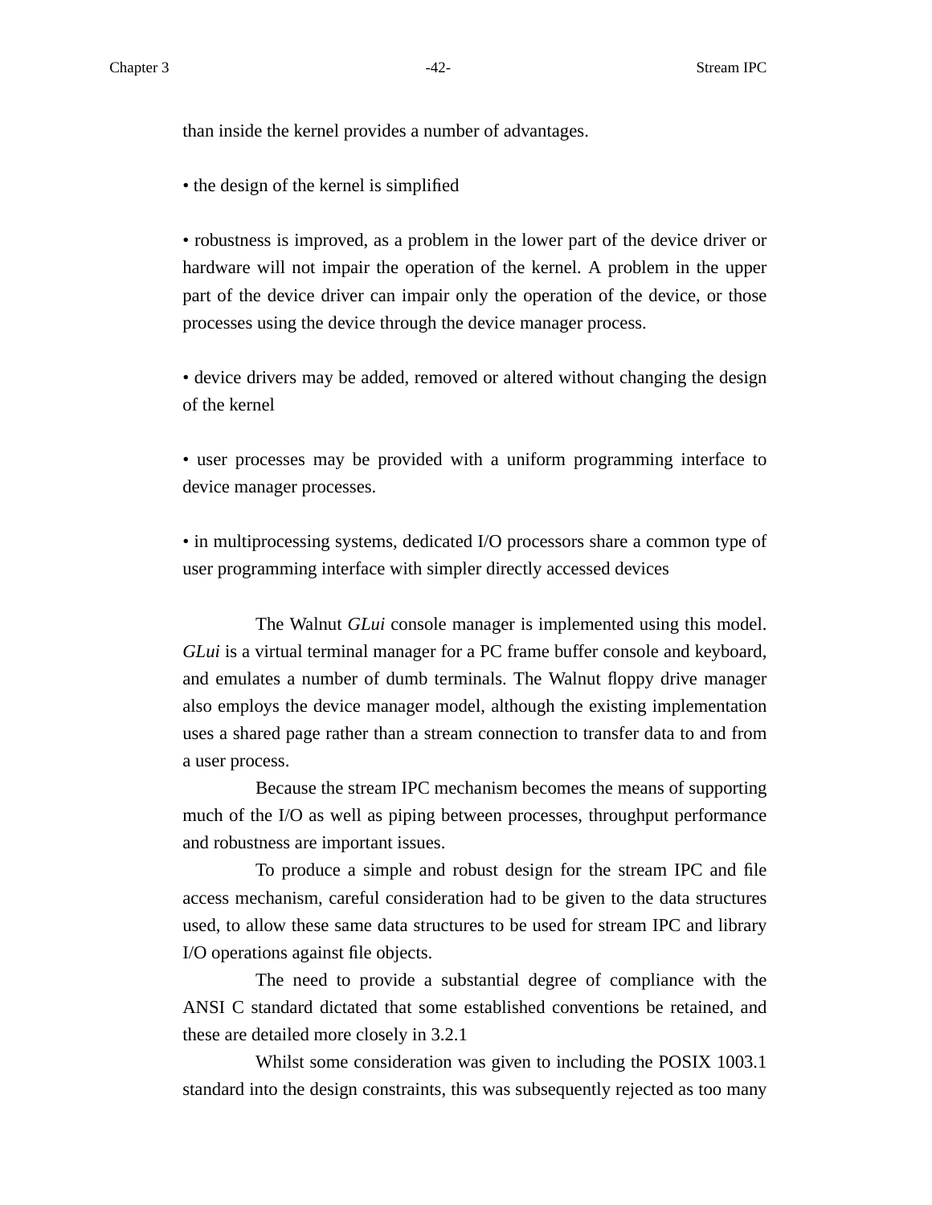than inside the kernel provides a number of advantages.

• the design of the kernel is simplified

• robustness is improved, as a problem in the lower part of the device driver or hardware will not impair the operation of the kernel. A problem in the upper part of the device driver can impair only the operation of the device, or those processes using the device through the device manager process.

• device drivers may be added, removed or altered without changing the design of the kernel

• user processes may be provided with a uniform programming interface to device manager processes.

• in multiprocessing systems, dedicated I/O processors share a common type of user programming interface with simpler directly accessed devices

The Walnut *GLui* console manager is implemented using this model. *GLui* is a virtual terminal manager for a PC frame buffer console and keyboard, and emulates a number of dumb terminals. The Walnut floppy drive manager also employs the device manager model, although the existing implementation uses a shared page rather than a stream connection to transfer data to and from a user process.

Because the stream IPC mechanism becomes the means of supporting much of the I/O as well as piping between processes, throughput performance and robustness are important issues.

To produce a simple and robust design for the stream IPC and file access mechanism, careful consideration had to be given to the data structures used, to allow these same data structures to be used for stream IPC and library I/O operations against file objects.

The need to provide a substantial degree of compliance with the ANSI C standard dictated that some established conventions be retained, and these are detailed more closely in 3.2.1

Whilst some consideration was given to including the POSIX 1003.1 standard into the design constraints, this was subsequently rejected as too many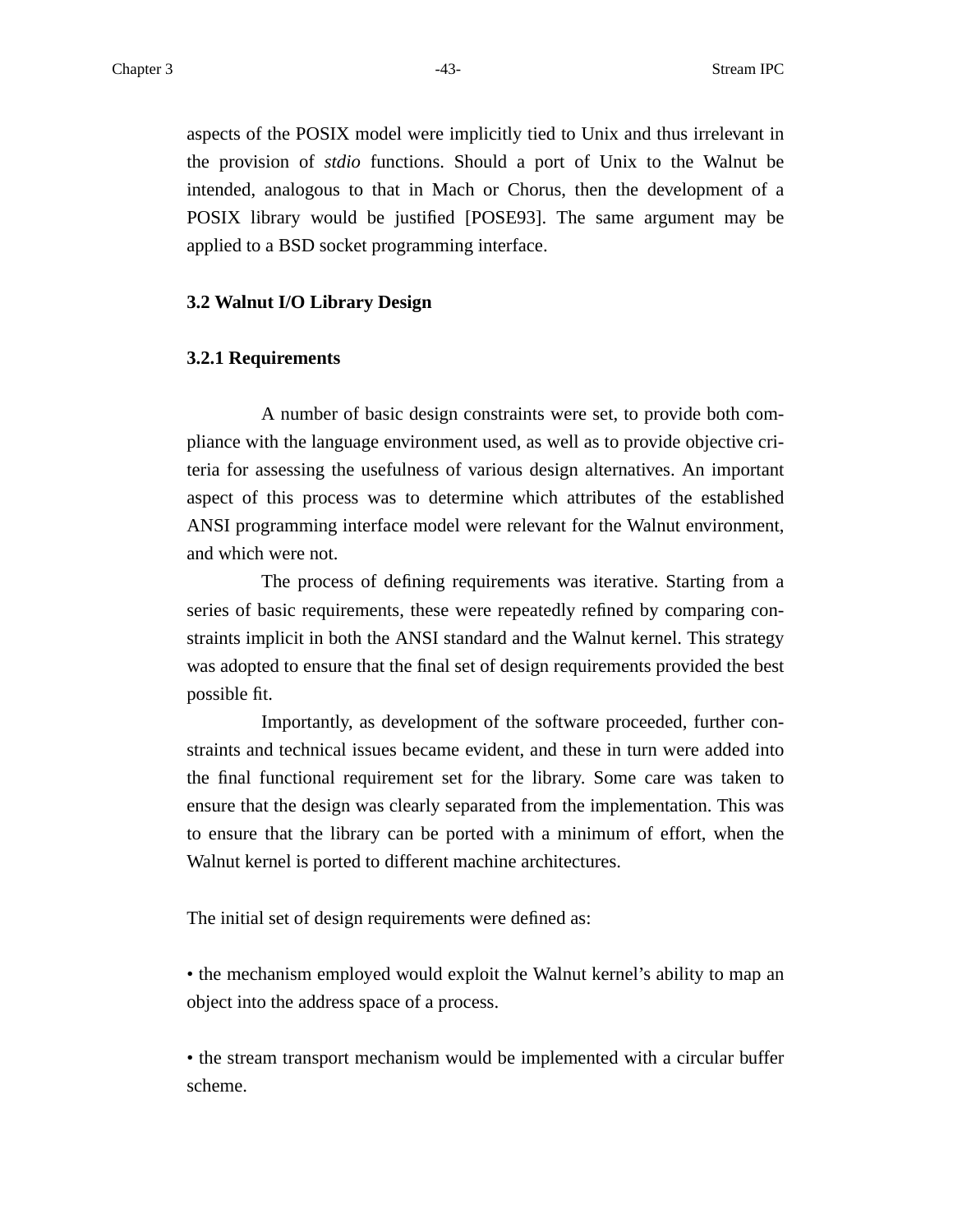aspects of the POSIX model were implicitly tied to Unix and thus irrelevant in the provision of *stdio* functions. Should a port of Unix to the Walnut be intended, analogous to that in Mach or Chorus, then the development of a POSIX library would be justified [POSE93]. The same argument may be applied to a BSD socket programming interface.

## 3.2 Walnut I/O Library Design

### 3.2.1 Requirements

A number of basic design constraints were set, to provide both compliance with the language environment used, as well as to provide objective criteria for assessing the usefulness of various design alternatives. An important aspect of this process was to determine which attributes of the established ANSI programming interface model were relevant for the Walnut environment, and which were not.

The process of defining requirements was iterative. Starting from a series of basic requirements, these were repeatedly refined by comparing constraints implicit in both the ANSI standard and the Walnut kernel. This strategy was adopted to ensure that the final set of design requirements provided the best possible fit.

Importantly, as development of the software proceeded, further constraints and technical issues became evident, and these in turn were added into the final functional requirement set for the library. Some care was taken to ensure that the design was clearly separated from the implementation. This was to ensure that the library can be ported with a minimum of effort, when the Walnut kernel is ported to different machine architectures.

The initial set of design requirements were defined as:

- the mechanism employed would exploit the Walnut kernel's ability to map an object into the address space of a process.

- the stream transport mechanism would be implemented with a circular buffer scheme.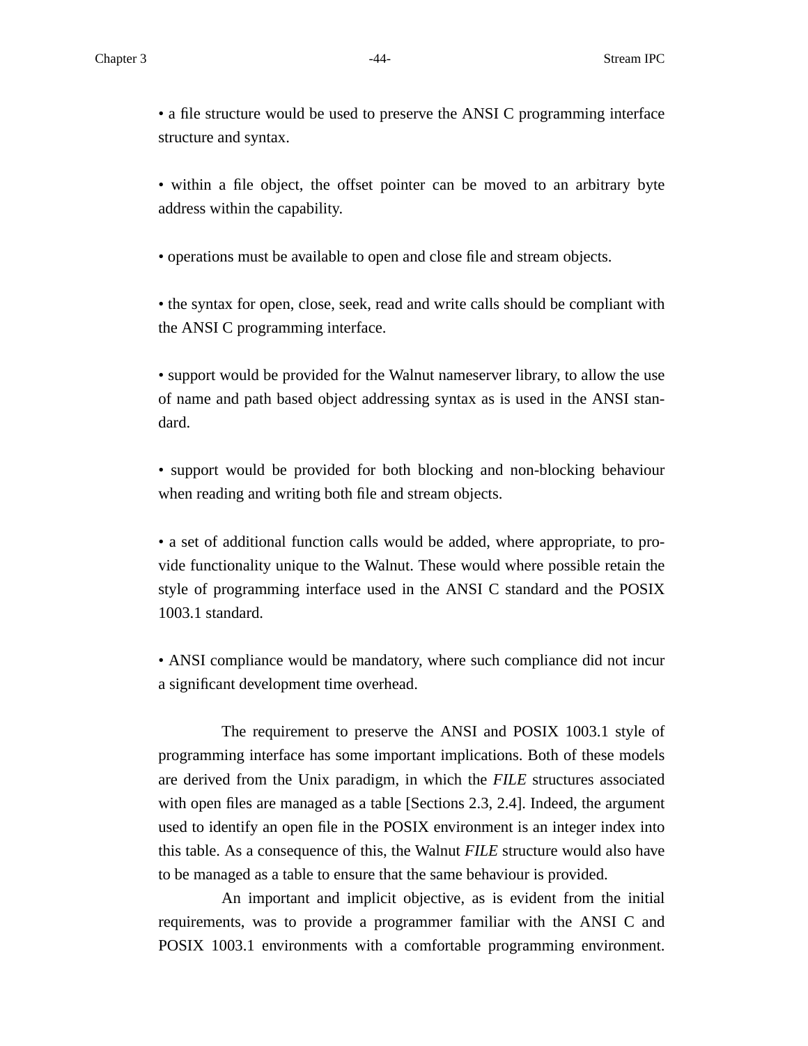- a file structure would be used to preserve the ANSI C programming interface structure and syntax.

- within a file object, the offset pointer can be moved to an arbitrary byte address within the capability.

- operations must be available to open and close file and stream objects.

- the syntax for open, close, seek, read and write calls should be compliant with the ANSI C programming interface.

- support would be provided for the Walnut nameserver library, to allow the use of name and path based object addressing syntax as is used in the ANSI standard.

- support would be provided for both blocking and non-blocking behaviour when reading and writing both file and stream objects.

- a set of additional function calls would be added, where appropriate, to provide functionality unique to the Walnut. These would where possible retain the style of programming interface used in the ANSI C standard and the POSIX 1003.1 standard.

- ANSI compliance would be mandatory, where such compliance did not incur a significant development time overhead.

The requirement to preserve the ANSI and POSIX 1003.1 style of programming interface has some important implications. Both of these models are derived from the Unix paradigm, in which the *FILE* structures associated with open files are managed as a table [Sections 2.3, 2.4]. Indeed, the argument used to identify an open file in the POSIX environment is an integer index into this table. As a consequence of this, the Walnut *FILE* structure would also have to be managed as a table to ensure that the same behaviour is provided.

An important and implicit objective, as is evident from the initial requirements, was to provide a programmer familiar with the ANSI C and POSIX 1003.1 environments with a comfortable programming environment.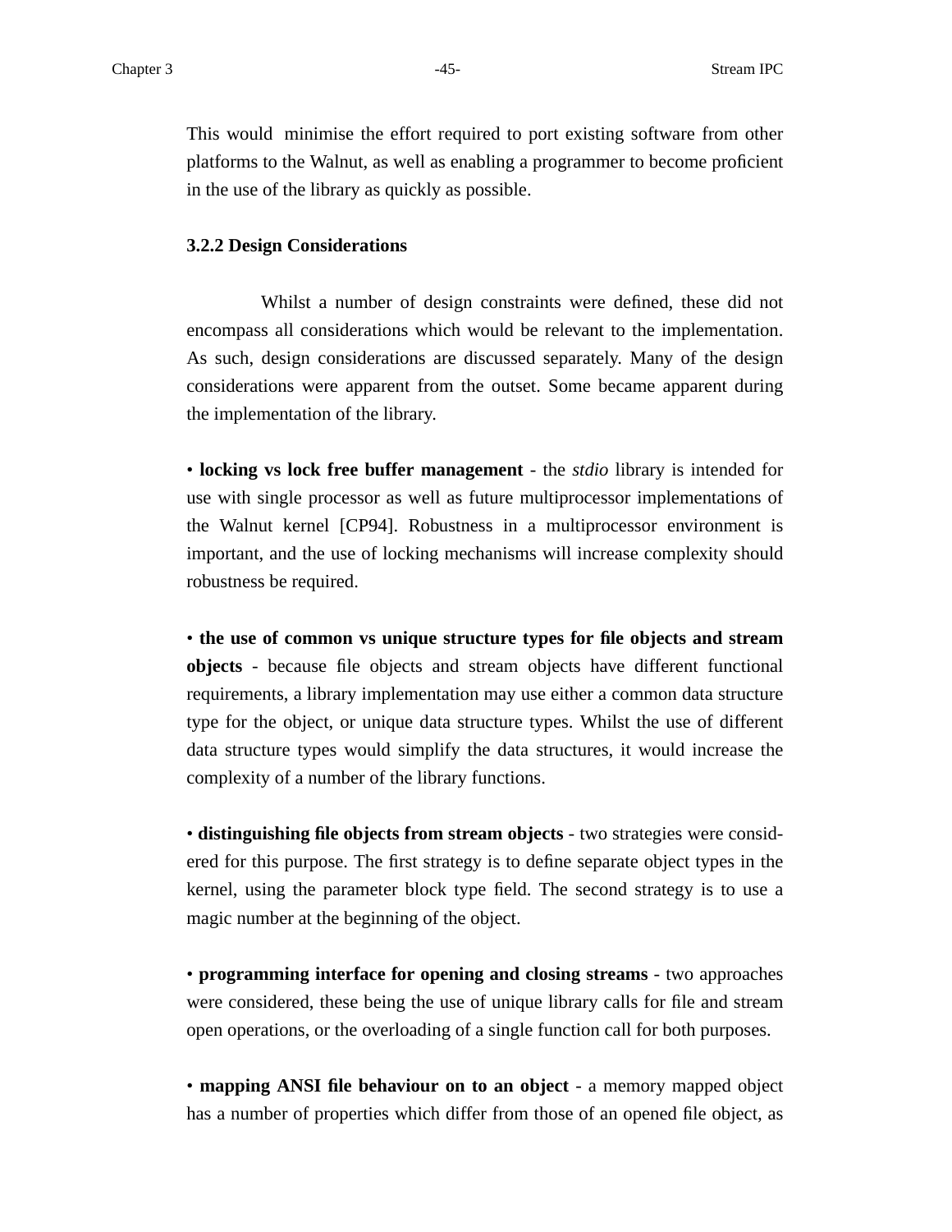This would minimise the effort required to port existing software from other platforms to the Walnut, as well as enabling a programmer to become proficient in the use of the library as quickly as possible.

### 3.2.2 Design Considerations

Whilst a number of design constraints were defined, these did not encompass all considerations which would be relevant to the implementation. As such, design considerations are discussed separately. Many of the design considerations were apparent from the outset. Some became apparent during the implementation of the library.

• **locking vs lock free buffer management** - the *stdio* library is intended for use with single processor as well as future multiprocessor implementations of the Walnut kernel [CP94]. Robustness in a multiprocessor environment is important, and the use of locking mechanisms will increase complexity should robustness be required.

• **the use of common vs unique structure types for file objects and stream objects** - because file objects and stream objects have different functional requirements, a library implementation may use either a common data structure type for the object, or unique data structure types. Whilst the use of different data structure types would simplify the data structures, it would increase the complexity of a number of the library functions.

• **distinguishing file objects from stream objects** - two strategies were considered for this purpose. The first strategy is to define separate object types in the kernel, using the parameter block type field. The second strategy is to use a magic number at the beginning of the object.

• **programming interface for opening and closing streams** - two approaches were considered, these being the use of unique library calls for file and stream open operations, or the overloading of a single function call for both purposes.

• **mapping ANSI file behaviour on to an object** - a memory mapped object has a number of properties which differ from those of an opened file object, as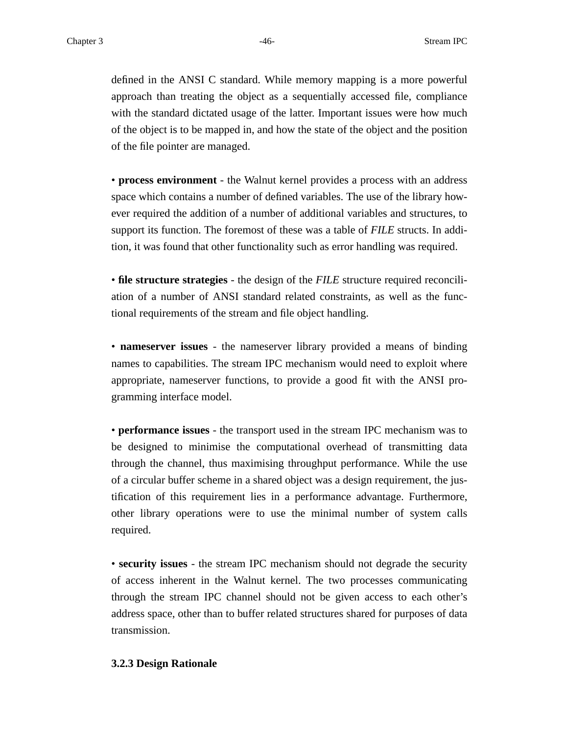defined in the ANSI C standard. While memory mapping is a more powerful approach than treating the object as a sequentially accessed file, compliance with the standard dictated usage of the latter. Important issues were how much of the object is to be mapped in, and how the state of the object and the position of the file pointer are managed.

• **process environment** - the Walnut kernel provides a process with an address space which contains a number of defined variables. The use of the library however required the addition of a number of additional variables and structures, to support its function. The foremost of these was a table of *FILE* structs. In addition, it was found that other functionality such as error handling was required.

• **file structure strategies** - the design of the *FILE* structure required reconciliation of a number of ANSI standard related constraints, as well as the functional requirements of the stream and file object handling.

• **nameserver issues** - the nameserver library provided a means of binding names to capabilities. The stream IPC mechanism would need to exploit where appropriate, nameserver functions, to provide a good fit with the ANSI programming interface model.

• **performance issues** - the transport used in the stream IPC mechanism was to be designed to minimise the computational overhead of transmitting data through the channel, thus maximising throughput performance. While the use of a circular buffer scheme in a shared object was a design requirement, the justification of this requirement lies in a performance advantage. Furthermore, other library operations were to use the minimal number of system calls required.

• **security issues** - the stream IPC mechanism should not degrade the security of access inherent in the Walnut kernel. The two processes communicating through the stream IPC channel should not be given access to each other's address space, other than to buffer related structures shared for purposes of data transmission.

### 3.2.3 Design Rationale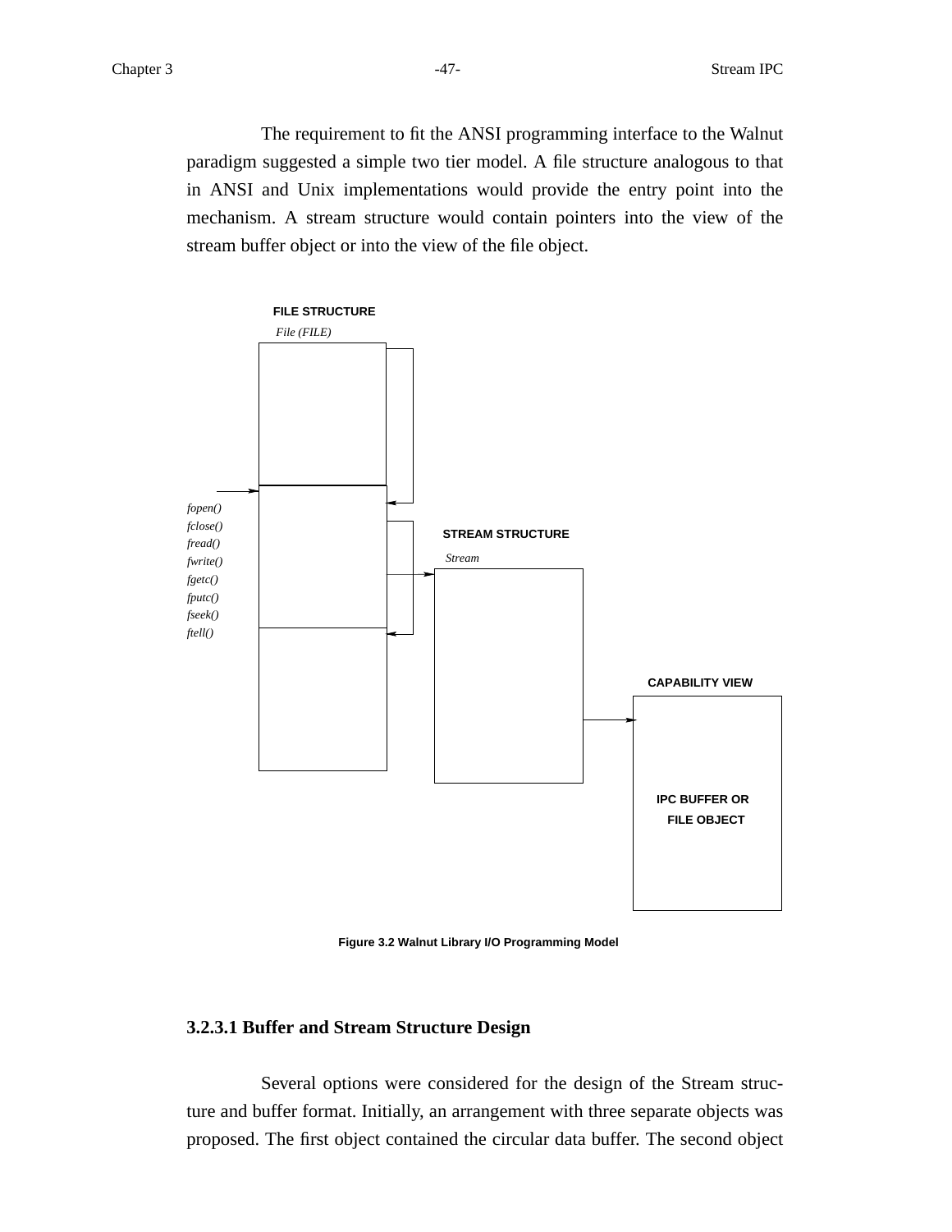The requirement to fit the ANSI programming interface to the Walnut paradigm suggested a simple two tier model. A file structure analogous to that in ANSI and Unix implementations would provide the entry point into the mechanism. A stream structure would contain pointers into the view of the stream buffer object or into the view of the file object.

FILE STRUCTURE

*File (FILE)*

*fopen()*
*fclose()*
*fread()*
*fwrite()*
*fgetc()*
*fputc()*
*fseek()*
*ftell()*

STREAM STRUCTURE

*Stream*

CAPABILITY VIEW

IPC BUFFER OR FILE OBJECT

**Figure 3.2 Walnut Library I/O Programming Model**

### 3.2.3.1 Buffer and Stream Structure Design

Several options were considered for the design of the Stream structure and buffer format. Initially, an arrangement with three separate objects was proposed. The first object contained the circular data buffer. The second object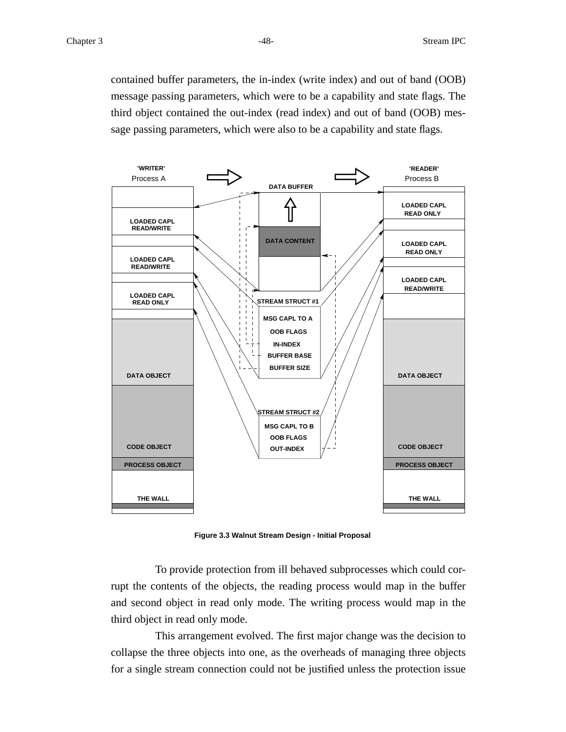contained buffer parameters, the in-index (write index) and out of band (OOB) message passing parameters, which were to be a capability and state flags. The third object contained the out-index (read index) and out of band (OOB) message passing parameters, which were also to be a capability and state flags.

Figure 3.3 Walnut Stream Design - Initial Proposal

To provide protection from ill behaved subprocesses which could corrupt the contents of the objects, the reading process would map in the buffer and second object in read only mode. The writing process would map in the third object in read only mode.

This arrangement evolved. The first major change was the decision to collapse the three objects into one, as the overheads of managing three objects for a single stream connection could not be justified unless the protection issue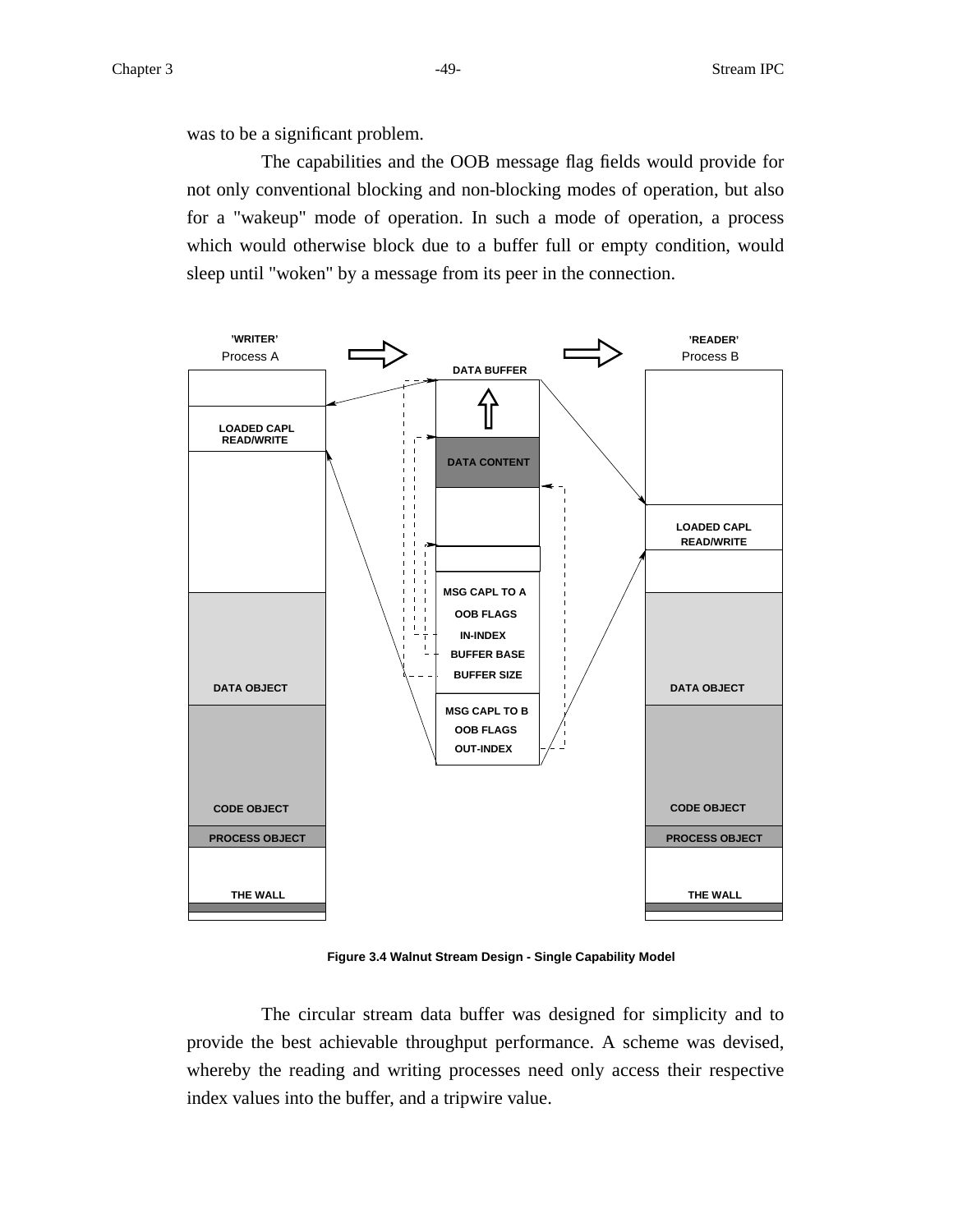was to be a significant problem.

The capabilities and the OOB message flag fields would provide for not only conventional blocking and non-blocking modes of operation, but also for a "wakeup" mode of operation. In such a mode of operation, a process which would otherwise block due to a buffer full or empty condition, would sleep until "woken" by a message from its peer in the connection.

Figure 3.4 Walnut Stream Design - Single Capability Model

The circular stream data buffer was designed for simplicity and to provide the best achievable throughput performance. A scheme was devised, whereby the reading and writing processes need only access their respective index values into the buffer, and a tripwire value.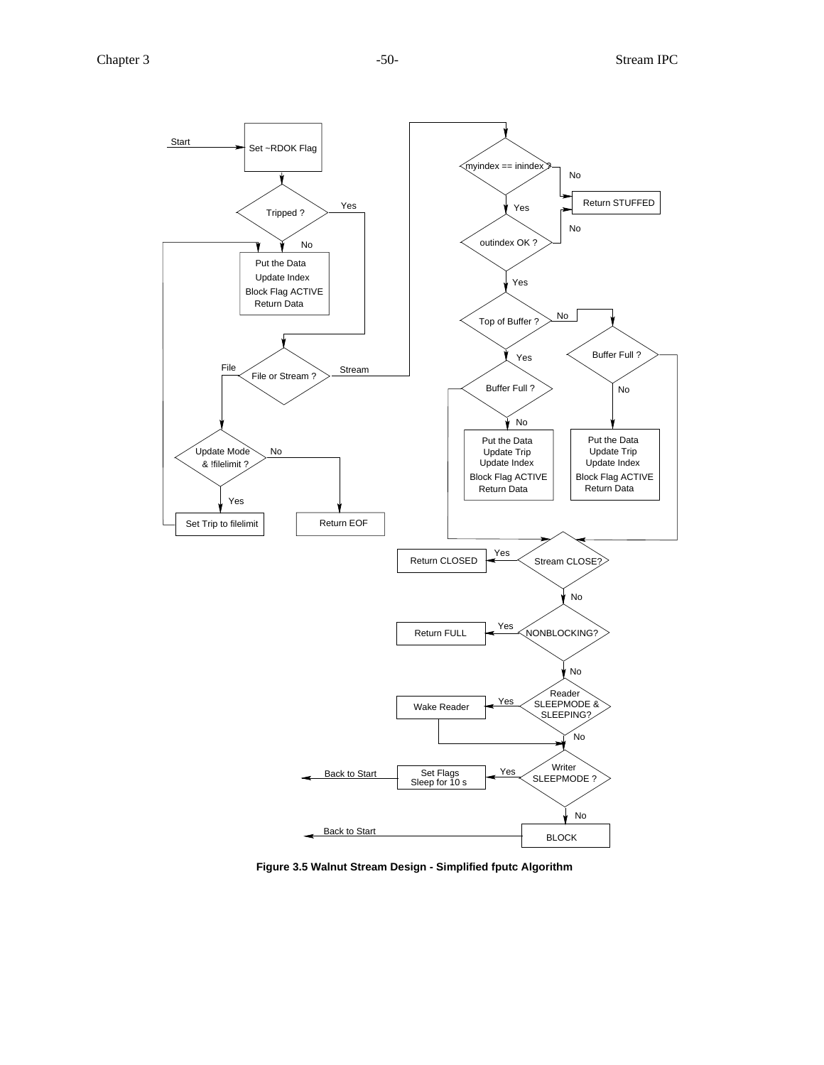Start

Set ~RDOK Flag

Tripped ?

Yes

No

Put the Data
Update Index
Block Flag ACTIVE
Return Data

File or Stream ?

File

Stream

Update Mode & !filelimit ?

No

Yes

Set Trip to filelimit

Return EOF

myindex == inindex ?

No

Return STUFFED

Yes

outindex OK ?

No

Yes

Top of Buffer ?

No

Yes

Buffer Full ?

No

Put the Data
Update Trip
Update Index
Block Flag ACTIVE
Return Data

Buffer Full ?

No

Put the Data
Update Trip
Update Index
Block Flag ACTIVE
Return Data

Stream CLOSE?

Yes

Return CLOSED

No

NONBLOCKING?

Yes

Return FULL

No

Reader SLEEPMODE & SLEEPING?

Yes

Wake Reader

No

Writer SLEEPMODE ?

Yes

Set Flags
Sleep for 10 s

Back to Start

No

BLOCK

Back to Start

**Figure 3.5 Walnut Stream Design - Simplified fputc Algorithm**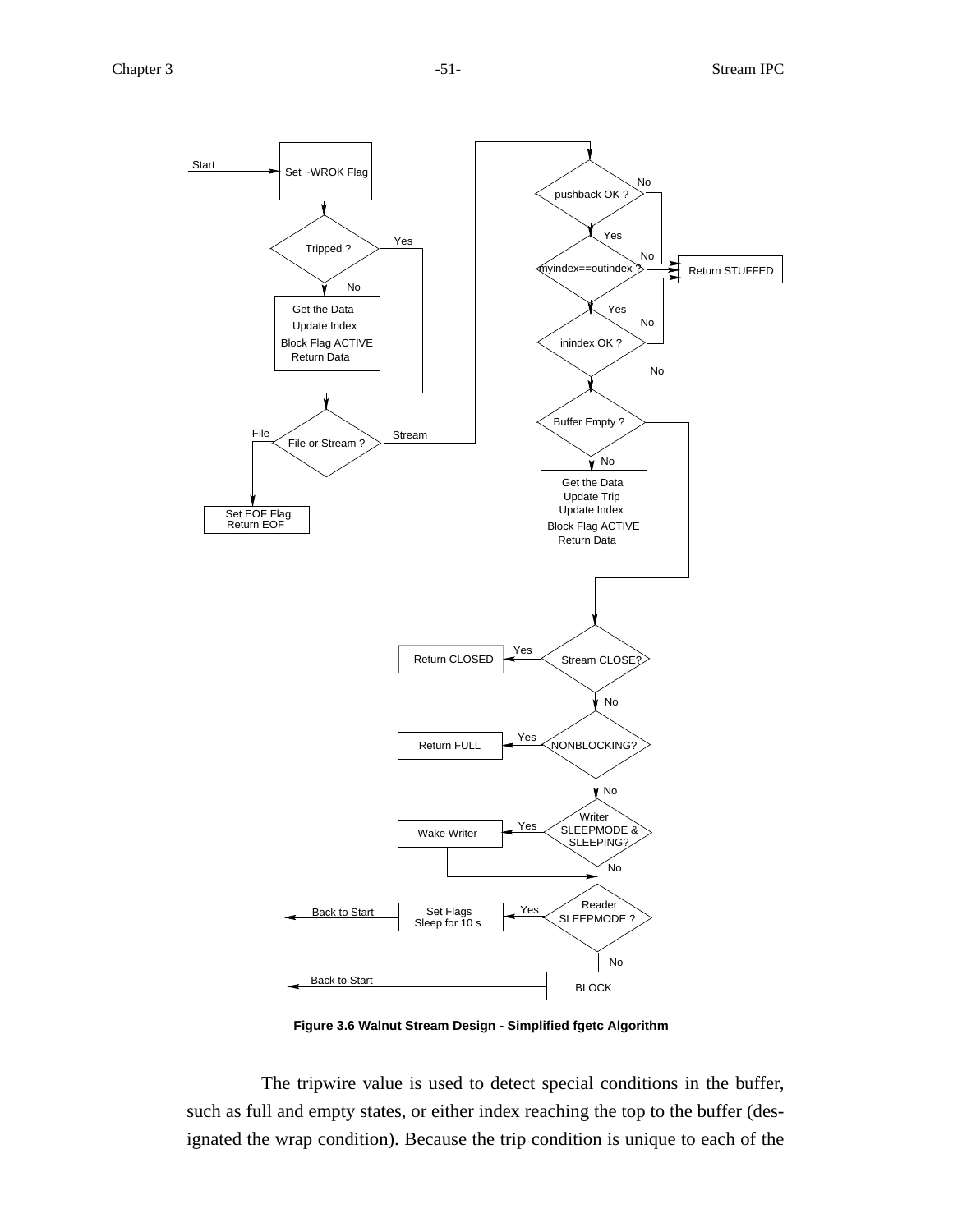**Figure 3.6 Walnut Stream Design - Simplified fgetc Algorithm**

The tripwire value is used to detect special conditions in the buffer, such as full and empty states, or either index reaching the top to the buffer (designated the wrap condition). Because the trip condition is unique to each of the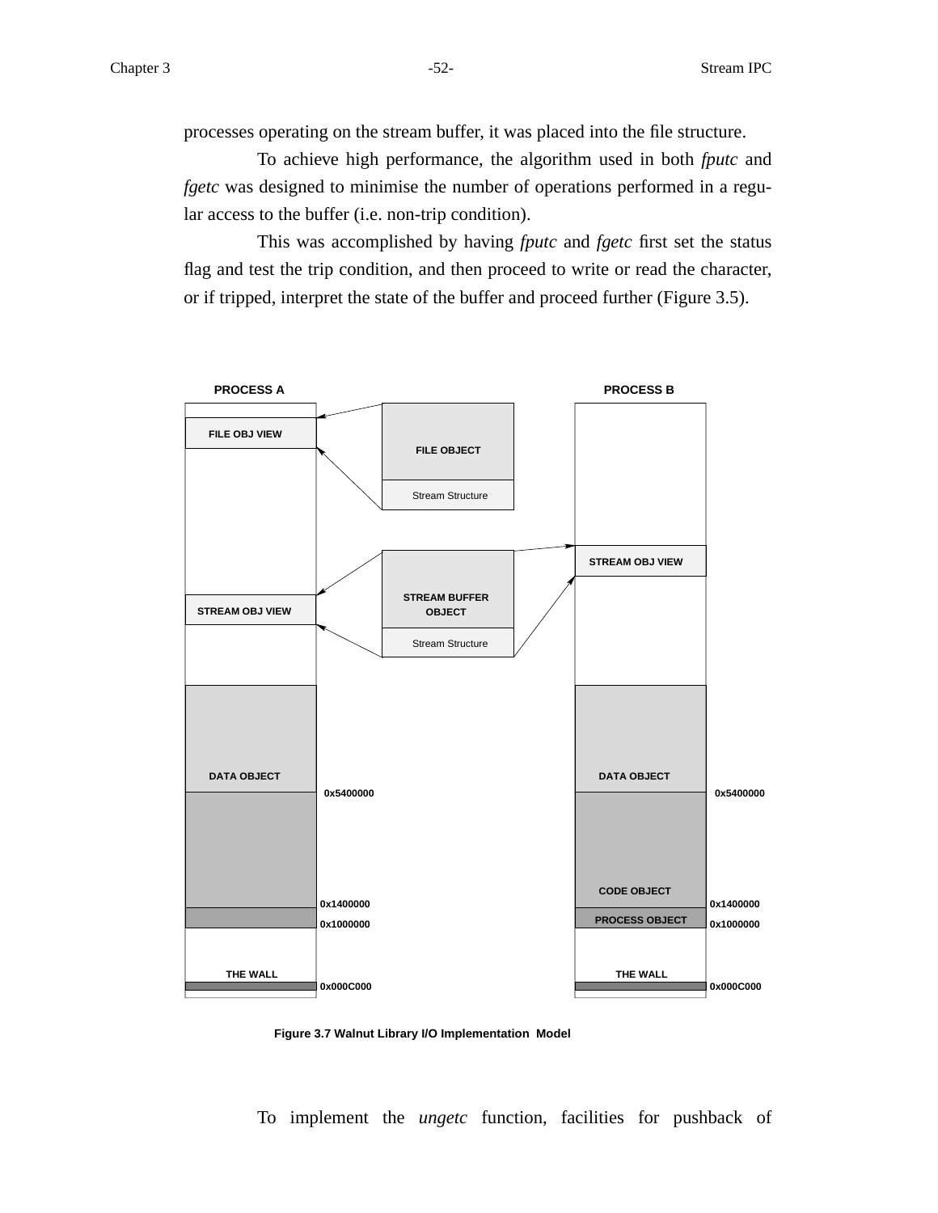processes operating on the stream buffer, it was placed into the file structure.

To achieve high performance, the algorithm used in both *fputc* and *fgetc* was designed to minimise the number of operations performed in a regular access to the buffer (i.e. non-trip condition).

This was accomplished by having *fputc* and *fgetc* first set the status flag and test the trip condition, and then proceed to write or read the character, or if tripped, interpret the state of the buffer and proceed further (Figure 3.5).

PROCESS A

PROCESS B

FILE OBJ VIEW

FILE OBJECT

Stream Structure

STREAM OBJ VIEW

STREAM BUFFER OBJECT

STREAM OBJ VIEW

Stream Structure

DATA OBJECT

0x5400000

DATA OBJECT

0x5400000

CODE OBJECT

0x1400000

0x1400000

PROCESS OBJECT

0x1000000

0x1000000

THE WALL

0x000C000

THE WALL

0x000C000

**Figure 3.7 Walnut Library I/O Implementation Model**

To implement the *ungetc* function, facilities for pushback of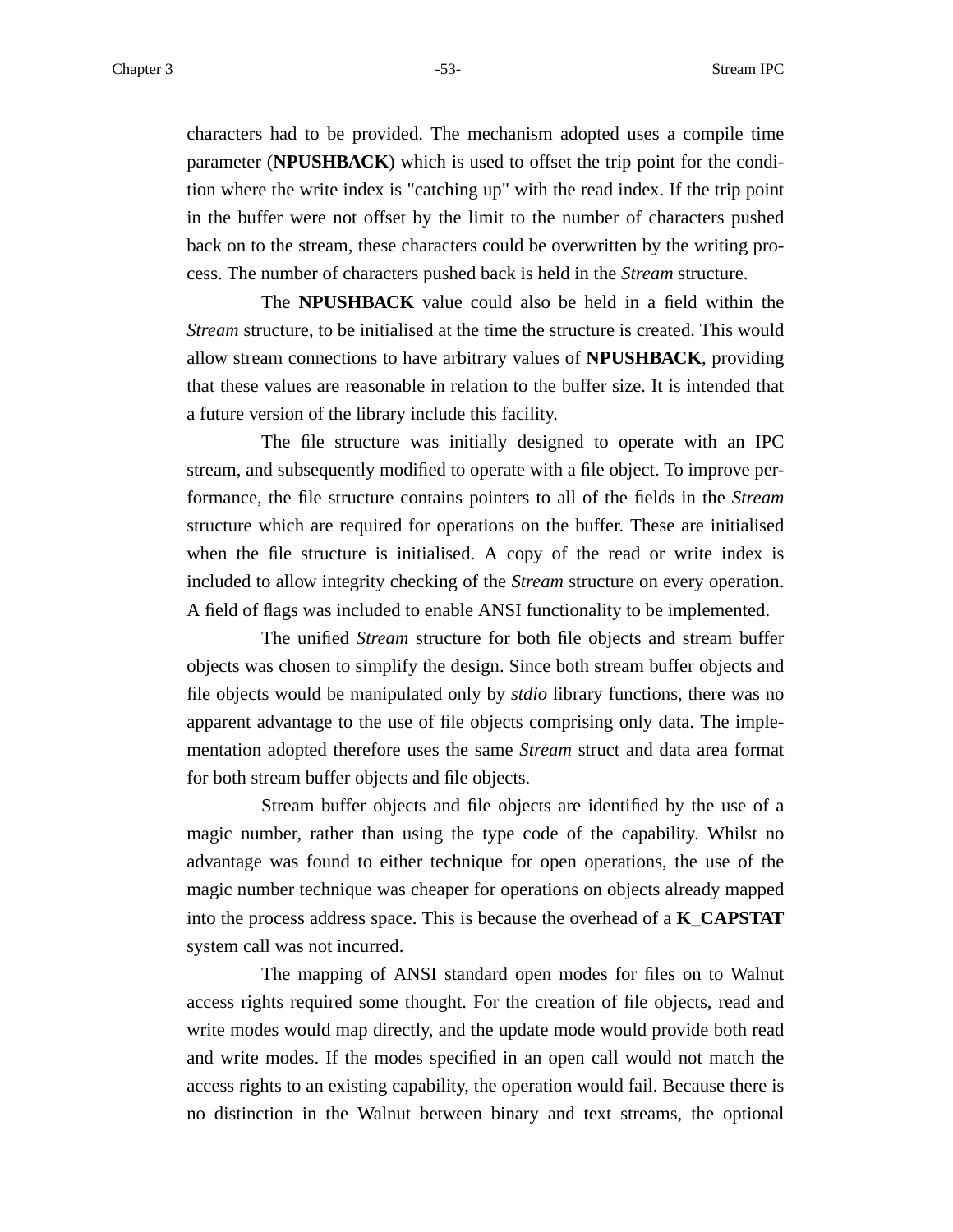characters had to be provided. The mechanism adopted uses a compile time parameter (**NPUSHBACK**) which is used to offset the trip point for the condition where the write index is "catching up" with the read index. If the trip point in the buffer were not offset by the limit to the number of characters pushed back on to the stream, these characters could be overwritten by the writing process. The number of characters pushed back is held in the *Stream* structure.

The **NPUSHBACK** value could also be held in a field within the *Stream* structure, to be initialised at the time the structure is created. This would allow stream connections to have arbitrary values of **NPUSHBACK**, providing that these values are reasonable in relation to the buffer size. It is intended that a future version of the library include this facility.

The file structure was initially designed to operate with an IPC stream, and subsequently modified to operate with a file object. To improve performance, the file structure contains pointers to all of the fields in the *Stream* structure which are required for operations on the buffer. These are initialised when the file structure is initialised. A copy of the read or write index is included to allow integrity checking of the *Stream* structure on every operation. A field of flags was included to enable ANSI functionality to be implemented.

The unified *Stream* structure for both file objects and stream buffer objects was chosen to simplify the design. Since both stream buffer objects and file objects would be manipulated only by *stdio* library functions, there was no apparent advantage to the use of file objects comprising only data. The implementation adopted therefore uses the same *Stream* struct and data area format for both stream buffer objects and file objects.

Stream buffer objects and file objects are identified by the use of a magic number, rather than using the type code of the capability. Whilst no advantage was found to either technique for open operations, the use of the magic number technique was cheaper for operations on objects already mapped into the process address space. This is because the overhead of a **K_CAPSTAT** system call was not incurred.

The mapping of ANSI standard open modes for files on to Walnut access rights required some thought. For the creation of file objects, read and write modes would map directly, and the update mode would provide both read and write modes. If the modes specified in an open call would not match the access rights to an existing capability, the operation would fail. Because there is no distinction in the Walnut between binary and text streams, the optional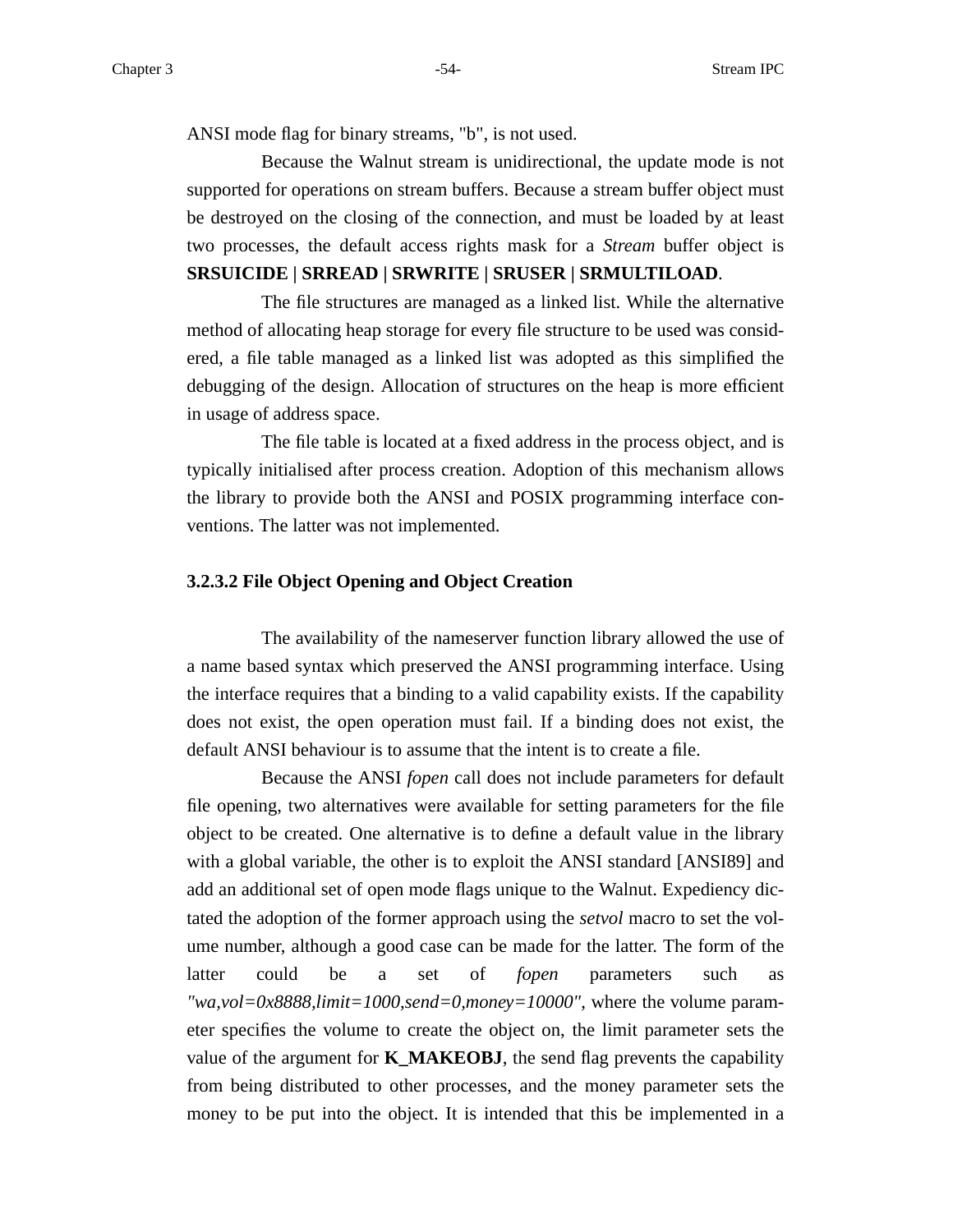ANSI mode flag for binary streams, "b", is not used.

Because the Walnut stream is unidirectional, the update mode is not supported for operations on stream buffers. Because a stream buffer object must be destroyed on the closing of the connection, and must be loaded by at least two processes, the default access rights mask for a *Stream* buffer object is **SRSUICIDE | SRREAD | SRWRITE | SRUSER | SRMULTILOAD**.

The file structures are managed as a linked list. While the alternative method of allocating heap storage for every file structure to be used was considered, a file table managed as a linked list was adopted as this simplified the debugging of the design. Allocation of structures on the heap is more efficient in usage of address space.

The file table is located at a fixed address in the process object, and is typically initialised after process creation. Adoption of this mechanism allows the library to provide both the ANSI and POSIX programming interface conventions. The latter was not implemented.

#### 3.2.3.2 File Object Opening and Object Creation

The availability of the nameserver function library allowed the use of a name based syntax which preserved the ANSI programming interface. Using the interface requires that a binding to a valid capability exists. If the capability does not exist, the open operation must fail. If a binding does not exist, the default ANSI behaviour is to assume that the intent is to create a file.

Because the ANSI *fopen* call does not include parameters for default file opening, two alternatives were available for setting parameters for the file object to be created. One alternative is to define a default value in the library with a global variable, the other is to exploit the ANSI standard [ANSI89] and add an additional set of open mode flags unique to the Walnut. Expediency dictated the adoption of the former approach using the *setvol* macro to set the volume number, although a good case can be made for the latter. The form of the latter could be a set of *fopen* parameters such as *"wa,vol=0x8888,limit=1000,send=0,money=10000"*, where the volume parameter specifies the volume to create the object on, the limit parameter sets the value of the argument for **K_MAKEOBJ**, the send flag prevents the capability from being distributed to other processes, and the money parameter sets the money to be put into the object. It is intended that this be implemented in a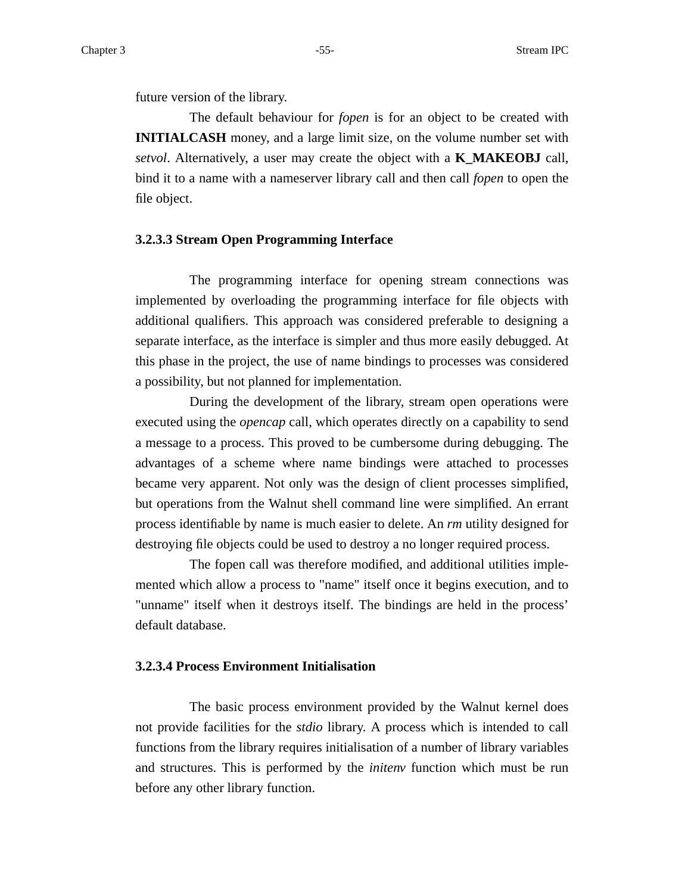future version of the library.

The default behaviour for *fopen* is for an object to be created with **INITIALCASH** money, and a large limit size, on the volume number set with *setvol*. Alternatively, a user may create the object with a **K_MAKEOBJ** call, bind it to a name with a nameserver library call and then call *fopen* to open the file object.

#### 3.2.3.3 Stream Open Programming Interface

The programming interface for opening stream connections was implemented by overloading the programming interface for file objects with additional qualifiers. This approach was considered preferable to designing a separate interface, as the interface is simpler and thus more easily debugged. At this phase in the project, the use of name bindings to processes was considered a possibility, but not planned for implementation.

During the development of the library, stream open operations were executed using the *opencap* call, which operates directly on a capability to send a message to a process. This proved to be cumbersome during debugging. The advantages of a scheme where name bindings were attached to processes became very apparent. Not only was the design of client processes simplified, but operations from the Walnut shell command line were simplified. An errant process identifiable by name is much easier to delete. An *rm* utility designed for destroying file objects could be used to destroy a no longer required process.

The fopen call was therefore modified, and additional utilities implemented which allow a process to "name" itself once it begins execution, and to "uname" itself when it destroys itself. The bindings are held in the process' default database.

#### 3.2.3.4 Process Environment Initialisation

The basic process environment provided by the Walnut kernel does not provide facilities for the *stdio* library. A process which is intended to call functions from the library requires initialisation of a number of library variables and structures. This is performed by the *initenv* function which must be run before any other library function.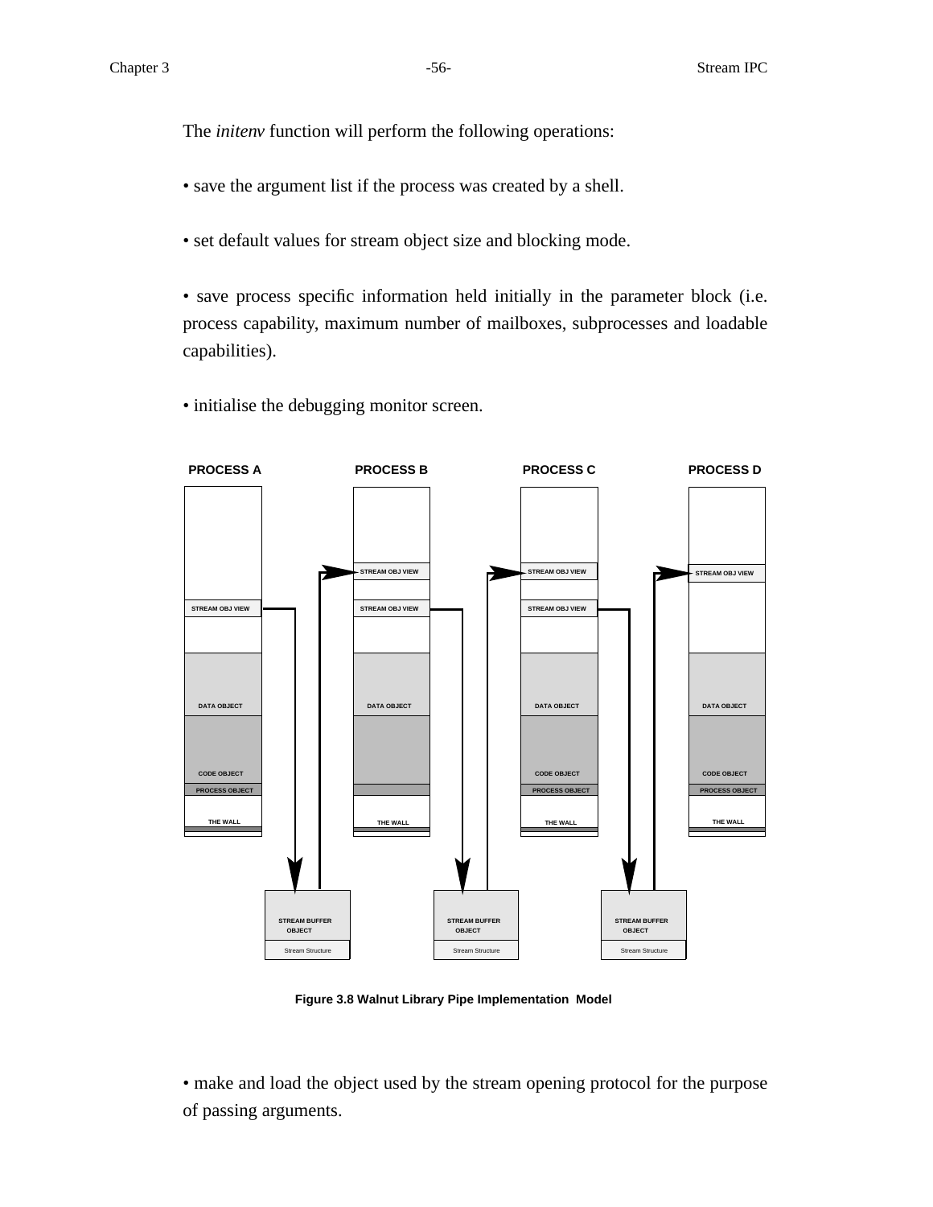The *initenv* function will perform the following operations:

• save the argument list if the process was created by a shell.

• set default values for stream object size and blocking mode.

• save process specific information held initially in the parameter block (i.e. process capability, maximum number of mailboxes, subprocesses and loadable capabilities).

• initialise the debugging monitor screen.

**Figure 3.8 Walnut Library Pipe Implementation Model**

• make and load the object used by the stream opening protocol for the purpose of passing arguments.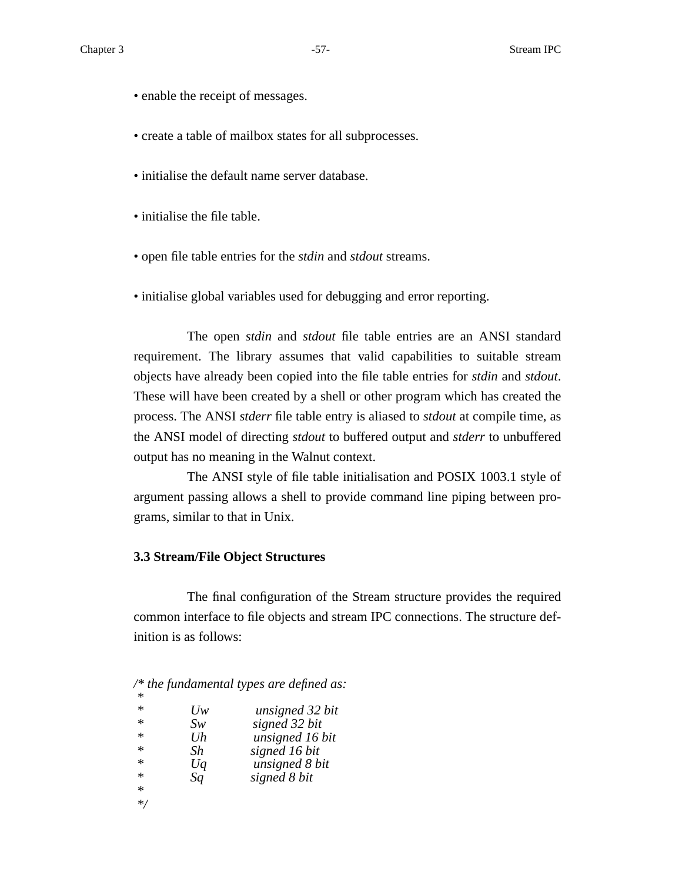• enable the receipt of messages.

• create a table of mailbox states for all subprocesses.

• initialise the default name server database.

• initialise the file table.

• open file table entries for the *stdin* and *stdout* streams.

• initialise global variables used for debugging and error reporting.

The open *stdin* and *stdout* file table entries are an ANSI standard requirement. The library assumes that valid capabilities to suitable stream objects have already been copied into the file table entries for *stdin* and *stdout*. These will have been created by a shell or other program which has created the process. The ANSI *stderr* file table entry is aliased to *stdout* at compile time, as the ANSI model of directing *stdout* to buffered output and *stderr* to unbuffered output has no meaning in the Walnut context.

The ANSI style of file table initialisation and POSIX 1003.1 style of argument passing allows a shell to provide command line piping between programs, similar to that in Unix.

### 3.3 Stream/File Object Structures

The final configuration of the Stream structure provides the required common interface to file objects and stream IPC connections. The structure definition is as follows:

```
/* the fundamental types are defined as:
 *
 *        Uw          unsigned 32 bit
 *        Sw          signed 32 bit
 *        Uh          unsigned 16 bit
 *        Sh          signed 16 bit
 *        Uq          unsigned 8 bit
 *        Sq          signed 8 bit
 *
 */
```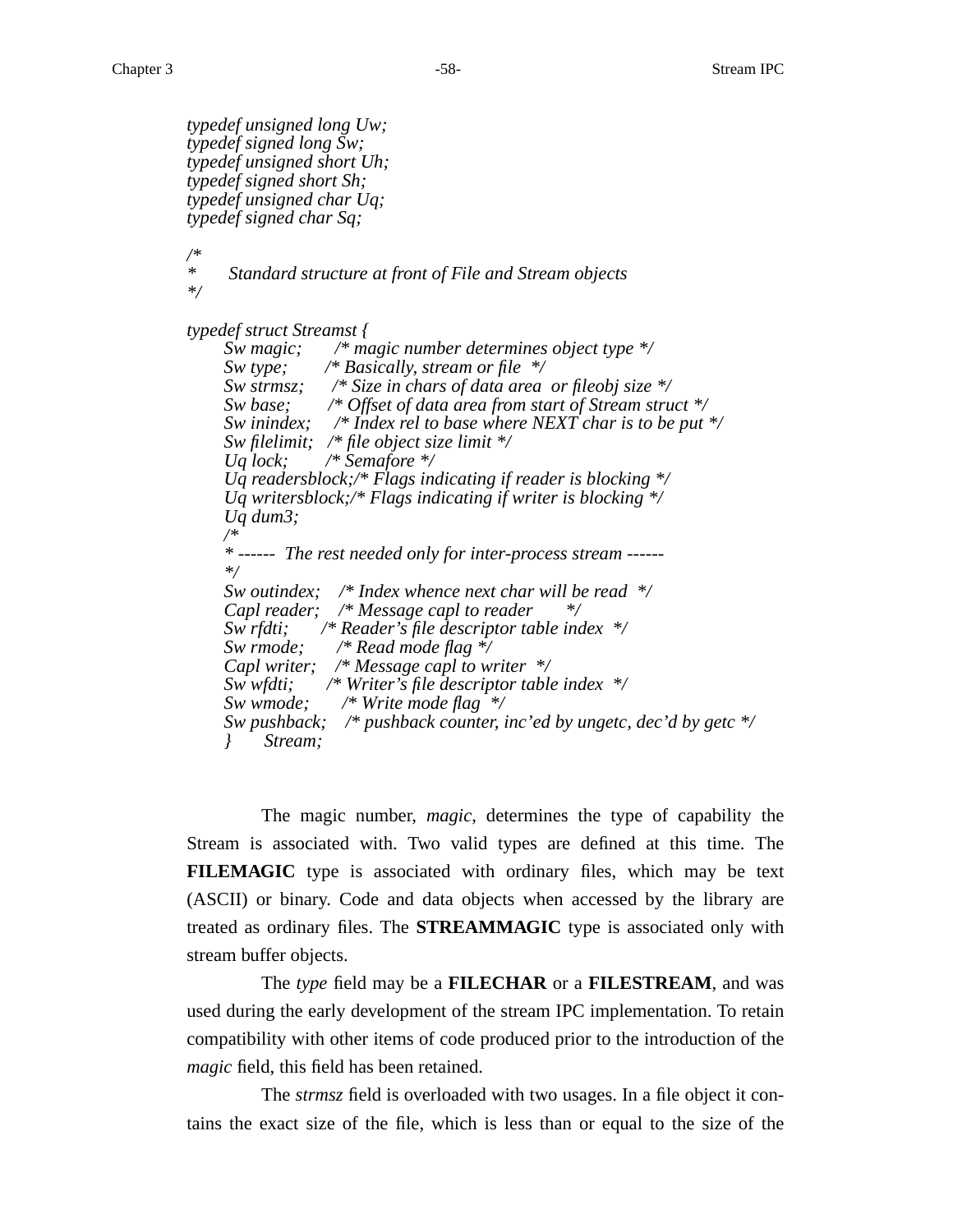```
typedef unsigned long Uw;
typedef signed long Sw;
typedef unsigned short Uh;
typedef signed short Sh;
typedef unsigned char Uq;
typedef signed char Sq;

/*
*       Standard structure at front of File and Stream objects
*/

typedef struct Streamst {
      Sw magic;       /* magic number determines object type */
      Sw type;        /* Basically, stream or file  */
      Sw strmsz;      /* Size in chars of data area  or fileobj size */
      Sw base;        /* Offset of data area from start of Stream struct */
      Sw inindex;     /* Index rel to base where NEXT char is to be put */
      Sw filelimit;   /* file object size limit */
      Uq lock;        /* Semafore */
      Uq readersblock;/* Flags indicating if reader is blocking */
      Uq writersblock;/* Flags indicating if writer is blocking */
      Uq dum3;
      /*
      * ------  The rest needed only for inter-process stream ------
      */
      Sw outindex;    /* Index whence next char will be read  */
      Capl reader;    /* Message capl to reader       */
      Sw rfdti;       /* Reader's file descriptor table index  */
      Sw rmode;       /* Read mode flag */
      Capl writer;    /* Message capl to writer  */
      Sw wfdti;       /* Writer's file descriptor table index  */
      Sw wmode;       /* Write mode flag  */
      Sw pushback;    /* pushback counter, inc'ed by ungetc, dec'd by getc */
      }       Stream;
```

The magic number, *magic*, determines the type of capability the Stream is associated with. Two valid types are defined at this time. The **FILEMAGIC** type is associated with ordinary files, which may be text (ASCII) or binary. Code and data objects when accessed by the library are treated as ordinary files. The **STREAMMAGIC** type is associated only with stream buffer objects.

The *type* field may be a **FILECHAR** or a **FILESTREAM**, and was used during the early development of the stream IPC implementation. To retain compatibility with other items of code produced prior to the introduction of the *magic* field, this field has been retained.

The *strmsz* field is overloaded with two usages. In a file object it contains the exact size of the file, which is less than or equal to the size of the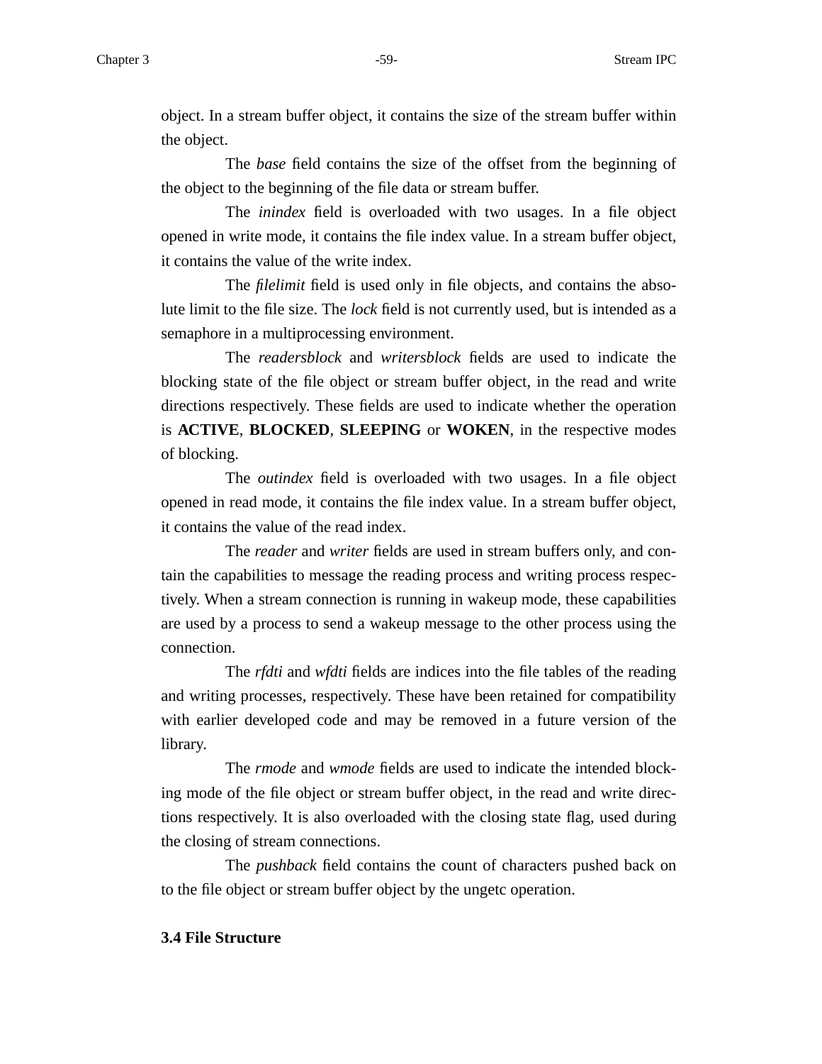object. In a stream buffer object, it contains the size of the stream buffer within the object.

The *base* field contains the size of the offset from the beginning of the object to the beginning of the file data or stream buffer.

The *inindex* field is overloaded with two usages. In a file object opened in write mode, it contains the file index value. In a stream buffer object, it contains the value of the write index.

The *filelimit* field is used only in file objects, and contains the absolute limit to the file size. The *lock* field is not currently used, but is intended as a semaphore in a multiprocessing environment.

The *readersblock* and *writersblock* fields are used to indicate the blocking state of the file object or stream buffer object, in the read and write directions respectively. These fields are used to indicate whether the operation is **ACTIVE**, **BLOCKED**, **SLEEPING** or **WOKEN**, in the respective modes of blocking.

The *outindex* field is overloaded with two usages. In a file object opened in read mode, it contains the file index value. In a stream buffer object, it contains the value of the read index.

The *reader* and *writer* fields are used in stream buffers only, and contain the capabilities to message the reading process and writing process respectively. When a stream connection is running in wakeup mode, these capabilities are used by a process to send a wakeup message to the other process using the connection.

The *rfdti* and *wfdti* fields are indices into the file tables of the reading and writing processes, respectively. These have been retained for compatibility with earlier developed code and may be removed in a future version of the library.

The *rmode* and *wmode* fields are used to indicate the intended blocking mode of the file object or stream buffer object, in the read and write directions respectively. It is also overloaded with the closing state flag, used during the closing of stream connections.

The *pushback* field contains the count of characters pushed back on to the file object or stream buffer object by the ungetc operation.

## 3.4 File Structure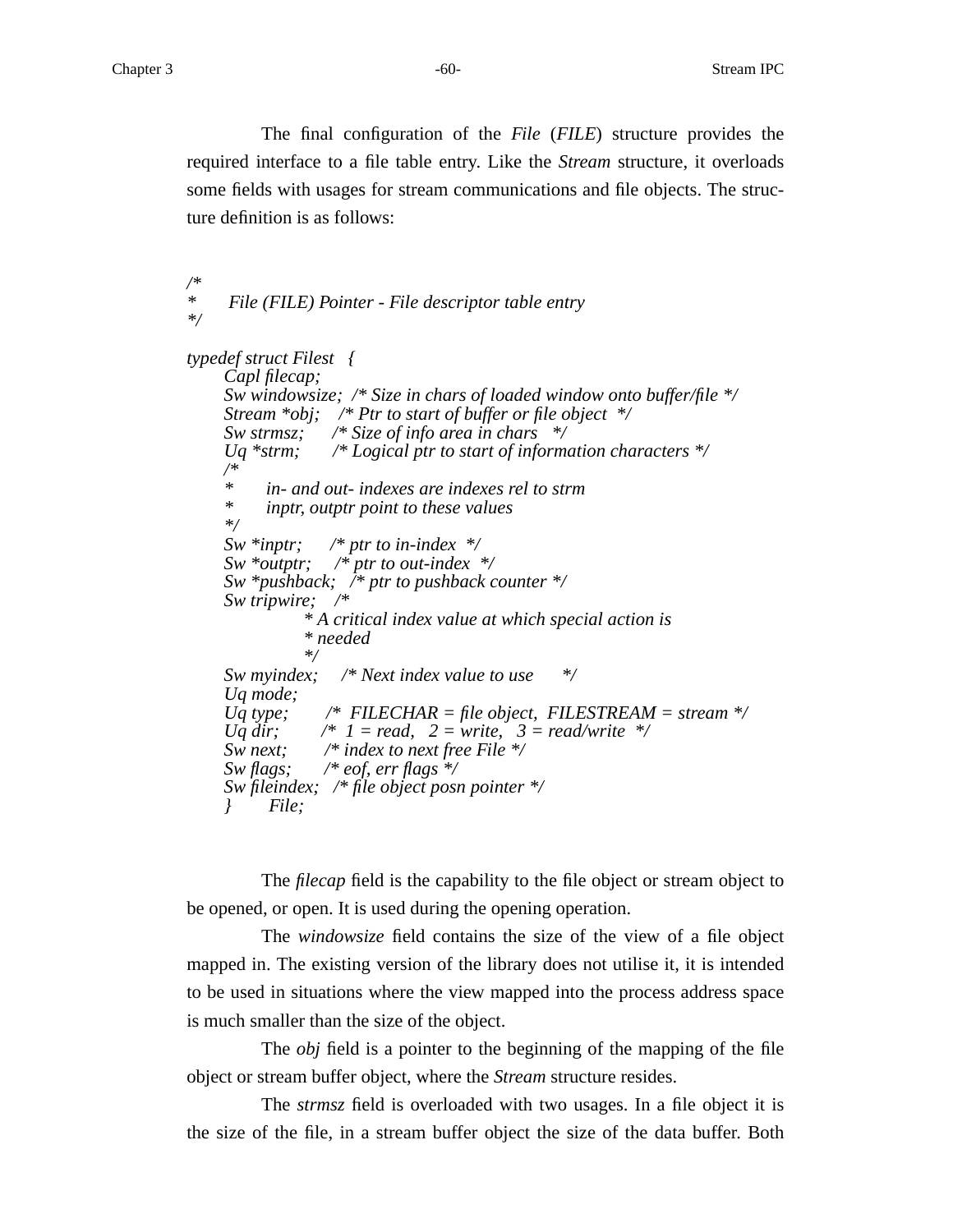The final configuration of the *File* (*FILE*) structure provides the required interface to a file table entry. Like the *Stream* structure, it overloads some fields with usages for stream communications and file objects. The structure definition is as follows:

```
/*
*      File (FILE) Pointer - File descriptor table entry
*/

typedef struct Filest   {
      Capl filecap;
      Sw windowsize;  /* Size in chars of loaded window onto buffer/file */
      Stream *obj;    /* Ptr to start of buffer or file object  */
      Sw strmsz;      /* Size of info area in chars   */
      Uq *strm;       /* Logical ptr to start of information characters */
      /*
       *      in- and out- indexes are indexes rel to strm
       *      inptr, outptr point to these values
       */
      Sw *inptr;      /* ptr to in-index  */
      Sw *outptr;     /* ptr to out-index  */
      Sw *pushback;   /* ptr to pushback counter */
      Sw tripwire;    /*
                 * A critical index value at which special action is
                 * needed
                 */
      Sw myindex;     /* Next index value to use      */
      Uq mode;
      Uq type;        /*  FILECHAR = file object,  FILESTREAM = stream */
      Uq dir;         /*  1 = read,   2 = write,   3 = read/write  */
      Sw next;        /* index to next free File */
      Sw flags;       /* eof, err flags */
      Sw fileindex;   /* file object posn pointer */
      }       File;
```

The *filecap* field is the capability to the file object or stream object to be opened, or open. It is used during the opening operation.

The *windowsize* field contains the size of the view of a file object mapped in. The existing version of the library does not utilise it, it is intended to be used in situations where the view mapped into the process address space is much smaller than the size of the object.

The *obj* field is a pointer to the beginning of the mapping of the file object or stream buffer object, where the *Stream* structure resides.

The *strmsz* field is overloaded with two usages. In a file object it is the size of the file, in a stream buffer object the size of the data buffer. Both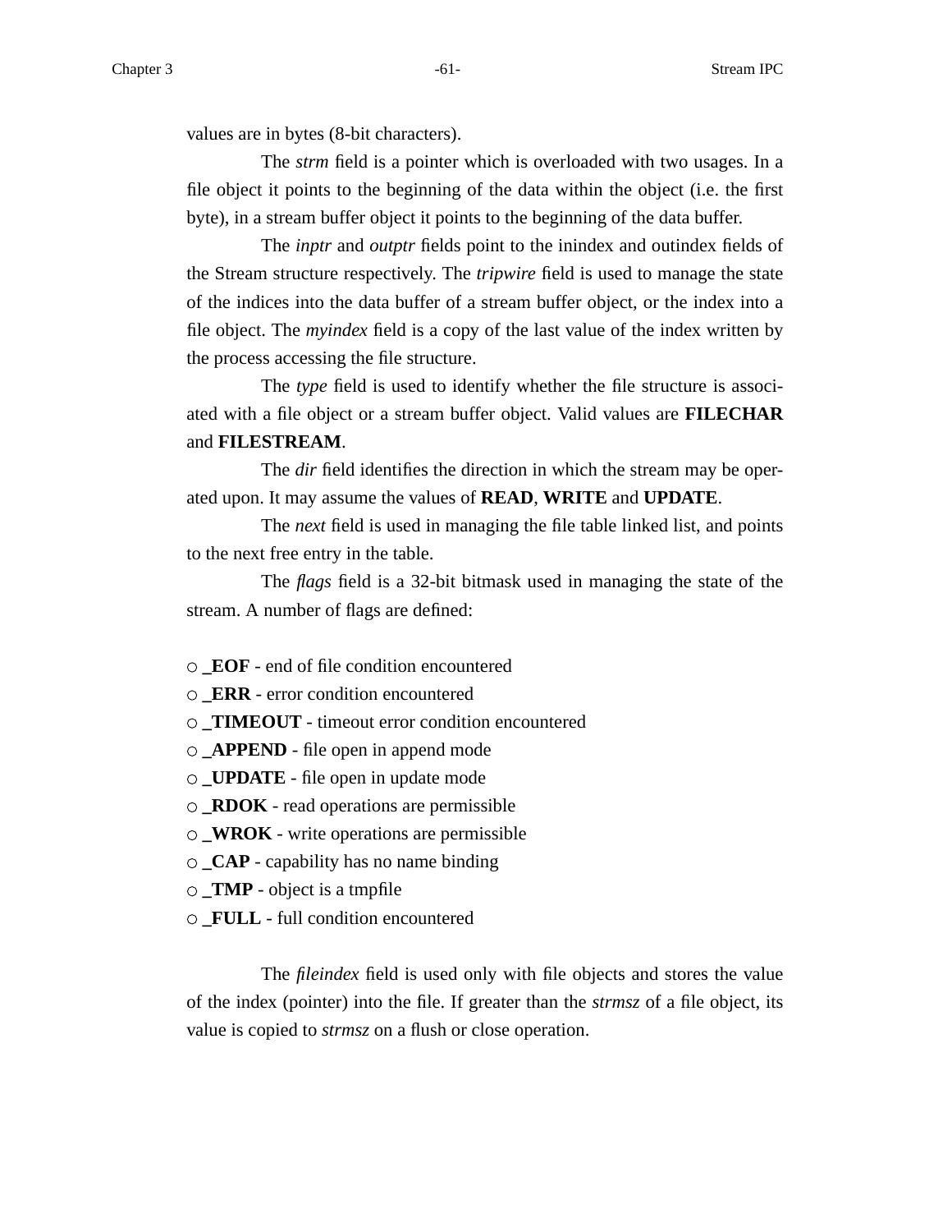values are in bytes (8-bit characters).

The *strm* field is a pointer which is overloaded with two usages. In a file object it points to the beginning of the data within the object (i.e. the first byte), in a stream buffer object it points to the beginning of the data buffer.

The *inptr* and *outptr* fields point to the inindex and outindex fields of the Stream structure respectively. The *tripwire* field is used to manage the state of the indices into the data buffer of a stream buffer object, or the index into a file object. The *myindex* field is a copy of the last value of the index written by the process accessing the file structure.

The *type* field is used to identify whether the file structure is associated with a file object or a stream buffer object. Valid values are **FILECHAR** and **FILESTREAM**.

The *dir* field identifies the direction in which the stream may be operated upon. It may assume the values of **READ**, **WRITE** and **UPDATE**.

The *next* field is used in managing the file table linked list, and points to the next free entry in the table.

The *flags* field is a 32-bit bitmask used in managing the state of the stream. A number of flags are defined:

- **_EOF** - end of file condition encountered
- **_ERR** - error condition encountered
- **_TIMEOUT** - timeout error condition encountered
- **_APPEND** - file open in append mode
- **_UPDATE** - file open in update mode
- **_RDOK** - read operations are permissible
- **_WROK** - write operations are permissible
- **_CAP** - capability has no name binding
- **_TMP** - object is a tmpfile
- **_FULL** - full condition encountered

The *fileindex* field is used only with file objects and stores the value of the index (pointer) into the file. If greater than the *strmsz* of a file object, its value is copied to *strmsz* on a flush or close operation.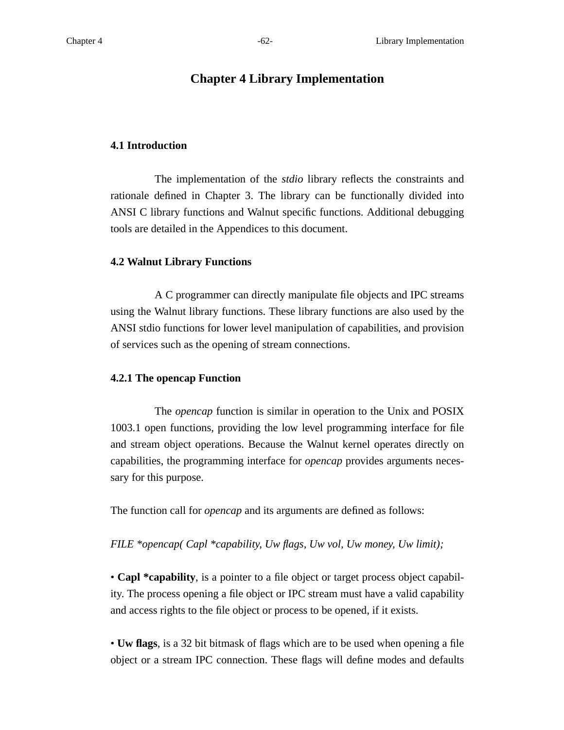# Chapter 4 Library Implementation

## 4.1 Introduction

The implementation of the *stdio* library reflects the constraints and rationale defined in Chapter 3. The library can be functionally divided into ANSI C library functions and Walnut specific functions. Additional debugging tools are detailed in the Appendices to this document.

## 4.2 Walnut Library Functions

A C programmer can directly manipulate file objects and IPC streams using the Walnut library functions. These library functions are also used by the ANSI stdio functions for lower level manipulation of capabilities, and provision of services such as the opening of stream connections.

### 4.2.1 The opencap Function

The *opencap* function is similar in operation to the Unix and POSIX 1003.1 open functions, providing the low level programming interface for file and stream object operations. Because the Walnut kernel operates directly on capabilities, the programming interface for *opencap* provides arguments necessary for this purpose.

The function call for *opencap* and its arguments are defined as follows:

*FILE *opencap( Capl *capability, Uw flags, Uw vol, Uw money, Uw limit);*

• **Capl *capability**, is a pointer to a file object or target process object capability. The process opening a file object or IPC stream must have a valid capability and access rights to the file object or process to be opened, if it exists.

• **Uw flags**, is a 32 bit bitmask of flags which are to be used when opening a file object or a stream IPC connection. These flags will define modes and defaults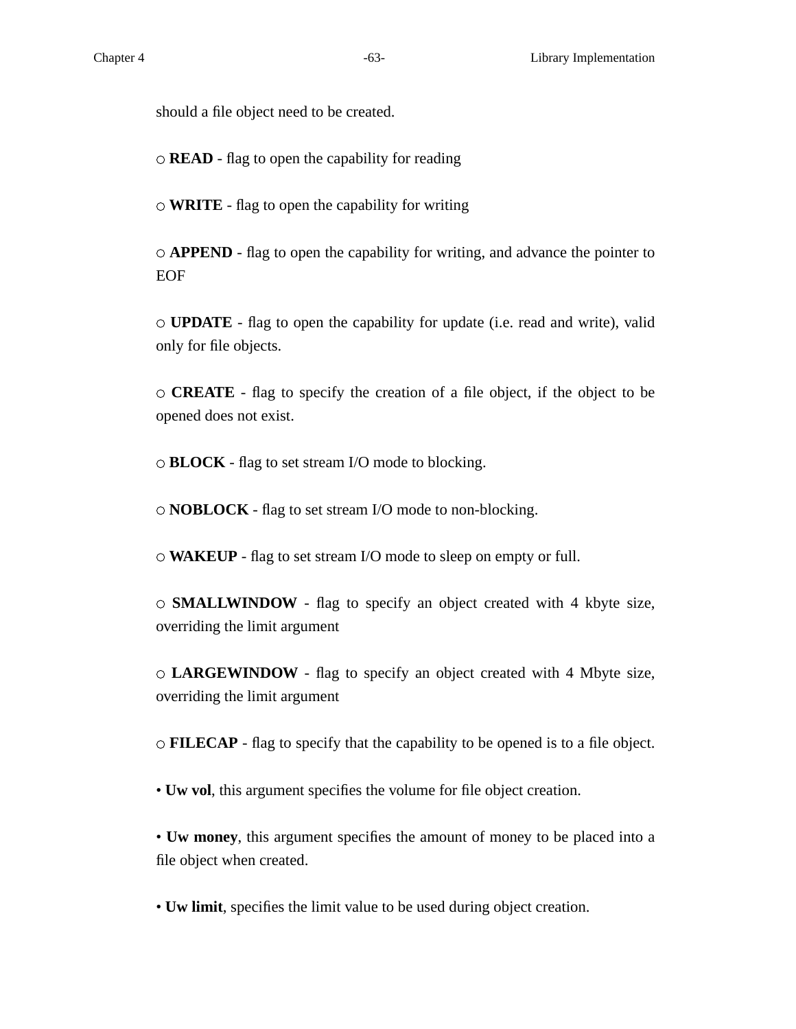should a file object need to be created.

○ **READ** - flag to open the capability for reading

○ **WRITE** - flag to open the capability for writing

○ **APPEND** - flag to open the capability for writing, and advance the pointer to EOF

○ **UPDATE** - flag to open the capability for update (i.e. read and write), valid only for file objects.

○ **CREATE** - flag to specify the creation of a file object, if the object to be opened does not exist.

○ **BLOCK** - flag to set stream I/O mode to blocking.

○ **NOBLOCK** - flag to set stream I/O mode to non-blocking.

○ **WAKEUP** - flag to set stream I/O mode to sleep on empty or full.

○ **SMALLWINDOW** - flag to specify an object created with 4 kbyte size, overriding the limit argument

○ **LARGEWINDOW** - flag to specify an object created with 4 Mbyte size, overriding the limit argument

○ **FILECAP** - flag to specify that the capability to be opened is to a file object.

• **Uw vol**, this argument specifies the volume for file object creation.

• **Uw money**, this argument specifies the amount of money to be placed into a file object when created.

• **Uw limit**, specifies the limit value to be used during object creation.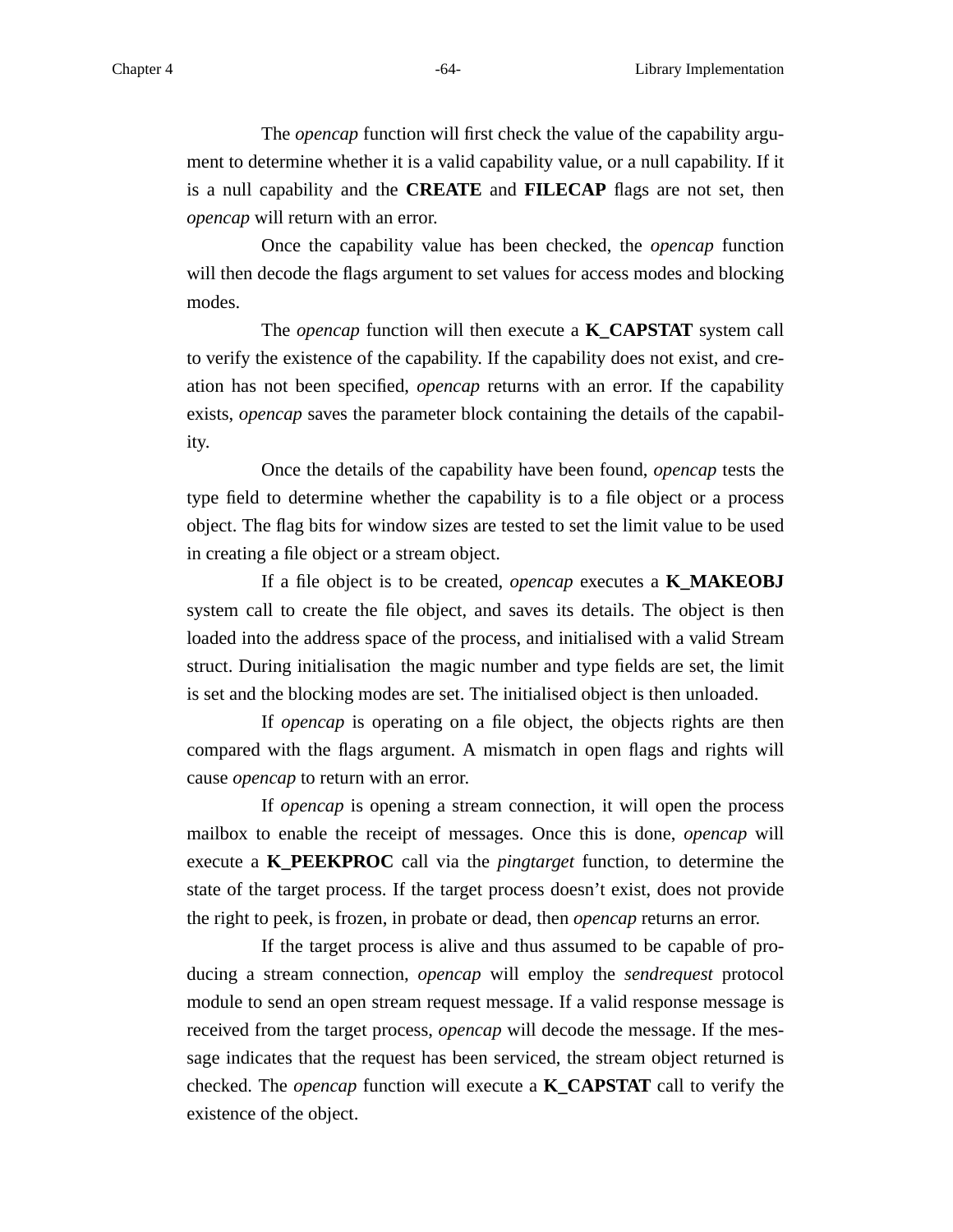The *opencap* function will first check the value of the capability argument to determine whether it is a valid capability value, or a null capability. If it is a null capability and the **CREATE** and **FILECAP** flags are not set, then *opencap* will return with an error.

Once the capability value has been checked, the *opencap* function will then decode the flags argument to set values for access modes and blocking modes.

The *opencap* function will then execute a **K_CAPSTAT** system call to verify the existence of the capability. If the capability does not exist, and creation has not been specified, *opencap* returns with an error. If the capability exists, *opencap* saves the parameter block containing the details of the capability.

Once the details of the capability have been found, *opencap* tests the type field to determine whether the capability is to a file object or a process object. The flag bits for window sizes are tested to set the limit value to be used in creating a file object or a stream object.

If a file object is to be created, *opencap* executes a **K_MAKEOBJ** system call to create the file object, and saves its details. The object is then loaded into the address space of the process, and initialised with a valid Stream struct. During initialisation the magic number and type fields are set, the limit is set and the blocking modes are set. The initialised object is then unloaded.

If *opencap* is operating on a file object, the objects rights are then compared with the flags argument. A mismatch in open flags and rights will cause *opencap* to return with an error.

If *opencap* is opening a stream connection, it will open the process mailbox to enable the receipt of messages. Once this is done, *opencap* will execute a **K_PEEKPROC** call via the *pingtarget* function, to determine the state of the target process. If the target process doesn't exist, does not provide the right to peek, is frozen, in probate or dead, then *opencap* returns an error.

If the target process is alive and thus assumed to be capable of producing a stream connection, *opencap* will employ the *sendrequest* protocol module to send an open stream request message. If a valid response message is received from the target process, *opencap* will decode the message. If the message indicates that the request has been serviced, the stream object returned is checked. The *opencap* function will execute a **K_CAPSTAT** call to verify the existence of the object.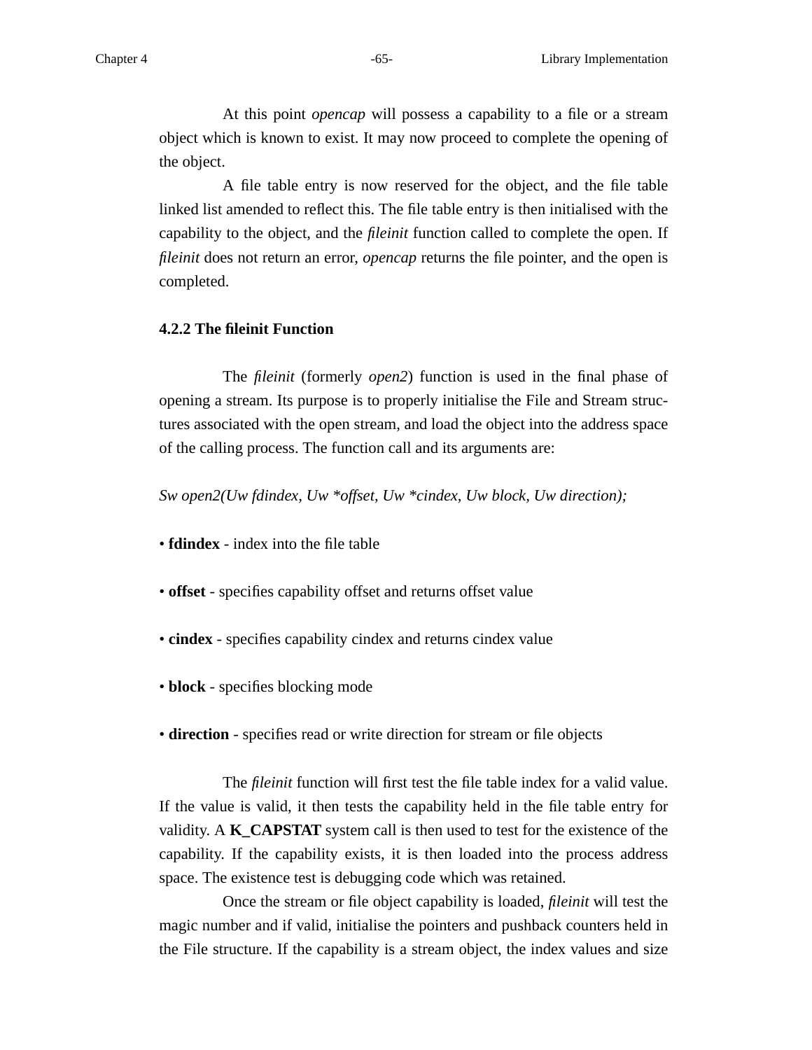At this point *opencap* will possess a capability to a file or a stream object which is known to exist. It may now proceed to complete the opening of the object.

A file table entry is now reserved for the object, and the file table linked list amended to reflect this. The file table entry is then initialised with the capability to the object, and the *fileinit* function called to complete the open. If *fileinit* does not return an error, *opencap* returns the file pointer, and the open is completed.

### 4.2.2 The fileinit Function

The *fileinit* (formerly *open2*) function is used in the final phase of opening a stream. Its purpose is to properly initialise the File and Stream structures associated with the open stream, and load the object into the address space of the calling process. The function call and its arguments are:

*Sw open2(Uw fdindex, Uw *offset, Uw *cindex, Uw block, Uw direction);*

- **fdindex** - index into the file table
- **offset** - specifies capability offset and returns offset value
- **cindex** - specifies capability cindex and returns cindex value
- **block** - specifies blocking mode
- **direction** - specifies read or write direction for stream or file objects

The *fileinit* function will first test the file table index for a valid value. If the value is valid, it then tests the capability held in the file table entry for validity. A **K_CAPSTAT** system call is then used to test for the existence of the capability. If the capability exists, it is then loaded into the process address space. The existence test is debugging code which was retained.

Once the stream or file object capability is loaded, *fileinit* will test the magic number and if valid, initialise the pointers and pushback counters held in the File structure. If the capability is a stream object, the index values and size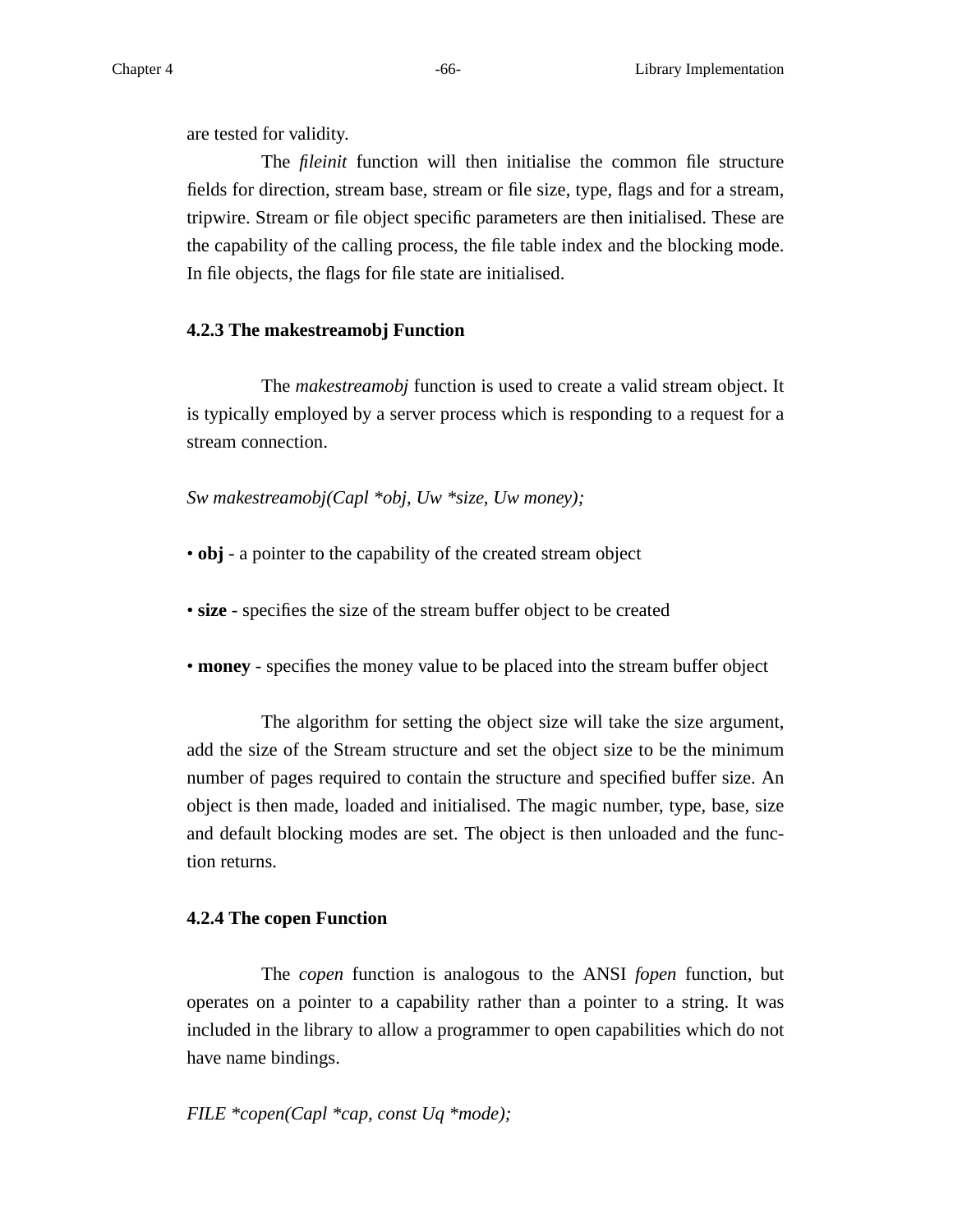are tested for validity.

The *fileinit* function will then initialise the common file structure fields for direction, stream base, stream or file size, type, flags and for a stream, tripwire. Stream or file object specific parameters are then initialised. These are the capability of the calling process, the file table index and the blocking mode. In file objects, the flags for file state are initialised.

### 4.2.3 The makestreamobj Function

The *makestreamobj* function is used to create a valid stream object. It is typically employed by a server process which is responding to a request for a stream connection.

*Sw makestreamobj(Capl *obj, Uw *size, Uw money);*

- **obj** - a pointer to the capability of the created stream object

- **size** - specifies the size of the stream buffer object to be created

- **money** - specifies the money value to be placed into the stream buffer object

The algorithm for setting the object size will take the size argument, add the size of the Stream structure and set the object size to be the minimum number of pages required to contain the structure and specified buffer size. An object is then made, loaded and initialised. The magic number, type, base, size and default blocking modes are set. The object is then unloaded and the function returns.

### 4.2.4 The copen Function

The *copen* function is analogous to the ANSI *fopen* function, but operates on a pointer to a capability rather than a pointer to a string. It was included in the library to allow a programmer to open capabilities which do not have name bindings.

*FILE *copen(Capl *cap, const Uq *mode);*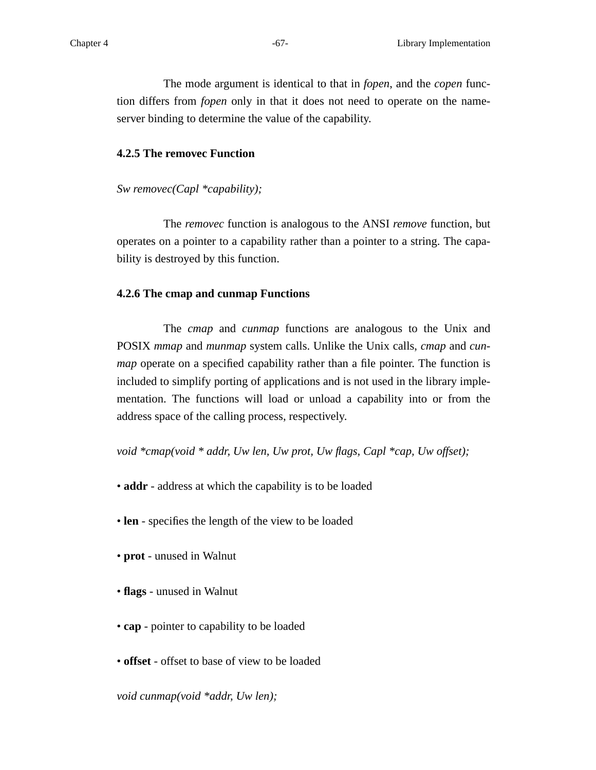The mode argument is identical to that in *fopen*, and the *copen* function differs from *fopen* only in that it does not need to operate on the name-server binding to determine the value of the capability.

### 4.2.5 The removec Function

*Sw removec(Capl *capability);*

The *removec* function is analogous to the ANSI *remove* function, but operates on a pointer to a capability rather than a pointer to a string. The capability is destroyed by this function.

### 4.2.6 The cmap and cunmap Functions

The *cmap* and *cunmap* functions are analogous to the Unix and POSIX *mmap* and *munmap* system calls. Unlike the Unix calls, *cmap* and *cunmap* operate on a specified capability rather than a file pointer. The function is included to simplify porting of applications and is not used in the library implementation. The functions will load or unload a capability into or from the address space of the calling process, respectively.

*void *cmap(void * addr, Uw len, Uw prot, Uw flags, Capl *cap, Uw offset);*

- **addr** - address at which the capability is to be loaded
- **len** - specifies the length of the view to be loaded
- **prot** - unused in Walnut
- **flags** - unused in Walnut
- **cap** - pointer to capability to be loaded
- **offset** - offset to base of view to be loaded

*void cunmap(void *addr, Uw len);*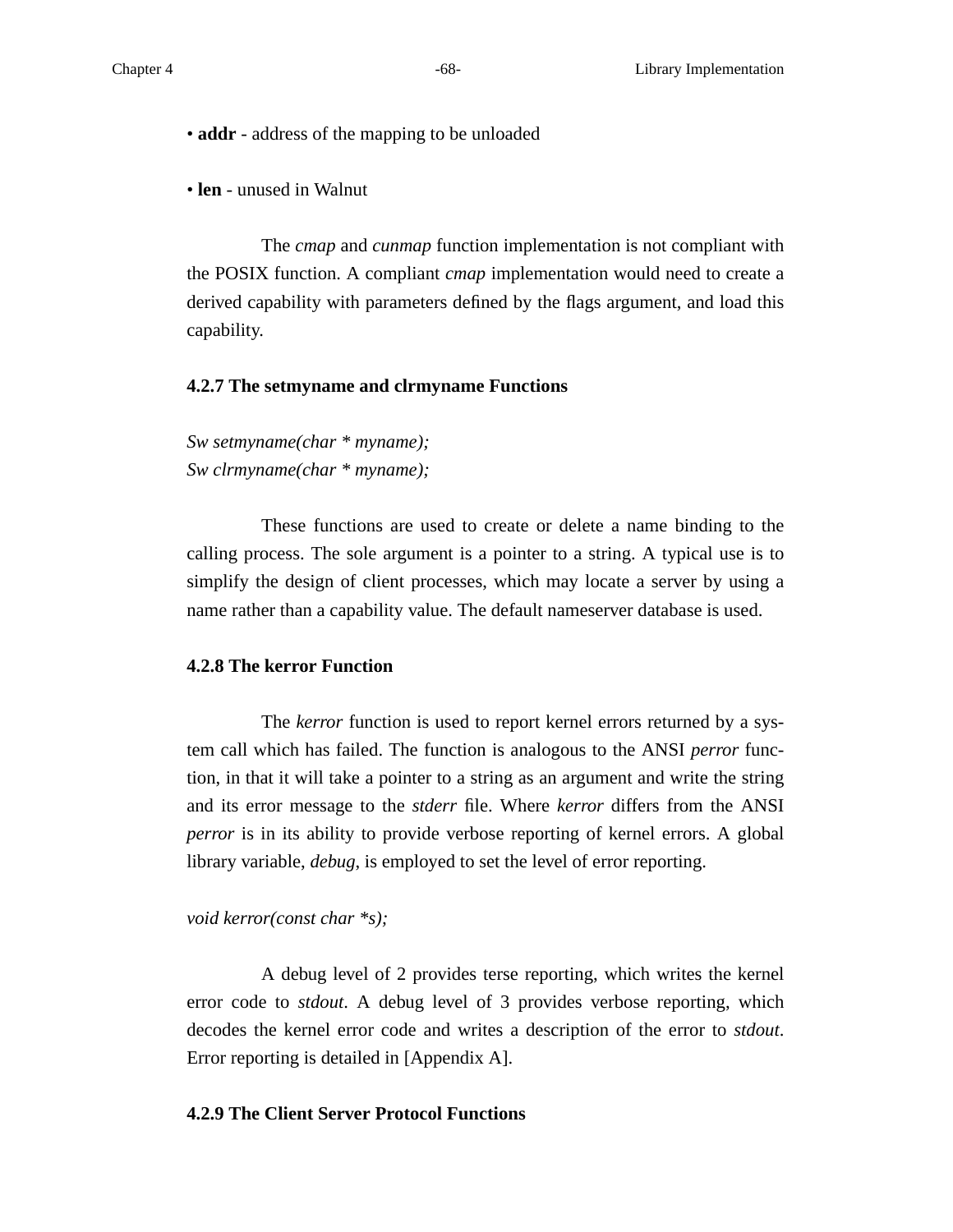• **addr** - address of the mapping to be unloaded

• **len** - unused in Walnut

The *cmap* and *cunmap* function implementation is not compliant with the POSIX function. A compliant *cmap* implementation would need to create a derived capability with parameters defined by the flags argument, and load this capability.

### 4.2.7 The setmyname and clrmyname Functions

*Sw setmyname(char * myname);*
*Sw clrmyname(char * myname);*

These functions are used to create or delete a name binding to the calling process. The sole argument is a pointer to a string. A typical use is to simplify the design of client processes, which may locate a server by using a name rather than a capability value. The default nameserver database is used.

### 4.2.8 The kerror Function

The *kerror* function is used to report kernel errors returned by a system call which has failed. The function is analogous to the ANSI *perror* function, in that it will take a pointer to a string as an argument and write the string and its error message to the *stderr* file. Where *kerror* differs from the ANSI *perror* is in its ability to provide verbose reporting of kernel errors. A global library variable, *debug*, is employed to set the level of error reporting.

*void kerror(const char *s);*

A debug level of 2 provides terse reporting, which writes the kernel error code to *stdout*. A debug level of 3 provides verbose reporting, which decodes the kernel error code and writes a description of the error to *stdout*. Error reporting is detailed in [Appendix A].

### 4.2.9 The Client Server Protocol Functions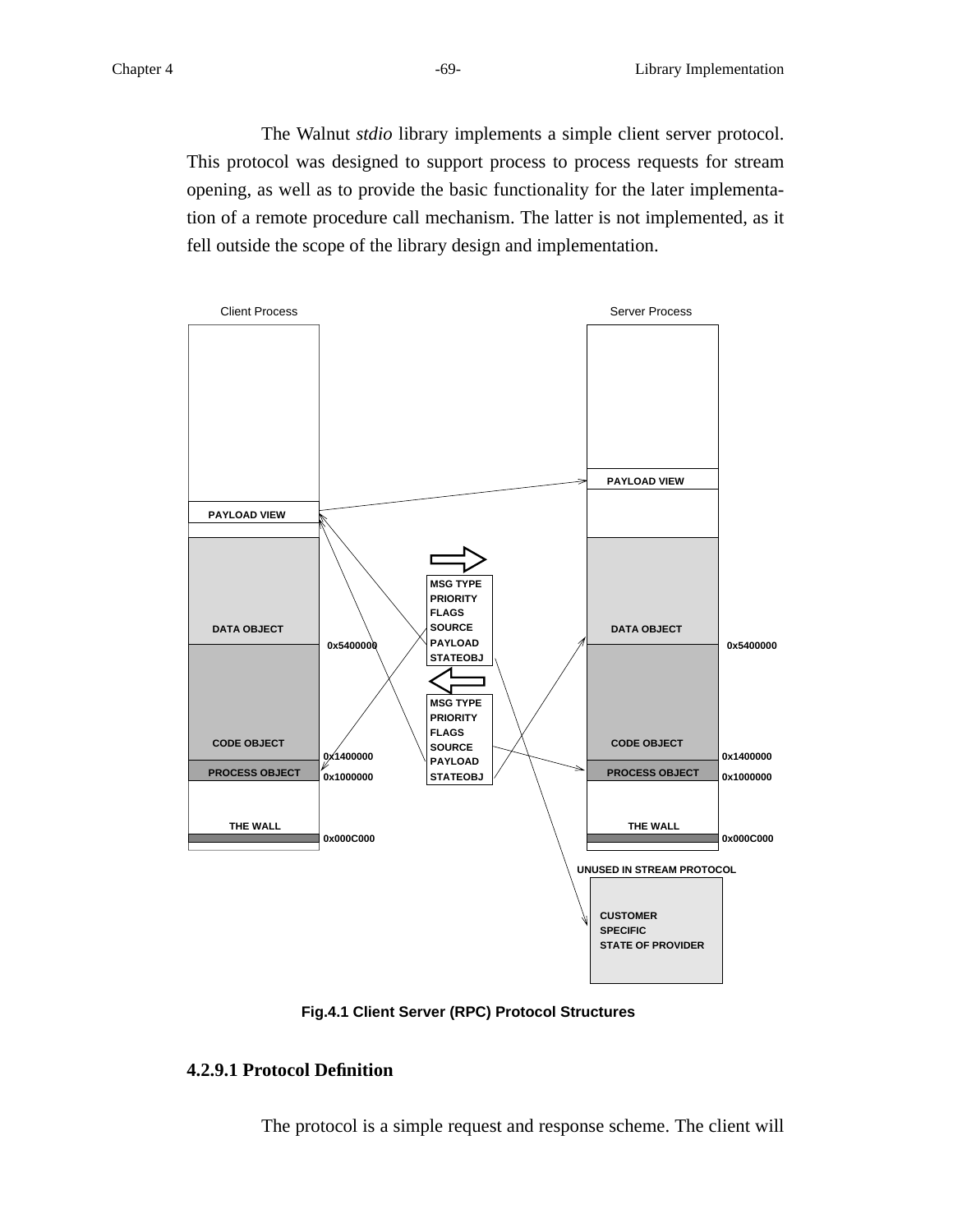The Walnut *stdio* library implements a simple client server protocol. This protocol was designed to support process to process requests for stream opening, as well as to provide the basic functionality for the later implementation of a remote procedure call mechanism. The latter is not implemented, as it fell outside the scope of the library design and implementation.

Fig.4.1 Client Server (RPC) Protocol Structures

#### 4.2.9.1 Protocol Definition

The protocol is a simple request and response scheme. The client will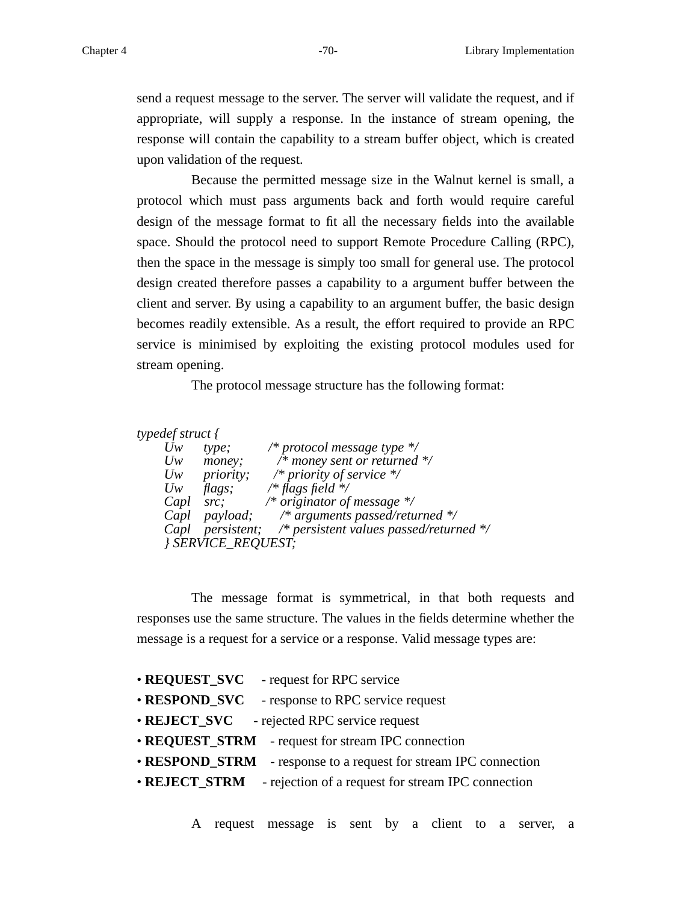send a request message to the server. The server will validate the request, and if appropriate, will supply a response. In the instance of stream opening, the response will contain the capability to a stream buffer object, which is created upon validation of the request.

Because the permitted message size in the Walnut kernel is small, a protocol which must pass arguments back and forth would require careful design of the message format to fit all the necessary fields into the available space. Should the protocol need to support Remote Procedure Calling (RPC), then the space in the message is simply too small for general use. The protocol design created therefore passes a capability to a argument buffer between the client and server. By using a capability to an argument buffer, the basic design becomes readily extensible. As a result, the effort required to provide an RPC service is minimised by exploiting the existing protocol modules used for stream opening.

The protocol message structure has the following format:

```
typedef struct {
    Uw    type;         /* protocol message type */
    Uw    money;        /* money sent or returned */
    Uw    priority;     /* priority of service */
    Uw    flags;        /* flags field */
    Capl  src;          /* originator of message */
    Capl  payload;      /* arguments passed/returned */
    Capl  persistent;   /* persistent values passed/returned */
    } SERVICE_REQUEST;
```

The message format is symmetrical, in that both requests and responses use the same structure. The values in the fields determine whether the message is a request for a service or a response. Valid message types are:

- **REQUEST_SVC** - request for RPC service
- **RESPOND_SVC** - response to RPC service request
- **REJECT_SVC** - rejected RPC service request
- **REQUEST_STRM** - request for stream IPC connection
- **RESPOND_STRM** - response to a request for stream IPC connection
- **REJECT_STRM** - rejection of a request for stream IPC connection

A request message is sent by a client to a server, a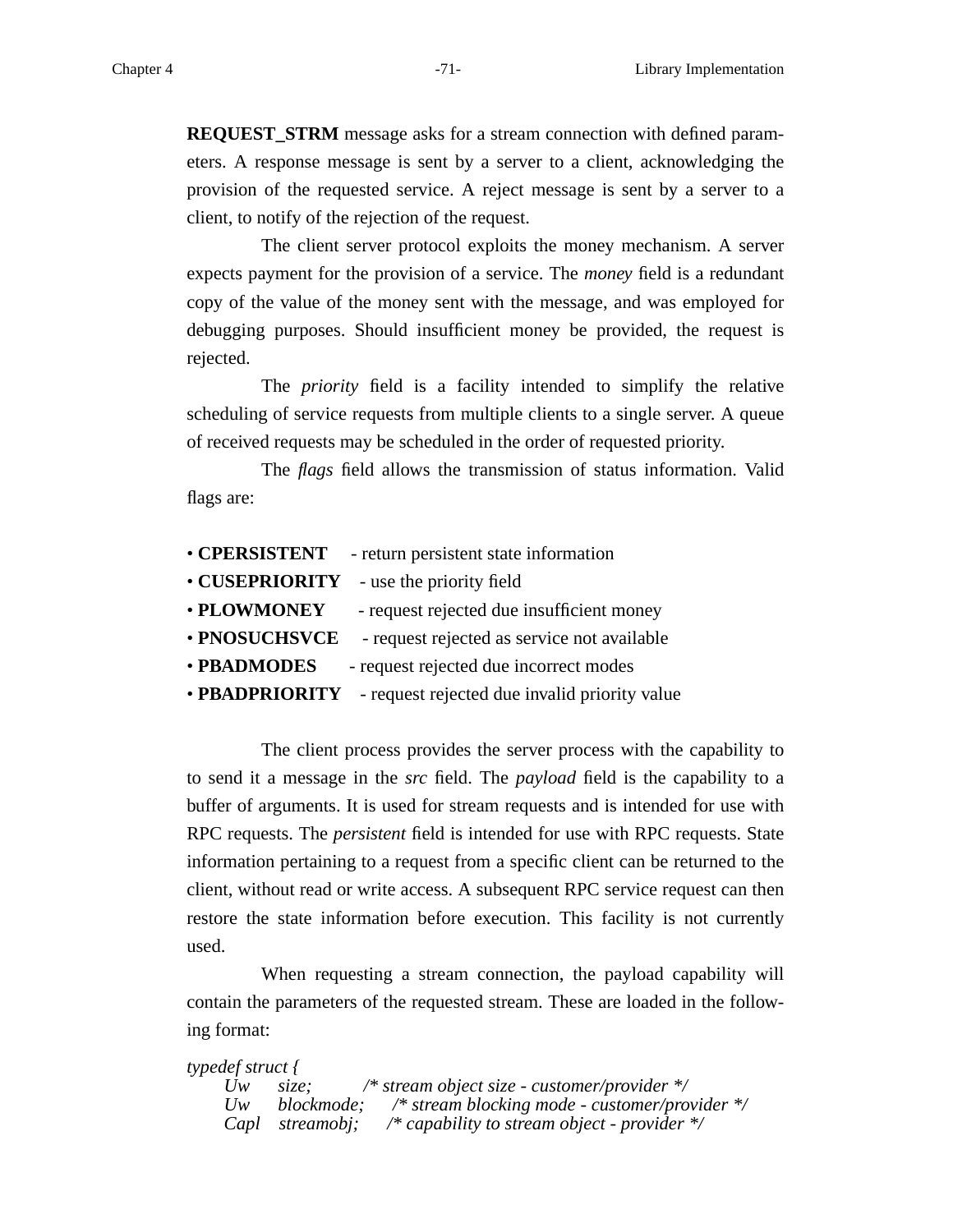**REQUEST_STRM** message asks for a stream connection with defined parameters. A response message is sent by a server to a client, acknowledging the provision of the requested service. A reject message is sent by a server to a client, to notify of the rejection of the request.

The client server protocol exploits the money mechanism. A server expects payment for the provision of a service. The *money* field is a redundant copy of the value of the money sent with the message, and was employed for debugging purposes. Should insufficient money be provided, the request is rejected.

The *priority* field is a facility intended to simplify the relative scheduling of service requests from multiple clients to a single server. A queue of received requests may be scheduled in the order of requested priority.

The *flags* field allows the transmission of status information. Valid flags are:

- **CPERSISTENT** - return persistent state information
- **CUSEPRIORITY** - use the priority field
- **PLOWMONEY** - request rejected due insufficient money
- **PNOSUCHSVCE** - request rejected as service not available
- **PBADMODES** - request rejected due incorrect modes
- **PBADPRIORITY** - request rejected due invalid priority value

The client process provides the server process with the capability to to send it a message in the *src* field. The *payload* field is the capability to a buffer of arguments. It is used for stream requests and is intended for use with RPC requests. The *persistent* field is intended for use with RPC requests. State information pertaining to a request from a specific client can be returned to the client, without read or write access. A subsequent RPC service request can then restore the state information before execution. This facility is not currently used.

When requesting a stream connection, the payload capability will contain the parameters of the requested stream. These are loaded in the following format:

```
typedef struct {
    Uw     size;          /* stream object size - customer/provider */
    Uw     blockmode;     /* stream blocking mode - customer/provider */
    Capl   streamobj;     /* capability to stream object - provider */
```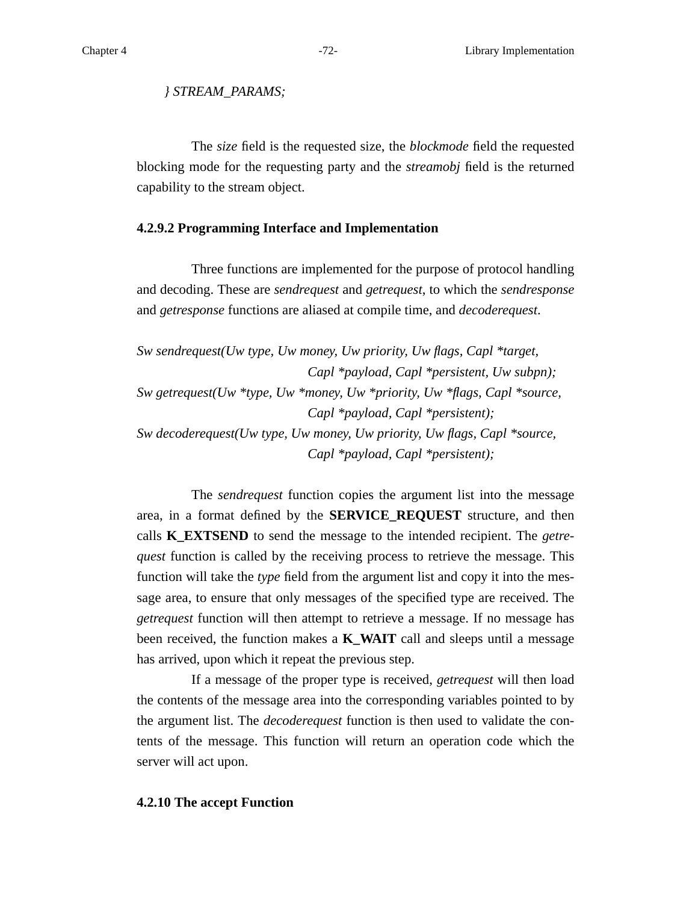*} STREAM_PARAMS;*

The *size* field is the requested size, the *blockmode* field the requested blocking mode for the requesting party and the *streamobj* field is the returned capability to the stream object.

#### 4.2.9.2 Programming Interface and Implementation

Three functions are implemented for the purpose of protocol handling and decoding. These are *sendrequest* and *getrequest*, to which the *sendresponse* and *getresponse* functions are aliased at compile time, and *decoderequest*.

```
Sw sendrequest(Uw type, Uw money, Uw priority, Uw flags, Capl *target,
                    Capl *payload, Capl *persistent, Uw subpn);
Sw getrequest(Uw *type, Uw *money, Uw *priority, Uw *flags, Capl *source,
                    Capl *payload, Capl *persistent);
Sw decoderequest(Uw type, Uw money, Uw priority, Uw flags, Capl *source,
                    Capl *payload, Capl *persistent);
```

The *sendrequest* function copies the argument list into the message area, in a format defined by the **SERVICE_REQUEST** structure, and then calls **K_EXTSEND** to send the message to the intended recipient. The *getrequest* function is called by the receiving process to retrieve the message. This function will take the *type* field from the argument list and copy it into the message area, to ensure that only messages of the specified type are received. The *getrequest* function will then attempt to retrieve a message. If no message has been received, the function makes a **K_WAIT** call and sleeps until a message has arrived, upon which it repeat the previous step.

If a message of the proper type is received, *getrequest* will then load the contents of the message area into the corresponding variables pointed to by the argument list. The *decoderequest* function is then used to validate the contents of the message. This function will return an operation code which the server will act upon.

### 4.2.10 The accept Function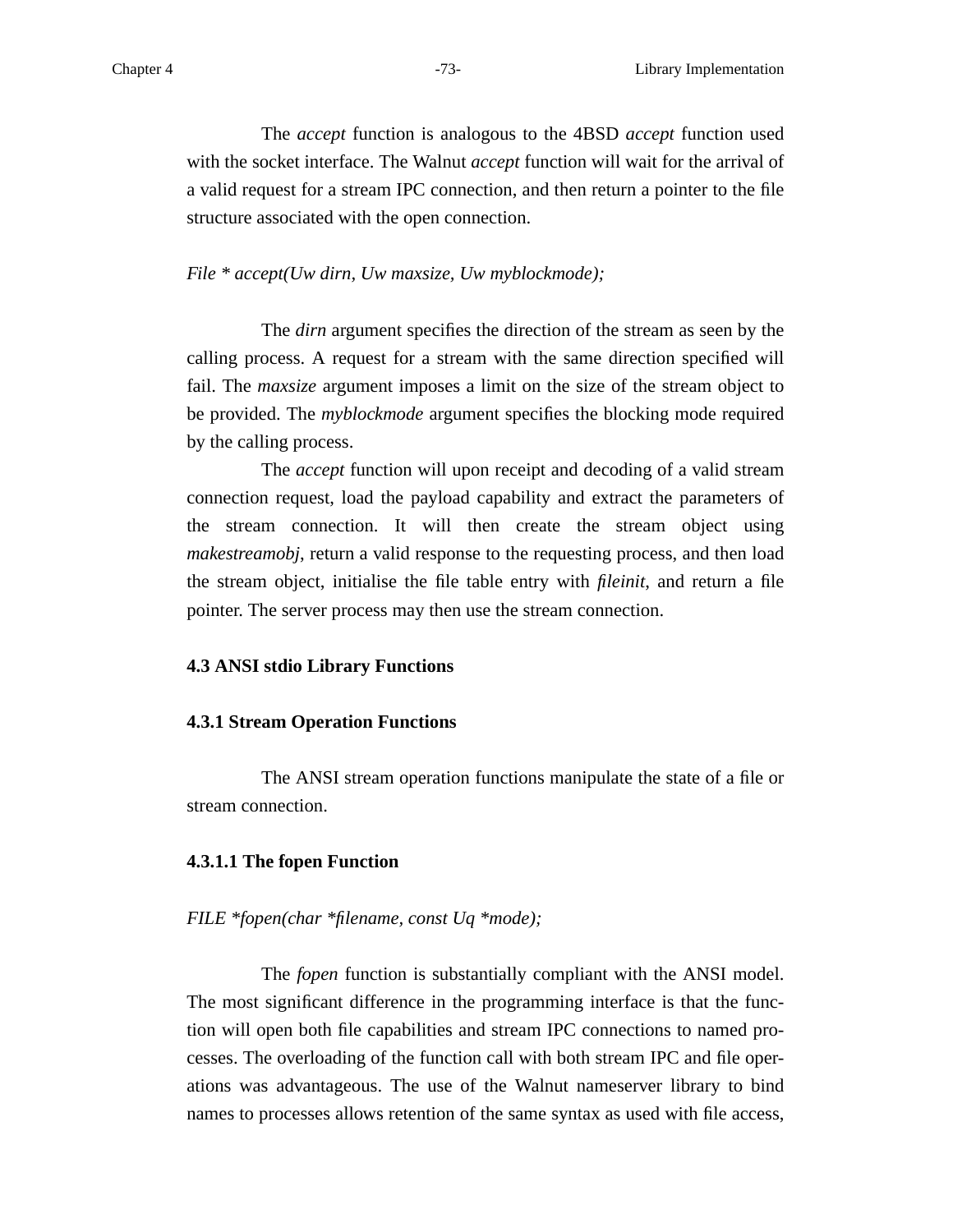The *accept* function is analogous to the 4BSD *accept* function used with the socket interface. The Walnut *accept* function will wait for the arrival of a valid request for a stream IPC connection, and then return a pointer to the file structure associated with the open connection.

*File * accept(Uw dirn, Uw maxsize, Uw myblockmode);*

The *dirn* argument specifies the direction of the stream as seen by the calling process. A request for a stream with the same direction specified will fail. The *maxsize* argument imposes a limit on the size of the stream object to be provided. The *myblockmode* argument specifies the blocking mode required by the calling process.

The *accept* function will upon receipt and decoding of a valid stream connection request, load the payload capability and extract the parameters of the stream connection. It will then create the stream object using *makestreamobj*, return a valid response to the requesting process, and then load the stream object, initialise the file table entry with *fileinit*, and return a file pointer. The server process may then use the stream connection.

## 4.3 ANSI stdio Library Functions

### 4.3.1 Stream Operation Functions

The ANSI stream operation functions manipulate the state of a file or stream connection.

#### 4.3.1.1 The fopen Function

*FILE *fopen(char *filename, const Uq *mode);*

The *fopen* function is substantially compliant with the ANSI model. The most significant difference in the programming interface is that the function will open both file capabilities and stream IPC connections to named processes. The overloading of the function call with both stream IPC and file operations was advantageous. The use of the Walnut nameserver library to bind names to processes allows retention of the same syntax as used with file access,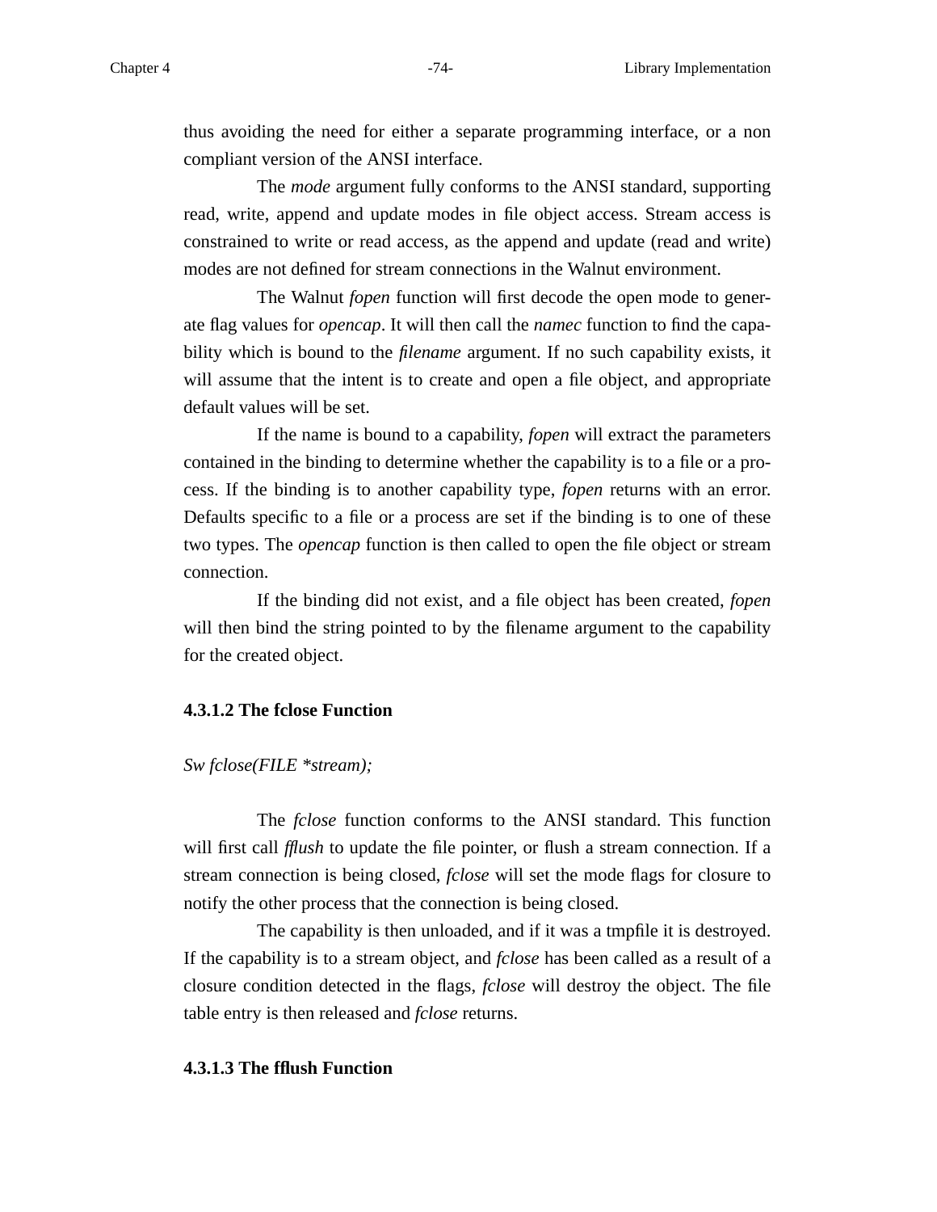thus avoiding the need for either a separate programming interface, or a non compliant version of the ANSI interface.

The *mode* argument fully conforms to the ANSI standard, supporting read, write, append and update modes in file object access. Stream access is constrained to write or read access, as the append and update (read and write) modes are not defined for stream connections in the Walnut environment.

The Walnut *fopen* function will first decode the open mode to generate flag values for *opencap*. It will then call the *namec* function to find the capability which is bound to the *filename* argument. If no such capability exists, it will assume that the intent is to create and open a file object, and appropriate default values will be set.

If the name is bound to a capability, *fopen* will extract the parameters contained in the binding to determine whether the capability is to a file or a process. If the binding is to another capability type, *fopen* returns with an error. Defaults specific to a file or a process are set if the binding is to one of these two types. The *opencap* function is then called to open the file object or stream connection.

If the binding did not exist, and a file object has been created, *fopen* will then bind the string pointed to by the filename argument to the capability for the created object.

#### 4.3.1.2 The fclose Function

*Sw fclose(FILE *stream);*

The *fclose* function conforms to the ANSI standard. This function will first call *fflush* to update the file pointer, or flush a stream connection. If a stream connection is being closed, *fclose* will set the mode flags for closure to notify the other process that the connection is being closed.

The capability is then unloaded, and if it was a tmpfile it is destroyed. If the capability is to a stream object, and *fclose* has been called as a result of a closure condition detected in the flags, *fclose* will destroy the object. The file table entry is then released and *fclose* returns.

#### 4.3.1.3 The fflush Function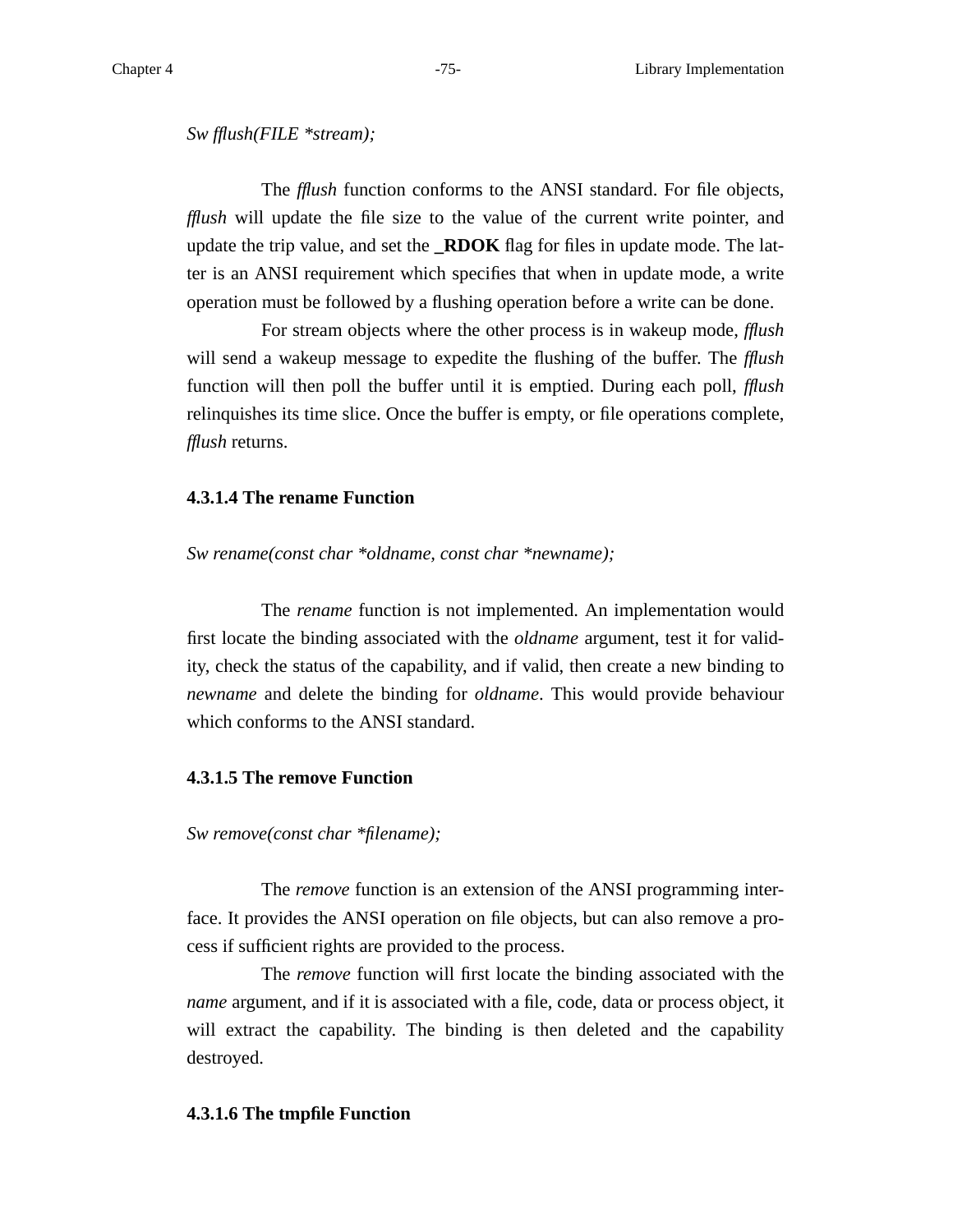*Sw fflush(FILE *stream);*

The *fflush* function conforms to the ANSI standard. For file objects, *fflush* will update the file size to the value of the current write pointer, and update the trip value, and set the **_RDOK** flag for files in update mode. The latter is an ANSI requirement which specifies that when in update mode, a write operation must be followed by a flushing operation before a write can be done.

For stream objects where the other process is in wakeup mode, *fflush* will send a wakeup message to expedite the flushing of the buffer. The *fflush* function will then poll the buffer until it is emptied. During each poll, *fflush* relinquishes its time slice. Once the buffer is empty, or file operations complete, *fflush* returns.

#### 4.3.1.4 The rename Function

*Sw rename(const char *oldname, const char *newname);*

The *rename* function is not implemented. An implementation would first locate the binding associated with the *oldname* argument, test it for validity, check the status of the capability, and if valid, then create a new binding to *newname* and delete the binding for *oldname*. This would provide behaviour which conforms to the ANSI standard.

#### 4.3.1.5 The remove Function

*Sw remove(const char *filename);*

The *remove* function is an extension of the ANSI programming interface. It provides the ANSI operation on file objects, but can also remove a process if sufficient rights are provided to the process.

The *remove* function will first locate the binding associated with the *name* argument, and if it is associated with a file, code, data or process object, it will extract the capability. The binding is then deleted and the capability destroyed.

#### 4.3.1.6 The tmpfile Function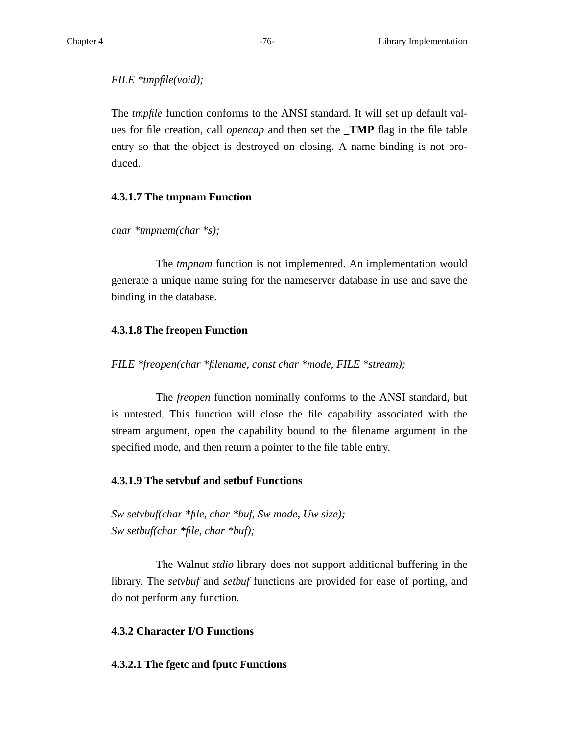*FILE *tmpfile(void);*

The *tmpfile* function conforms to the ANSI standard. It will set up default values for file creation, call *opencap* and then set the **_TMP** flag in the file table entry so that the object is destroyed on closing. A name binding is not produced.

#### 4.3.1.7 The tmpnam Function

*char *tmpnam(char *s);*

The *tmpnam* function is not implemented. An implementation would generate a unique name string for the nameserver database in use and save the binding in the database.

#### 4.3.1.8 The freopen Function

*FILE *freopen(char *filename, const char *mode, FILE *stream);*

The *freopen* function nominally conforms to the ANSI standard, but is untested. This function will close the file capability associated with the stream argument, open the capability bound to the filename argument in the specified mode, and then return a pointer to the file table entry.

#### 4.3.1.9 The setvbuf and setbuf Functions

*Sw setvbuf(char *file, char *buf, Sw mode, Uw size);*
*Sw setbuf(char *file, char *buf);*

The Walnut *stdio* library does not support additional buffering in the library. The *setvbuf* and *setbuf* functions are provided for ease of porting, and do not perform any function.

### 4.3.2 Character I/O Functions

#### 4.3.2.1 The fgetc and fputc Functions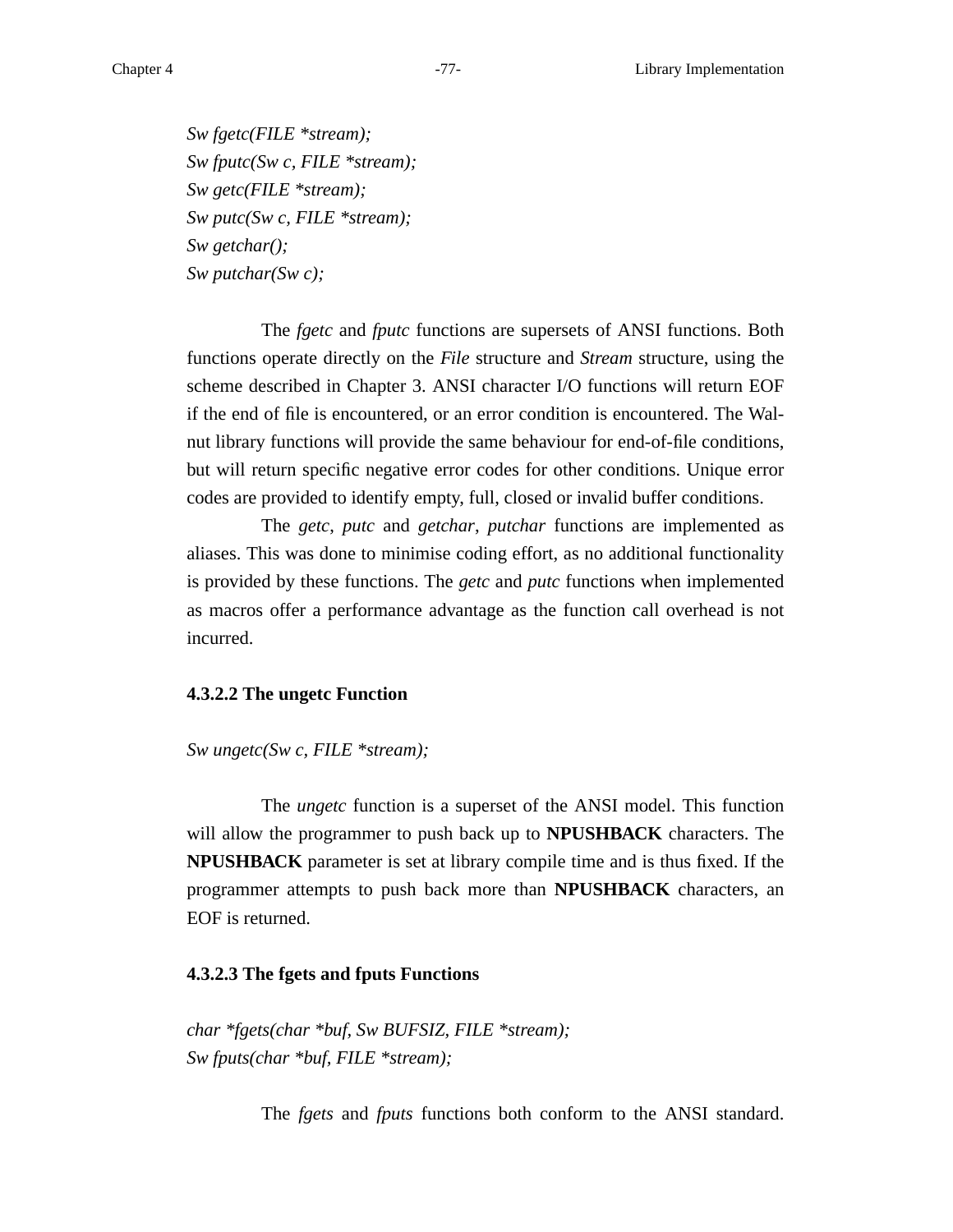*Sw fgetc(FILE *stream);*
*Sw fputc(Sw c, FILE *stream);*
*Sw getc(FILE *stream);*
*Sw putc(Sw c, FILE *stream);*
*Sw getchar();*
*Sw putchar(Sw c);*

The *fgetc* and *fputc* functions are supersets of ANSI functions. Both functions operate directly on the *File* structure and *Stream* structure, using the scheme described in Chapter 3. ANSI character I/O functions will return EOF if the end of file is encountered, or an error condition is encountered. The Walnut library functions will provide the same behaviour for end-of-file conditions, but will return specific negative error codes for other conditions. Unique error codes are provided to identify empty, full, closed or invalid buffer conditions.

The *getc*, *putc* and *getchar*, *putchar* functions are implemented as aliases. This was done to minimise coding effort, as no additional functionality is provided by these functions. The *getc* and *putc* functions when implemented as macros offer a performance advantage as the function call overhead is not incurred.

#### 4.3.2.2 The ungetc Function

*Sw ungetc(Sw c, FILE *stream);*

The *ungetc* function is a superset of the ANSI model. This function will allow the programmer to push back up to **NPUSHBACK** characters. The **NPUSHBACK** parameter is set at library compile time and is thus fixed. If the programmer attempts to push back more than **NPUSHBACK** characters, an EOF is returned.

#### 4.3.2.3 The fgets and fputs Functions

*char *fgets(char *buf, Sw BUFSIZ, FILE *stream);*
*Sw fputs(char *buf, FILE *stream);*

The *fgets* and *fputs* functions both conform to the ANSI standard.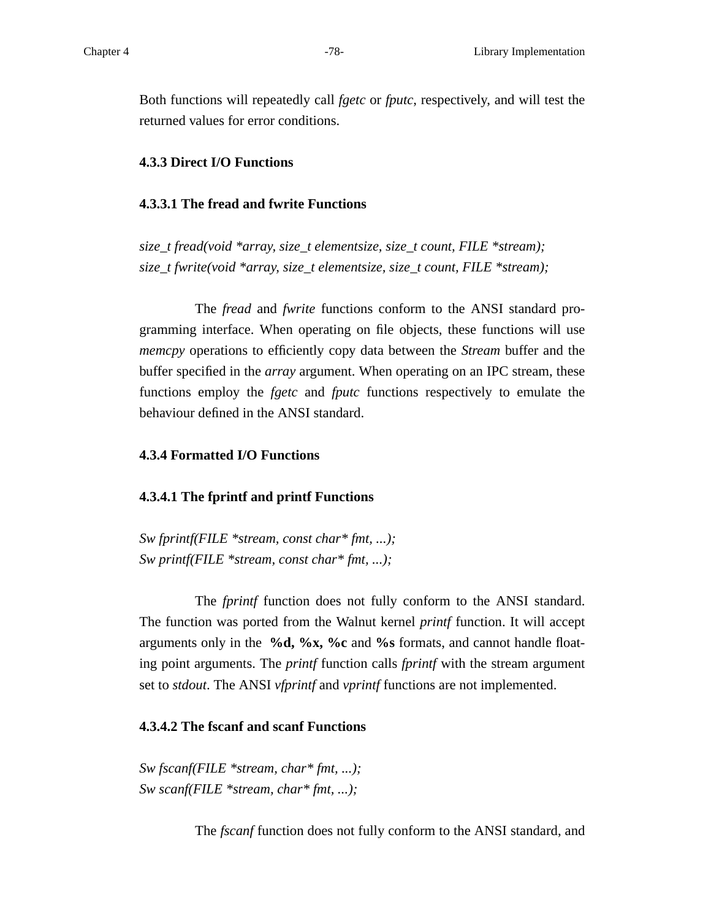Both functions will repeatedly call *fgetc* or *fputc*, respectively, and will test the returned values for error conditions.

### 4.3.3 Direct I/O Functions

#### 4.3.3.1 The fread and fwrite Functions

*size_t fread(void *array, size_t elementsize, size_t count, FILE *stream);*
*size_t fwrite(void *array, size_t elementsize, size_t count, FILE *stream);*

The *fread* and *fwrite* functions conform to the ANSI standard programming interface. When operating on file objects, these functions will use *memcpy* operations to efficiently copy data between the *Stream* buffer and the buffer specified in the *array* argument. When operating on an IPC stream, these functions employ the *fgetc* and *fputc* functions respectively to emulate the behaviour defined in the ANSI standard.

### 4.3.4 Formatted I/O Functions

#### 4.3.4.1 The fprintf and printf Functions

*Sw fprintf(FILE *stream, const char* fmt, ...);*
*Sw printf(FILE *stream, const char* fmt, ...);*

The *fprintf* function does not fully conform to the ANSI standard. The function was ported from the Walnut kernel *printf* function. It will accept arguments only in the **%d, %x, %c** and **%s** formats, and cannot handle floating point arguments. The *printf* function calls *fprintf* with the stream argument set to *stdout*. The ANSI *vfprintf* and *vprintf* functions are not implemented.

#### 4.3.4.2 The fscanf and scanf Functions

*Sw fscanf(FILE *stream, char* fmt, ...);*
*Sw scanf(FILE *stream, char* fmt, ...);*

The *fscanf* function does not fully conform to the ANSI standard, and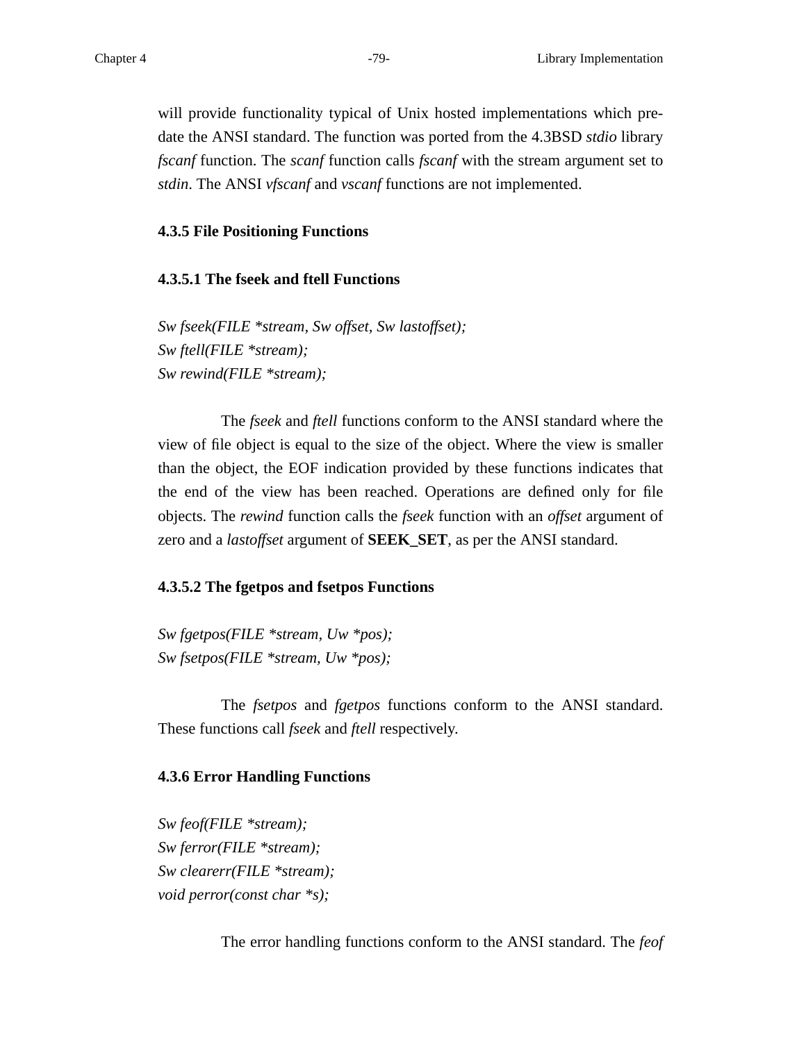will provide functionality typical of Unix hosted implementations which predate the ANSI standard. The function was ported from the 4.3BSD *stdio* library *fscanf* function. The *scanf* function calls *fscanf* with the stream argument set to *stdin*. The ANSI *vfscanf* and *vscanf* functions are not implemented.

### 4.3.5 File Positioning Functions

#### 4.3.5.1 The fseek and ftell Functions

*Sw fseek(FILE *stream, Sw offset, Sw lastoffset);*
*Sw ftell(FILE *stream);*
*Sw rewind(FILE *stream);*

The *fseek* and *ftell* functions conform to the ANSI standard where the view of file object is equal to the size of the object. Where the view is smaller than the object, the EOF indication provided by these functions indicates that the end of the view has been reached. Operations are defined only for file objects. The *rewind* function calls the *fseek* function with an *offset* argument of zero and a *lastoffset* argument of **SEEK_SET**, as per the ANSI standard.

#### 4.3.5.2 The fgetpos and fsetpos Functions

*Sw fgetpos(FILE *stream, Uw *pos);*
*Sw fsetpos(FILE *stream, Uw *pos);*

The *fsetpos* and *fgetpos* functions conform to the ANSI standard. These functions call *fseek* and *ftell* respectively.

### 4.3.6 Error Handling Functions

*Sw feof(FILE *stream);*
*Sw ferror(FILE *stream);*
*Sw clearerr(FILE *stream);*
*void perror(const char *s);*

The error handling functions conform to the ANSI standard. The *feof*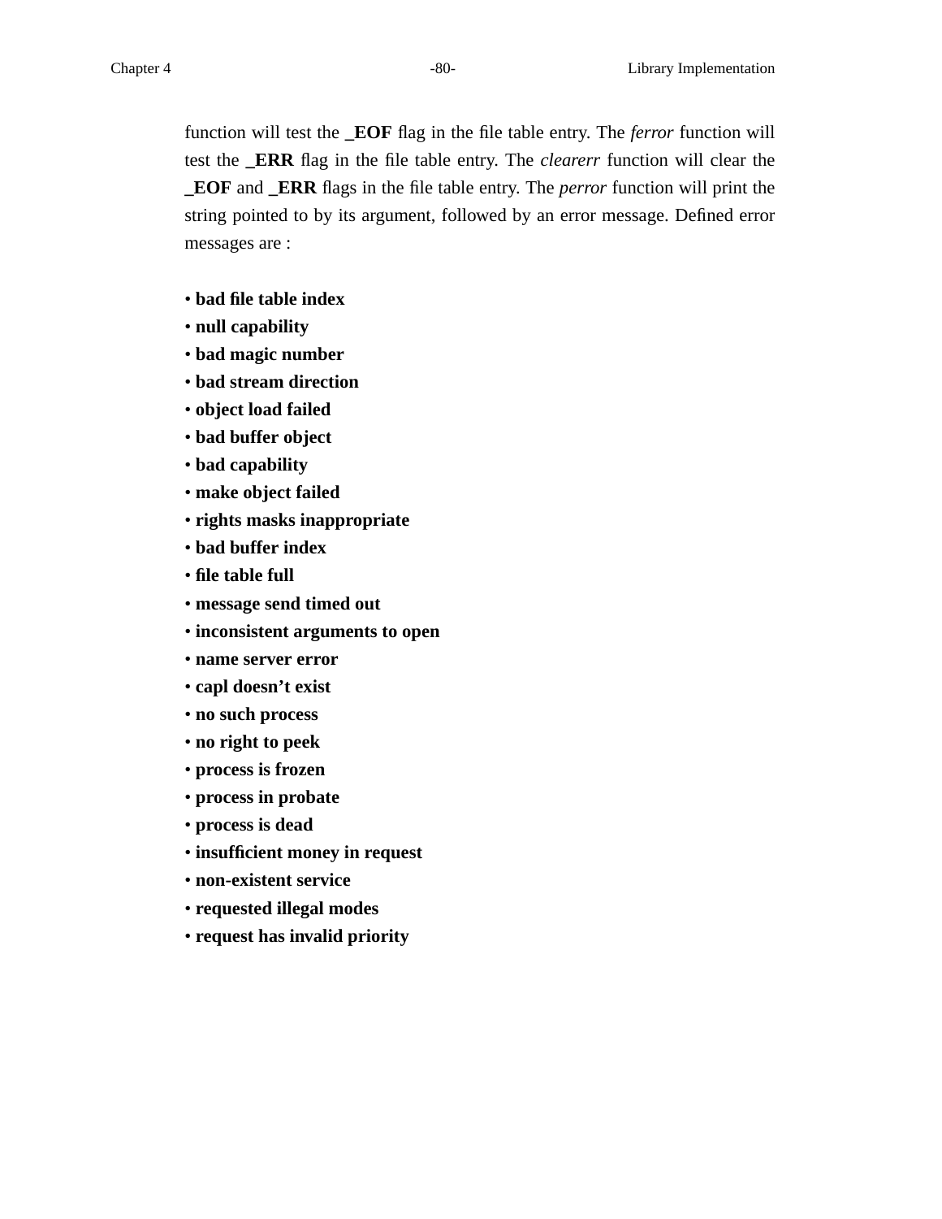function will test the **_EOF** flag in the file table entry. The *ferror* function will test the **_ERR** flag in the file table entry. The *clearerr* function will clear the **_EOF** and **_ERR** flags in the file table entry. The *perror* function will print the string pointed to by its argument, followed by an error message. Defined error messages are :

- **bad file table index**
- **null capability**
- **bad magic number**
- **bad stream direction**
- **object load failed**
- **bad buffer object**
- **bad capability**
- **make object failed**
- **rights masks inappropriate**
- **bad buffer index**
- **file table full**
- **message send timed out**
- **inconsistent arguments to open**
- **name server error**
- **capl doesn't exist**
- **no such process**
- **no right to peek**
- **process is frozen**
- **process in probate**
- **process is dead**
- **insufficient money in request**
- **non-existent service**
- **requested illegal modes**
- **request has invalid priority**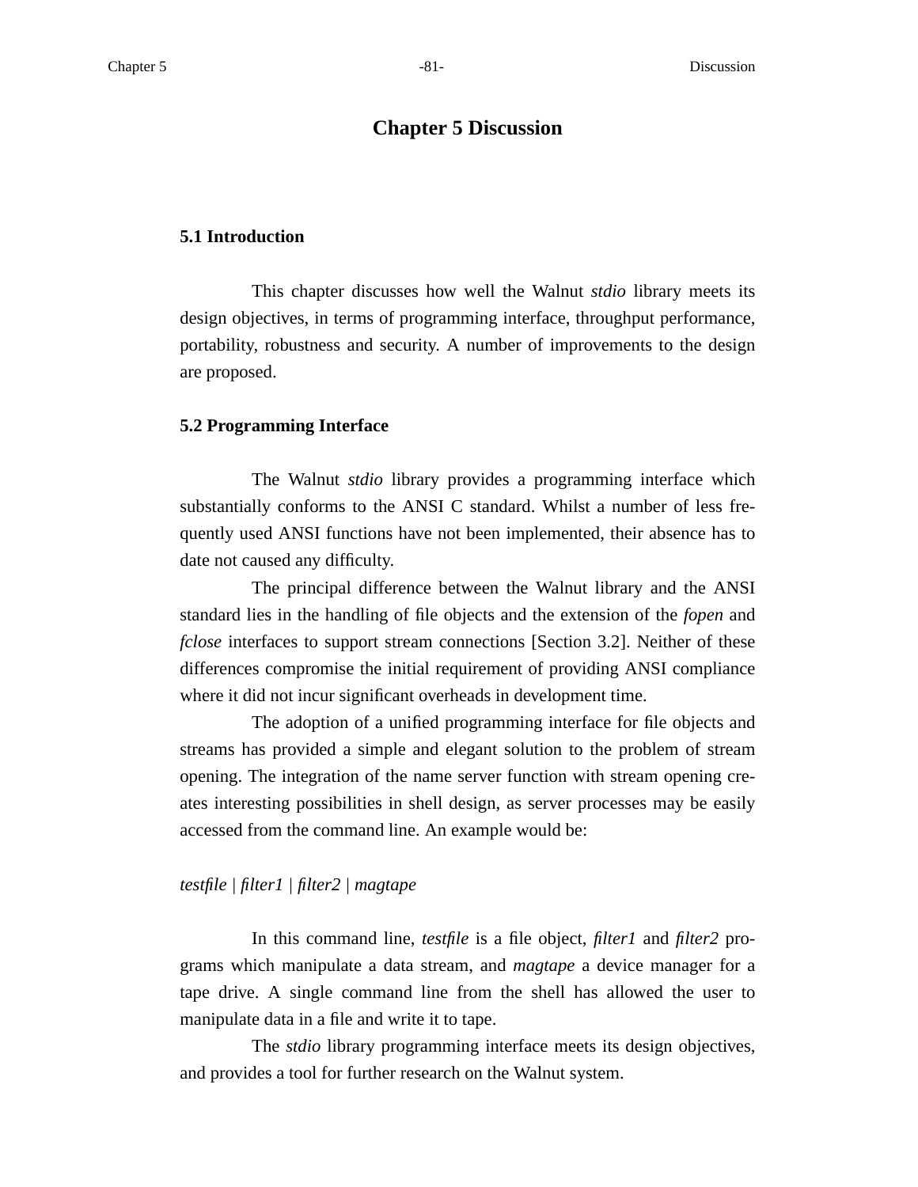# Chapter 5 Discussion

## 5.1 Introduction

This chapter discusses how well the Walnut *stdio* library meets its design objectives, in terms of programming interface, throughput performance, portability, robustness and security. A number of improvements to the design are proposed.

## 5.2 Programming Interface

The Walnut *stdio* library provides a programming interface which substantially conforms to the ANSI C standard. Whilst a number of less frequently used ANSI functions have not been implemented, their absence has to date not caused any difficulty.

The principal difference between the Walnut library and the ANSI standard lies in the handling of file objects and the extension of the *fopen* and *fclose* interfaces to support stream connections [Section 3.2]. Neither of these differences compromise the initial requirement of providing ANSI compliance where it did not incur significant overheads in development time.

The adoption of a unified programming interface for file objects and streams has provided a simple and elegant solution to the problem of stream opening. The integration of the name server function with stream opening creates interesting possibilities in shell design, as server processes may be easily accessed from the command line. An example would be:

*testfile | filter1 | filter2 | magtape*

In this command line, *testfile* is a file object, *filter1* and *filter2* programs which manipulate a data stream, and *magtape* a device manager for a tape drive. A single command line from the shell has allowed the user to manipulate data in a file and write it to tape.

The *stdio* library programming interface meets its design objectives, and provides a tool for further research on the Walnut system.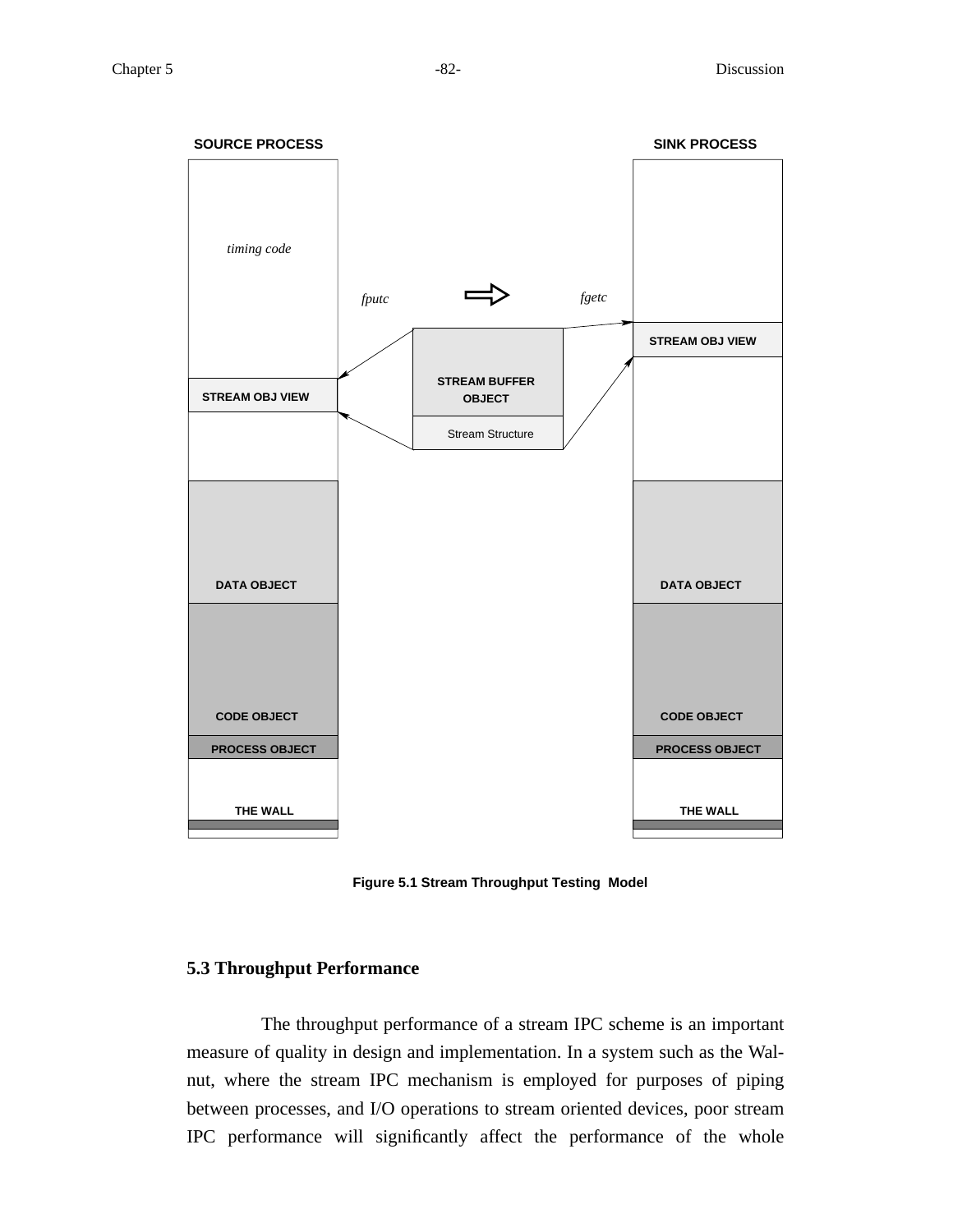SOURCE PROCESS

timing code

STREAM OBJ VIEW

DATA OBJECT

CODE OBJECT

PROCESS OBJECT

THE WALL

*fputc*

STREAM BUFFER OBJECT

Stream Structure

*fgetc*

SINK PROCESS

STREAM OBJ VIEW

DATA OBJECT

CODE OBJECT

PROCESS OBJECT

THE WALL

**Figure 5.1 Stream Throughput Testing Model**

## 5.3 Throughput Performance

The throughput performance of a stream IPC scheme is an important measure of quality in design and implementation. In a system such as the Walnut, where the stream IPC mechanism is employed for purposes of piping between processes, and I/O operations to stream oriented devices, poor stream IPC performance will significantly affect the performance of the whole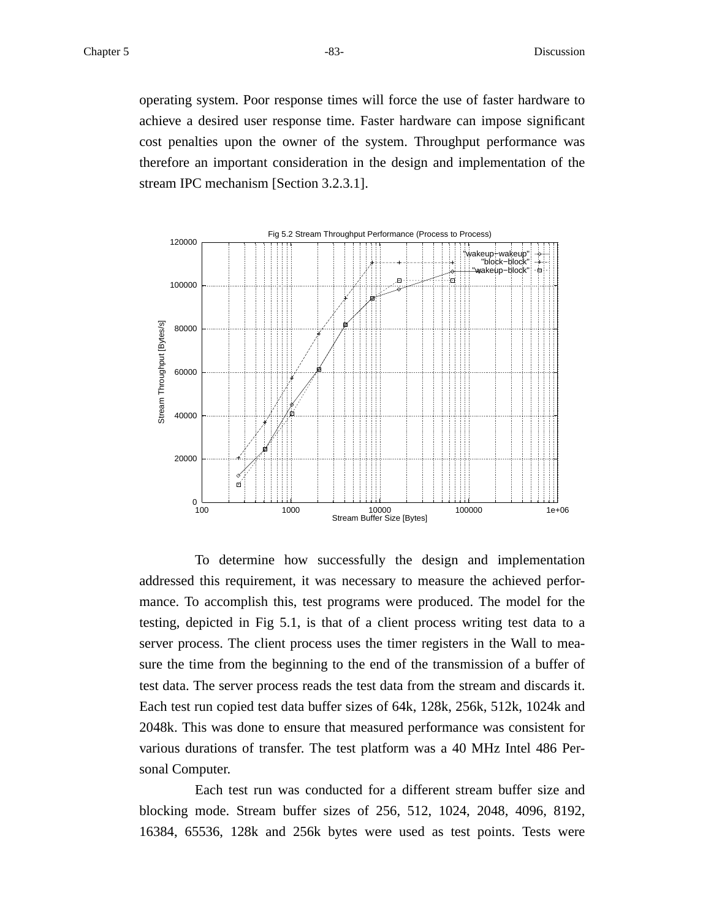operating system. Poor response times will force the use of faster hardware to achieve a desired user response time. Faster hardware can impose significant cost penalties upon the owner of the system. Throughput performance was therefore an important consideration in the design and implementation of the stream IPC mechanism [Section 3.2.3.1].

Fig 5.2 Stream Throughput Performance (Process to Process)

To determine how successfully the design and implementation addressed this requirement, it was necessary to measure the achieved performance. To accomplish this, test programs were produced. The model for the testing, depicted in Fig 5.1, is that of a client process writing test data to a server process. The client process uses the timer registers in the Wall to measure the time from the beginning to the end of the transmission of a buffer of test data. The server process reads the test data from the stream and discards it. Each test run copied test data buffer sizes of 64k, 128k, 256k, 512k, 1024k and 2048k. This was done to ensure that measured performance was consistent for various durations of transfer. The test platform was a 40 MHz Intel 486 Personal Computer.

Each test run was conducted for a different stream buffer size and blocking mode. Stream buffer sizes of 256, 512, 1024, 2048, 4096, 8192, 16384, 65536, 128k and 256k bytes were used as test points. Tests were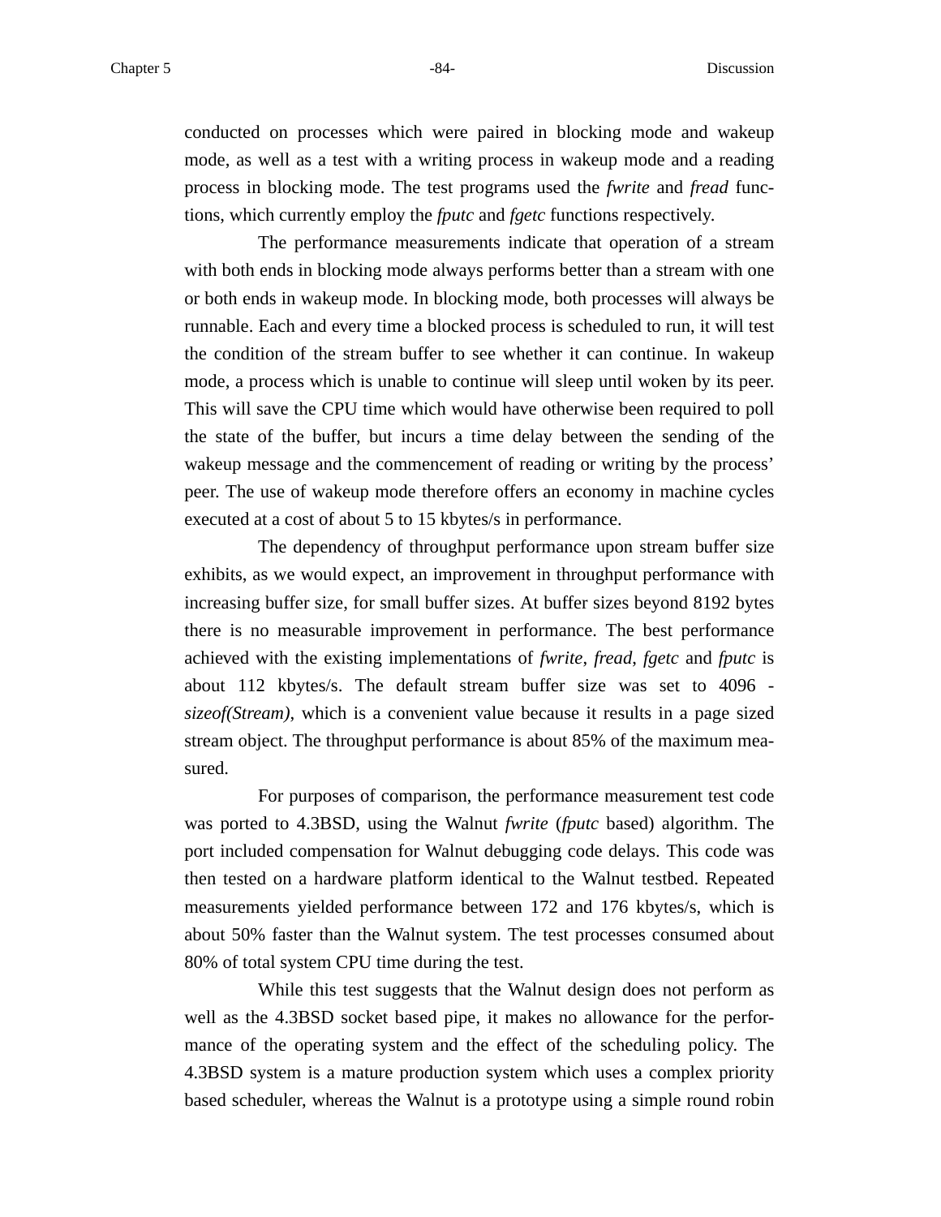conducted on processes which were paired in blocking mode and wakeup mode, as well as a test with a writing process in wakeup mode and a reading process in blocking mode. The test programs used the *fwrite* and *fread* functions, which currently employ the *fputc* and *fgetc* functions respectively.

The performance measurements indicate that operation of a stream with both ends in blocking mode always performs better than a stream with one or both ends in wakeup mode. In blocking mode, both processes will always be runnable. Each and every time a blocked process is scheduled to run, it will test the condition of the stream buffer to see whether it can continue. In wakeup mode, a process which is unable to continue will sleep until woken by its peer. This will save the CPU time which would have otherwise been required to poll the state of the buffer, but incurs a time delay between the sending of the wakeup message and the commencement of reading or writing by the process' peer. The use of wakeup mode therefore offers an economy in machine cycles executed at a cost of about 5 to 15 kbytes/s in performance.

The dependency of throughput performance upon stream buffer size exhibits, as we would expect, an improvement in throughput performance with increasing buffer size, for small buffer sizes. At buffer sizes beyond 8192 bytes there is no measurable improvement in performance. The best performance achieved with the existing implementations of *fwrite*, *fread*, *fgetc* and *fputc* is about 112 kbytes/s. The default stream buffer size was set to 4096 - *sizeof(Stream)*, which is a convenient value because it results in a page sized stream object. The throughput performance is about 85% of the maximum measured.

For purposes of comparison, the performance measurement test code was ported to 4.3BSD, using the Walnut *fwrite* (*fputc* based) algorithm. The port included compensation for Walnut debugging code delays. This code was then tested on a hardware platform identical to the Walnut testbed. Repeated measurements yielded performance between 172 and 176 kbytes/s, which is about 50% faster than the Walnut system. The test processes consumed about 80% of total system CPU time during the test.

While this test suggests that the Walnut design does not perform as well as the 4.3BSD socket based pipe, it makes no allowance for the performance of the operating system and the effect of the scheduling policy. The 4.3BSD system is a mature production system which uses a complex priority based scheduler, whereas the Walnut is a prototype using a simple round robin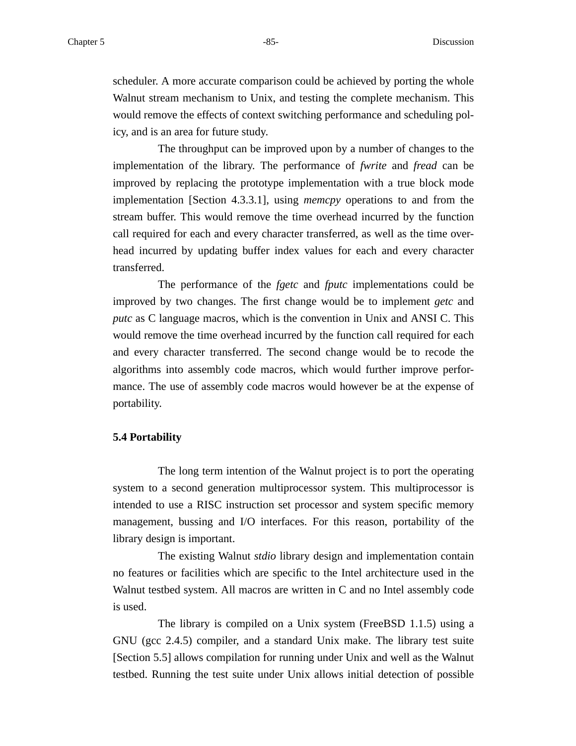scheduler. A more accurate comparison could be achieved by porting the whole Walnut stream mechanism to Unix, and testing the complete mechanism. This would remove the effects of context switching performance and scheduling policy, and is an area for future study.

The throughput can be improved upon by a number of changes to the implementation of the library. The performance of *fwrite* and *fread* can be improved by replacing the prototype implementation with a true block mode implementation [Section 4.3.3.1], using *memcpy* operations to and from the stream buffer. This would remove the time overhead incurred by the function call required for each and every character transferred, as well as the time overhead incurred by updating buffer index values for each and every character transferred.

The performance of the *fgetc* and *fputc* implementations could be improved by two changes. The first change would be to implement *getc* and *putc* as C language macros, which is the convention in Unix and ANSI C. This would remove the time overhead incurred by the function call required for each and every character transferred. The second change would be to recode the algorithms into assembly code macros, which would further improve performance. The use of assembly code macros would however be at the expense of portability.

### 5.4 Portability

The long term intention of the Walnut project is to port the operating system to a second generation multiprocessor system. This multiprocessor is intended to use a RISC instruction set processor and system specific memory management, bussing and I/O interfaces. For this reason, portability of the library design is important.

The existing Walnut *stdio* library design and implementation contain no features or facilities which are specific to the Intel architecture used in the Walnut testbed system. All macros are written in C and no Intel assembly code is used.

The library is compiled on a Unix system (FreeBSD 1.1.5) using a GNU (gcc 2.4.5) compiler, and a standard Unix make. The library test suite [Section 5.5] allows compilation for running under Unix and well as the Walnut testbed. Running the test suite under Unix allows initial detection of possible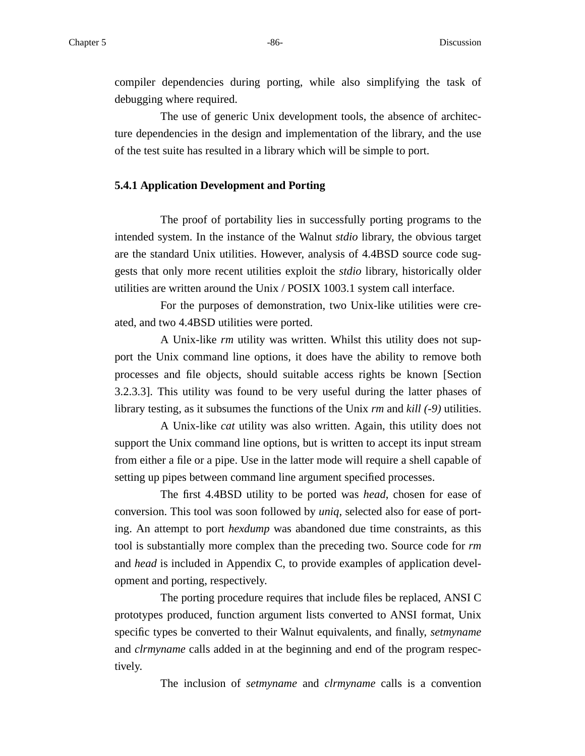compiler dependencies during porting, while also simplifying the task of debugging where required.

The use of generic Unix development tools, the absence of architecture dependencies in the design and implementation of the library, and the use of the test suite has resulted in a library which will be simple to port.

### 5.4.1 Application Development and Porting

The proof of portability lies in successfully porting programs to the intended system. In the instance of the Walnut *stdio* library, the obvious target are the standard Unix utilities. However, analysis of 4.4BSD source code suggests that only more recent utilities exploit the *stdio* library, historically older utilities are written around the Unix / POSIX 1003.1 system call interface.

For the purposes of demonstration, two Unix-like utilities were created, and two 4.4BSD utilities were ported.

A Unix-like *rm* utility was written. Whilst this utility does not support the Unix command line options, it does have the ability to remove both processes and file objects, should suitable access rights be known [Section 3.2.3.3]. This utility was found to be very useful during the latter phases of library testing, as it subsumes the functions of the Unix *rm* and *kill (-9)* utilities.

A Unix-like *cat* utility was also written. Again, this utility does not support the Unix command line options, but is written to accept its input stream from either a file or a pipe. Use in the latter mode will require a shell capable of setting up pipes between command line argument specified processes.

The first 4.4BSD utility to be ported was *head*, chosen for ease of conversion. This tool was soon followed by *uniq*, selected also for ease of porting. An attempt to port *hexdump* was abandoned due time constraints, as this tool is substantially more complex than the preceding two. Source code for *rm* and *head* is included in Appendix C, to provide examples of application development and porting, respectively.

The porting procedure requires that include files be replaced, ANSI C prototypes produced, function argument lists converted to ANSI format, Unix specific types be converted to their Walnut equivalents, and finally, *setmyname* and *clrmyname* calls added in at the beginning and end of the program respectively.

The inclusion of *setmyname* and *clrmyname* calls is a convention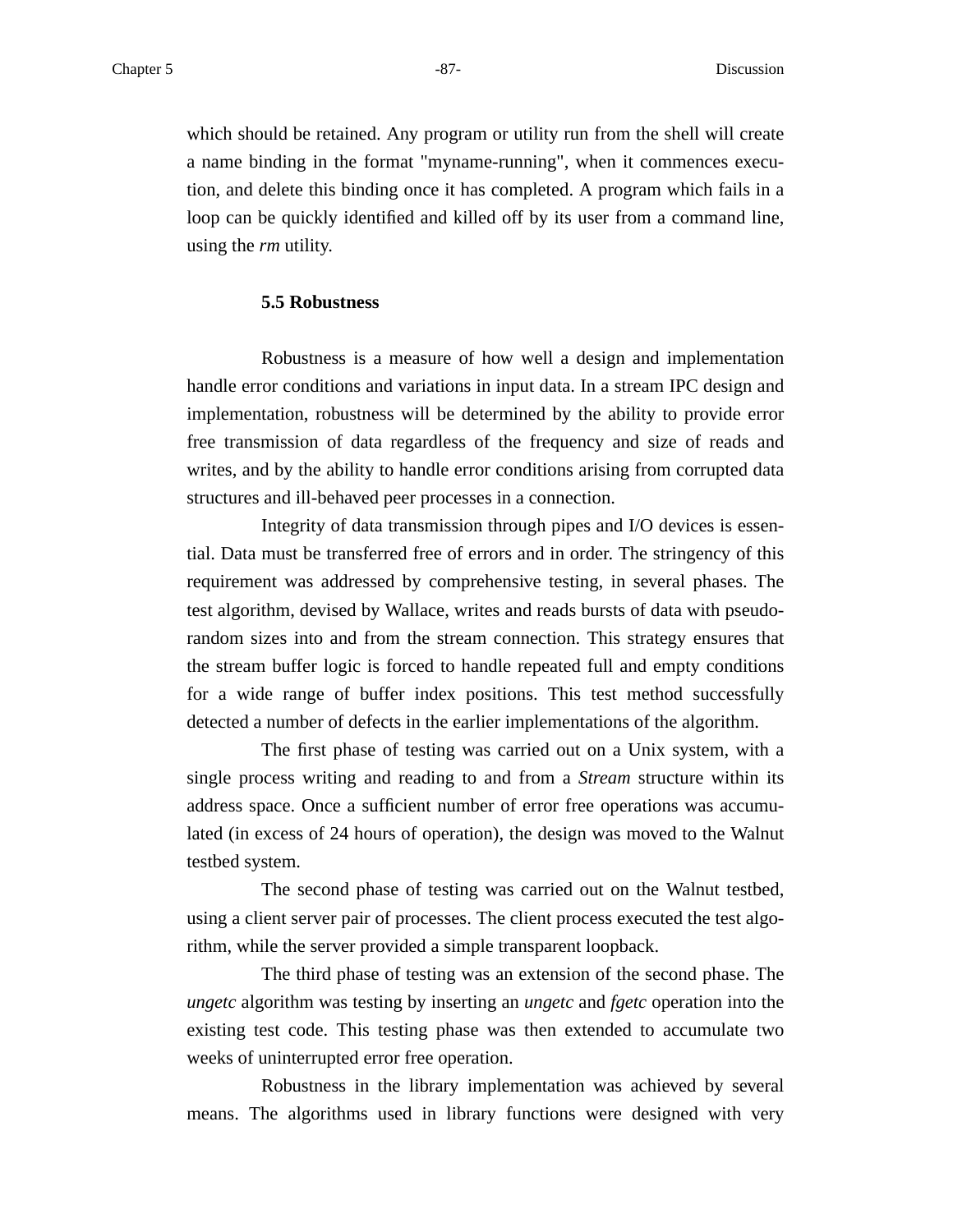which should be retained. Any program or utility run from the shell will create a name binding in the format "myname-running", when it commences execution, and delete this binding once it has completed. A program which fails in a loop can be quickly identified and killed off by its user from a command line, using the *rm* utility.

### 5.5 Robustness

Robustness is a measure of how well a design and implementation handle error conditions and variations in input data. In a stream IPC design and implementation, robustness will be determined by the ability to provide error free transmission of data regardless of the frequency and size of reads and writes, and by the ability to handle error conditions arising from corrupted data structures and ill-behaved peer processes in a connection.

Integrity of data transmission through pipes and I/O devices is essential. Data must be transferred free of errors and in order. The stringency of this requirement was addressed by comprehensive testing, in several phases. The test algorithm, devised by Wallace, writes and reads bursts of data with pseudorandom sizes into and from the stream connection. This strategy ensures that the stream buffer logic is forced to handle repeated full and empty conditions for a wide range of buffer index positions. This test method successfully detected a number of defects in the earlier implementations of the algorithm.

The first phase of testing was carried out on a Unix system, with a single process writing and reading to and from a *Stream* structure within its address space. Once a sufficient number of error free operations was accumulated (in excess of 24 hours of operation), the design was moved to the Walnut testbed system.

The second phase of testing was carried out on the Walnut testbed, using a client server pair of processes. The client process executed the test algorithm, while the server provided a simple transparent loopback.

The third phase of testing was an extension of the second phase. The *ungetc* algorithm was testing by inserting an *ungetc* and *fgetc* operation into the existing test code. This testing phase was then extended to accumulate two weeks of uninterrupted error free operation.

Robustness in the library implementation was achieved by several means. The algorithms used in library functions were designed with very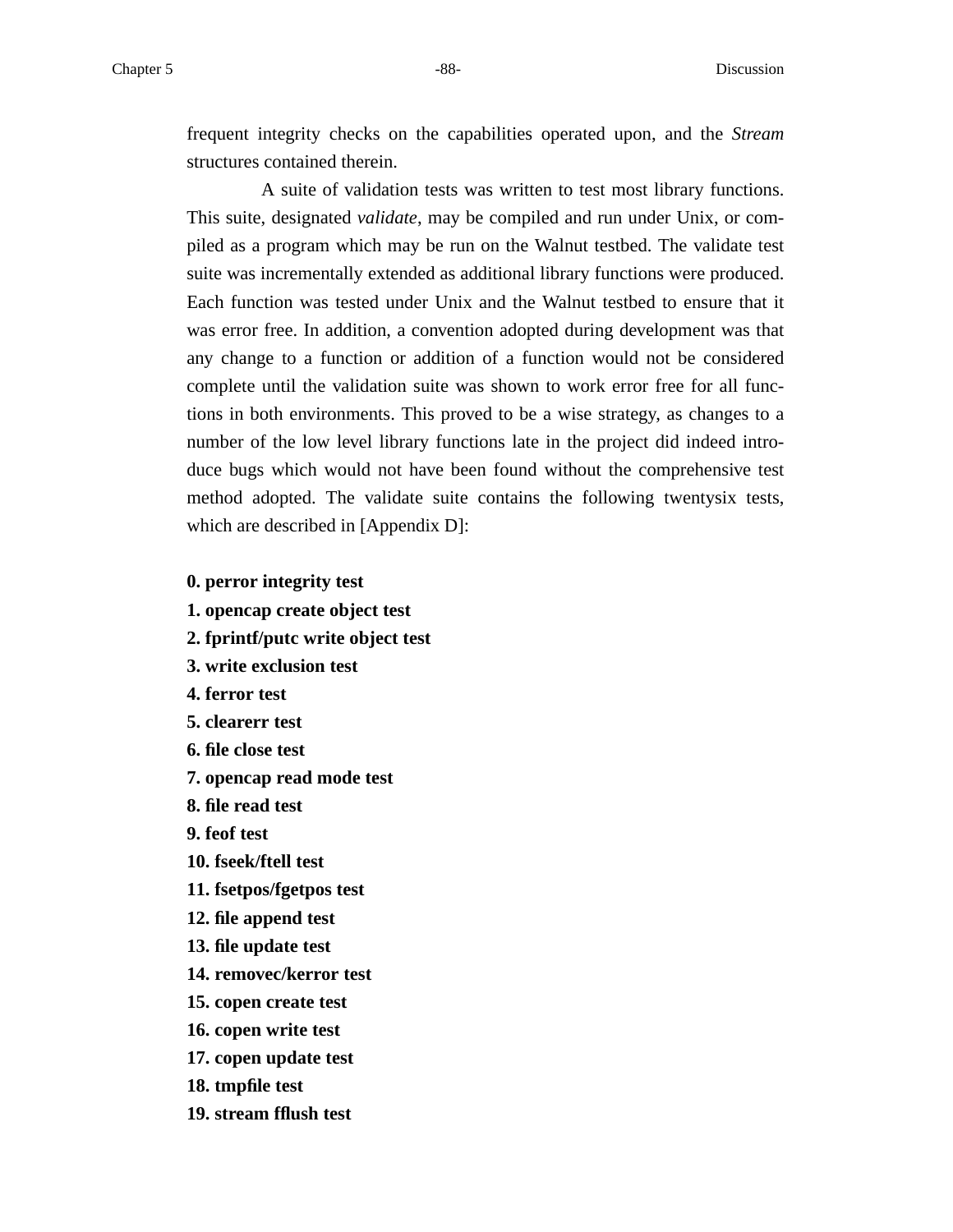frequent integrity checks on the capabilities operated upon, and the *Stream* structures contained therein.

A suite of validation tests was written to test most library functions. This suite, designated *validate*, may be compiled and run under Unix, or compiled as a program which may be run on the Walnut testbed. The validate test suite was incrementally extended as additional library functions were produced. Each function was tested under Unix and the Walnut testbed to ensure that it was error free. In addition, a convention adopted during development was that any change to a function or addition of a function would not be considered complete until the validation suite was shown to work error free for all functions in both environments. This proved to be a wise strategy, as changes to a number of the low level library functions late in the project did indeed introduce bugs which would not have been found without the comprehensive test method adopted. The validate suite contains the following twentysix tests, which are described in [Appendix D]:

**0. perror integrity test**
**1. opencap create object test**
**2. fprintf/putc write object test**
**3. write exclusion test**
**4. ferror test**
**5. clearerr test**
**6. file close test**
**7. opencap read mode test**
**8. file read test**
**9. feof test**
**10. fseek/ftell test**
**11. fsetpos/fgetpos test**
**12. file append test**
**13. file update test**
**14. removec/kerror test**
**15. copen create test**
**16. copen write test**
**17. copen update test**
**18. tmpfile test**
**19. stream fflush test**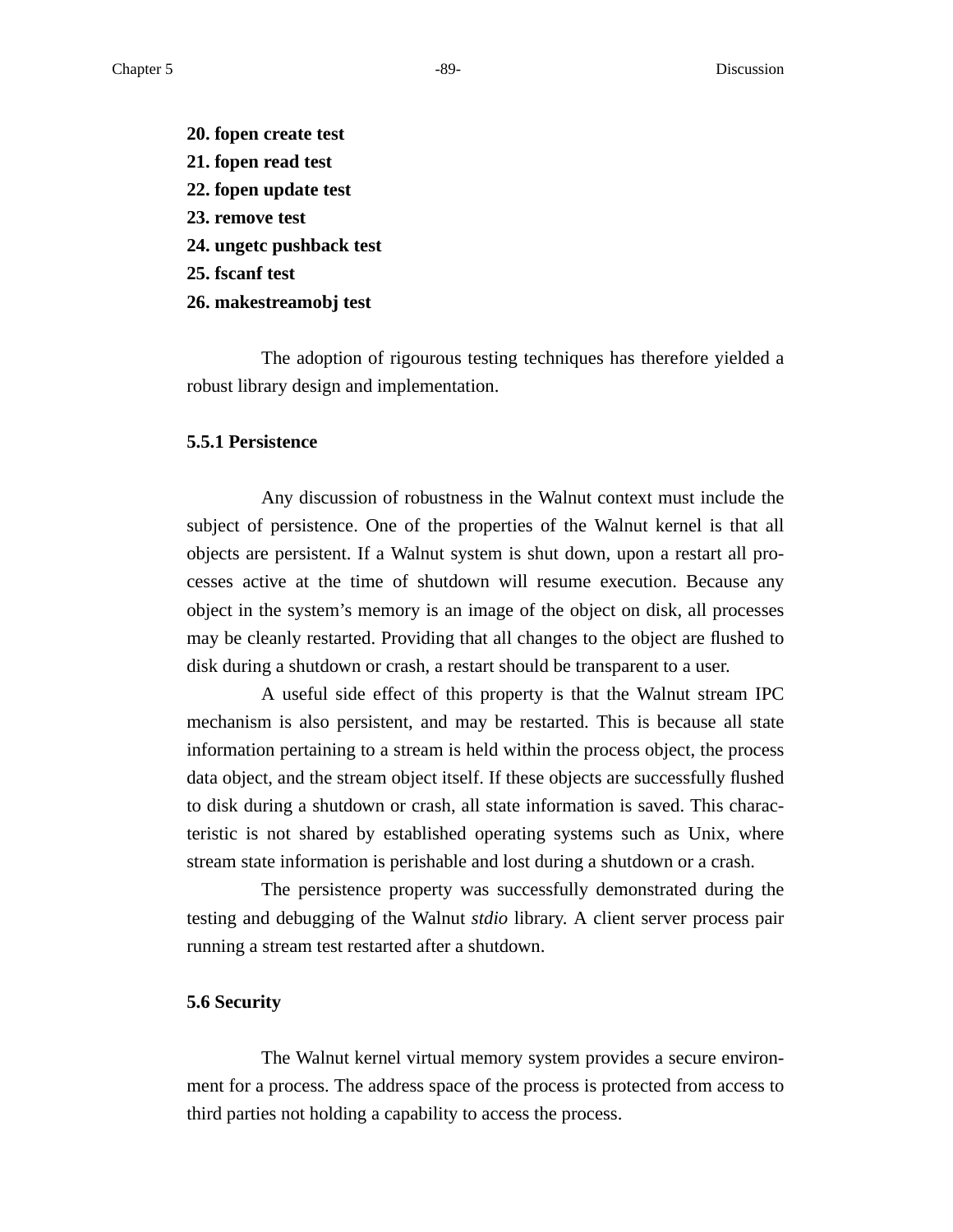**20. fopen create test**
**21. fopen read test**
**22. fopen update test**
**23. remove test**
**24. ungetc pushback test**
**25. fscanf test**
**26. makestreamobj test**

The adoption of rigourous testing techniques has therefore yielded a robust library design and implementation.

### 5.5.1 Persistence

Any discussion of robustness in the Walnut context must include the subject of persistence. One of the properties of the Walnut kernel is that all objects are persistent. If a Walnut system is shut down, upon a restart all processes active at the time of shutdown will resume execution. Because any object in the system's memory is an image of the object on disk, all processes may be cleanly restarted. Providing that all changes to the object are flushed to disk during a shutdown or crash, a restart should be transparent to a user.

A useful side effect of this property is that the Walnut stream IPC mechanism is also persistent, and may be restarted. This is because all state information pertaining to a stream is held within the process object, the process data object, and the stream object itself. If these objects are successfully flushed to disk during a shutdown or crash, all state information is saved. This characteristic is not shared by established operating systems such as Unix, where stream state information is perishable and lost during a shutdown or a crash.

The persistence property was successfully demonstrated during the testing and debugging of the Walnut *stdio* library. A client server process pair running a stream test restarted after a shutdown.

## 5.6 Security

The Walnut kernel virtual memory system provides a secure environment for a process. The address space of the process is protected from access to third parties not holding a capability to access the process.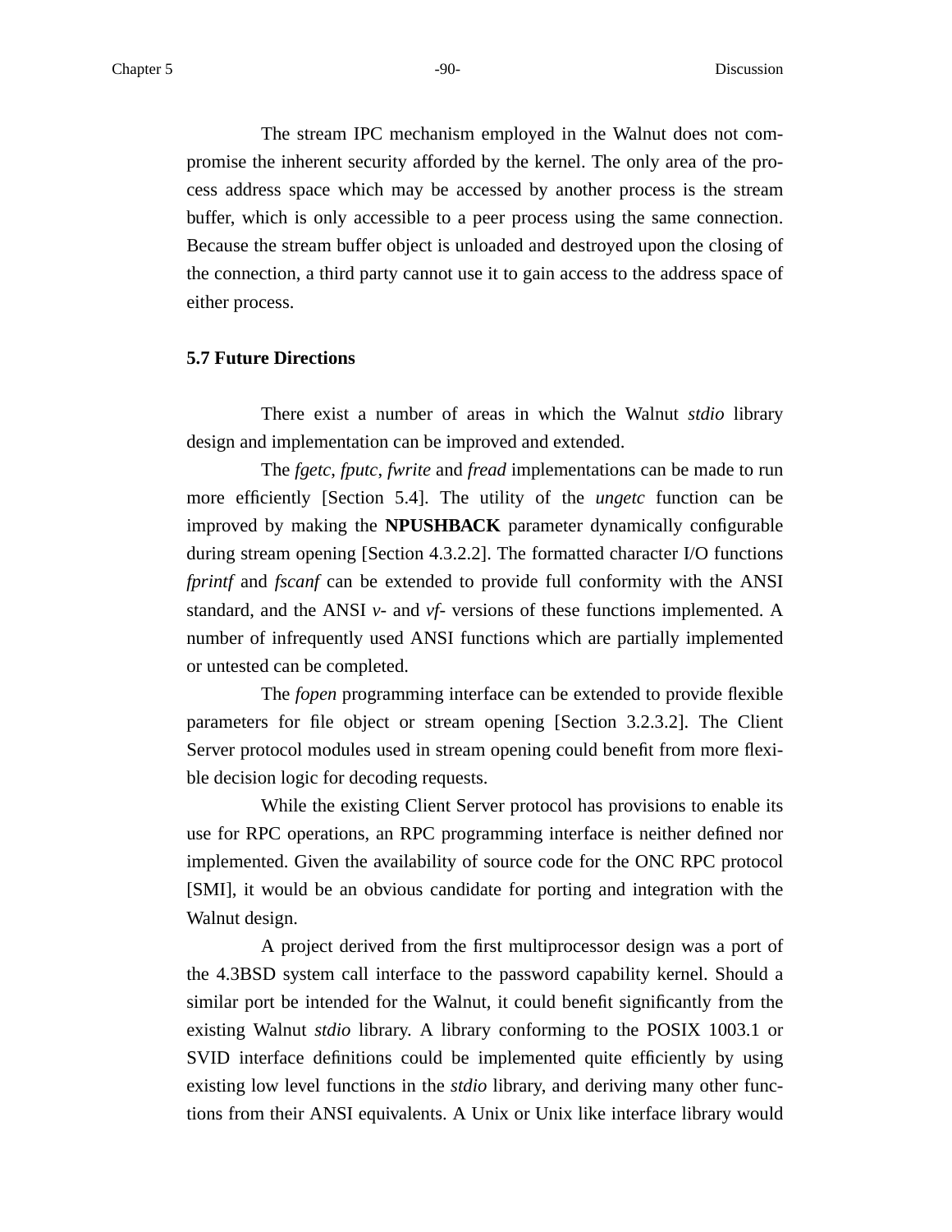The stream IPC mechanism employed in the Walnut does not compromise the inherent security afforded by the kernel. The only area of the process address space which may be accessed by another process is the stream buffer, which is only accessible to a peer process using the same connection. Because the stream buffer object is unloaded and destroyed upon the closing of the connection, a third party cannot use it to gain access to the address space of either process.

### 5.7 Future Directions

There exist a number of areas in which the Walnut *stdio* library design and implementation can be improved and extended.

The *fgetc*, *fputc*, *fwrite* and *fread* implementations can be made to run more efficiently [Section 5.4]. The utility of the *ungetc* function can be improved by making the **NPUSHBACK** parameter dynamically configurable during stream opening [Section 4.3.2.2]. The formatted character I/O functions *fprintf* and *fscanf* can be extended to provide full conformity with the ANSI standard, and the ANSI *v-* and *vf-* versions of these functions implemented. A number of infrequently used ANSI functions which are partially implemented or untested can be completed.

The *fopen* programming interface can be extended to provide flexible parameters for file object or stream opening [Section 3.2.3.2]. The Client Server protocol modules used in stream opening could benefit from more flexible decision logic for decoding requests.

While the existing Client Server protocol has provisions to enable its use for RPC operations, an RPC programming interface is neither defined nor implemented. Given the availability of source code for the ONC RPC protocol [SMI], it would be an obvious candidate for porting and integration with the Walnut design.

A project derived from the first multiprocessor design was a port of the 4.3BSD system call interface to the password capability kernel. Should a similar port be intended for the Walnut, it could benefit significantly from the existing Walnut *stdio* library. A library conforming to the POSIX 1003.1 or SVID interface definitions could be implemented quite efficiently by using existing low level functions in the *stdio* library, and deriving many other functions from their ANSI equivalents. A Unix or Unix like interface library would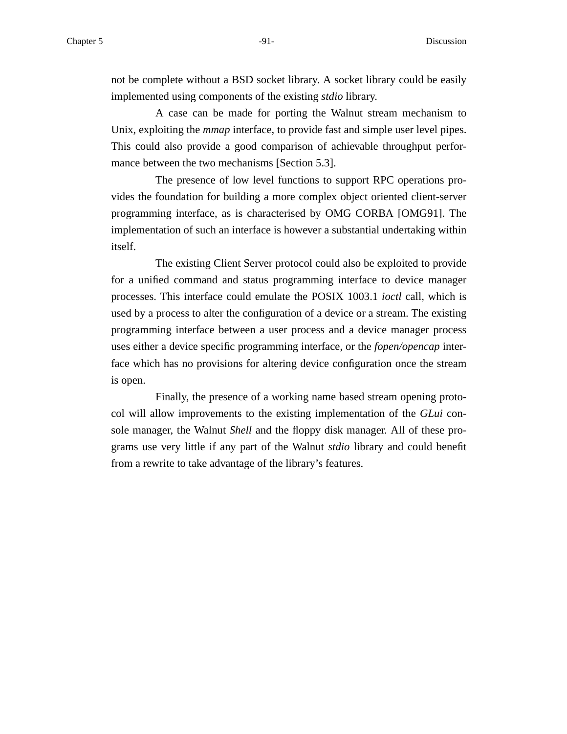not be complete without a BSD socket library. A socket library could be easily implemented using components of the existing *stdio* library.

A case can be made for porting the Walnut stream mechanism to Unix, exploiting the *mmap* interface, to provide fast and simple user level pipes. This could also provide a good comparison of achievable throughput performance between the two mechanisms [Section 5.3].

The presence of low level functions to support RPC operations provides the foundation for building a more complex object oriented client-server programming interface, as is characterised by OMG CORBA [OMG91]. The implementation of such an interface is however a substantial undertaking within itself.

The existing Client Server protocol could also be exploited to provide for a unified command and status programming interface to device manager processes. This interface could emulate the POSIX 1003.1 *ioctl* call, which is used by a process to alter the configuration of a device or a stream. The existing programming interface between a user process and a device manager process uses either a device specific programming interface, or the *fopen/opencap* interface which has no provisions for altering device configuration once the stream is open.

Finally, the presence of a working name based stream opening protocol will allow improvements to the existing implementation of the *GLui* console manager, the Walnut *Shell* and the floppy disk manager. All of these programs use very little if any part of the Walnut *stdio* library and could benefit from a rewrite to take advantage of the library's features.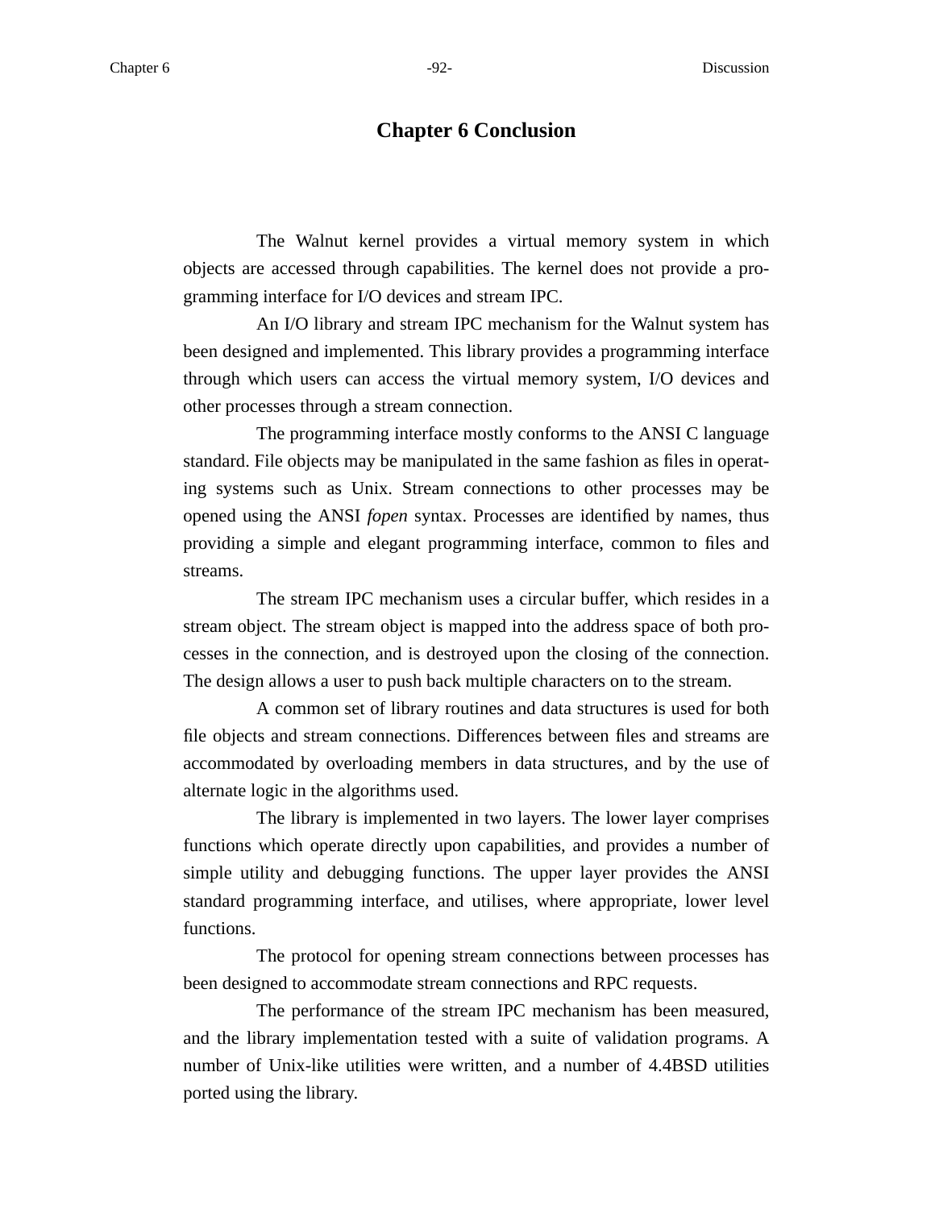# Chapter 6 Conclusion

The Walnut kernel provides a virtual memory system in which objects are accessed through capabilities. The kernel does not provide a programming interface for I/O devices and stream IPC.

An I/O library and stream IPC mechanism for the Walnut system has been designed and implemented. This library provides a programming interface through which users can access the virtual memory system, I/O devices and other processes through a stream connection.

The programming interface mostly conforms to the ANSI C language standard. File objects may be manipulated in the same fashion as files in operating systems such as Unix. Stream connections to other processes may be opened using the ANSI *fopen* syntax. Processes are identified by names, thus providing a simple and elegant programming interface, common to files and streams.

The stream IPC mechanism uses a circular buffer, which resides in a stream object. The stream object is mapped into the address space of both processes in the connection, and is destroyed upon the closing of the connection. The design allows a user to push back multiple characters on to the stream.

A common set of library routines and data structures is used for both file objects and stream connections. Differences between files and streams are accommodated by overloading members in data structures, and by the use of alternate logic in the algorithms used.

The library is implemented in two layers. The lower layer comprises functions which operate directly upon capabilities, and provides a number of simple utility and debugging functions. The upper layer provides the ANSI standard programming interface, and utilises, where appropriate, lower level functions.

The protocol for opening stream connections between processes has been designed to accommodate stream connections and RPC requests.

The performance of the stream IPC mechanism has been measured, and the library implementation tested with a suite of validation programs. A number of Unix-like utilities were written, and a number of 4.4BSD utilities ported using the library.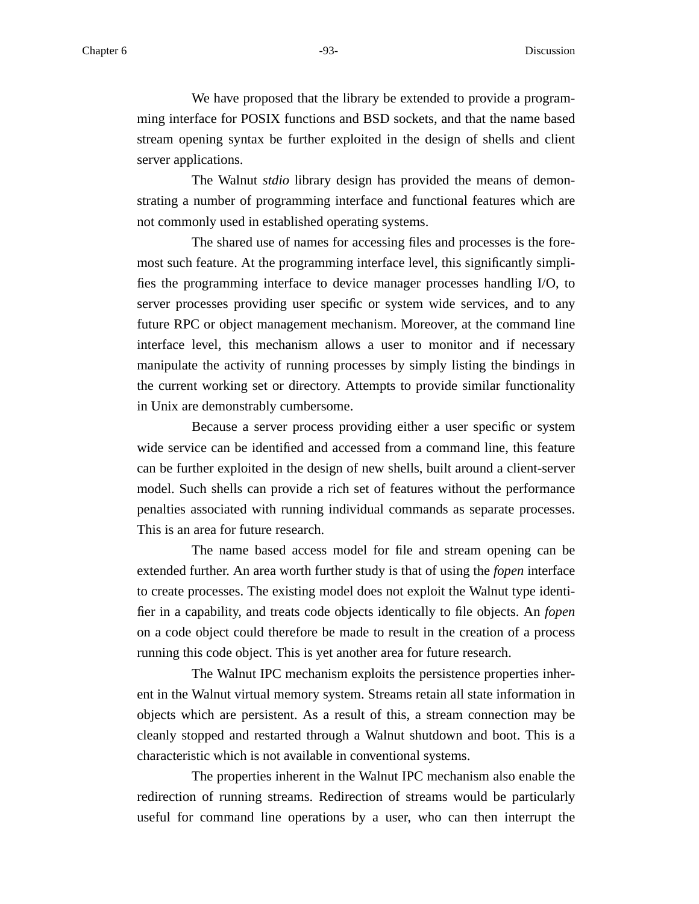We have proposed that the library be extended to provide a programming interface for POSIX functions and BSD sockets, and that the name based stream opening syntax be further exploited in the design of shells and client server applications.

The Walnut *stdio* library design has provided the means of demonstrating a number of programming interface and functional features which are not commonly used in established operating systems.

The shared use of names for accessing files and processes is the foremost such feature. At the programming interface level, this significantly simplifies the programming interface to device manager processes handling I/O, to server processes providing user specific or system wide services, and to any future RPC or object management mechanism. Moreover, at the command line interface level, this mechanism allows a user to monitor and if necessary manipulate the activity of running processes by simply listing the bindings in the current working set or directory. Attempts to provide similar functionality in Unix are demonstrably cumbersome.

Because a server process providing either a user specific or system wide service can be identified and accessed from a command line, this feature can be further exploited in the design of new shells, built around a client-server model. Such shells can provide a rich set of features without the performance penalties associated with running individual commands as separate processes. This is an area for future research.

The name based access model for file and stream opening can be extended further. An area worth further study is that of using the *fopen* interface to create processes. The existing model does not exploit the Walnut type identifier in a capability, and treats code objects identically to file objects. An *fopen* on a code object could therefore be made to result in the creation of a process running this code object. This is yet another area for future research.

The Walnut IPC mechanism exploits the persistence properties inherent in the Walnut virtual memory system. Streams retain all state information in objects which are persistent. As a result of this, a stream connection may be cleanly stopped and restarted through a Walnut shutdown and boot. This is a characteristic which is not available in conventional systems.

The properties inherent in the Walnut IPC mechanism also enable the redirection of running streams. Redirection of streams would be particularly useful for command line operations by a user, who can then interrupt the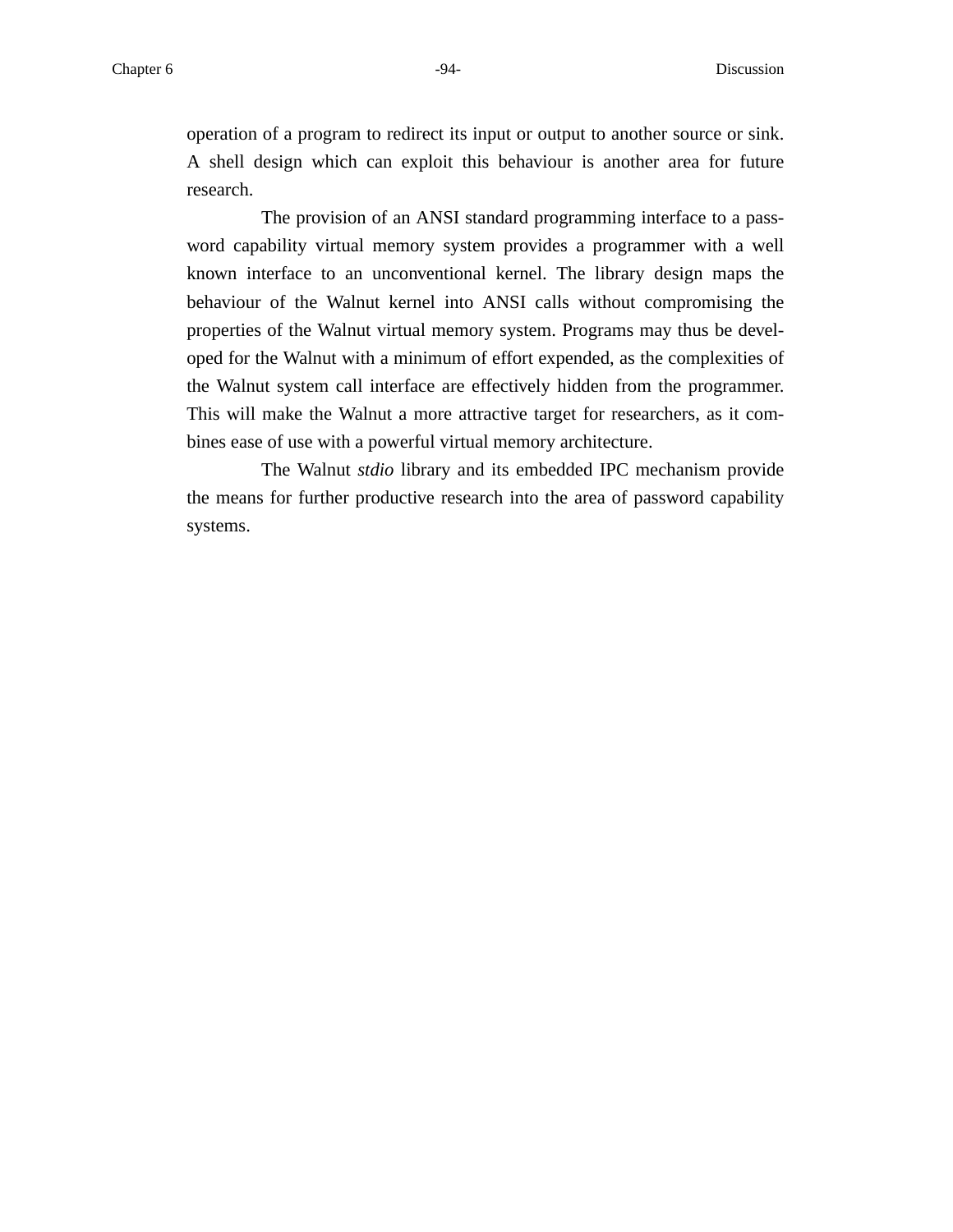operation of a program to redirect its input or output to another source or sink. A shell design which can exploit this behaviour is another area for future research.

The provision of an ANSI standard programming interface to a password capability virtual memory system provides a programmer with a well known interface to an unconventional kernel. The library design maps the behaviour of the Walnut kernel into ANSI calls without compromising the properties of the Walnut virtual memory system. Programs may thus be developed for the Walnut with a minimum of effort expended, as the complexities of the Walnut system call interface are effectively hidden from the programmer. This will make the Walnut a more attractive target for researchers, as it combines ease of use with a powerful virtual memory architecture.

The Walnut *stdio* library and its embedded IPC mechanism provide the means for further productive research into the area of password capability systems.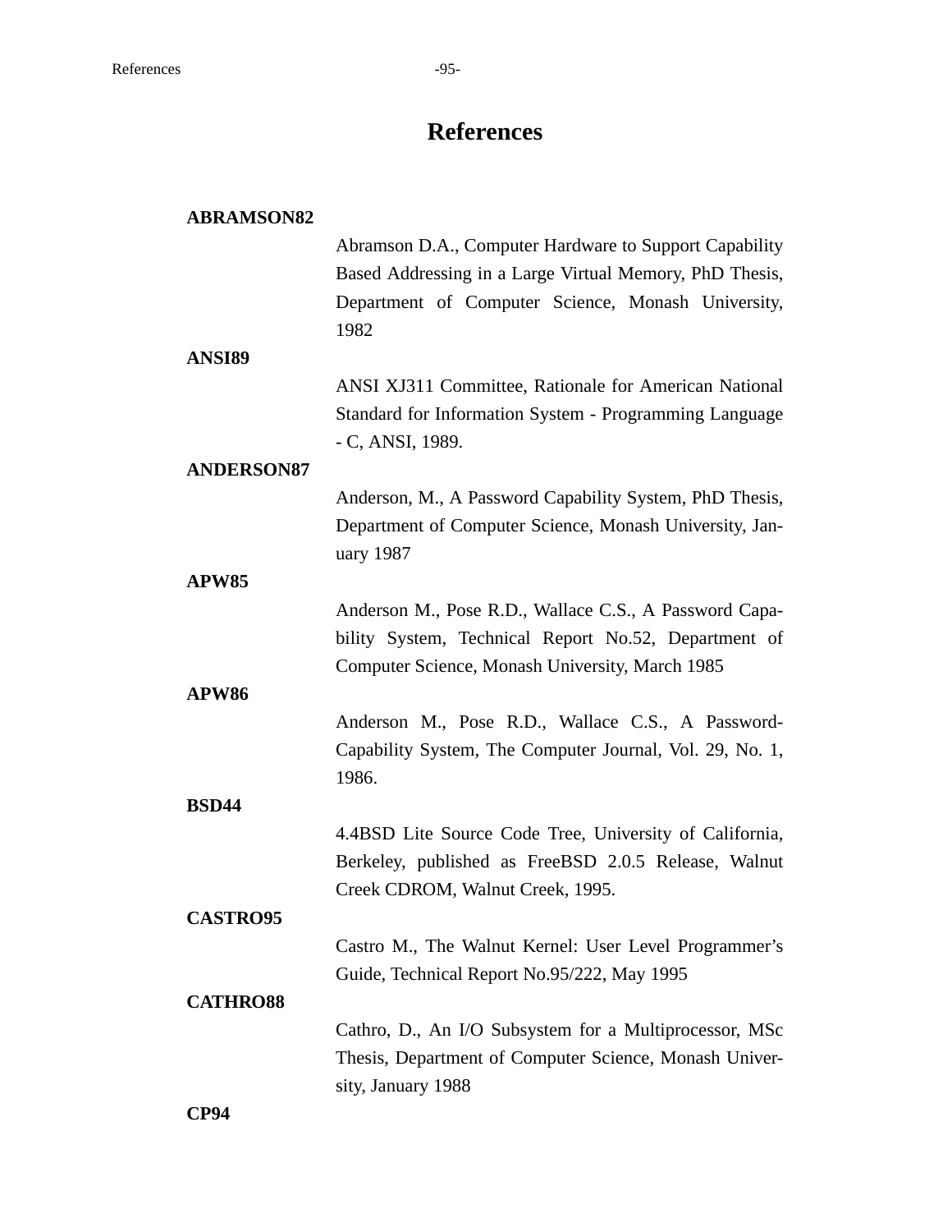# References

**ABRAMSON82**

Abramson D.A., Computer Hardware to Support Capability Based Addressing in a Large Virtual Memory, PhD Thesis, Department of Computer Science, Monash University, 1982

**ANSI89**

ANSI XJ311 Committee, Rationale for American National Standard for Information System - Programming Language - C, ANSI, 1989.

**ANDERSON87**

Anderson, M., A Password Capability System, PhD Thesis, Department of Computer Science, Monash University, January 1987

**APW85**

Anderson M., Pose R.D., Wallace C.S., A Password Capability System, Technical Report No.52, Department of Computer Science, Monash University, March 1985

**APW86**

Anderson M., Pose R.D., Wallace C.S., A Password-Capability System, The Computer Journal, Vol. 29, No. 1, 1986.

**BSD44**

4.4BSD Lite Source Code Tree, University of California, Berkeley, published as FreeBSD 2.0.5 Release, Walnut Creek CDROM, Walnut Creek, 1995.

**CASTRO95**

Castro M., The Walnut Kernel: User Level Programmer's Guide, Technical Report No.95/222, May 1995

**CATHRO88**

Cathro, D., An I/O Subsystem for a Multiprocessor, MSc Thesis, Department of Computer Science, Monash University, January 1988

**CP94**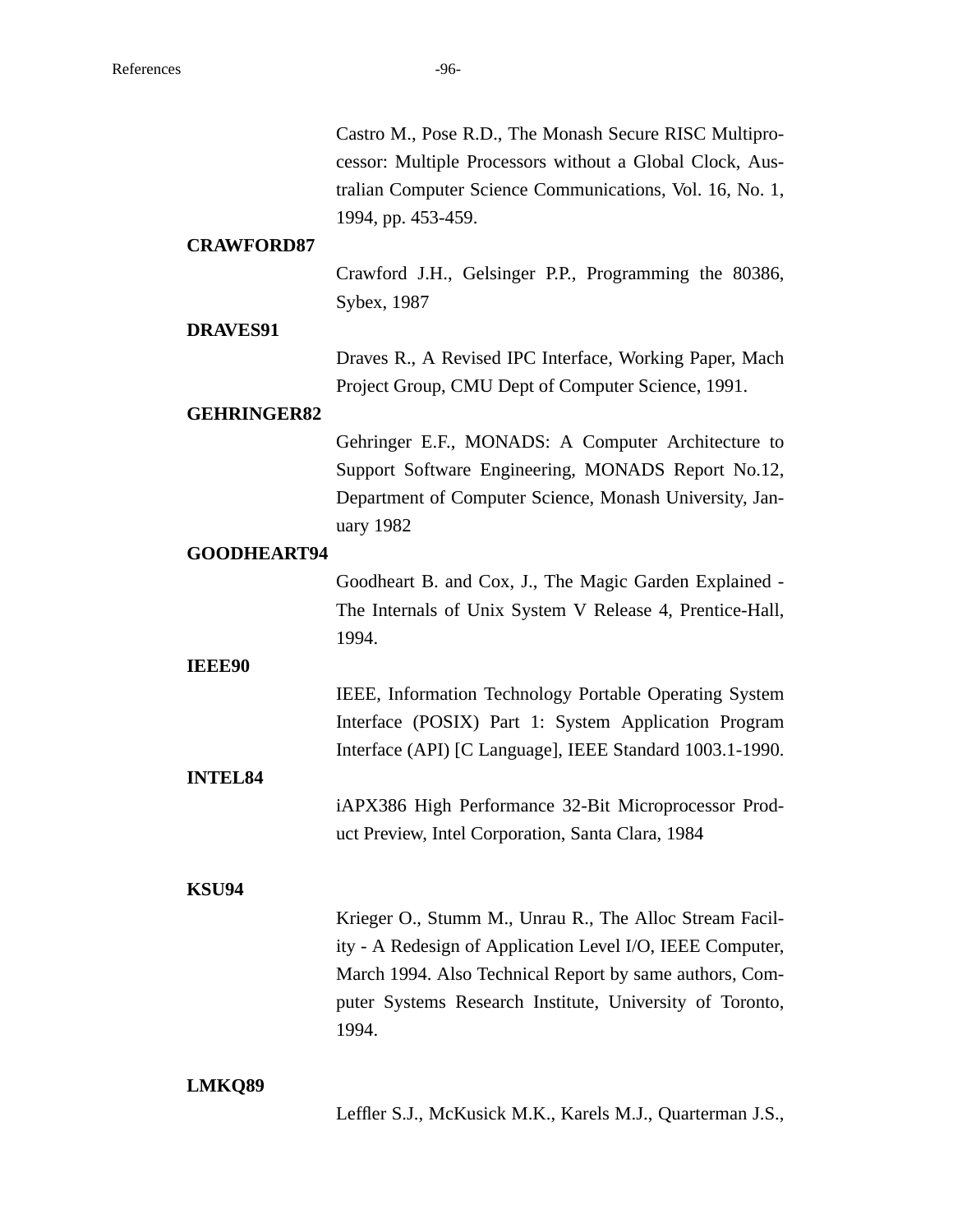Castro M., Pose R.D., The Monash Secure RISC Multiprocessor: Multiple Processors without a Global Clock, Australian Computer Science Communications, Vol. 16, No. 1, 1994, pp. 453-459.

**CRAWFORD87**

Crawford J.H., Gelsinger P.P., Programming the 80386, Sybex, 1987

**DRAVES91**

Draves R., A Revised IPC Interface, Working Paper, Mach Project Group, CMU Dept of Computer Science, 1991.

**GEHRINGER82**

Gehringer E.F., MONADS: A Computer Architecture to Support Software Engineering, MONADS Report No.12, Department of Computer Science, Monash University, January 1982

**GOODHEART94**

Goodheart B. and Cox, J., The Magic Garden Explained - The Internals of Unix System V Release 4, Prentice-Hall, 1994.

**IEEE90**

IEEE, Information Technology Portable Operating System Interface (POSIX) Part 1: System Application Program Interface (API) [C Language], IEEE Standard 1003.1-1990.

**INTEL84**

iAPX386 High Performance 32-Bit Microprocessor Product Preview, Intel Corporation, Santa Clara, 1984

**KSU94**

Krieger O., Stumm M., Unrau R., The Alloc Stream Facility - A Redesign of Application Level I/O, IEEE Computer, March 1994. Also Technical Report by same authors, Computer Systems Research Institute, University of Toronto, 1994.

**LMKQ89**

Leffler S.J., McKusick M.K., Karels M.J., Quarterman J.S.,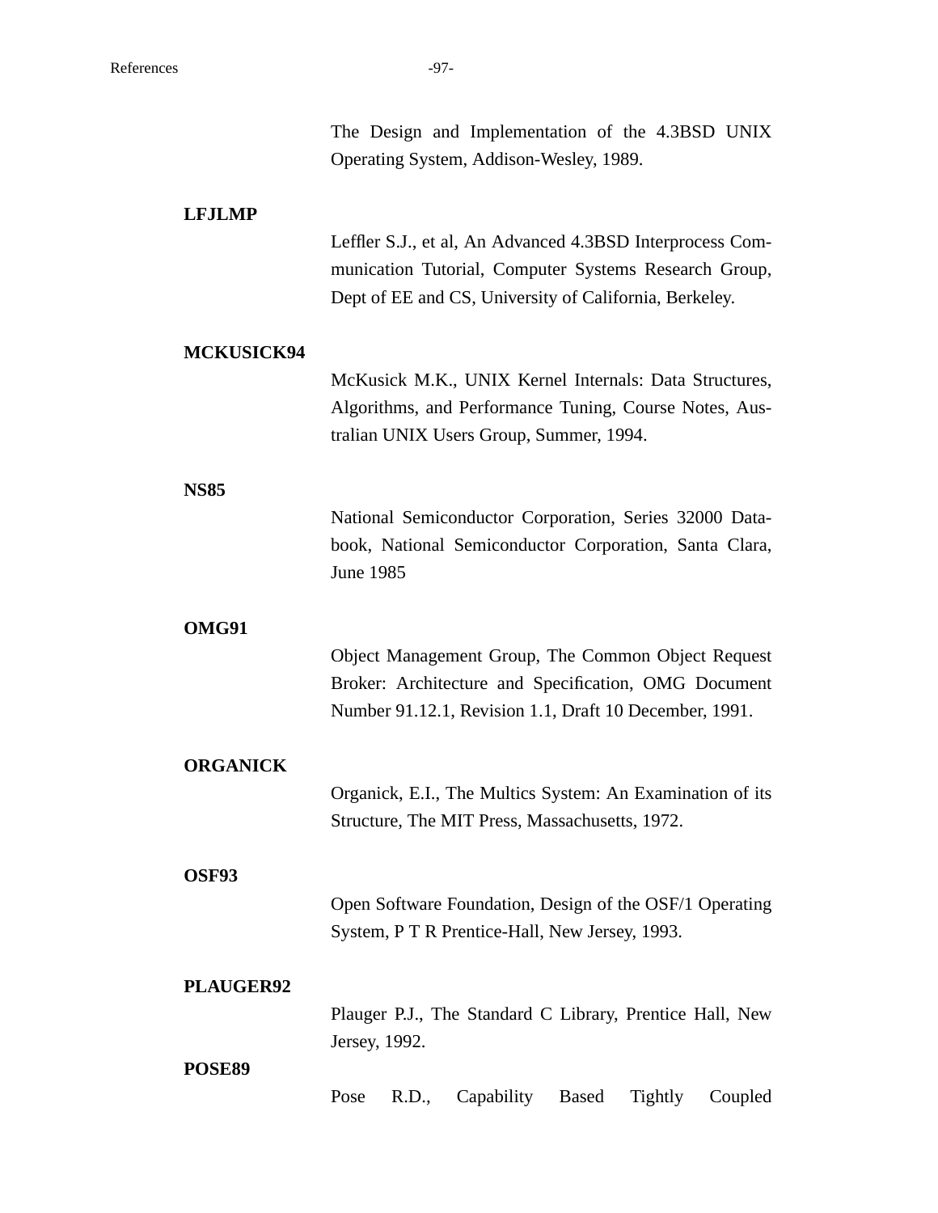The Design and Implementation of the 4.3BSD UNIX Operating System, Addison-Wesley, 1989.

**LFJLMP**

Leffler S.J., et al, An Advanced 4.3BSD Interprocess Communication Tutorial, Computer Systems Research Group, Dept of EE and CS, University of California, Berkeley.

**MCKUSICK94**

McKusick M.K., UNIX Kernel Internals: Data Structures, Algorithms, and Performance Tuning, Course Notes, Australian UNIX Users Group, Summer, 1994.

**NS85**

National Semiconductor Corporation, Series 32000 Databook, National Semiconductor Corporation, Santa Clara, June 1985

**OMG91**

Object Management Group, The Common Object Request Broker: Architecture and Specification, OMG Document Number 91.12.1, Revision 1.1, Draft 10 December, 1991.

**ORGANICK**

Organick, E.I., The Multics System: An Examination of its Structure, The MIT Press, Massachusetts, 1972.

**OSF93**

Open Software Foundation, Design of the OSF/1 Operating System, P T R Prentice-Hall, New Jersey, 1993.

**PLAUGER92**

Plauger P.J., The Standard C Library, Prentice Hall, New Jersey, 1992.

**POSE89**

Pose R.D., Capability Based Tightly Coupled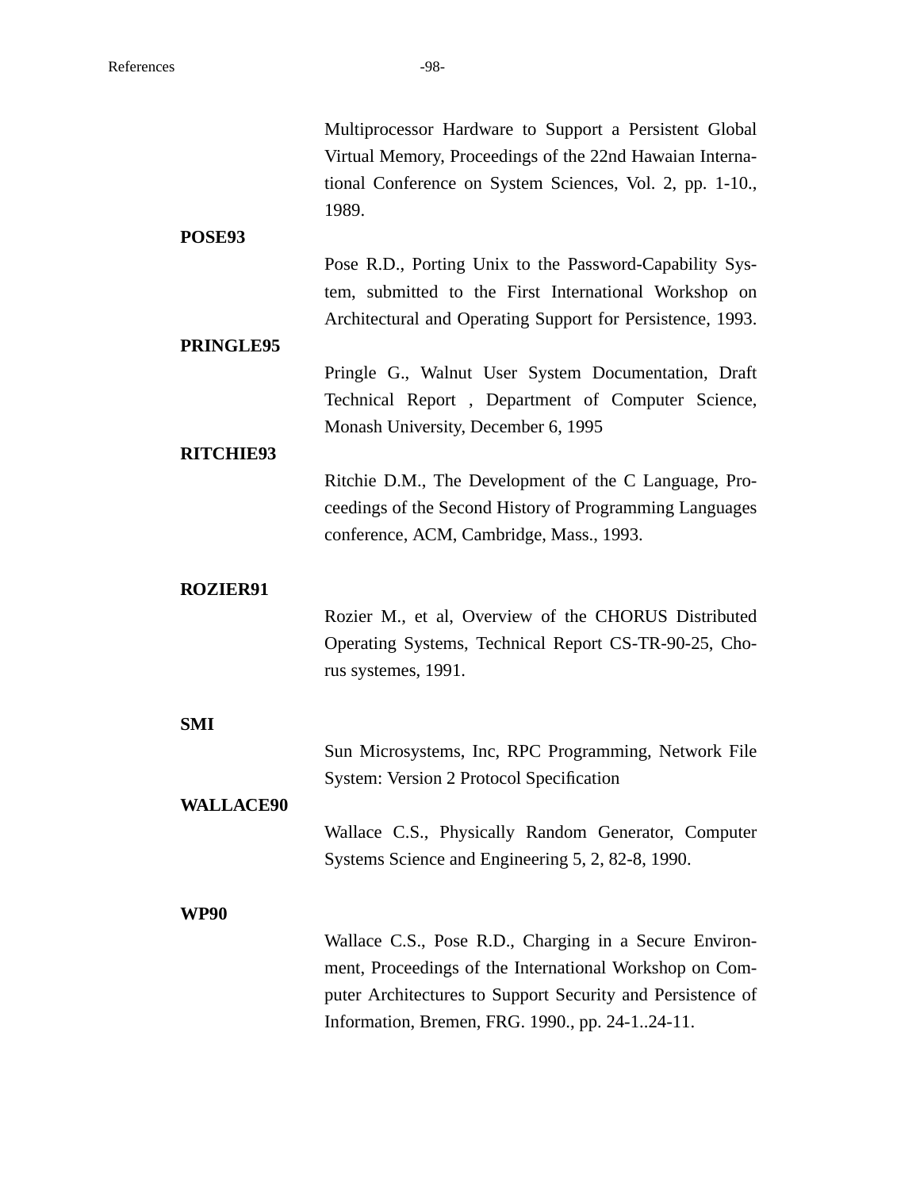Multiprocessor Hardware to Support a Persistent Global Virtual Memory, Proceedings of the 22nd Hawaian International Conference on System Sciences, Vol. 2, pp. 1-10., 1989.

**POSE93**

Pose R.D., Porting Unix to the Password-Capability System, submitted to the First International Workshop on Architectural and Operating Support for Persistence, 1993.

**PRINGLE95**

Pringle G., Walnut User System Documentation, Draft Technical Report , Department of Computer Science, Monash University, December 6, 1995

**RITCHIE93**

Ritchie D.M., The Development of the C Language, Proceedings of the Second History of Programming Languages conference, ACM, Cambridge, Mass., 1993.

**ROZIER91**

Rozier M., et al, Overview of the CHORUS Distributed Operating Systems, Technical Report CS-TR-90-25, Chorus systemes, 1991.

**SMI**

Sun Microsystems, Inc, RPC Programming, Network File System: Version 2 Protocol Specification

**WALLACE90**

Wallace C.S., Physically Random Generator, Computer Systems Science and Engineering 5, 2, 82-8, 1990.

**WP90**

Wallace C.S., Pose R.D., Charging in a Secure Environment, Proceedings of the International Workshop on Computer Architectures to Support Security and Persistence of Information, Bremen, FRG. 1990., pp. 24-1..24-11.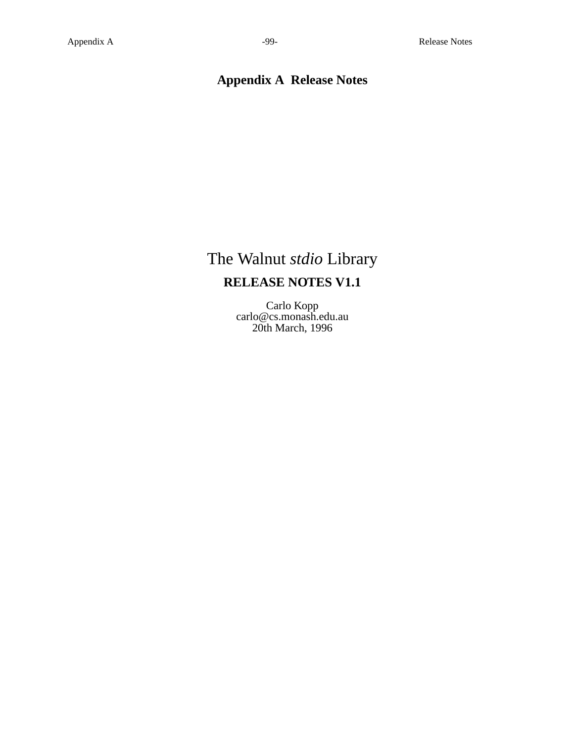# Appendix A Release Notes

## The Walnut *stdio* Library

### RELEASE NOTES V1.1

Carlo Kopp
carlo@cs.monash.edu.au
20th March, 1996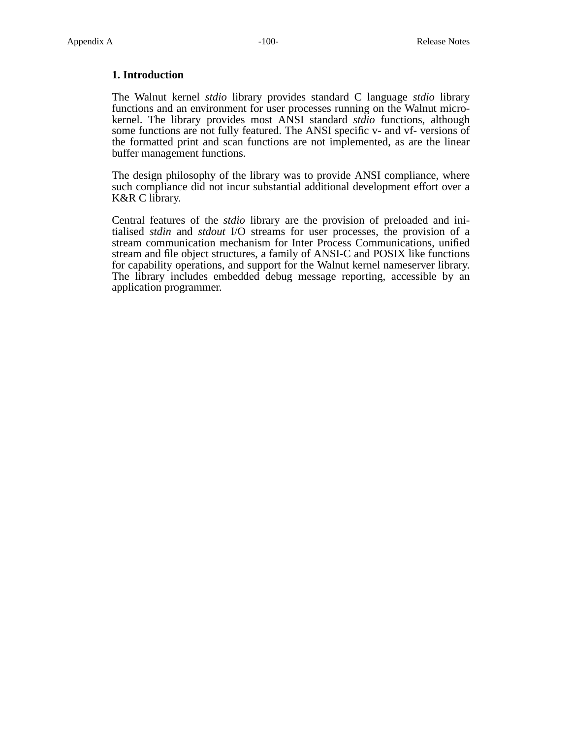## 1. Introduction

The Walnut kernel *stdio* library provides standard C language *stdio* library functions and an environment for user processes running on the Walnut micro-kernel. The library provides most ANSI standard *stdio* functions, although some functions are not fully featured. The ANSI specific v- and vf- versions of the formatted print and scan functions are not implemented, as are the linear buffer management functions.

The design philosophy of the library was to provide ANSI compliance, where such compliance did not incur substantial additional development effort over a K&R C library.

Central features of the *stdio* library are the provision of preloaded and initialised *stdin* and *stdout* I/O streams for user processes, the provision of a stream communication mechanism for Inter Process Communications, unified stream and file object structures, a family of ANSI-C and POSIX like functions for capability operations, and support for the Walnut kernel nameserver library. The library includes embedded debug message reporting, accessible by an application programmer.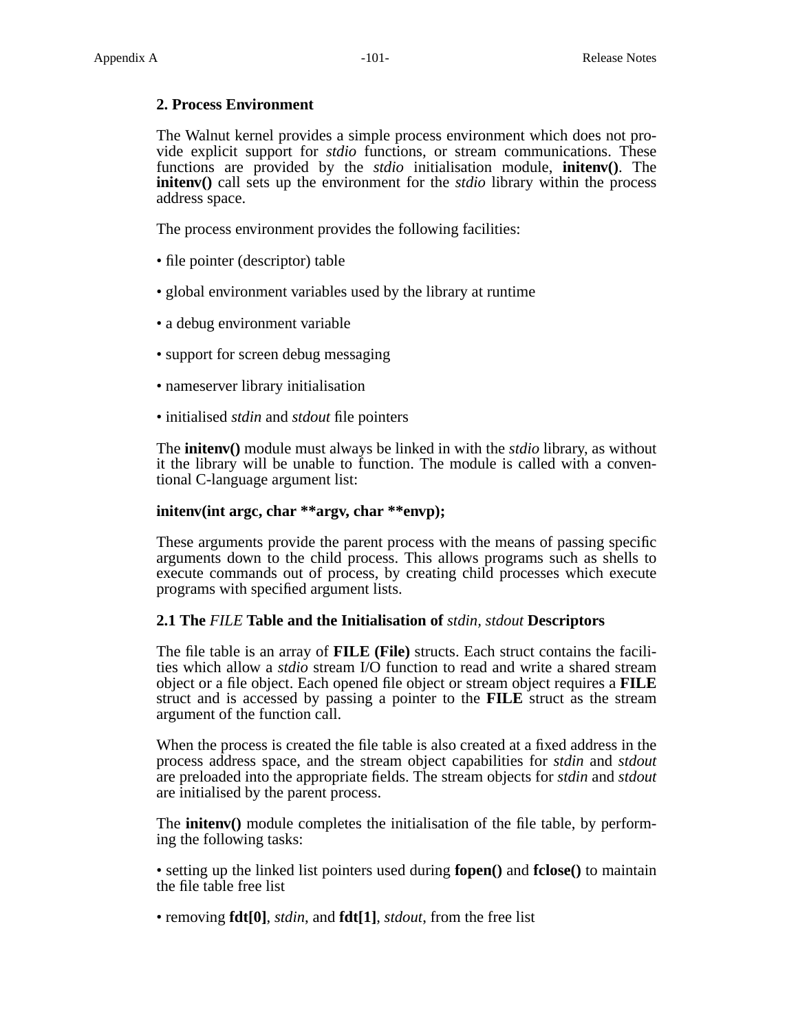## 2. Process Environment

The Walnut kernel provides a simple process environment which does not provide explicit support for *stdio* functions, or stream communications. These functions are provided by the *stdio* initialisation module, **initenv()**. The **initenv()** call sets up the environment for the *stdio* library within the process address space.

The process environment provides the following facilities:

- file pointer (descriptor) table
- global environment variables used by the library at runtime
- a debug environment variable
- support for screen debug messaging
- nameserver library initialisation
- initialised *stdin* and *stdout* file pointers

The **initenv()** module must always be linked in with the *stdio* library, as without it the library will be unable to function. The module is called with a conventional C-language argument list:

**initenv(int argc, char **argv, char **envp);**

These arguments provide the parent process with the means of passing specific arguments down to the child process. This allows programs such as shells to execute commands out of process, by creating child processes which execute programs with specified argument lists.

### 2.1 The *FILE* Table and the Initialisation of *stdin, stdout* Descriptors

The file table is an array of **FILE (File)** structs. Each struct contains the facilities which allow a *stdio* stream I/O function to read and write a shared stream object or a file object. Each opened file object or stream object requires a **FILE** struct and is accessed by passing a pointer to the **FILE** struct as the stream argument of the function call.

When the process is created the file table is also created at a fixed address in the process address space, and the stream object capabilities for *stdin* and *stdout* are preloaded into the appropriate fields. The stream objects for *stdin* and *stdout* are initialised by the parent process.

The **initenv()** module completes the initialisation of the file table, by performing the following tasks:

- setting up the linked list pointers used during **fopen()** and **fclose()** to maintain the file table free list
- removing **fdt[0]**, *stdin*, and **fdt[1]**, *stdout*, from the free list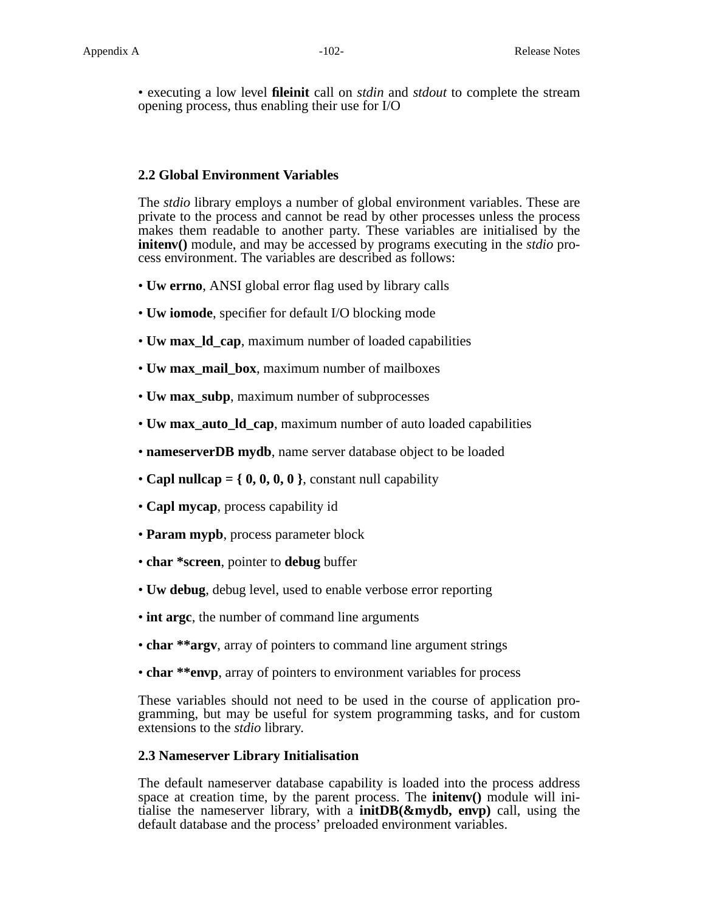• executing a low level **fileinit** call on *stdin* and *stdout* to complete the stream opening process, thus enabling their use for I/O

### 2.2 Global Environment Variables

The *stdio* library employs a number of global environment variables. These are private to the process and cannot be read by other processes unless the process makes them readable to another party. These variables are initialised by the **initenv()** module, and may be accessed by programs executing in the *stdio* process environment. The variables are described as follows:

• **Uw errno**, ANSI global error flag used by library calls

• **Uw iomode**, specifier for default I/O blocking mode

• **Uw max_ld_cap**, maximum number of loaded capabilities

• **Uw max_mail_box**, maximum number of mailboxes

• **Uw max_subp**, maximum number of subprocesses

• **Uw max_auto_ld_cap**, maximum number of auto loaded capabilities

• **nameserverDB mydb**, name server database object to be loaded

• **Capl nullcap = { 0, 0, 0, 0 }**, constant null capability

• **Capl mycap**, process capability id

• **Param mypb**, process parameter block

• **char *screen**, pointer to **debug** buffer

• **Uw debug**, debug level, used to enable verbose error reporting

• **int argc**, the number of command line arguments

• **char **argv**, array of pointers to command line argument strings

• **char **envp**, array of pointers to environment variables for process

These variables should not need to be used in the course of application programming, but may be useful for system programming tasks, and for custom extensions to the *stdio* library.

### 2.3 Nameserver Library Initialisation

The default nameserver database capability is loaded into the process address space at creation time, by the parent process. The **initenv()** module will initialise the nameserver library, with a **initDB(&mydb, envp)** call, using the default database and the process' preloaded environment variables.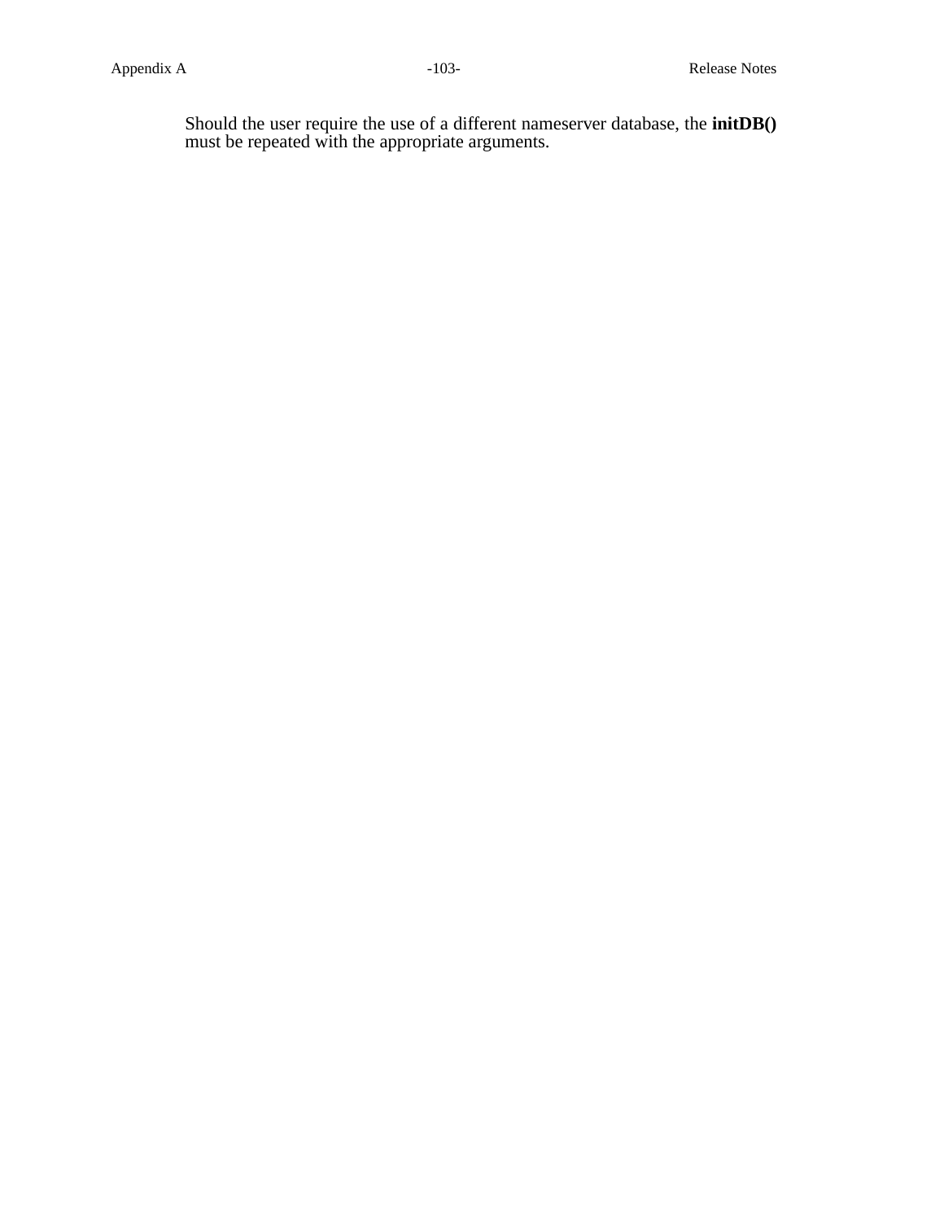Should the user require the use of a different nameserver database, the **initDB()** must be repeated with the appropriate arguments.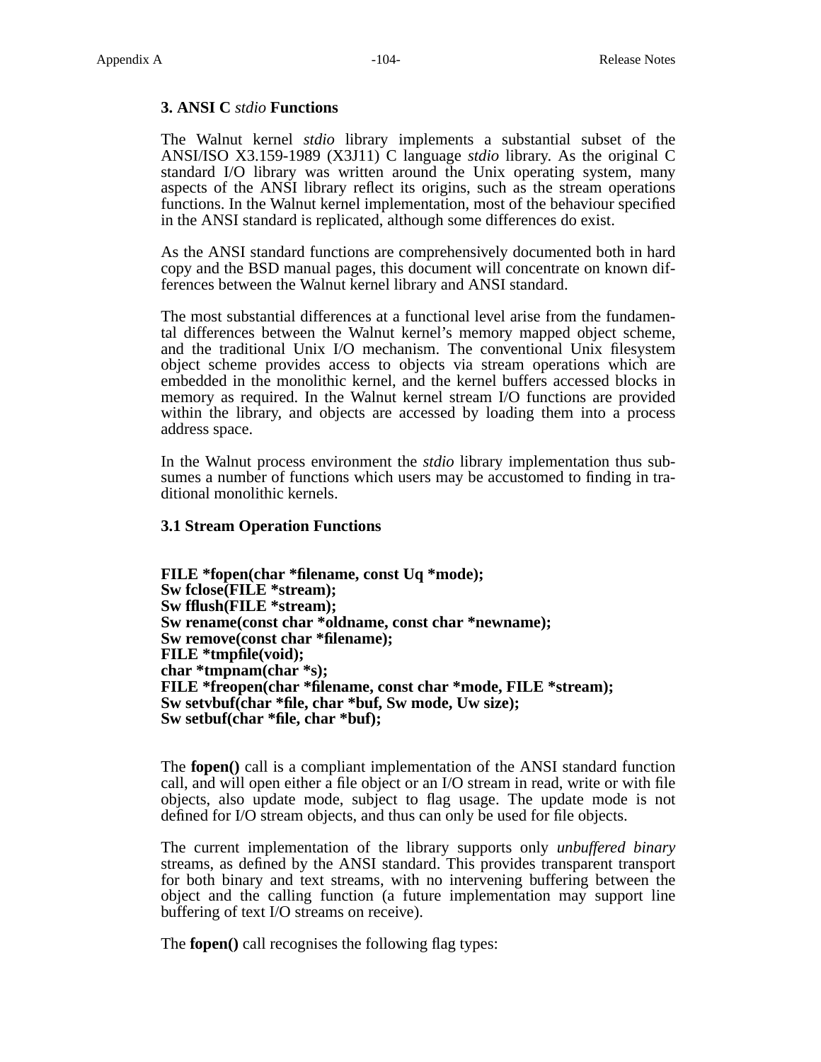## 3. ANSI C *stdio* Functions

The Walnut kernel *stdio* library implements a substantial subset of the ANSI/ISO X3.159-1989 (X3J11) C language *stdio* library. As the original C standard I/O library was written around the Unix operating system, many aspects of the ANSI library reflect its origins, such as the stream operations functions. In the Walnut kernel implementation, most of the behaviour specified in the ANSI standard is replicated, although some differences do exist.

As the ANSI standard functions are comprehensively documented both in hard copy and the BSD manual pages, this document will concentrate on known differences between the Walnut kernel library and ANSI standard.

The most substantial differences at a functional level arise from the fundamental differences between the Walnut kernel's memory mapped object scheme, and the traditional Unix I/O mechanism. The conventional Unix filesystem object scheme provides access to objects via stream operations which are embedded in the monolithic kernel, and the kernel buffers accessed blocks in memory as required. In the Walnut kernel stream I/O functions are provided within the library, and objects are accessed by loading them into a process address space.

In the Walnut process environment the *stdio* library implementation thus subsumes a number of functions which users may be accustomed to finding in traditional monolithic kernels.

### 3.1 Stream Operation Functions

**FILE *fopen(char *filename, const Uq *mode);**
**Sw fclose(FILE *stream);**
**Sw fflush(FILE *stream);**
**Sw rename(const char *oldname, const char *newname);**
**Sw remove(const char *filename);**
**FILE *tmpfile(void);**
**char *tmpnam(char *s);**
**FILE *freopen(char *filename, const char *mode, FILE *stream);**
**Sw setvbuf(char *file, char *buf, Sw mode, Uw size);**
**Sw setbuf(char *file, char *buf);**

The **fopen()** call is a compliant implementation of the ANSI standard function call, and will open either a file object or an I/O stream in read, write or with file objects, also update mode, subject to flag usage. The update mode is not defined for I/O stream objects, and thus can only be used for file objects.

The current implementation of the library supports only *unbuffered binary* streams, as defined by the ANSI standard. This provides transparent transport for both binary and text streams, with no intervening buffering between the object and the calling function (a future implementation may support line buffering of text I/O streams on receive).

The **fopen()** call recognises the following flag types: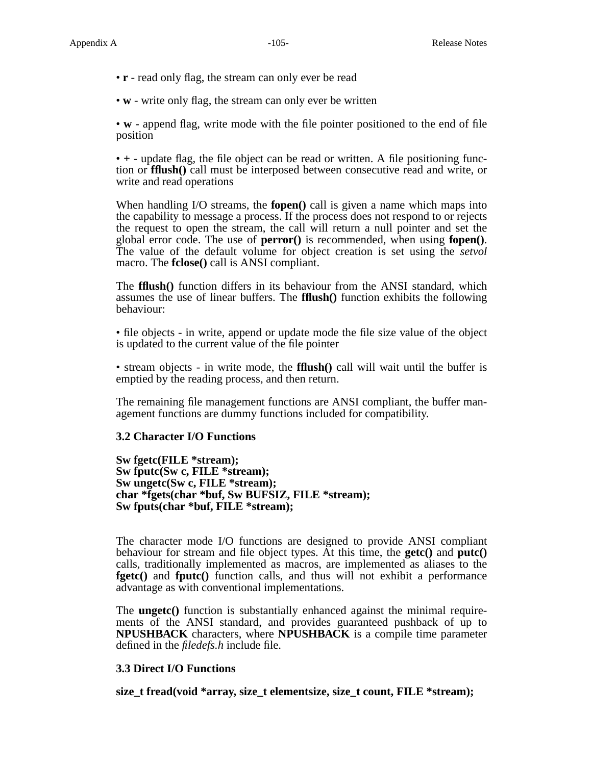• **r** - read only flag, the stream can only ever be read

• **w** - write only flag, the stream can only ever be written

• **w** - append flag, write mode with the file pointer positioned to the end of file position

• **+** - update flag, the file object can be read or written. A file positioning function or **fflush()** call must be interposed between consecutive read and write, or write and read operations

When handling I/O streams, the **fopen()** call is given a name which maps into the capability to message a process. If the process does not respond to or rejects the request to open the stream, the call will return a null pointer and set the global error code. The use of **perror()** is recommended, when using **fopen()**. The value of the default volume for object creation is set using the *setvol* macro. The **fclose()** call is ANSI compliant.

The **fflush()** function differs in its behaviour from the ANSI standard, which assumes the use of linear buffers. The **fflush()** function exhibits the following behaviour:

• file objects - in write, append or update mode the file size value of the object is updated to the current value of the file pointer

• stream objects - in write mode, the **fflush()** call will wait until the buffer is emptied by the reading process, and then return.

The remaining file management functions are ANSI compliant, the buffer management functions are dummy functions included for compatibility.

### 3.2 Character I/O Functions

**Sw fgetc(FILE *stream);**
**Sw fputc(Sw c, FILE *stream);**
**Sw ungetc(Sw c, FILE *stream);**
**char *fgets(char *buf, Sw BUFSIZ, FILE *stream);**
**Sw fputs(char *buf, FILE *stream);**

The character mode I/O functions are designed to provide ANSI compliant behaviour for stream and file object types. At this time, the **getc()** and **putc()** calls, traditionally implemented as macros, are implemented as aliases to the **fgetc()** and **fputc()** function calls, and thus will not exhibit a performance advantage as with conventional implementations.

The **ungetc()** function is substantially enhanced against the minimal requirements of the ANSI standard, and provides guaranteed pushback of up to **NPUSHBACK** characters, where **NPUSHBACK** is a compile time parameter defined in the *filedefs.h* include file.

### 3.3 Direct I/O Functions

**size_t fread(void *array, size_t elementsize, size_t count, FILE *stream);**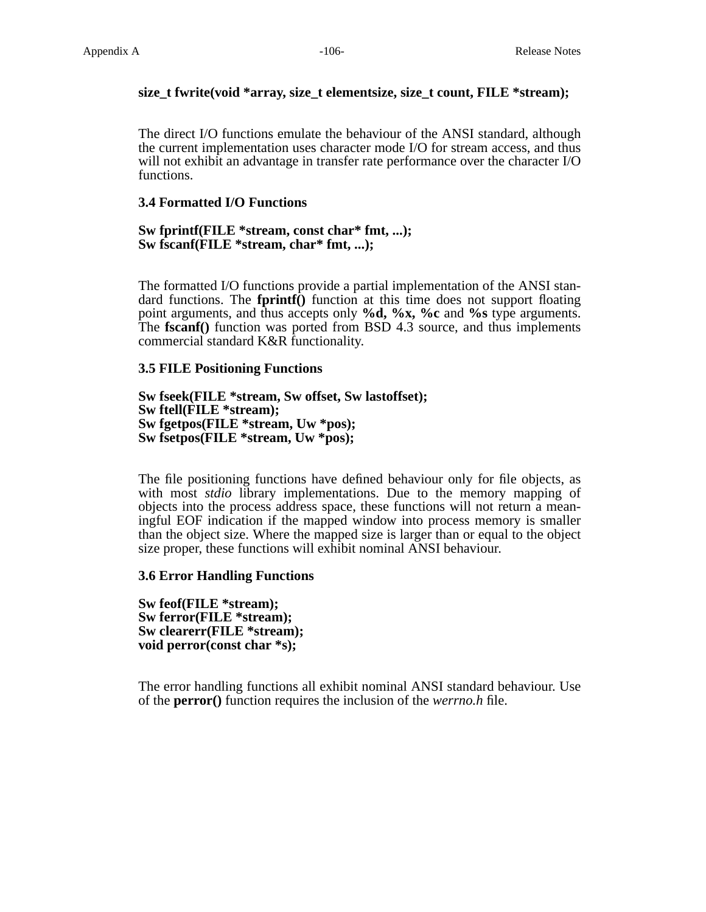**size_t fwrite(void *array, size_t elementsize, size_t count, FILE *stream);**

The direct I/O functions emulate the behaviour of the ANSI standard, although the current implementation uses character mode I/O for stream access, and thus will not exhibit an advantage in transfer rate performance over the character I/O functions.

### 3.4 Formatted I/O Functions

**Sw fprintf(FILE *stream, const char* fmt, ...);**
**Sw fscanf(FILE *stream, char* fmt, ...);**

The formatted I/O functions provide a partial implementation of the ANSI standard functions. The **fprintf()** function at this time does not support floating point arguments, and thus accepts only **%d, %x, %c** and **%s** type arguments. The **fscanf()** function was ported from BSD 4.3 source, and thus implements commercial standard K&R functionality.

### 3.5 FILE Positioning Functions

**Sw fseek(FILE *stream, Sw offset, Sw lastoffset);**
**Sw ftell(FILE *stream);**
**Sw fgetpos(FILE *stream, Uw *pos);**
**Sw fsetpos(FILE *stream, Uw *pos);**

The file positioning functions have defined behaviour only for file objects, as with most *stdio* library implementations. Due to the memory mapping of objects into the process address space, these functions will not return a meaningful EOF indication if the mapped window into process memory is smaller than the object size. Where the mapped size is larger than or equal to the object size proper, these functions will exhibit nominal ANSI behaviour.

### 3.6 Error Handling Functions

**Sw feof(FILE *stream);**
**Sw ferror(FILE *stream);**
**Sw clearerr(FILE *stream);**
**void perror(const char *s);**

The error handling functions all exhibit nominal ANSI standard behaviour. Use of the **perror()** function requires the inclusion of the *werrno.h* file.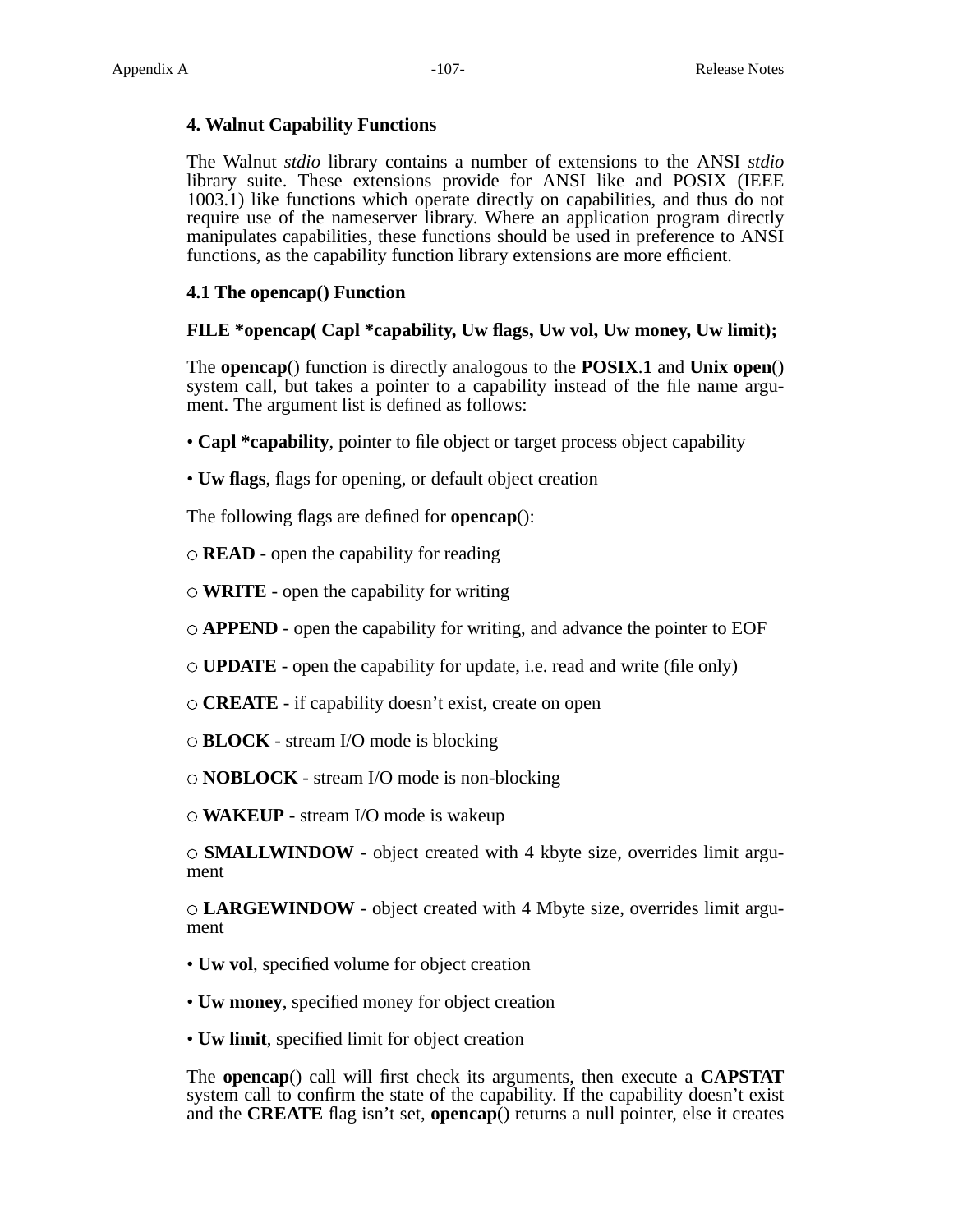## 4. Walnut Capability Functions

The Walnut *stdio* library contains a number of extensions to the ANSI *stdio* library suite. These extensions provide for ANSI like and POSIX (IEEE 1003.1) like functions which operate directly on capabilities, and thus do not require use of the nameserver library. Where an application program directly manipulates capabilities, these functions should be used in preference to ANSI functions, as the capability function library extensions are more efficient.

### 4.1 The opencap() Function

**FILE *opencap( Capl *capability, Uw flags, Uw vol, Uw money, Uw limit);**

The **opencap**() function is directly analogous to the **POSIX.1** and **Unix open**() system call, but takes a pointer to a capability instead of the file name argument. The argument list is defined as follows:

- **Capl *capability**, pointer to file object or target process object capability

- **Uw flags**, flags for opening, or default object creation

The following flags are defined for **opencap**():

○ **READ** - open the capability for reading

○ **WRITE** - open the capability for writing

○ **APPEND** - open the capability for writing, and advance the pointer to EOF

○ **UPDATE** - open the capability for update, i.e. read and write (file only)

○ **CREATE** - if capability doesn't exist, create on open

○ **BLOCK** - stream I/O mode is blocking

○ **NOBLOCK** - stream I/O mode is non-blocking

○ **WAKEUP** - stream I/O mode is wakeup

○ **SMALLWINDOW** - object created with 4 kbyte size, overrides limit argument

○ **LARGEWINDOW** - object created with 4 Mbyte size, overrides limit argument

- **Uw vol**, specified volume for object creation

- **Uw money**, specified money for object creation

- **Uw limit**, specified limit for object creation

The **opencap**() call will first check its arguments, then execute a **CAPSTAT** system call to confirm the state of the capability. If the capability doesn't exist and the **CREATE** flag isn't set, **opencap**() returns a null pointer, else it creates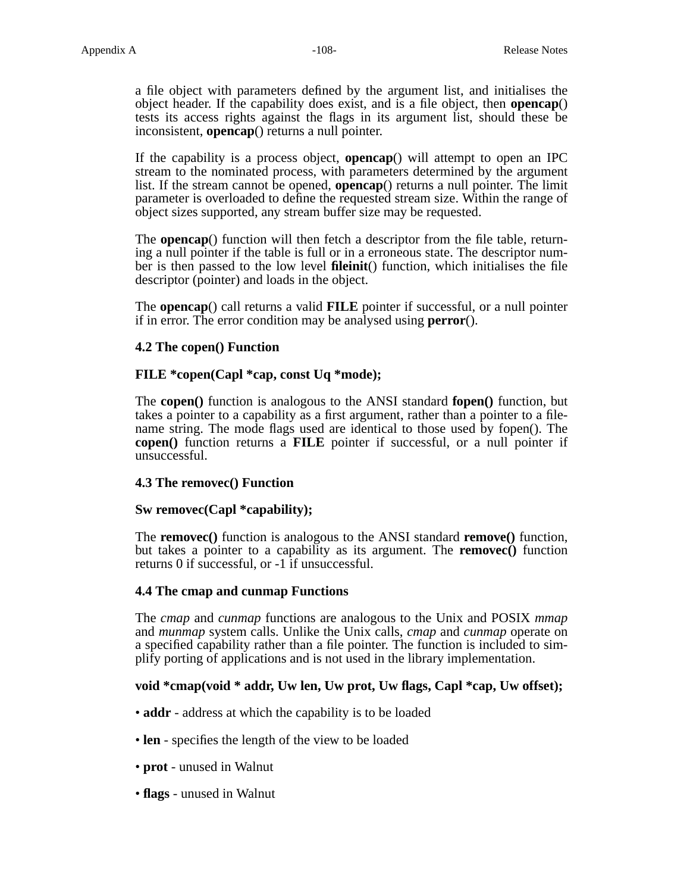a file object with parameters defined by the argument list, and initialises the object header. If the capability does exist, and is a file object, then **opencap**() tests its access rights against the flags in its argument list, should these be inconsistent, **opencap**() returns a null pointer.

If the capability is a process object, **opencap**() will attempt to open an IPC stream to the nominated process, with parameters determined by the argument list. If the stream cannot be opened, **opencap**() returns a null pointer. The limit parameter is overloaded to define the requested stream size. Within the range of object sizes supported, any stream buffer size may be requested.

The **opencap**() function will then fetch a descriptor from the file table, returning a null pointer if the table is full or in a erroneous state. The descriptor number is then passed to the low level **fileinit**() function, which initialises the file descriptor (pointer) and loads in the object.

The **opencap**() call returns a valid **FILE** pointer if successful, or a null pointer if in error. The error condition may be analysed using **perror**().

### 4.2 The copen() Function

**FILE *copen(Capl *cap, const Uq *mode);**

The **copen()** function is analogous to the ANSI standard **fopen()** function, but takes a pointer to a capability as a first argument, rather than a pointer to a filename string. The mode flags used are identical to those used by fopen(). The **copen()** function returns a **FILE** pointer if successful, or a null pointer if unsuccessful.

### 4.3 The removec() Function

**Sw removec(Capl *capability);**

The **removec()** function is analogous to the ANSI standard **remove()** function, but takes a pointer to a capability as its argument. The **removec()** function returns 0 if successful, or -1 if unsuccessful.

### 4.4 The cmap and cunmap Functions

The *cmap* and *cunmap* functions are analogous to the Unix and POSIX *mmap* and *munmap* system calls. Unlike the Unix calls, *cmap* and *cunmap* operate on a specified capability rather than a file pointer. The function is included to simplify porting of applications and is not used in the library implementation.

**void *cmap(void * addr, Uw len, Uw prot, Uw flags, Capl *cap, Uw offset);**

- **addr** - address at which the capability is to be loaded
- **len** - specifies the length of the view to be loaded
- **prot** - unused in Walnut
- **flags** - unused in Walnut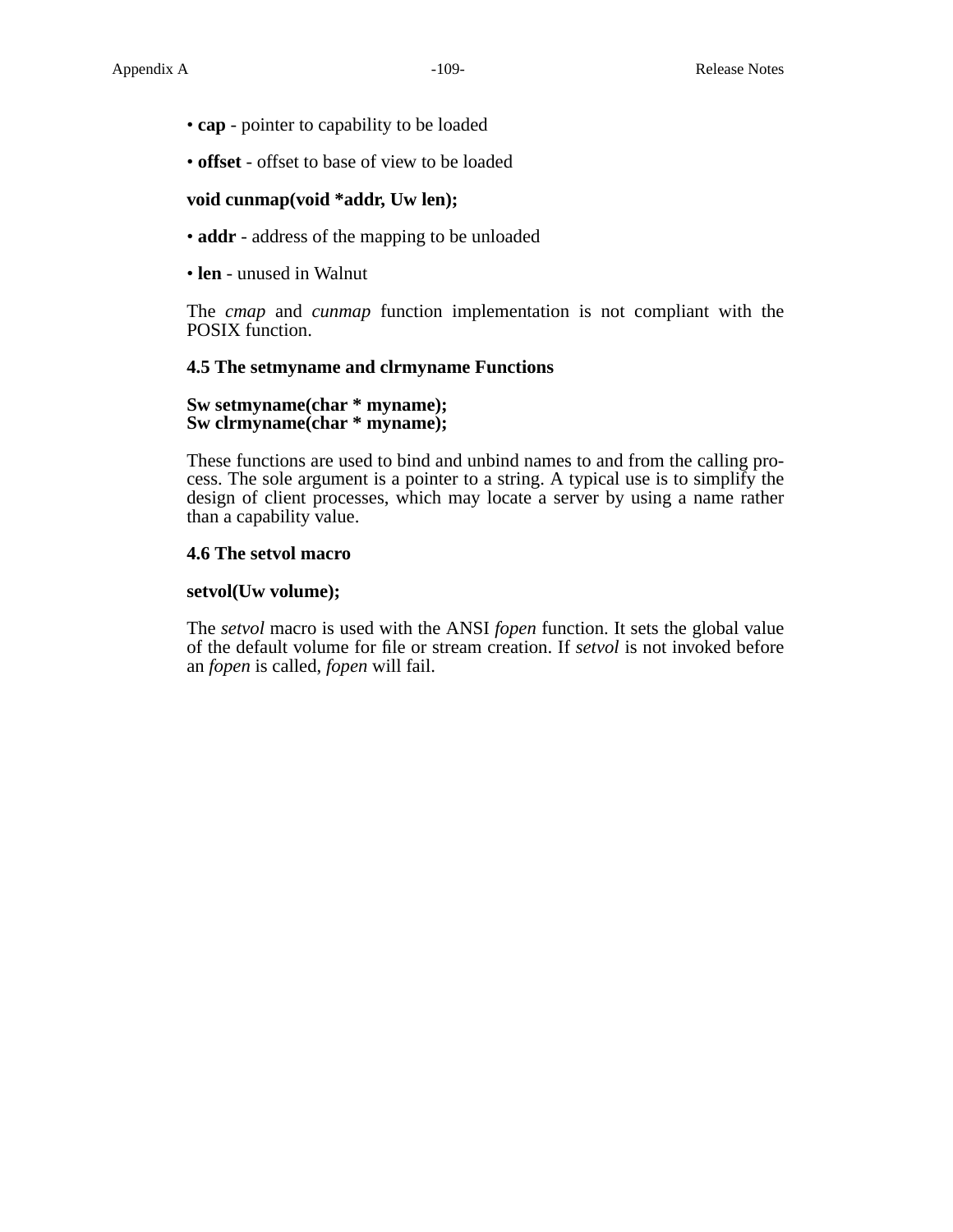• **cap** - pointer to capability to be loaded

• **offset** - offset to base of view to be loaded

**void cunmap(void *addr, Uw len);**

• **addr** - address of the mapping to be unloaded

• **len** - unused in Walnut

The *cmap* and *cunmap* function implementation is not compliant with the POSIX function.

### 4.5 The setmyname and clrmyname Functions

**Sw setmyname(char * myname);**
**Sw clrmyname(char * myname);**

These functions are used to bind and unbind names to and from the calling process. The sole argument is a pointer to a string. A typical use is to simplify the design of client processes, which may locate a server by using a name rather than a capability value.

### 4.6 The setvol macro

**setvol(Uw volume);**

The *setvol* macro is used with the ANSI *fopen* function. It sets the global value of the default volume for file or stream creation. If *setvol* is not invoked before an *fopen* is called, *fopen* will fail.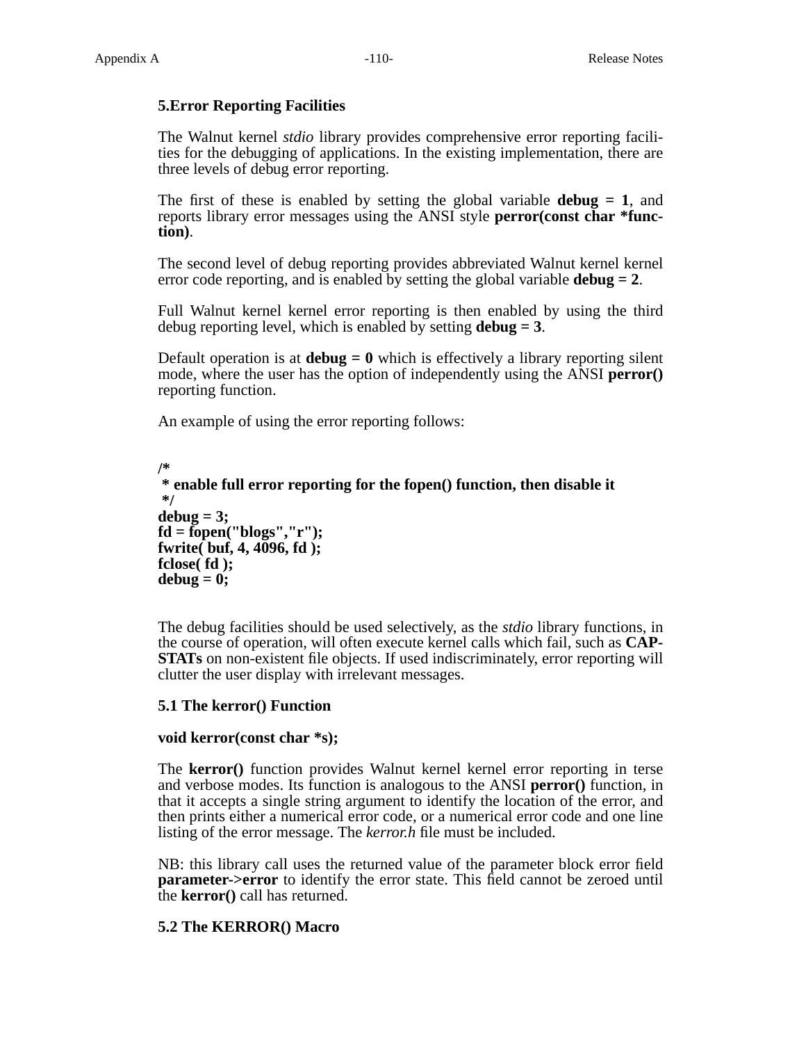## 5. Error Reporting Facilities

The Walnut kernel *stdio* library provides comprehensive error reporting facilities for the debugging of applications. In the existing implementation, there are three levels of debug error reporting.

The first of these is enabled by setting the global variable **debug = 1**, and reports library error messages using the ANSI style **perror(const char *function)**.

The second level of debug reporting provides abbreviated Walnut kernel kernel error code reporting, and is enabled by setting the global variable **debug = 2**.

Full Walnut kernel kernel error reporting is then enabled by using the third debug reporting level, which is enabled by setting **debug = 3**.

Default operation is at **debug = 0** which is effectively a library reporting silent mode, where the user has the option of independently using the ANSI **perror()** reporting function.

An example of using the error reporting follows:

```
/*
 * enable full error reporting for the fopen() function, then disable it
 */
debug = 3;
fd = fopen("blogs","r");
fwrite( buf, 4, 4096, fd );
fclose( fd );
debug = 0;
```

The debug facilities should be used selectively, as the *stdio* library functions, in the course of operation, will often execute kernel calls which fail, such as **CAPSTATs** on non-existent file objects. If used indiscriminately, error reporting will clutter the user display with irrelevant messages.

### 5.1 The kerror() Function

**void kerror(const char *s);**

The **kerror()** function provides Walnut kernel kernel error reporting in terse and verbose modes. Its function is analogous to the ANSI **perror()** function, in that it accepts a single string argument to identify the location of the error, and then prints either a numerical error code, or a numerical error code and one line listing of the error message. The *kerror.h* file must be included.

NB: this library call uses the returned value of the parameter block error field **parameter->error** to identify the error state. This field cannot be zeroed until the **kerror()** call has returned.

### 5.2 The KERROR() Macro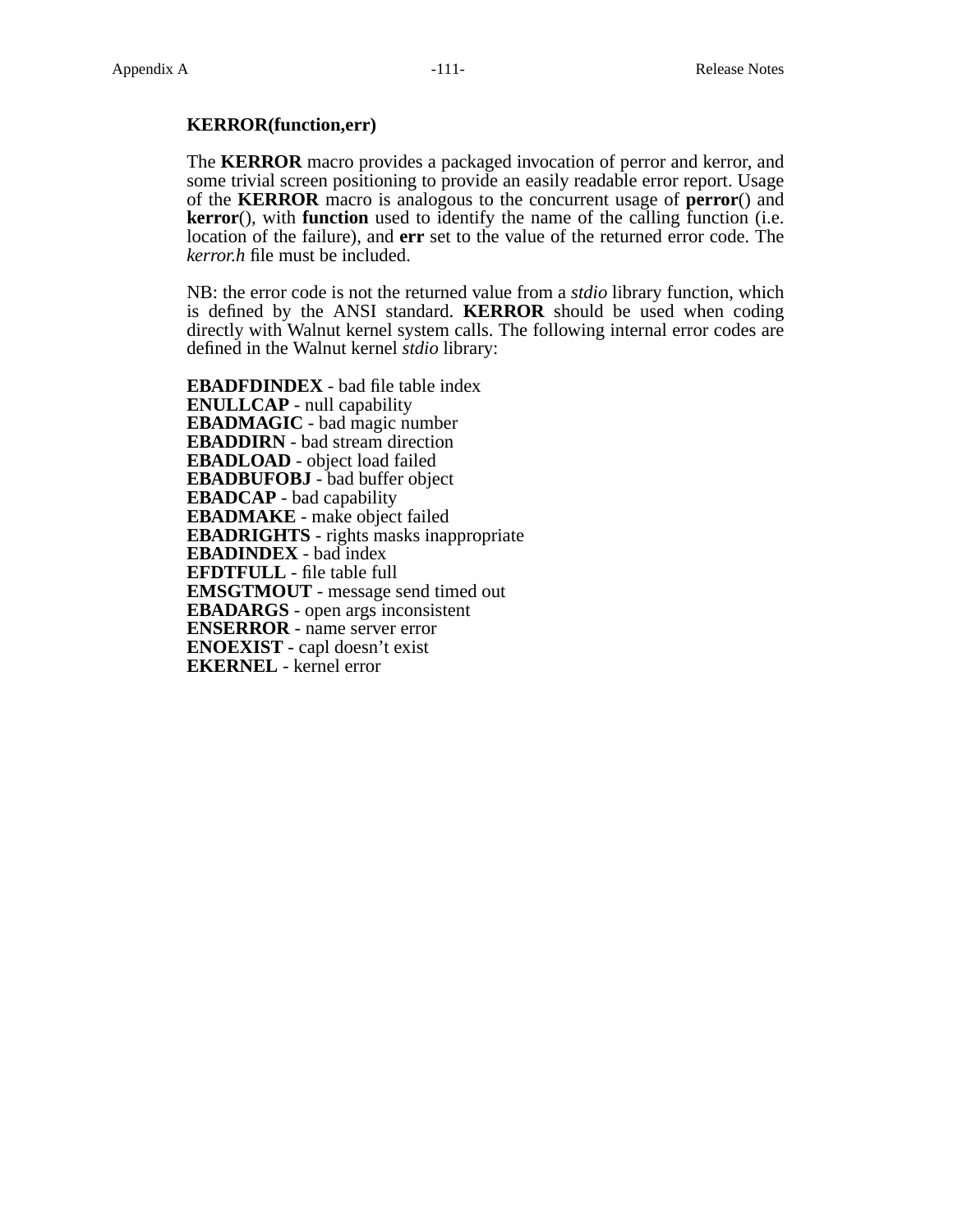**KERROR(function,err)**

The **KERROR** macro provides a packaged invocation of perror and kerror, and some trivial screen positioning to provide an easily readable error report. Usage of the **KERROR** macro is analogous to the concurrent usage of **perror**() and **kerror**(), with **function** used to identify the name of the calling function (i.e. location of the failure), and **err** set to the value of the returned error code. The *kerror.h* file must be included.

NB: the error code is not the returned value from a *stdio* library function, which is defined by the ANSI standard. **KERROR** should be used when coding directly with Walnut kernel system calls. The following internal error codes are defined in the Walnut kernel *stdio* library:

**EBADFDINDEX** - bad file table index  
**ENULLCAP** - null capability  
**EBADMAGIC** - bad magic number  
**EBADDIRN** - bad stream direction  
**EBADLOAD** - object load failed  
**EBADBUFOBJ** - bad buffer object  
**EBADCAP** - bad capability  
**EBADMAKE** - make object failed  
**EBADRIGHTS** - rights masks inappropriate  
**EBADINDEX** - bad index  
**EFDTFULL** - file table full  
**EMSGTMOUT** - message send timed out  
**EBADARGS** - open args inconsistent  
**ENSERROR** - name server error  
**ENOEXIST** - capl doesn't exist  
**EKERNEL** - kernel error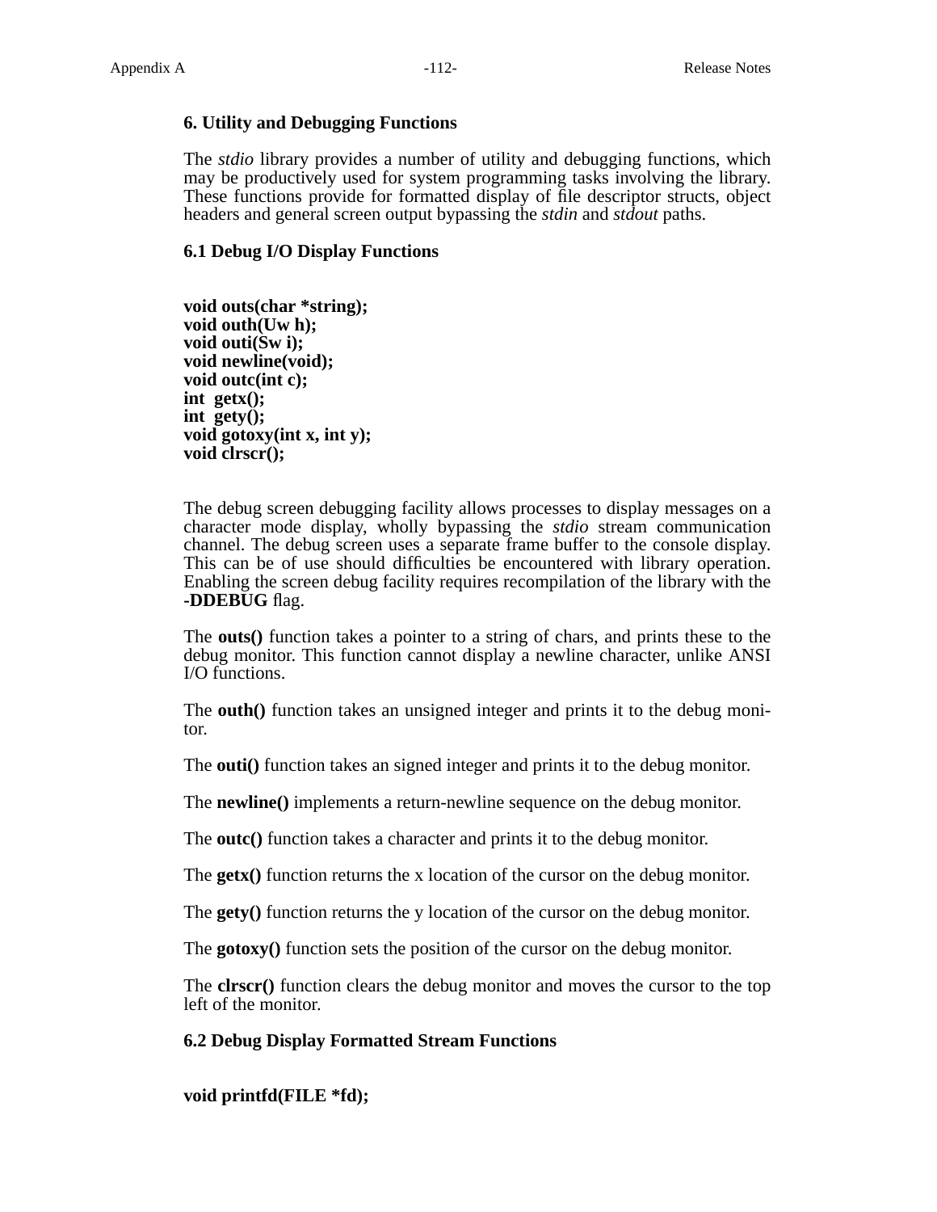## 6. Utility and Debugging Functions

The *stdio* library provides a number of utility and debugging functions, which may be productively used for system programming tasks involving the library. These functions provide for formatted display of file descriptor structs, object headers and general screen output bypassing the *stdin* and *stdout* paths.

### 6.1 Debug I/O Display Functions

```
void outs(char *string);
void outh(Uw h);
void outi(Sw i);
void newline(void);
void outc(int c);
int  getx();
int  gety();
void gotoxy(int x, int y);
void clrscr();
```

The debug screen debugging facility allows processes to display messages on a character mode display, wholly bypassing the *stdio* stream communication channel. The debug screen uses a separate frame buffer to the console display. This can be of use should difficulties be encountered with library operation. Enabling the screen debug facility requires recompilation of the library with the **-DDEBUG** flag.

The **outs()** function takes a pointer to a string of chars, and prints these to the debug monitor. This function cannot display a newline character, unlike ANSI I/O functions.

The **outh()** function takes an unsigned integer and prints it to the debug monitor.

The **outi()** function takes an signed integer and prints it to the debug monitor.

The **newline()** implements a return-newline sequence on the debug monitor.

The **outc()** function takes a character and prints it to the debug monitor.

The **getx()** function returns the x location of the cursor on the debug monitor.

The **gety()** function returns the y location of the cursor on the debug monitor.

The **gotoxy()** function sets the position of the cursor on the debug monitor.

The **clrscr()** function clears the debug monitor and moves the cursor to the top left of the monitor.

### 6.2 Debug Display Formatted Stream Functions

```
void printfd(FILE *fd);
```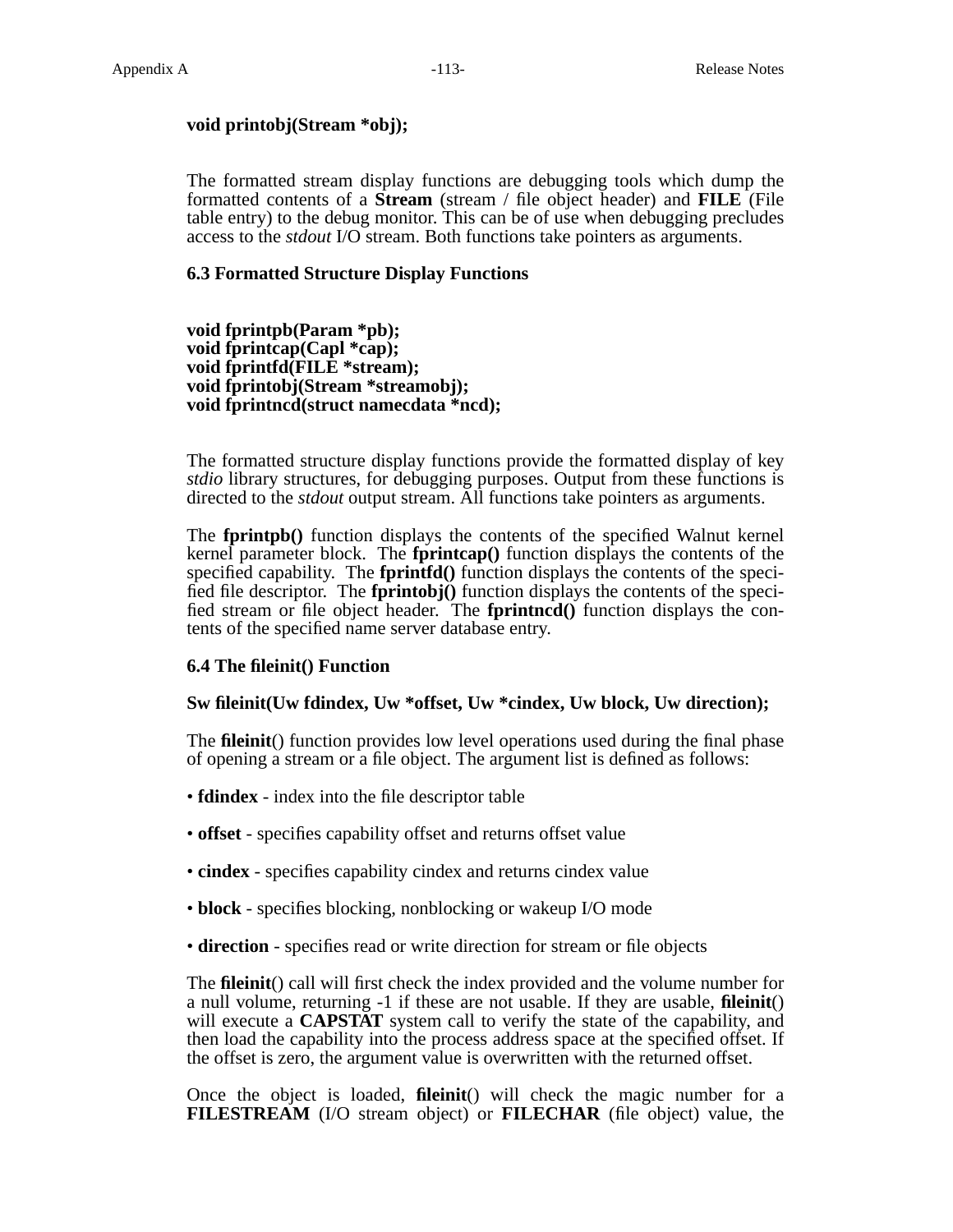**void printobj(Stream *obj);**

The formatted stream display functions are debugging tools which dump the formatted contents of a **Stream** (stream / file object header) and **FILE** (File table entry) to the debug monitor. This can be of use when debugging precludes access to the *stdout* I/O stream. Both functions take pointers as arguments.

### 6.3 Formatted Structure Display Functions

**void fprintpb(Param *pb);**
**void fprintcap(Capl *cap);**
**void fprintfd(FILE *stream);**
**void fprintobj(Stream *streamobj);**
**void fprintncd(struct namecdata *ncd);**

The formatted structure display functions provide the formatted display of key *stdio* library structures, for debugging purposes. Output from these functions is directed to the *stdout* output stream. All functions take pointers as arguments.

The **fprintpb()** function displays the contents of the specified Walnut kernel kernel parameter block. The **fprintcap()** function displays the contents of the specified capability. The **fprintfd()** function displays the contents of the specified file descriptor. The **fprintobj()** function displays the contents of the specified stream or file object header. The **fprintncd()** function displays the contents of the specified name server database entry.

### 6.4 The fileinit() Function

**Sw fileinit(Uw fdindex, Uw *offset, Uw *cindex, Uw block, Uw direction);**

The **fileinit**() function provides low level operations used during the final phase of opening a stream or a file object. The argument list is defined as follows:

- **fdindex** - index into the file descriptor table
- **offset** - specifies capability offset and returns offset value
- **cindex** - specifies capability cindex and returns cindex value
- **block** - specifies blocking, nonblocking or wakeup I/O mode
- **direction** - specifies read or write direction for stream or file objects

The **fileinit**() call will first check the index provided and the volume number for a null volume, returning -1 if these are not usable. If they are usable, **fileinit**() will execute a **CAPSTAT** system call to verify the state of the capability, and then load the capability into the process address space at the specified offset. If the offset is zero, the argument value is overwritten with the returned offset.

Once the object is loaded, **fileinit**() will check the magic number for a **FILESTREAM** (I/O stream object) or **FILECHAR** (file object) value, the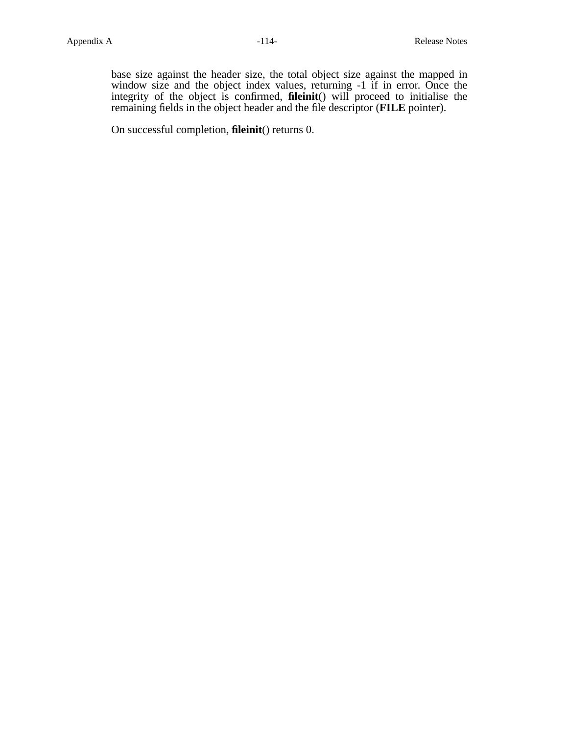base size against the header size, the total object size against the mapped in window size and the object index values, returning -1 if in error. Once the integrity of the object is confirmed, **fileinit**() will proceed to initialise the remaining fields in the object header and the file descriptor (**FILE** pointer).

On successful completion, **fileinit**() returns 0.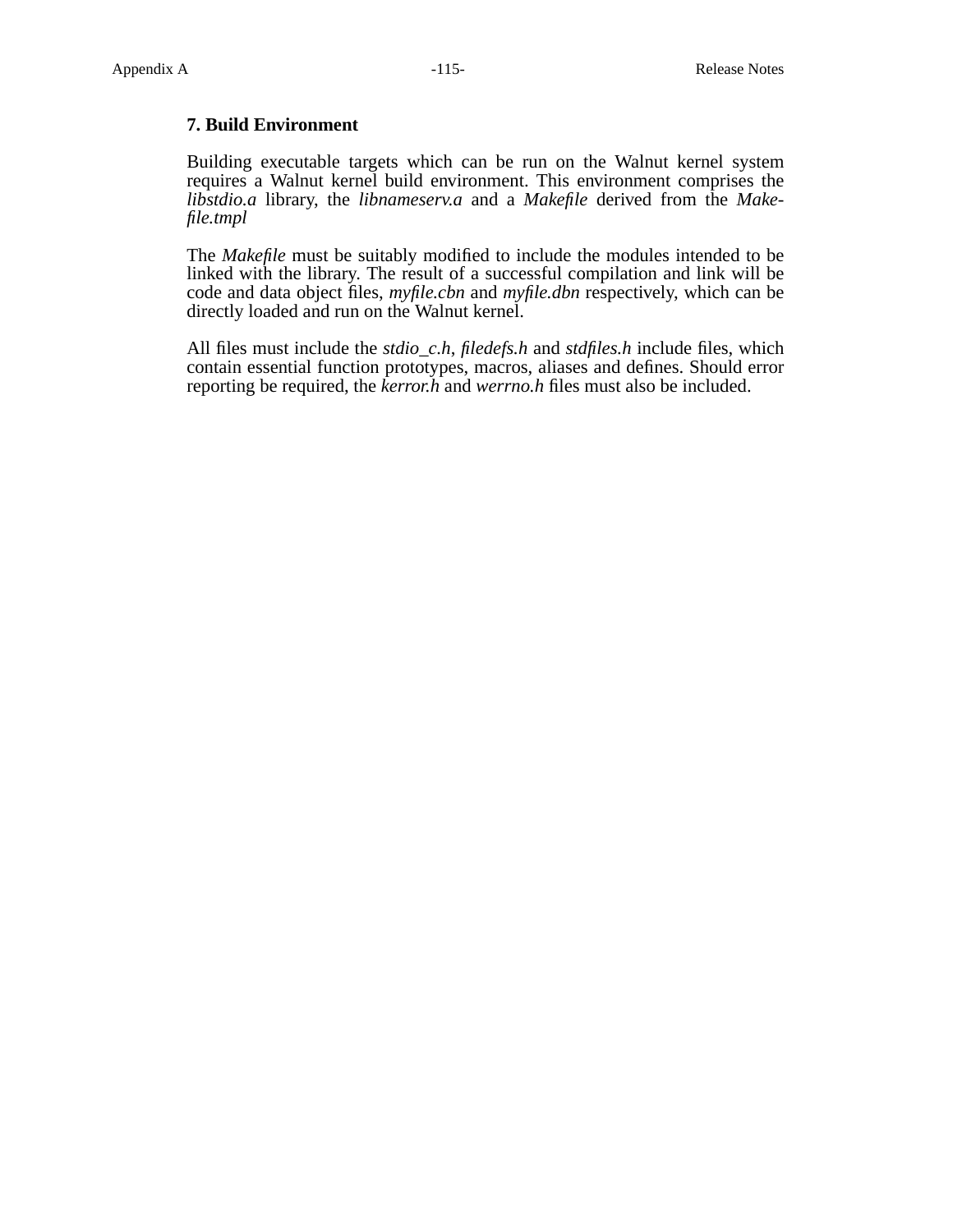## 7. Build Environment

Building executable targets which can be run on the Walnut kernel system requires a Walnut kernel build environment. This environment comprises the *libstdio.a* library, the *libnameserv.a* and a *Makefile* derived from the *Makefile.tmpl*

The *Makefile* must be suitably modified to include the modules intended to be linked with the library. The result of a successful compilation and link will be code and data object files, *myfile.cbn* and *myfile.dbn* respectively, which can be directly loaded and run on the Walnut kernel.

All files must include the *stdio_c.h*, *filedefs.h* and *stdfiles.h* include files, which contain essential function prototypes, macros, aliases and defines. Should error reporting be required, the *kerror.h* and *werrno.h* files must also be included.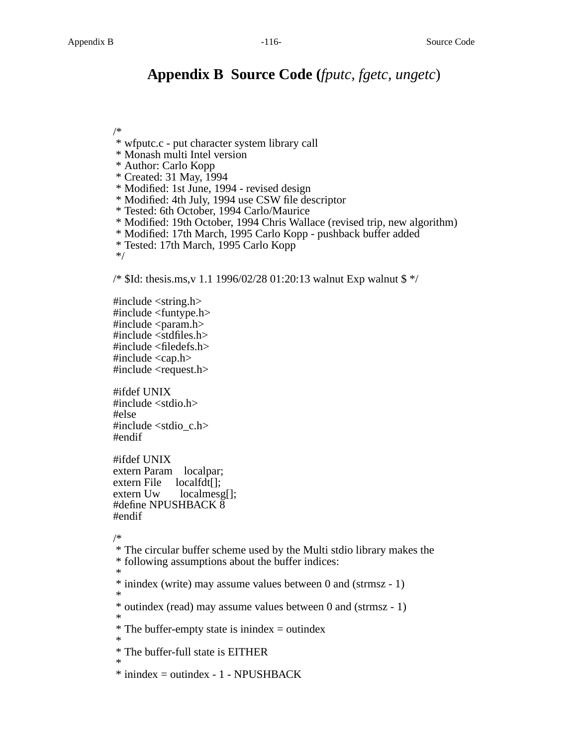# Appendix B Source Code (*fputc*, *fgetc*, *ungetc*)

```
/*
 * wfputc.c - put character system library call
 * Monash multi Intel version
 * Author: Carlo Kopp
 * Created: 31 May, 1994
 * Modified: 1st June, 1994 - revised design
 * Modified: 4th July, 1994 use CSW file descriptor
 * Tested: 6th October, 1994 Carlo/Maurice
 * Modified: 19th October, 1994 Chris Wallace (revised trip, new algorithm)
 * Modified: 17th March, 1995 Carlo Kopp - pushback buffer added
 * Tested: 17th March, 1995 Carlo Kopp
 */

/* $Id: thesis.ms,v 1.1 1996/02/28 01:20:13 walnut Exp walnut $ */

#include <string.h>
#include <funtype.h>
#include <param.h>
#include <stdfiles.h>
#include <filedefs.h>
#include <cap.h>
#include <request.h>

#ifdef UNIX
#include <stdio.h>
#else
#include <stdio_c.h>
#endif

#ifdef UNIX
extern Param    localpar;
extern File     localfdt[];
extern Uw       localmesg[];
#define NPUSHBACK 8
#endif

/*
 * The circular buffer scheme used by the Multi stdio library makes the
 * following assumptions about the buffer indices:
 *
 * inindex (write) may assume values between 0 and (strmsz - 1)
 *
 * outindex (read) may assume values between 0 and (strmsz - 1)
 *
 * The buffer-empty state is inindex = outindex
 *
 * The buffer-full state is EITHER
 *
 * inindex = outindex - 1 - NPUSHBACK
```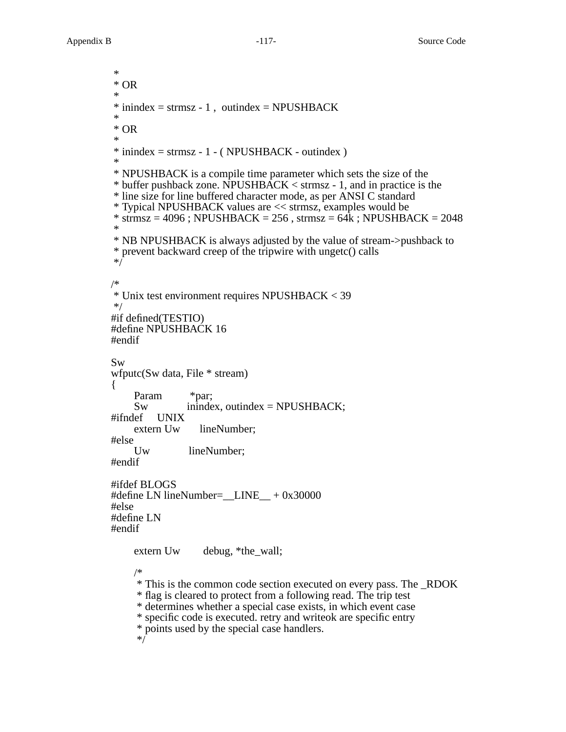```
 *
 * OR
 *
 * inindex = strmsz - 1 ,  outindex = NPUSHBACK
 *
 * OR
 *
 * inindex = strmsz - 1 - ( NPUSHBACK - outindex )
 *
 * NPUSHBACK is a compile time parameter which sets the size of the
 * buffer pushback zone. NPUSHBACK < strmsz - 1, and in practice is the
 * line size for line buffered character mode, as per ANSI C standard
 * Typical NPUSHBACK values are << strmsz, examples would be
 * strmsz = 4096 ; NPUSHBACK = 256 , strmsz = 64k ; NPUSHBACK = 2048
 *
 * NB NPUSHBACK is always adjusted by the value of stream->pushback to
 * prevent backward creep of the tripwire with ungetc() calls
 */

/*
 * Unix test environment requires NPUSHBACK < 39
 */
#if defined(TESTIO)
#define NPUSHBACK 16
#endif

Sw
wfputc(Sw data, File * stream)
{
	Param		*par;
	Sw		inindex, outindex = NPUSHBACK;
#ifndef	UNIX
	extern Uw	lineNumber;
#else
	Uw		lineNumber;
#endif

#ifdef BLOGS
#define LN lineNumber=__LINE__ + 0x30000
#else
#define LN
#endif

	extern Uw	debug, *the_wall;

	/*
	 * This is the common code section executed on every pass. The _RDOK
	 * flag is cleared to protect from a following read. The trip test
	 * determines whether a special case exists, in which event case
	 * specific code is executed. retry and writeok are specific entry
	 * points used by the special case handlers.
	 */
```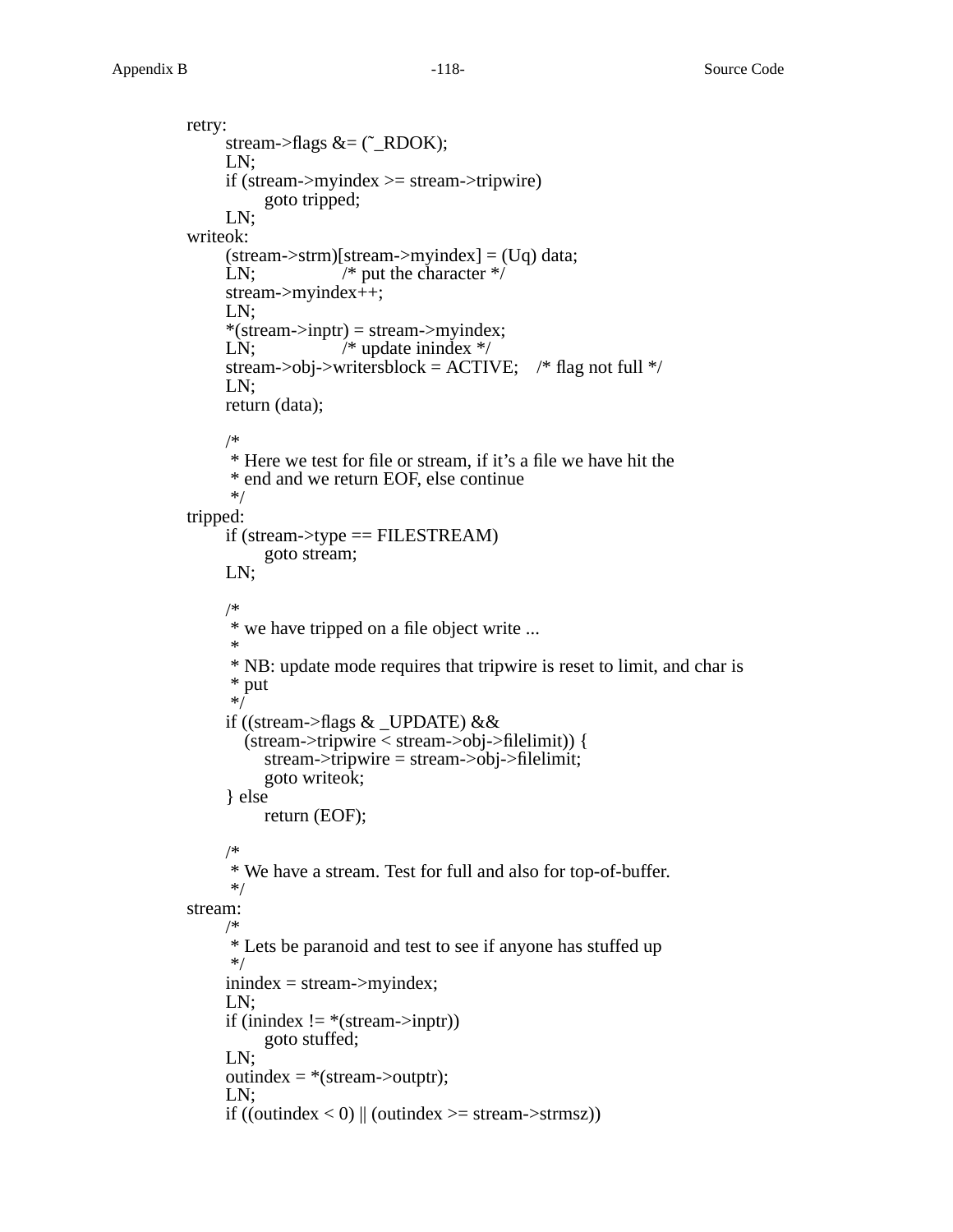```
retry:
        stream->flags &= (~_RDOK);
        LN;
        if (stream->myindex >= stream->tripwire)
                goto tripped;
        LN;
writeok:
        (stream->strm)[stream->myindex] = (Uq) data;
        LN;                 /* put the character */
        stream->myindex++;
        LN;
        *(stream->inptr) = stream->myindex;
        LN;                 /* update inindex */
        stream->obj->writersblock = ACTIVE;    /* flag not full */
        LN;
        return (data);

        /*
         * Here we test for file or stream, if it's a file we have hit the
         * end and we return EOF, else continue
         */
tripped:
        if (stream->type == FILESTREAM)
                goto stream;
        LN;

        /*
         * we have tripped on a file object write ...
         *
         * NB: update mode requires that tripwire is reset to limit, and char is
         * put
         */
        if ((stream->flags & _UPDATE) &&
            (stream->tripwire < stream->obj->filelimit)) {
                stream->tripwire = stream->obj->filelimit;
                goto writeok;
        } else
                return (EOF);

        /*
         * We have a stream. Test for full and also for top-of-buffer.
         */
stream:
        /*
         * Lets be paranoid and test to see if anyone has stuffed up
         */
        inindex = stream->myindex;
        LN;
        if (inindex != *(stream->inptr))
                goto stuffed;
        LN;
        outindex = *(stream->outptr);
        LN;
        if ((outindex < 0) || (outindex >= stream->strmsz))
```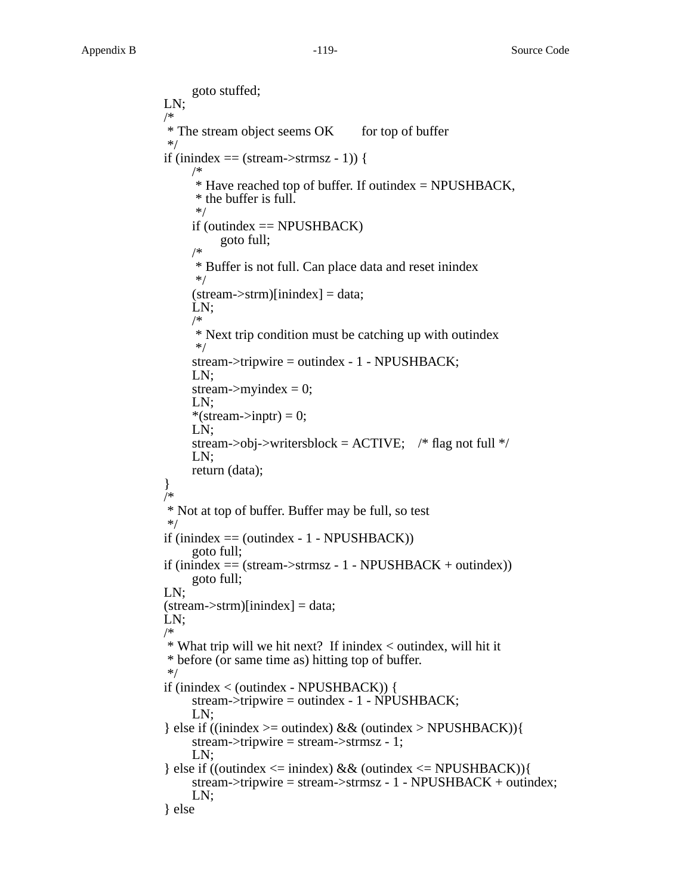```
	goto stuffed;
LN;
/*
 * The stream object seems OK	for top of buffer
 */
if (inindex == (stream->strmsz - 1)) {
	/*
	 * Have reached top of buffer. If outindex = NPUSHBACK,
	 * the buffer is full.
	 */
	if (outindex == NPUSHBACK)
		goto full;
	/*
	 * Buffer is not full. Can place data and reset inindex
	 */
	(stream->strm)[inindex] = data;
	LN;
	/*
	 * Next trip condition must be catching up with outindex
	 */
	stream->tripwire = outindex - 1 - NPUSHBACK;
	LN;
	stream->myindex = 0;
	LN;
	*(stream->inptr) = 0;
	LN;
	stream->obj->writersblock = ACTIVE;	/* flag not full */
	LN;
	return (data);
}
/*
 * Not at top of buffer. Buffer may be full, so test
 */
if (inindex == (outindex - 1 - NPUSHBACK))
	goto full;
if (inindex == (stream->strmsz - 1 - NPUSHBACK + outindex))
	goto full;
LN;
(stream->strm)[inindex] = data;
LN;
/*
 * What trip will we hit next?  If inindex < outindex, will hit it
 * before (or same time as) hitting top of buffer.
 */
if (inindex < (outindex - NPUSHBACK)) {
	stream->tripwire = outindex - 1 - NPUSHBACK;
	LN;
} else if ((inindex >= outindex) && (outindex > NPUSHBACK)){
	stream->tripwire = stream->strmsz - 1;
	LN;
} else if ((outindex <= inindex) && (outindex <= NPUSHBACK)){
	stream->tripwire = stream->strmsz - 1 - NPUSHBACK + outindex;
	LN;
} else
```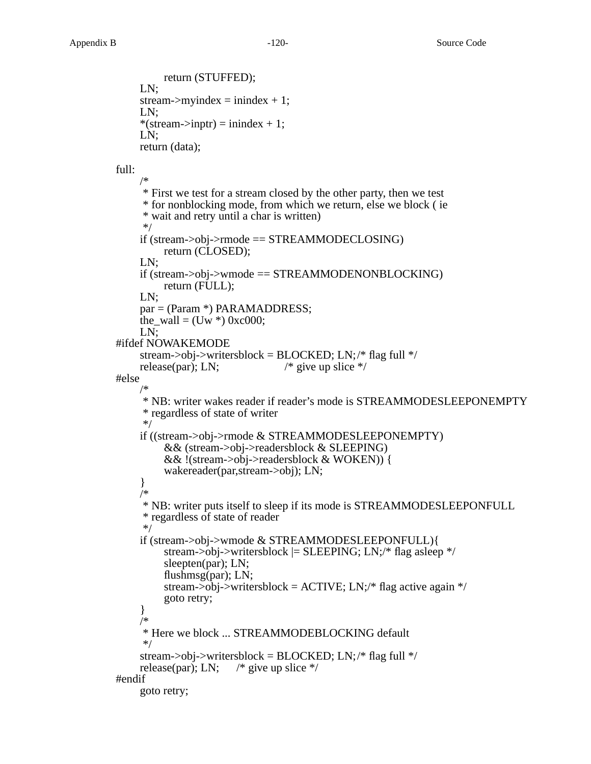```c
                return (STUFFED);
        LN;
        stream->myindex = inindex + 1;
        LN;
        *(stream->inptr) = inindex + 1;
        LN;
        return (data);

full:
        /*
         * First we test for a stream closed by the other party, then we test
         * for nonblocking mode, from which we return, else we block ( ie
         * wait and retry until a char is written)
         */
        if (stream->obj->rmode == STREAMMODECLOSING)
                return (CLOSED);
        LN;
        if (stream->obj->wmode == STREAMMODENONBLOCKING)
                return (FULL);
        LN;
        par = (Param *) PARAMADDRESS;
        the_wall = (Uw *) 0xc000;
        LN;
#ifdef NOWAKEMODE
        stream->obj->writersblock = BLOCKED; LN;/* flag full */
        release(par); LN;                       /* give up slice */
#else
        /*
         * NB: writer wakes reader if reader's mode is STREAMMODESLEEPONEMPTY
         * regardless of state of writer
         */
        if ((stream->obj->rmode & STREAMMODESLEEPONEMPTY)
                && (stream->obj->readersblock & SLEEPING)
                && !(stream->obj->readersblock & WOKEN)) {
                wakereader(par,stream->obj); LN;
        }
        /*
         * NB: writer puts itself to sleep if its mode is STREAMMODESLEEPONFULL
         * regardless of state of reader
         */
        if (stream->obj->wmode & STREAMMODESLEEPONFULL){
                stream->obj->writersblock |= SLEEPING; LN;/* flag asleep */
                sleepten(par); LN;
                flushmsg(par); LN;
                stream->obj->writersblock = ACTIVE; LN;/* flag active again */
                goto retry;
        }
        /*
         * Here we block ... STREAMMODEBLOCKING default
         */
        stream->obj->writersblock = BLOCKED; LN;/* flag full */
        release(par); LN;       /* give up slice */
#endif
        goto retry;
```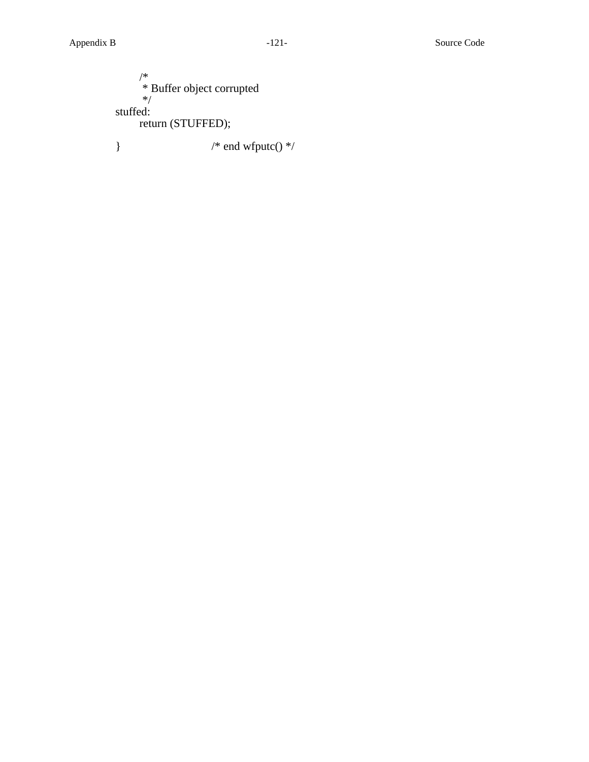```
        /*
         * Buffer object corrupted
         */
stuffed:
        return (STUFFED);

}                       /* end wfputc() */
```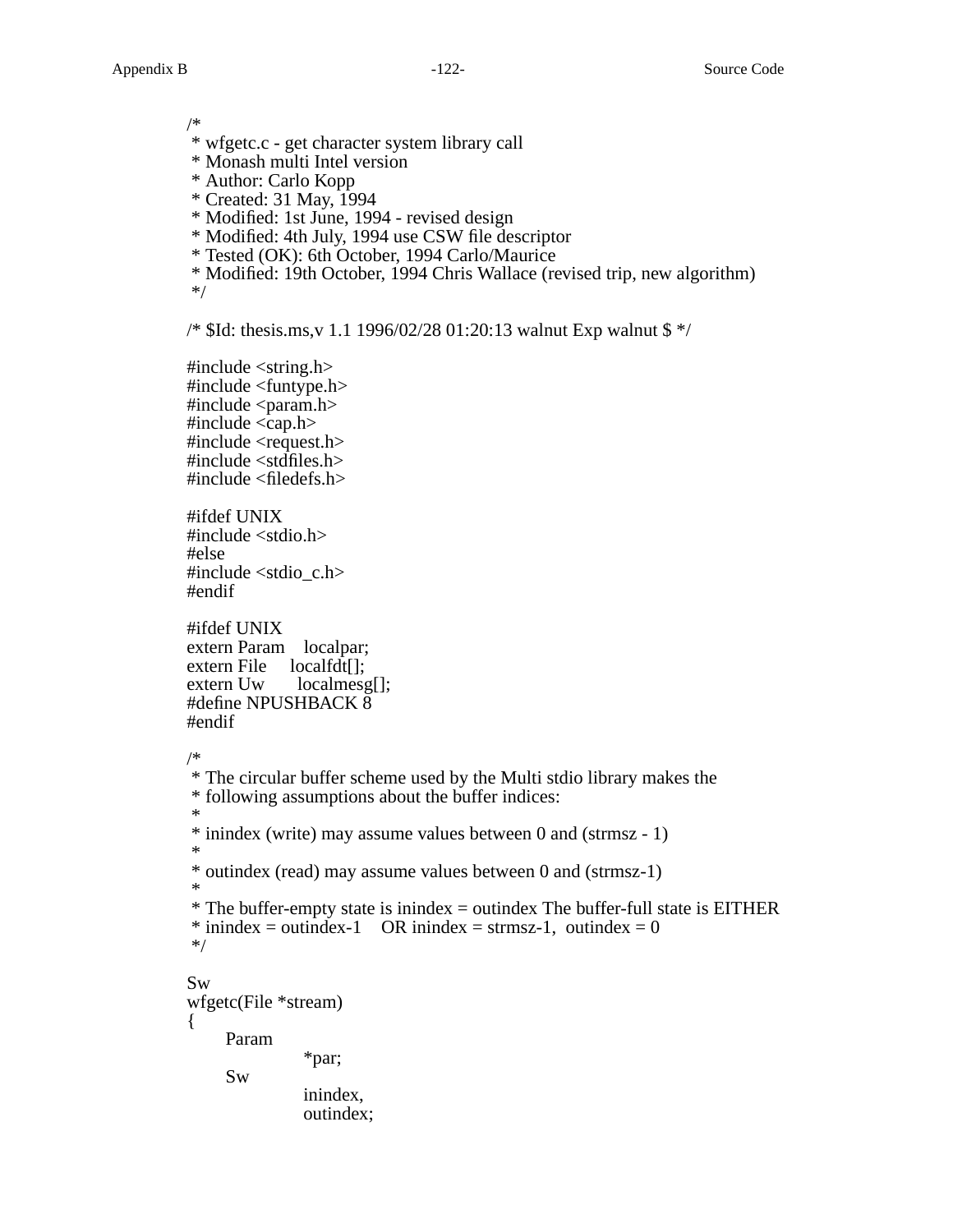```c
/*
 * wfgetc.c - get character system library call
 * Monash multi Intel version
 * Author: Carlo Kopp
 * Created: 31 May, 1994
 * Modified: 1st June, 1994 - revised design
 * Modified: 4th July, 1994 use CSW file descriptor
 * Tested (OK): 6th October, 1994 Carlo/Maurice
 * Modified: 19th October, 1994 Chris Wallace (revised trip, new algorithm)
 */

/* $Id: thesis.ms,v 1.1 1996/02/28 01:20:13 walnut Exp walnut $ */

#include <string.h>
#include <funtype.h>
#include <param.h>
#include <cap.h>
#include <request.h>
#include <stdfiles.h>
#include <filedefs.h>

#ifdef UNIX
#include <stdio.h>
#else
#include <stdio_c.h>
#endif

#ifdef UNIX
extern Param    localpar;
extern File     localfdt[];
extern Uw       localmesg[];
#define NPUSHBACK 8
#endif

/*
 * The circular buffer scheme used by the Multi stdio library makes the
 * following assumptions about the buffer indices:
 *
 * inindex (write) may assume values between 0 and (strmsz - 1)
 *
 * outindex (read) may assume values between 0 and (strmsz-1)
 *
 * The buffer-empty state is inindex = outindex The buffer-full state is EITHER
 * inindex = outindex-1    OR inindex = strmsz-1,  outindex = 0
 */

Sw
wfgetc(File *stream)
{
      Param
                  *par;
      Sw
                  inindex,
                  outindex;
```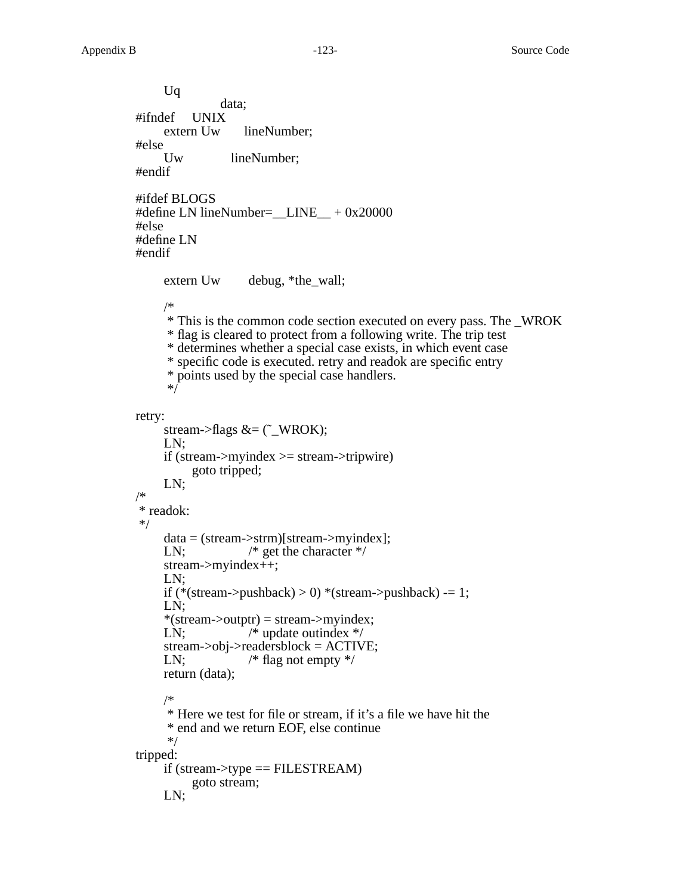```
	Uq
			data;
#ifndef	UNIX
	extern Uw	lineNumber;
#else
	Uw		lineNumber;
#endif

#ifdef BLOGS
#define LN lineNumber=__LINE__ + 0x20000
#else
#define LN
#endif

	extern Uw	debug, *the_wall;

	/*
	 * This is the common code section executed on every pass. The _WROK
	 * flag is cleared to protect from a following write. The trip test
	 * determines whether a special case exists, in which event case
	 * specific code is executed. retry and readok are specific entry
	 * points used by the special case handlers.
	 */

retry:
	stream->flags &= (~_WROK);
	LN;
	if (stream->myindex >= stream->tripwire)
		goto tripped;
	LN;
/*
 * readok:
 */
	data = (stream->strm)[stream->myindex];
	LN;		/* get the character */
	stream->myindex++;
	LN;
	if (*(stream->pushback) > 0) *(stream->pushback) -= 1;
	LN;
	*(stream->outptr) = stream->myindex;
	LN;		/* update outindex */
	stream->obj->readersblock = ACTIVE;
	LN;		/* flag not empty */
	return (data);

	/*
	 * Here we test for file or stream, if it's a file we have hit the
	 * end and we return EOF, else continue
	 */
tripped:
	if (stream->type == FILESTREAM)
		goto stream;
	LN;
```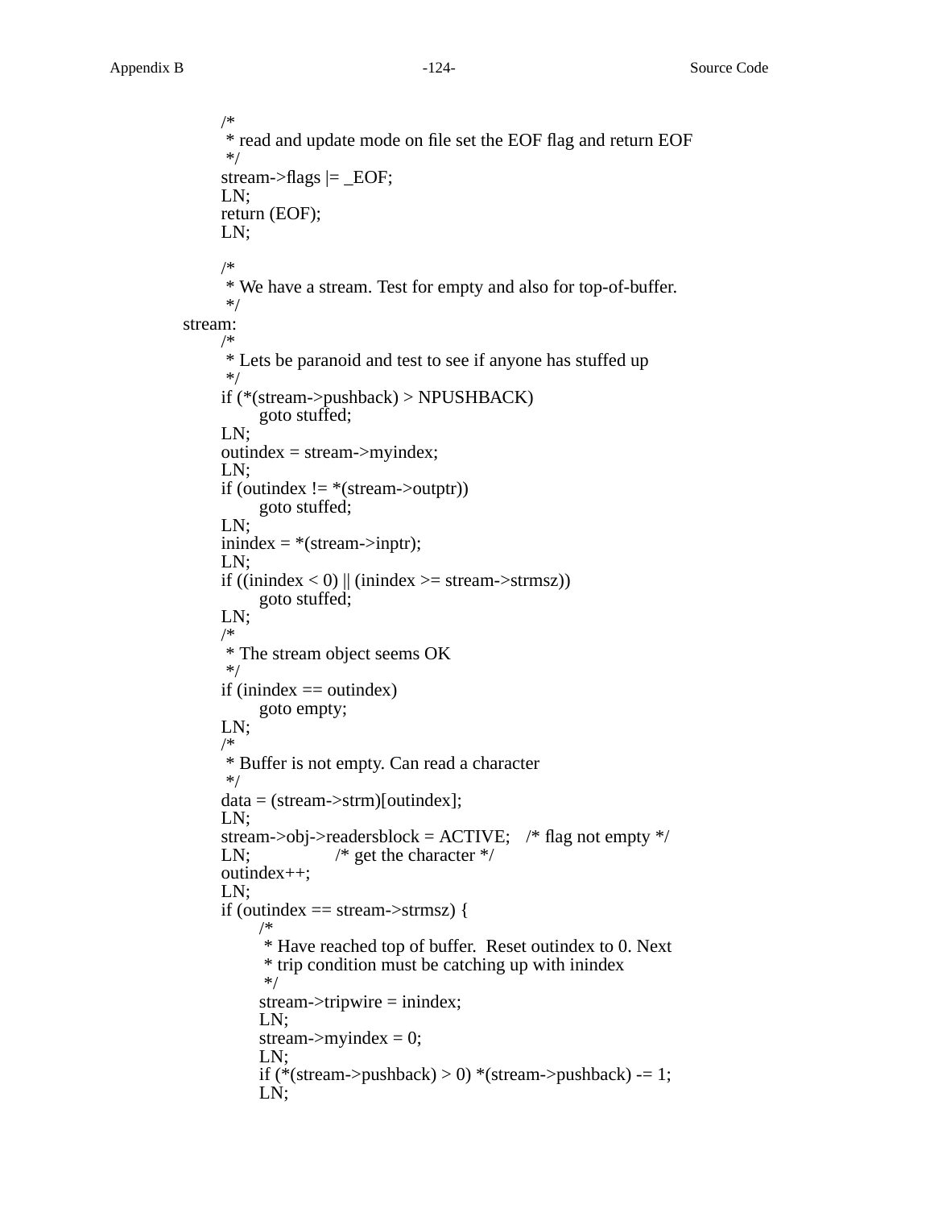```c
	/*
	 * read and update mode on file set the EOF flag and return EOF
	 */
	stream->flags |= _EOF;
	LN;
	return (EOF);
	LN;

	/*
	 * We have a stream. Test for empty and also for top-of-buffer.
	 */
stream:
	/*
	 * Lets be paranoid and test to see if anyone has stuffed up
	 */
	if (*(stream->pushback) > NPUSHBACK)
		goto stuffed;
	LN;
	outindex = stream->myindex;
	LN;
	if (outindex != *(stream->outptr))
		goto stuffed;
	LN;
	inindex = *(stream->inptr);
	LN;
	if ((inindex < 0) || (inindex >= stream->strmsz))
		goto stuffed;
	LN;
	/*
	 * The stream object seems OK
	 */
	if (inindex == outindex)
		goto empty;
	LN;
	/*
	 * Buffer is not empty. Can read a character
	 */
	data = (stream->strm)[outindex];
	LN;
	stream->obj->readersblock = ACTIVE;	/* flag not empty */
	LN;		/* get the character */
	outindex++;
	LN;
	if (outindex == stream->strmsz) {
		/*
		 * Have reached top of buffer.  Reset outindex to 0. Next
		 * trip condition must be catching up with inindex
		 */
		stream->tripwire = inindex;
		LN;
		stream->myindex = 0;
		LN;
		if (*(stream->pushback) > 0) *(stream->pushback) -= 1;
		LN;
```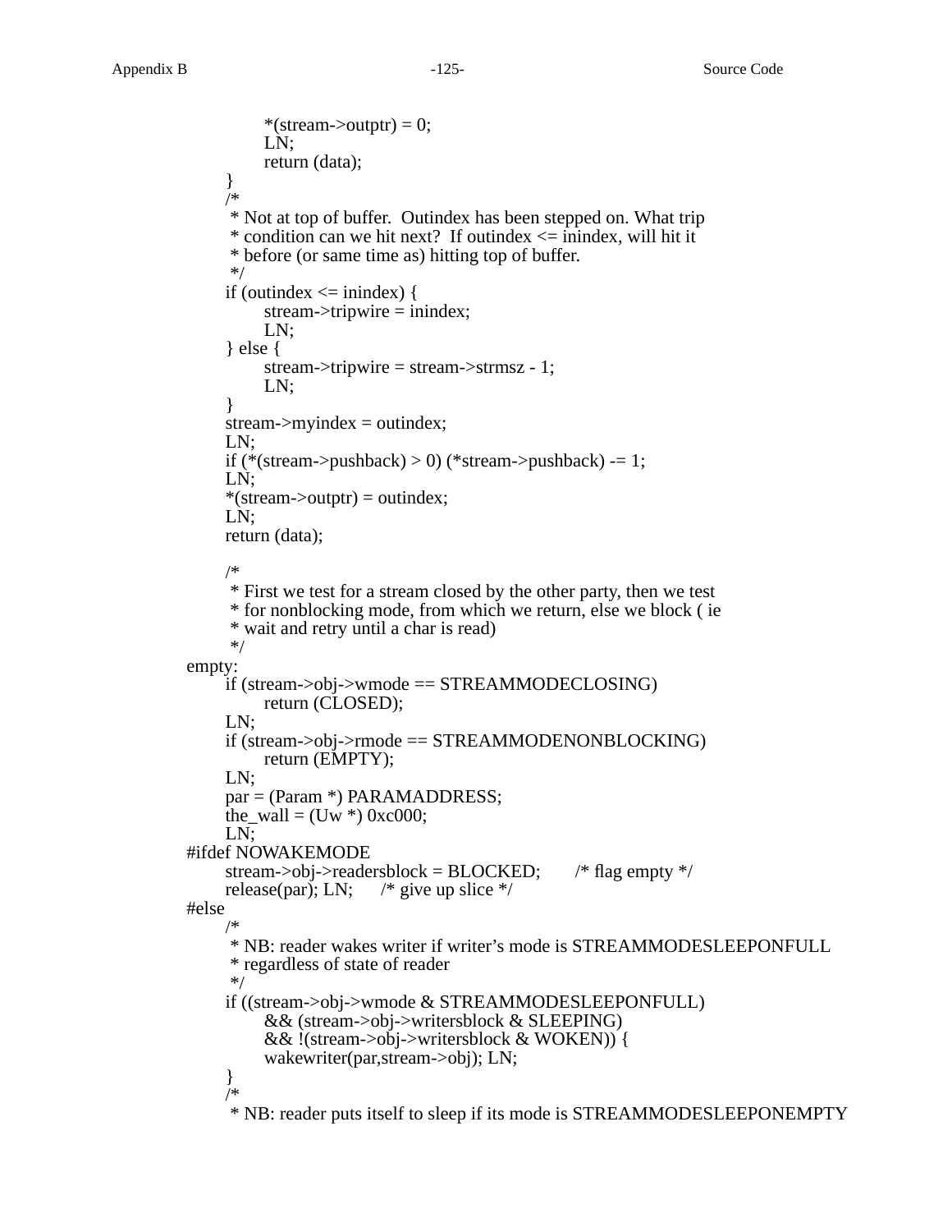```
			*(stream->outptr) = 0;
			LN;
			return (data);
		}
		/*
		 * Not at top of buffer.  Outindex has been stepped on. What trip
		 * condition can we hit next?  If outindex <= inindex, will hit it
		 * before (or same time as) hitting top of buffer.
		 */
		if (outindex <= inindex) {
			stream->tripwire = inindex;
			LN;
		} else {
			stream->tripwire = stream->strmsz - 1;
			LN;
		}
		stream->myindex = outindex;
		LN;
		if (*(stream->pushback) > 0) (*stream->pushback) -= 1;
		LN;
		*(stream->outptr) = outindex;
		LN;
		return (data);

		/*
		 * First we test for a stream closed by the other party, then we test
		 * for nonblocking mode, from which we return, else we block ( ie
		 * wait and retry until a char is read)
		 */
	empty:
		if (stream->obj->wmode == STREAMMODECLOSING)
			return (CLOSED);
		LN;
		if (stream->obj->rmode == STREAMMODENONBLOCKING)
			return (EMPTY);
		LN;
		par = (Param *) PARAMADDRESS;
		the_wall = (Uw *) 0xc000;
		LN;
	#ifdef NOWAKEMODE
		stream->obj->readersblock = BLOCKED;	/* flag empty */
		release(par); LN;	/* give up slice */
	#else
		/*
		 * NB: reader wakes writer if writer's mode is STREAMMODESLEEPONFULL
		 * regardless of state of reader
		 */
		if ((stream->obj->wmode & STREAMMODESLEEPONFULL)
			&& (stream->obj->writersblock & SLEEPING)
			&& !(stream->obj->writersblock & WOKEN)) {
			wakewriter(par,stream->obj); LN;
		}
		/*
		 * NB: reader puts itself to sleep if its mode is STREAMMODESLEEPONEMPTY
```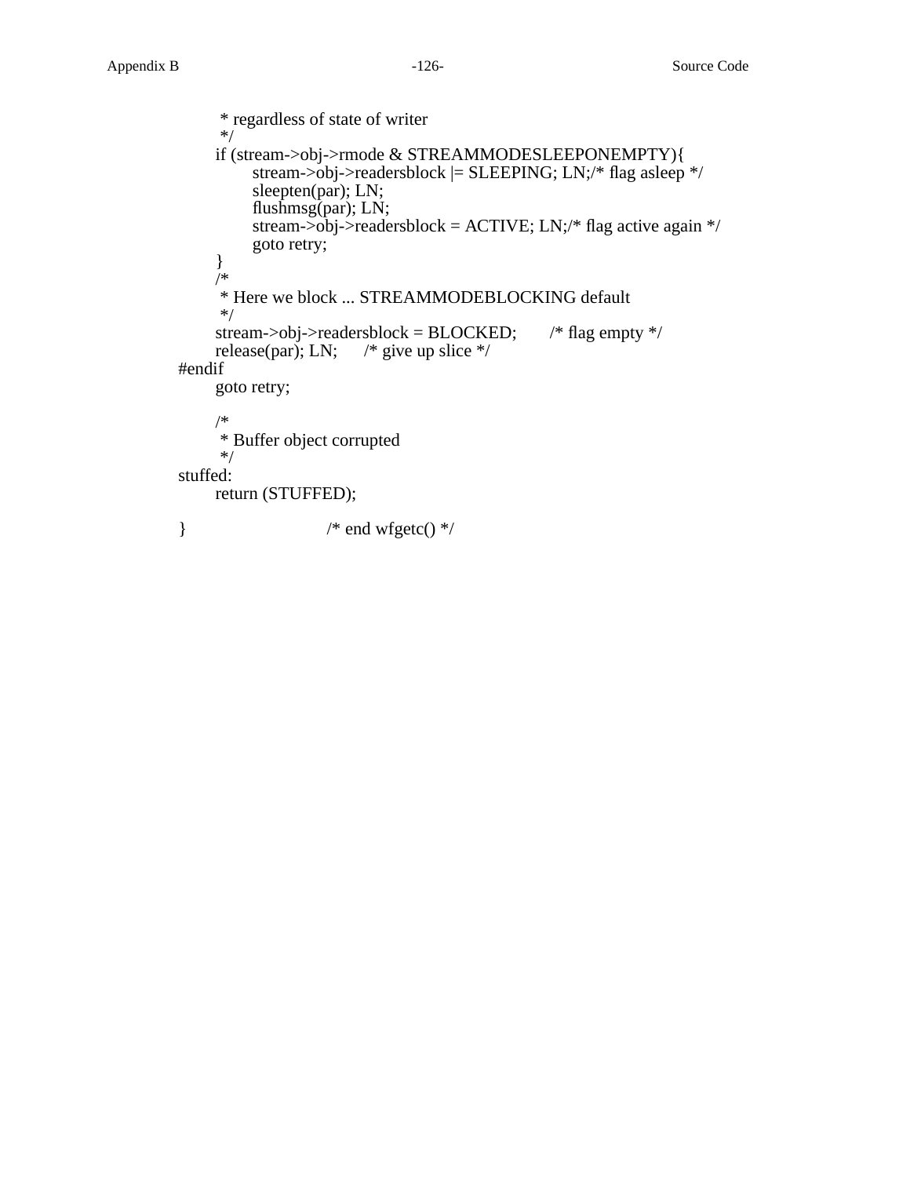```
	 * regardless of state of writer
	 */
	if (stream->obj->rmode & STREAMMODESLEEPONEMPTY){
		stream->obj->readersblock |= SLEEPING; LN;/* flag asleep */
		sleepten(par); LN;
		flushmsg(par); LN;
		stream->obj->readersblock = ACTIVE; LN;/* flag active again */
		goto retry;
	}
	/*
	 * Here we block ... STREAMMODEBLOCKING default
	 */
	stream->obj->readersblock = BLOCKED;	/* flag empty */
	release(par); LN;	/* give up slice */
#endif
	goto retry;

	/*
	 * Buffer object corrupted
	 */
stuffed:
	return (STUFFED);

}			/* end wfgetc() */
```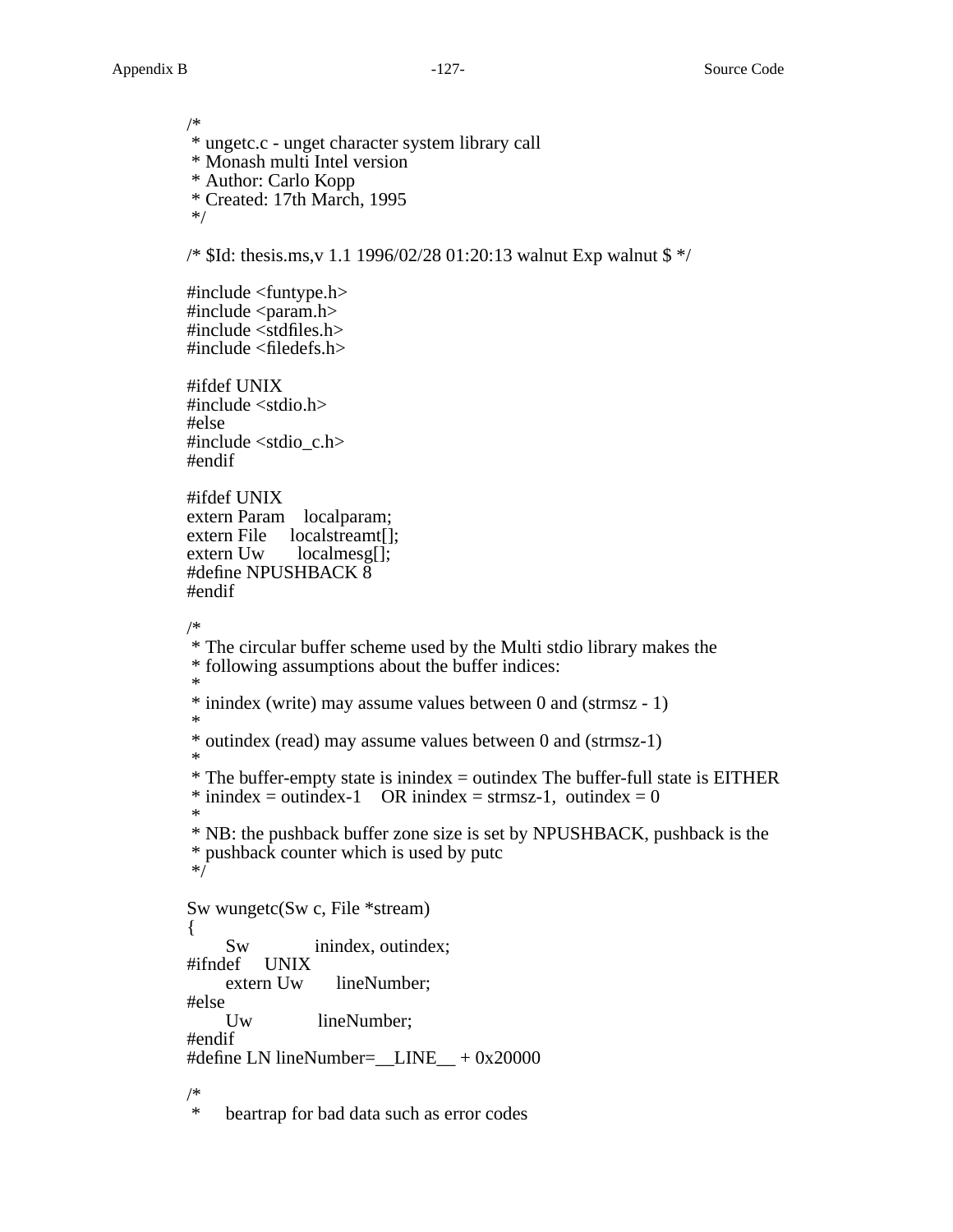```c
/*
 * ungetc.c - unget character system library call
 * Monash multi Intel version
 * Author: Carlo Kopp
 * Created: 17th March, 1995
 */

/* $Id: thesis.ms,v 1.1 1996/02/28 01:20:13 walnut Exp walnut $ */

#include <funtype.h>
#include <param.h>
#include <stdfiles.h>
#include <filedefs.h>

#ifdef UNIX
#include <stdio.h>
#else
#include <stdio_c.h>
#endif

#ifdef UNIX
extern Param    localparam;
extern File     localstreamt[];
extern Uw       localmesg[];
#define NPUSHBACK 8
#endif

/*
 * The circular buffer scheme used by the Multi stdio library makes the
 * following assumptions about the buffer indices:
 *
 * inindex (write) may assume values between 0 and (strmsz - 1)
 *
 * outindex (read) may assume values between 0 and (strmsz-1)
 *
 * The buffer-empty state is inindex = outindex The buffer-full state is EITHER
 * inindex = outindex-1    OR inindex = strmsz-1,  outindex = 0
 *
 * NB: the pushback buffer zone size is set by NPUSHBACK, pushback is the
 * pushback counter which is used by putc
 */

Sw wungetc(Sw c, File *stream)
{
        Sw              inindex, outindex;
#ifndef     UNIX
        extern Uw       lineNumber;
#else
        Uw              lineNumber;
#endif
#define LN lineNumber=__LINE__ + 0x20000

/*
 *     beartrap for bad data such as error codes
```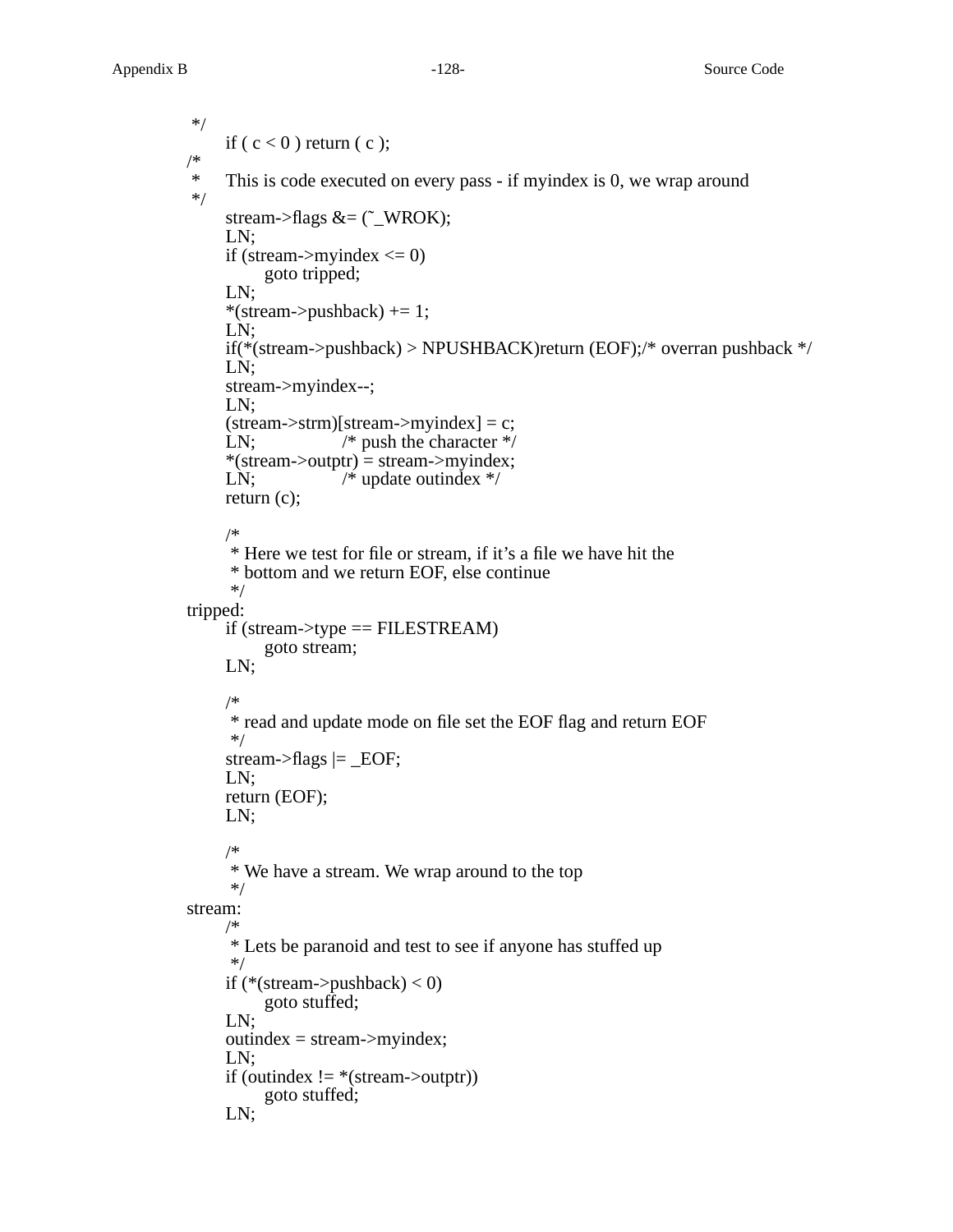```
 */
        if ( c < 0 ) return ( c );
/*
 *      This is code executed on every pass - if myindex is 0, we wrap around
 */
        stream->flags &= (~_WROK);
        LN;
        if (stream->myindex <= 0)
                goto tripped;
        LN;
        *(stream->pushback) += 1;
        LN;
        if(*(stream->pushback) > NPUSHBACK)return (EOF);/* overran pushback */
        LN;
        stream->myindex--;
        LN;
        (stream->strm)[stream->myindex] = c;
        LN;             /* push the character */
        *(stream->outptr) = stream->myindex;
        LN;             /* update outindex */
        return (c);

        /*
         * Here we test for file or stream, if it's a file we have hit the
         * bottom and we return EOF, else continue
         */
tripped:
        if (stream->type == FILESTREAM)
                goto stream;
        LN;

        /*
         * read and update mode on file set the EOF flag and return EOF
         */
        stream->flags |= _EOF;
        LN;
        return (EOF);
        LN;

        /*
         * We have a stream. We wrap around to the top
         */
stream:
        /*
         * Lets be paranoid and test to see if anyone has stuffed up
         */
        if (*(stream->pushback) < 0)
                goto stuffed;
        LN;
        outindex = stream->myindex;
        LN;
        if (outindex != *(stream->outptr))
                goto stuffed;
        LN;
```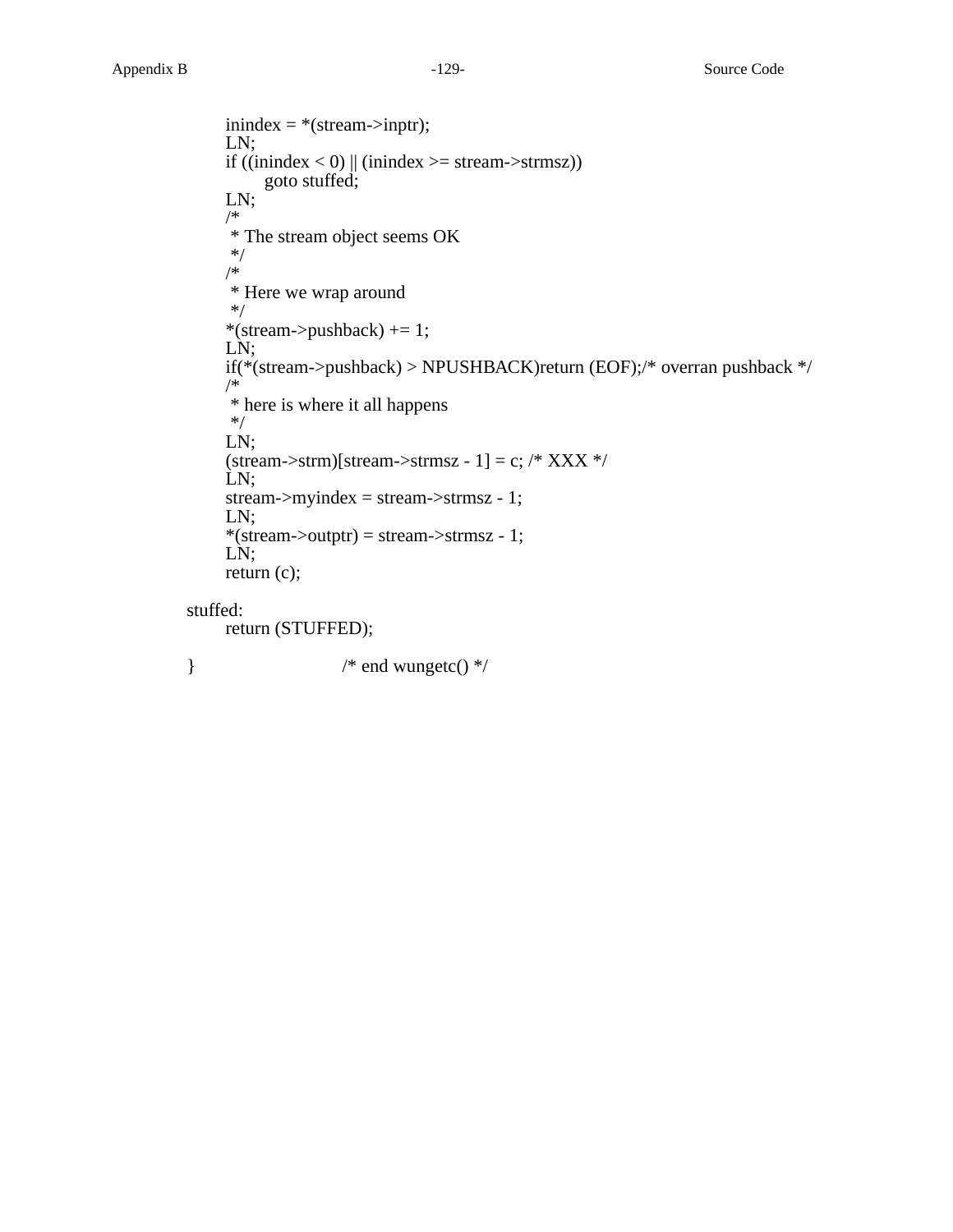```
        inindex = *(stream->inptr);
        LN;
        if ((inindex < 0) || (inindex >= stream->strmsz))
                goto stuffed;
        LN;
        /*
         * The stream object seems OK
         */
        /*
         * Here we wrap around
         */
        *(stream->pushback) += 1;
        LN;
        if(*(stream->pushback) > NPUSHBACK)return (EOF);/* overran pushback */
        /*
         * here is where it all happens
         */
        LN;
        (stream->strm)[stream->strmsz - 1] = c; /* XXX */
        LN;
        stream->myindex = stream->strmsz - 1;
        LN;
        *(stream->outptr) = stream->strmsz - 1;
        LN;
        return (c);

stuffed:
        return (STUFFED);

}                       /* end wungetc() */
```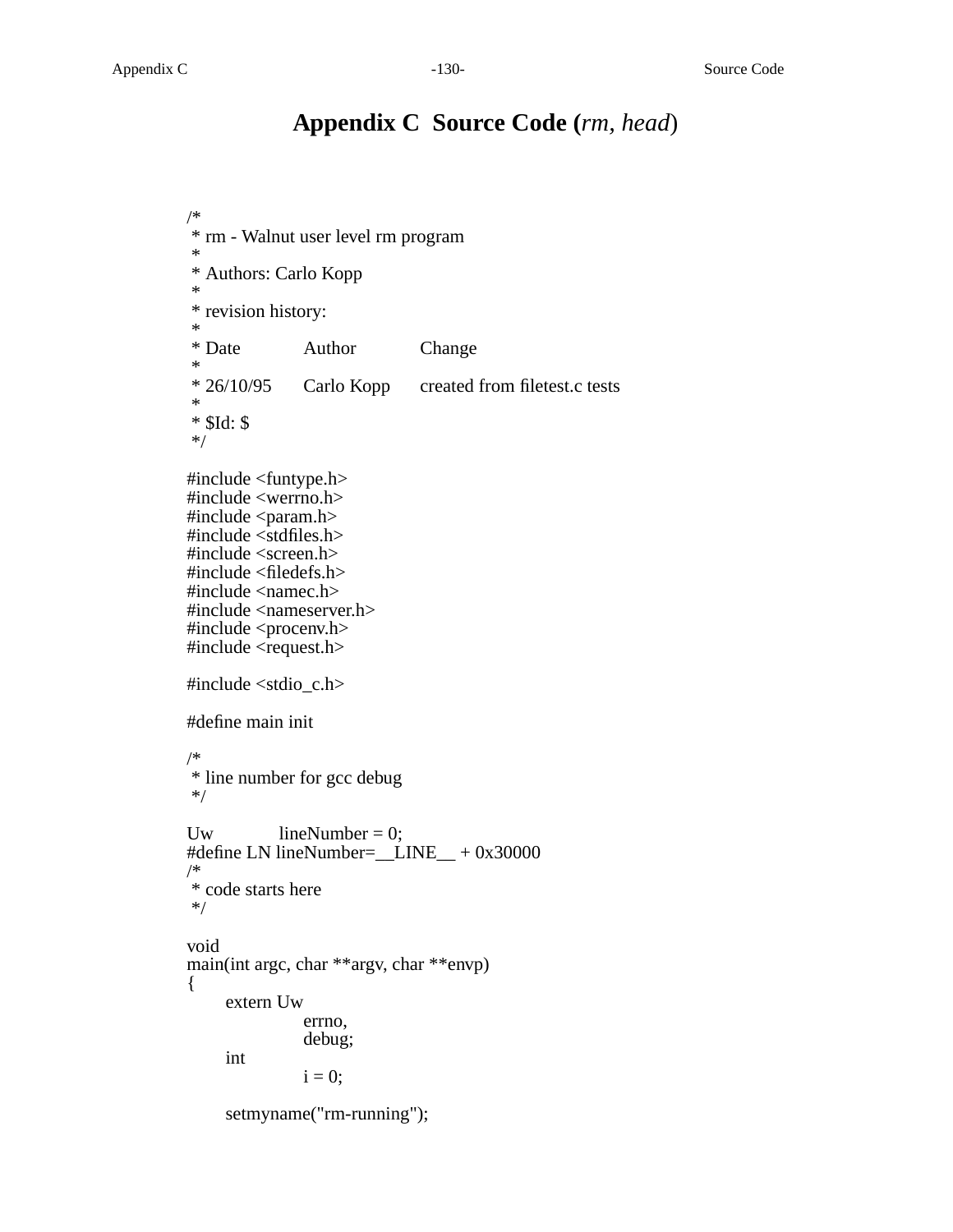# Appendix C  Source Code (*rm*, *head*)

```
/*
 * rm - Walnut user level rm program
 *
 * Authors: Carlo Kopp
 *
 * revision history:
 *
 * Date          Author          Change
 *
 * 26/10/95      Carlo Kopp      created from filetest.c tests
 *
 * $Id: $
 */

#include <funtype.h>
#include <werrno.h>
#include <param.h>
#include <stdfiles.h>
#include <screen.h>
#include <filedefs.h>
#include <namec.h>
#include <nameserver.h>
#include <procenv.h>
#include <request.h>

#include <stdio_c.h>

#define main init

/*
 * line number for gcc debug
 */

Uw          lineNumber = 0;
#define LN lineNumber=__LINE__ + 0x30000
/*
 * code starts here
 */

void
main(int argc, char **argv, char **envp)
{
      extern Uw
                  errno,
                  debug;
      int
                  i = 0;

      setmyname("rm-running");
```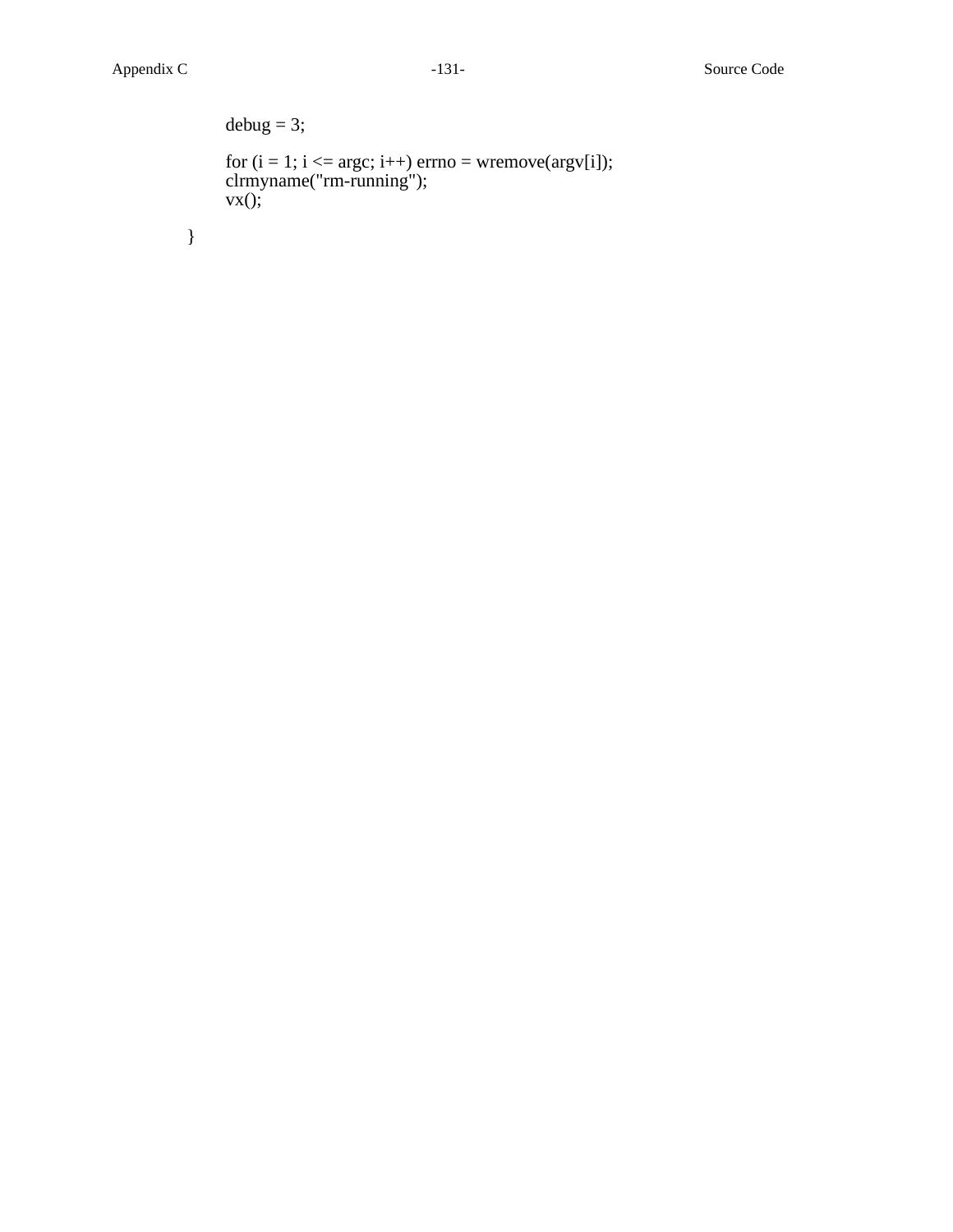```
        debug = 3;

        for (i = 1; i <= argc; i++) errno = wremove(argv[i]);
        clrmyname("rm-running");
        vx();

}
```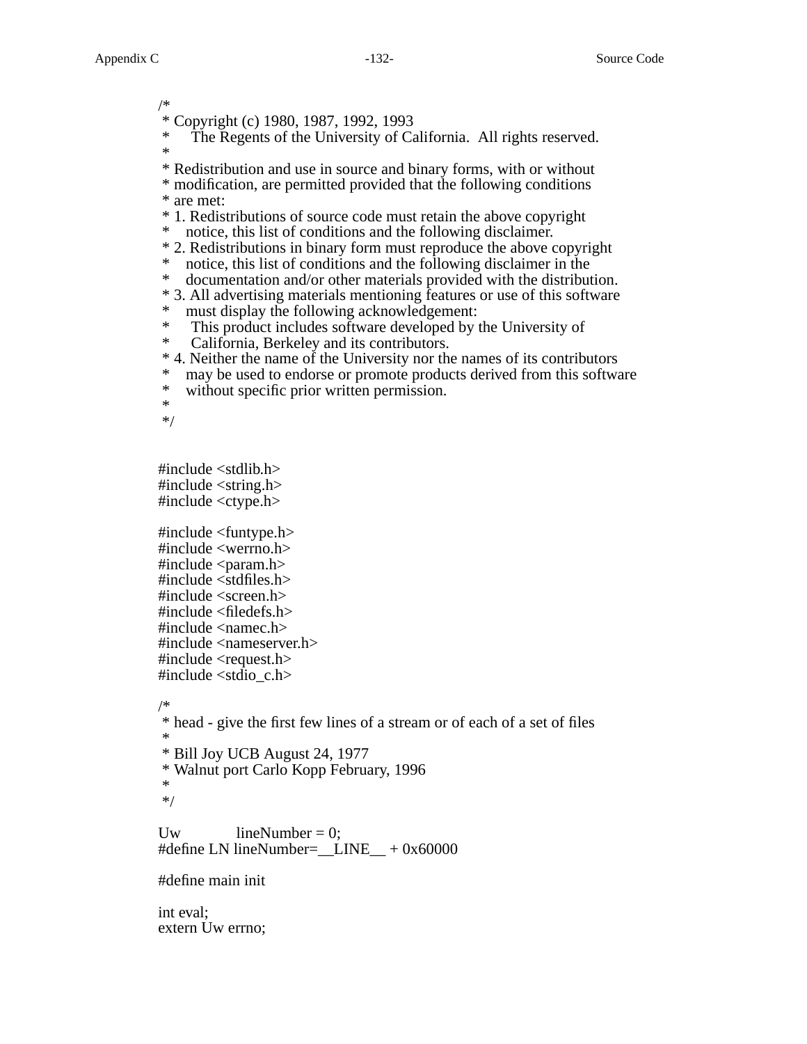```
/*
 * Copyright (c) 1980, 1987, 1992, 1993
 *      The Regents of the University of California.  All rights reserved.
 *
 * Redistribution and use in source and binary forms, with or without
 * modification, are permitted provided that the following conditions
 * are met:
 * 1. Redistributions of source code must retain the above copyright
 *    notice, this list of conditions and the following disclaimer.
 * 2. Redistributions in binary form must reproduce the above copyright
 *    notice, this list of conditions and the following disclaimer in the
 *    documentation and/or other materials provided with the distribution.
 * 3. All advertising materials mentioning features or use of this software
 *    must display the following acknowledgement:
 *      This product includes software developed by the University of
 *      California, Berkeley and its contributors.
 * 4. Neither the name of the University nor the names of its contributors
 *    may be used to endorse or promote products derived from this software
 *    without specific prior written permission.
 *
 */


#include <stdlib.h>
#include <string.h>
#include <ctype.h>

#include <funtype.h>
#include <werrno.h>
#include <param.h>
#include <stdfiles.h>
#include <screen.h>
#include <filedefs.h>
#include <namec.h>
#include <nameserver.h>
#include <request.h>
#include <stdio_c.h>

/*
 * head - give the first few lines of a stream or of each of a set of files
 *
 * Bill Joy UCB August 24, 1977
 * Walnut port Carlo Kopp February, 1996
 *
 */

Uw          lineNumber = 0;
#define LN lineNumber=__LINE__ + 0x60000

#define main init

int eval;
extern Uw errno;
```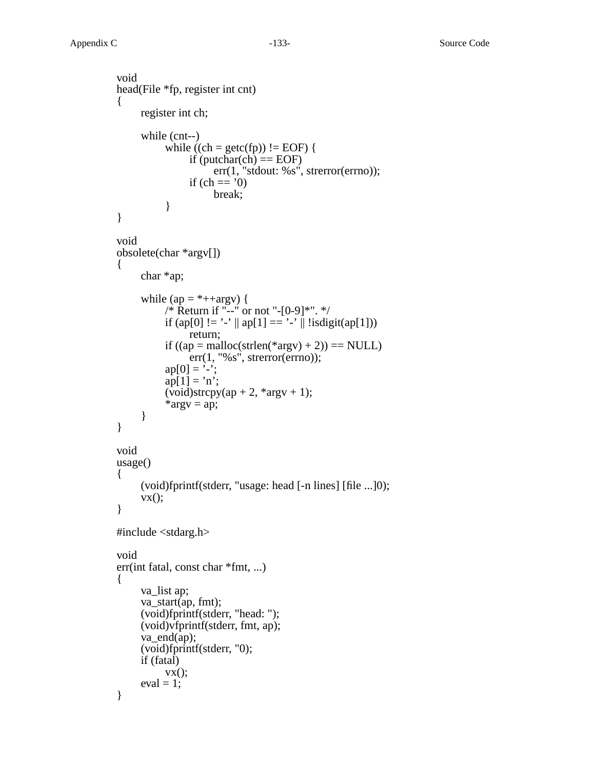```
void
head(File *fp, register int cnt)
{
	register int ch;

	while (cnt--)
		while ((ch = getc(fp)) != EOF) {
			if (putchar(ch) == EOF)
				err(1, "stdout: %s", strerror(errno));
			if (ch == '0)
				break;
		}
}

void
obsolete(char *argv[])
{
	char *ap;

	while (ap = *++argv) {
		/* Return if "--" or not "-[0-9]*". */
		if (ap[0] != '-' || ap[1] == '-' || !isdigit(ap[1]))
			return;
		if ((ap = malloc(strlen(*argv) + 2)) == NULL)
			err(1, "%s", strerror(errno));
		ap[0] = '-';
		ap[1] = 'n';
		(void)strcpy(ap + 2, *argv + 1);
		*argv = ap;
	}
}

void
usage()
{
	(void)fprintf(stderr, "usage: head [-n lines] [file ...]0);
	vx();
}

#include <stdarg.h>

void
err(int fatal, const char *fmt, ...)
{
	va_list ap;
	va_start(ap, fmt);
	(void)fprintf(stderr, "head: ");
	(void)vfprintf(stderr, fmt, ap);
	va_end(ap);
	(void)fprintf(stderr, "0);
	if (fatal)
		vx();
	eval = 1;
}
```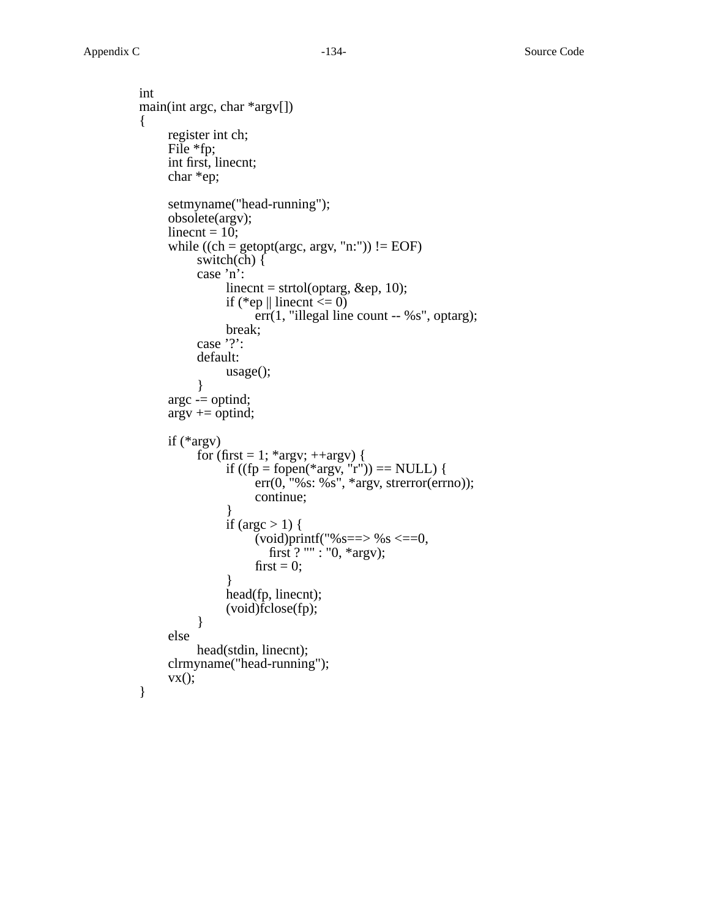```
int
main(int argc, char *argv[])
{
	register int ch;
	File *fp;
	int first, linecnt;
	char *ep;

	setmyname("head-running");
	obsolete(argv);
	linecnt = 10;
	while ((ch = getopt(argc, argv, "n:")) != EOF)
		switch(ch) {
		case ’n’:
			linecnt = strtol(optarg, &ep, 10);
			if (*ep || linecnt <= 0)
				err(1, "illegal line count -- %s", optarg);
			break;
		case ’?’:
		default:
			usage();
		}
	argc -= optind;
	argv += optind;

	if (*argv)
		for (first = 1; *argv; ++argv) {
			if ((fp = fopen(*argv, "r")) == NULL) {
				err(0, "%s: %s", *argv, strerror(errno));
				continue;
			}
			if (argc > 1) {
				(void)printf("%s==> %s <==0,
				    first ? "" : "0, *argv);
				first = 0;
			}
			head(fp, linecnt);
			(void)fclose(fp);
		}
	else
		head(stdin, linecnt);
	clrmyname("head-running");
	vx();
}
```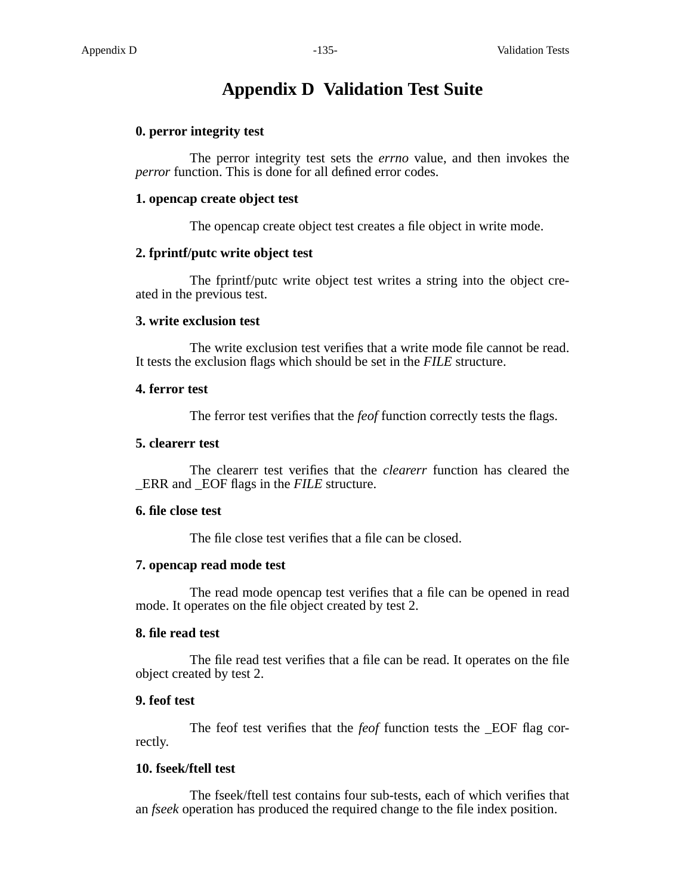# Appendix D Validation Test Suite

**0. perror integrity test**

The perror integrity test sets the *errno* value, and then invokes the *perror* function. This is done for all defined error codes.

**1. opencap create object test**

The opencap create object test creates a file object in write mode.

**2. fprintf/putc write object test**

The fprintf/putc write object test writes a string into the object created in the previous test.

**3. write exclusion test**

The write exclusion test verifies that a write mode file cannot be read. It tests the exclusion flags which should be set in the *FILE* structure.

**4. ferror test**

The ferror test verifies that the *feof* function correctly tests the flags.

**5. clearerr test**

The clearerr test verifies that the *clearerr* function has cleared the _ERR and _EOF flags in the *FILE* structure.

**6. file close test**

The file close test verifies that a file can be closed.

**7. opencap read mode test**

The read mode opencap test verifies that a file can be opened in read mode. It operates on the file object created by test 2.

**8. file read test**

The file read test verifies that a file can be read. It operates on the file object created by test 2.

**9. feof test**

The feof test verifies that the *feof* function tests the _EOF flag correctly.

**10. fseek/ftell test**

The fseek/ftell test contains four sub-tests, each of which verifies that an *fseek* operation has produced the required change to the file index position.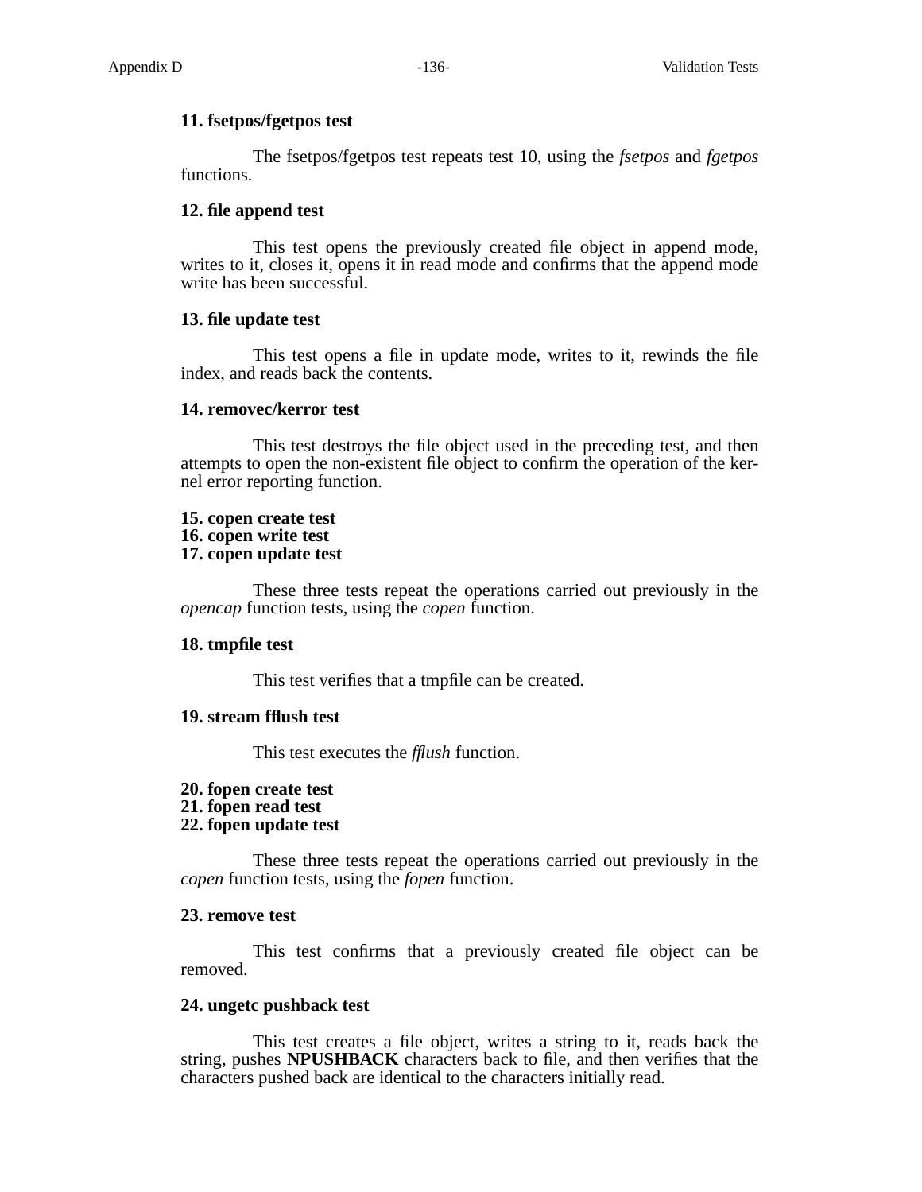**11. fsetpos/fgetpos test**

The fsetpos/fgetpos test repeats test 10, using the *fsetpos* and *fgetpos* functions.

**12. file append test**

This test opens the previously created file object in append mode, writes to it, closes it, opens it in read mode and confirms that the append mode write has been successful.

**13. file update test**

This test opens a file in update mode, writes to it, rewinds the file index, and reads back the contents.

**14. removec/kerror test**

This test destroys the file object used in the preceding test, and then attempts to open the non-existent file object to confirm the operation of the kernel error reporting function.

**15. copen create test**
**16. copen write test**
**17. copen update test**

These three tests repeat the operations carried out previously in the *opencap* function tests, using the *copen* function.

**18. tmpfile test**

This test verifies that a tmpfile can be created.

**19. stream fflush test**

This test executes the *fflush* function.

**20. fopen create test**
**21. fopen read test**
**22. fopen update test**

These three tests repeat the operations carried out previously in the *copen* function tests, using the *fopen* function.

**23. remove test**

This test confirms that a previously created file object can be removed.

**24. ungetc pushback test**

This test creates a file object, writes a string to it, reads back the string, pushes **NPUSHBACK** characters back to file, and then verifies that the characters pushed back are identical to the characters initially read.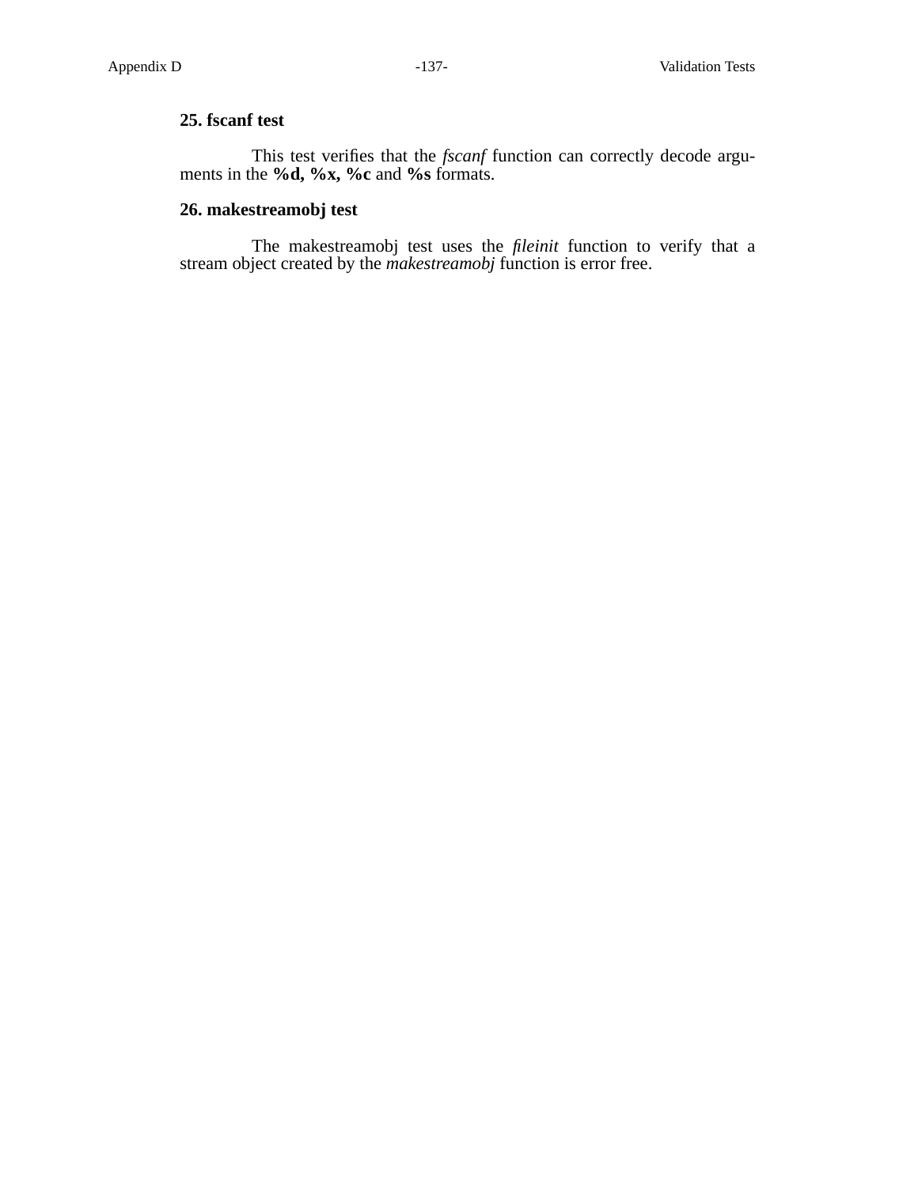### 25. fscanf test

This test verifies that the *fscanf* function can correctly decode arguments in the **%d, %x, %c** and **%s** formats.

### 26. makestreamobj test

The makestreamobj test uses the *fileinit* function to verify that a stream object created by the *makestreamobj* function is error free.